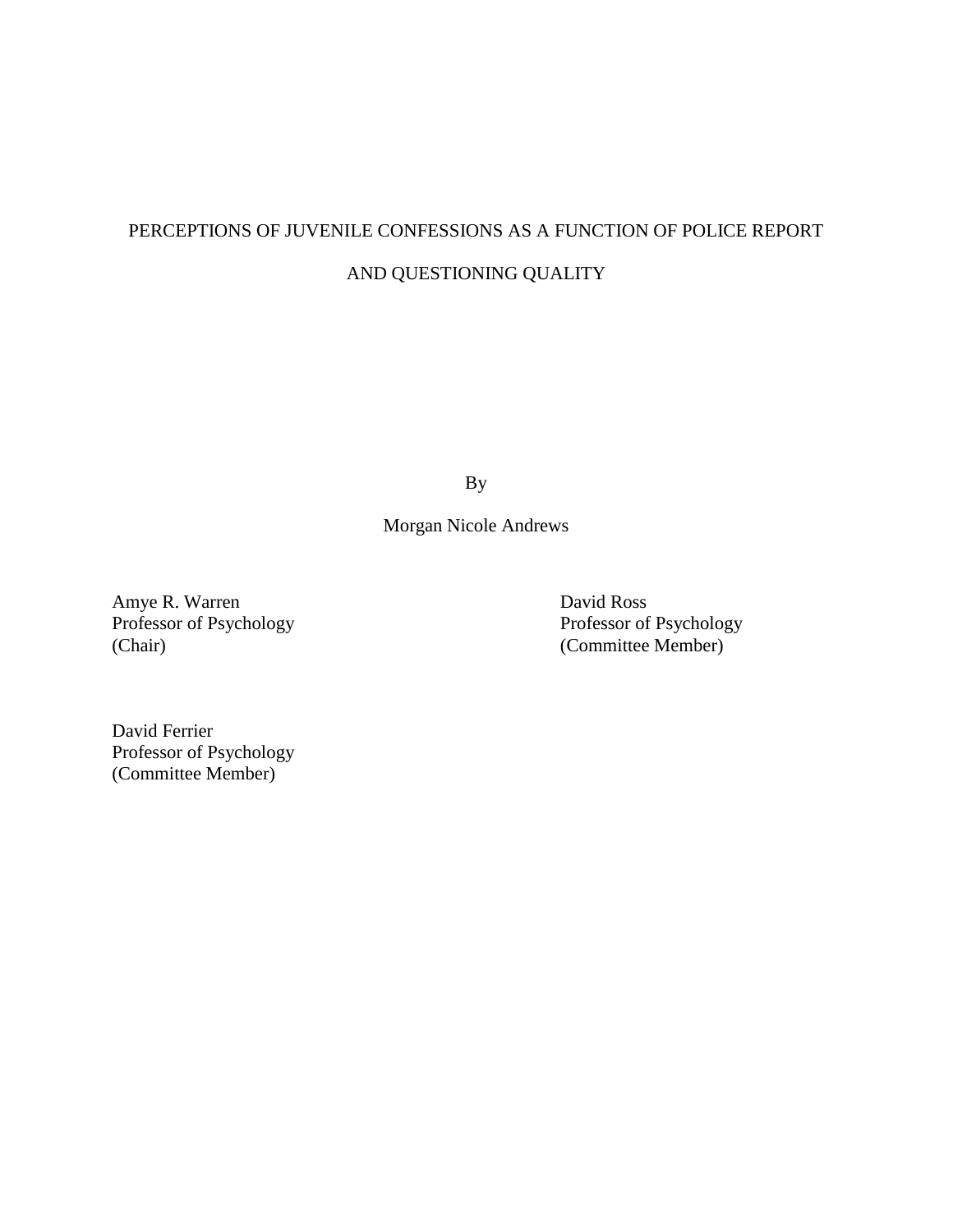# PERCEPTIONS OF JUVENILE CONFESSIONS AS A FUNCTION OF POLICE REPORT AND QUESTIONING QUALITY

By

Morgan Nicole Andrews

Amye R. Warren
Professor of Psychology
(Chair)

David Ross
Professor of Psychology
(Committee Member)

David Ferrier
Professor of Psychology
(Committee Member)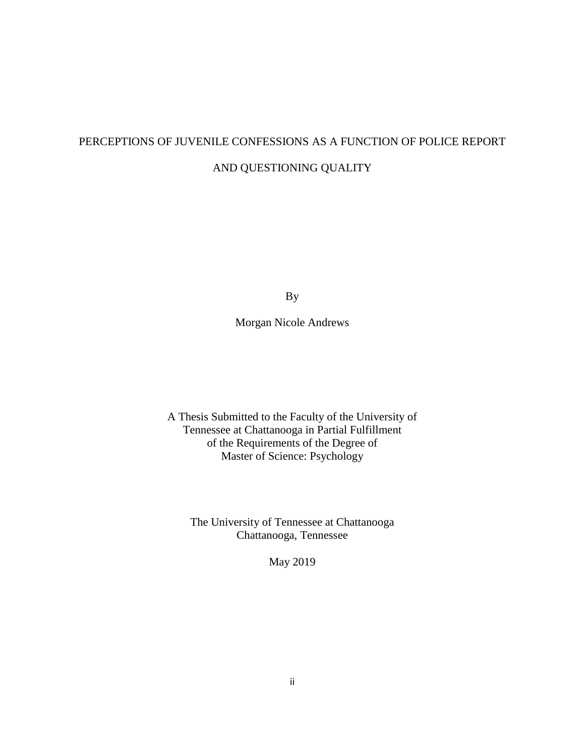# PERCEPTIONS OF JUVENILE CONFESSIONS AS A FUNCTION OF POLICE REPORT AND QUESTIONING QUALITY

By

Morgan Nicole Andrews

A Thesis Submitted to the Faculty of the University of Tennessee at Chattanooga in Partial Fulfillment of the Requirements of the Degree of Master of Science: Psychology

The University of Tennessee at Chattanooga
Chattanooga, Tennessee

May 2019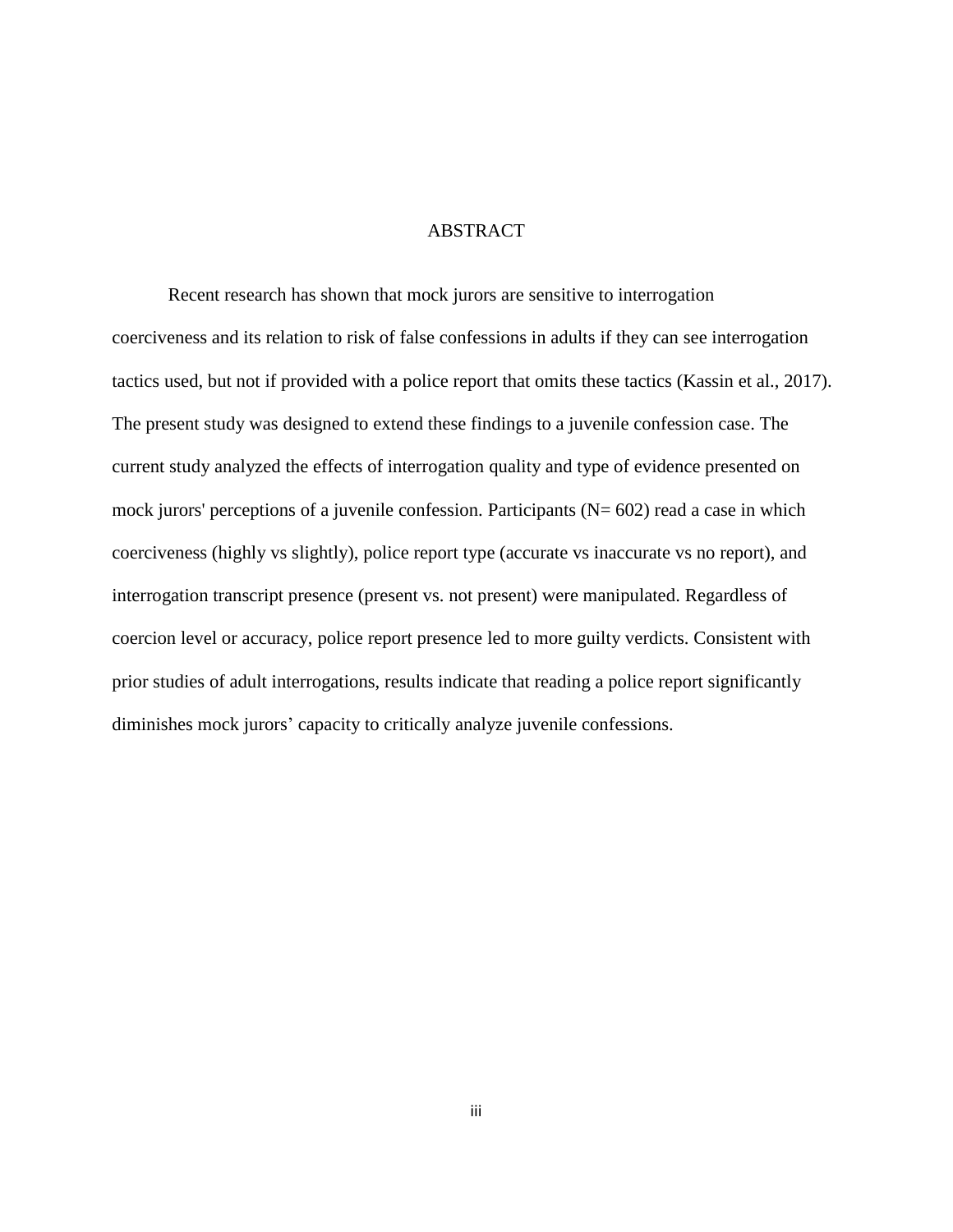# ABSTRACT

Recent research has shown that mock jurors are sensitive to interrogation coerciveness and its relation to risk of false confessions in adults if they can see interrogation tactics used, but not if provided with a police report that omits these tactics (Kassin et al., 2017). The present study was designed to extend these findings to a juvenile confession case. The current study analyzed the effects of interrogation quality and type of evidence presented on mock jurors' perceptions of a juvenile confession. Participants (N= 602) read a case in which coerciveness (highly vs slightly), police report type (accurate vs inaccurate vs no report), and interrogation transcript presence (present vs. not present) were manipulated. Regardless of coercion level or accuracy, police report presence led to more guilty verdicts. Consistent with prior studies of adult interrogations, results indicate that reading a police report significantly diminishes mock jurors' capacity to critically analyze juvenile confessions.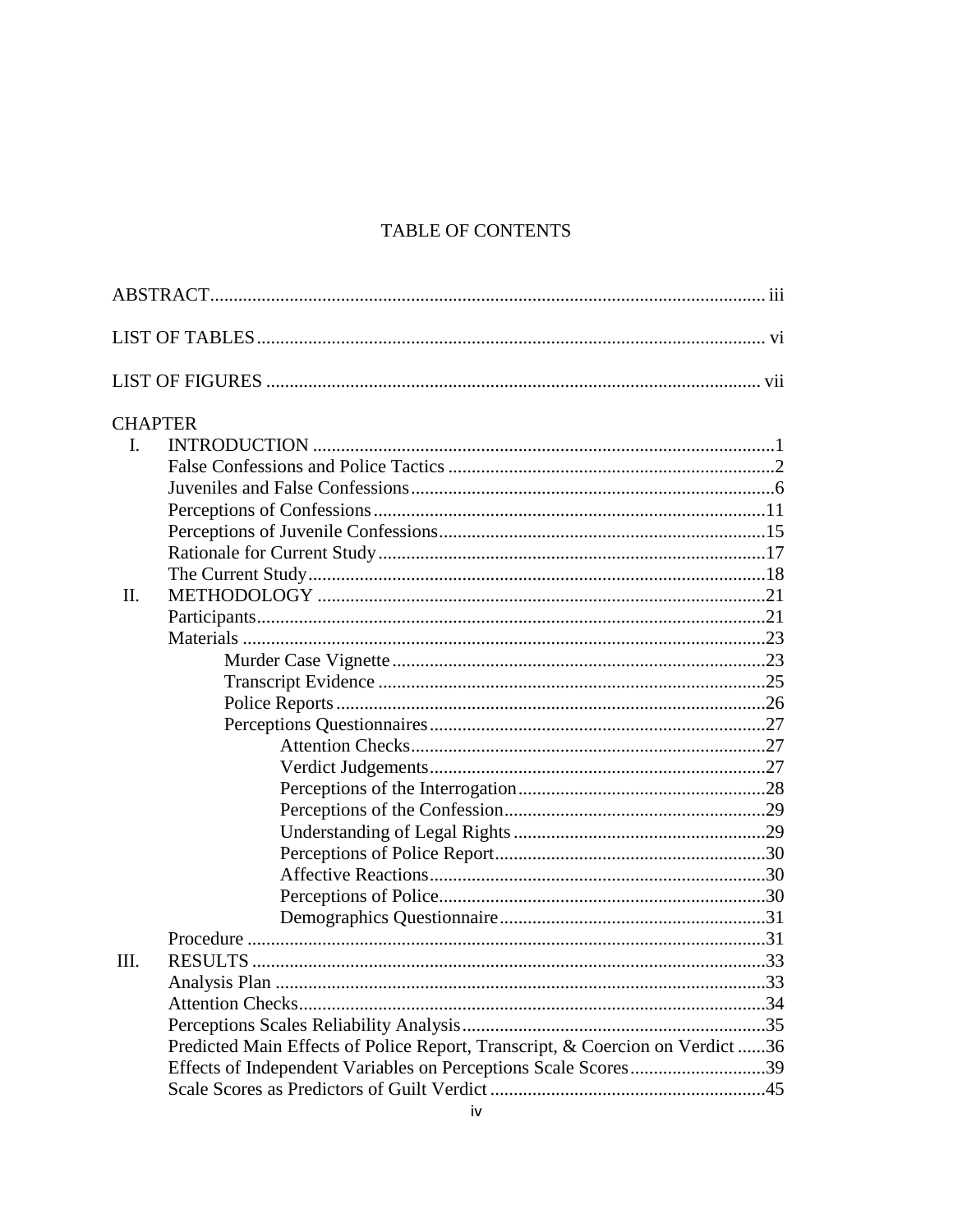# TABLE OF CONTENTS

ABSTRACT ..................................................................................................................... iii

LIST OF TABLES ........................................................................................................... vi

LIST OF FIGURES ......................................................................................................... vii

CHAPTER

I. INTRODUCTION ..................................................................................................1
   - False Confessions and Police Tactics ......................................................................2
   - Juveniles and False Confessions .............................................................................6
   - Perceptions of Confessions ...................................................................................11
   - Perceptions of Juvenile Confessions .....................................................................15
   - Rationale for Current Study ..................................................................................17
   - The Current Study .................................................................................................18

II. METHODOLOGY ................................................................................................21
   - Participants ............................................................................................................21
   - Materials ...............................................................................................................23
     - Murder Case Vignette ................................................................................23
     - Transcript Evidence ...................................................................................25
     - Police Reports ............................................................................................26
     - Perceptions Questionnaires ........................................................................27
       - Attention Checks ............................................................................27
       - Verdict Judgements .........................................................................27
       - Perceptions of the Interrogation ......................................................28
       - Perceptions of the Confession .........................................................29
       - Understanding of Legal Rights .......................................................29
       - Perceptions of Police Report ...........................................................30
       - Affective Reactions .........................................................................30
       - Perceptions of Police .......................................................................30
       - Demographics Questionnaire ..........................................................31
   - Procedure ..............................................................................................................31

III. RESULTS ..............................................................................................................33
   - Analysis Plan .........................................................................................................33
   - Attention Checks ...................................................................................................34
   - Perceptions Scales Reliability Analysis .................................................................35
   - Predicted Main Effects of Police Report, Transcript, & Coercion on Verdict .......36
   - Effects of Independent Variables on Perceptions Scale Scores .............................39
   - Scale Scores as Predictors of Guilt Verdict ...........................................................45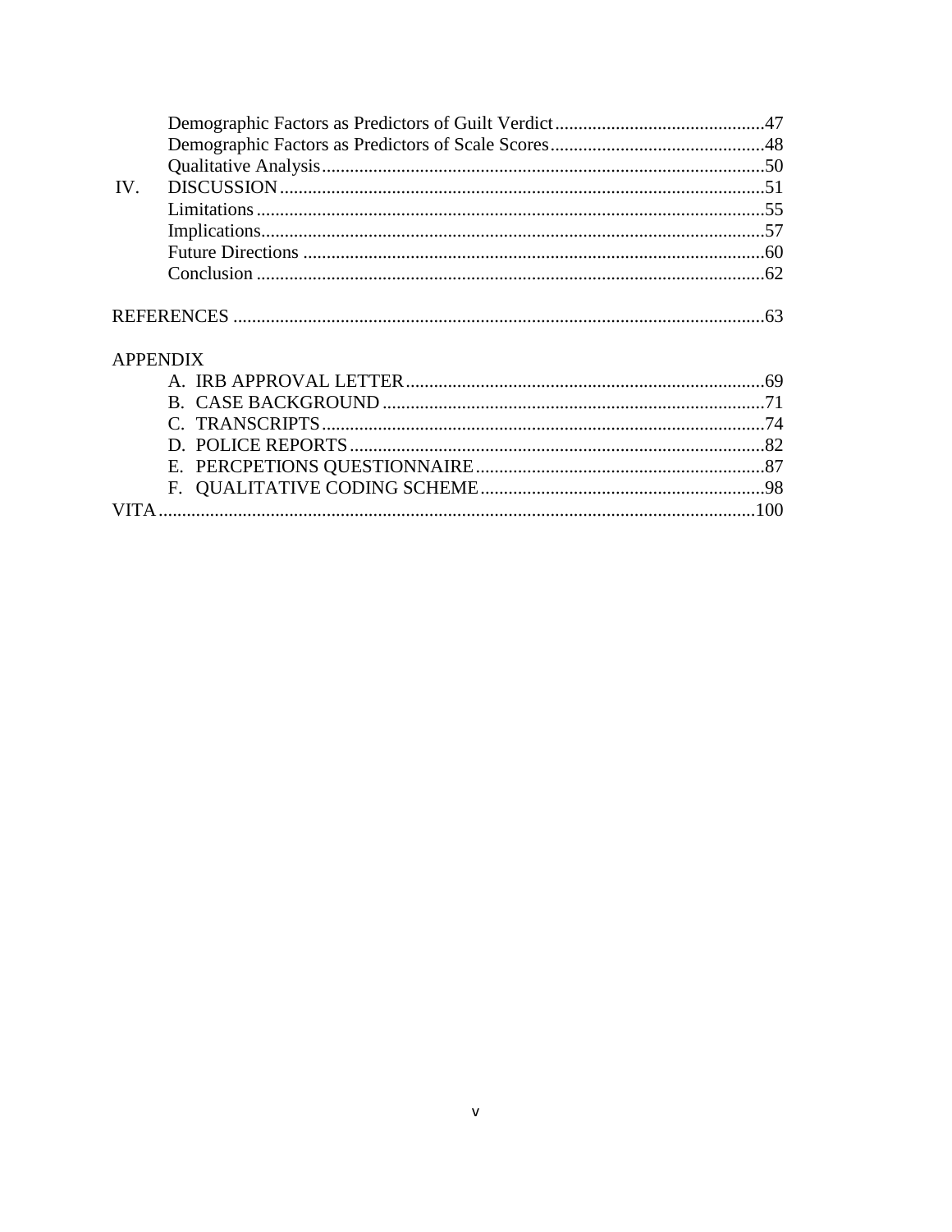Demographic Factors as Predictors of Guilt Verdict ....................................... 47
Demographic Factors as Predictors of Scale Scores ........................................ 48
Qualitative Analysis ........................................................................................... 50

IV. DISCUSSION ..................................................................................................... 51
Limitations ......................................................................................................... 55
Implications ........................................................................................................ 57
Future Directions ................................................................................................ 60
Conclusion .......................................................................................................... 62

REFERENCES ............................................................................................................... 63

APPENDIX

A. IRB APPROVAL LETTER ............................................................................ 69
B. CASE BACKGROUND ................................................................................. 71
C. TRANSCRIPTS .............................................................................................. 74
D. POLICE REPORTS ......................................................................................... 82
E. PERCPETIONS QUESTIONNAIRE .............................................................. 87
F. QUALITATIVE CODING SCHEME ............................................................. 98

VITA ............................................................................................................................. 100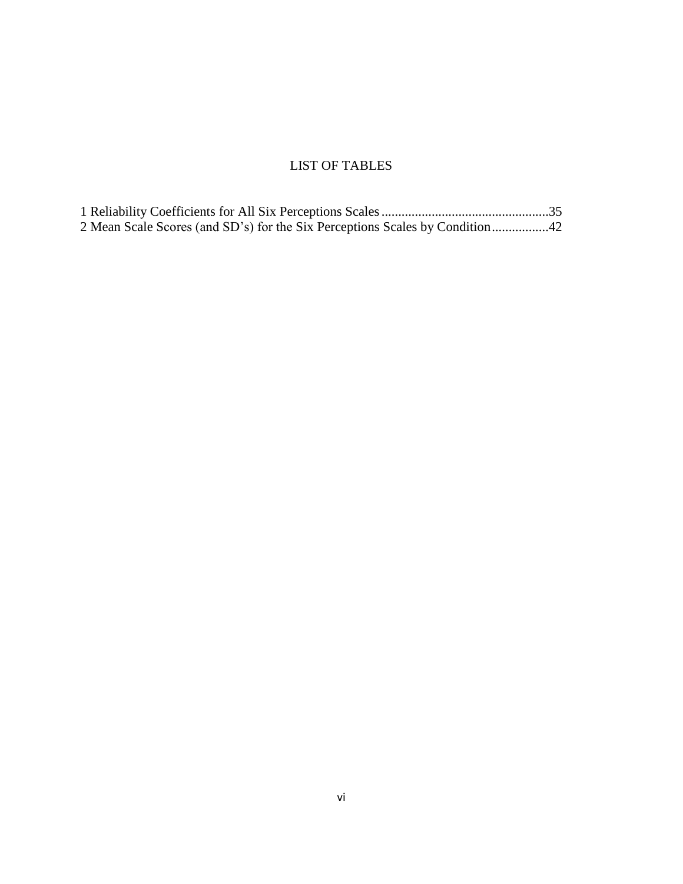# LIST OF TABLES

1 Reliability Coefficients for All Six Perceptions Scales..................................................35
2 Mean Scale Scores (and SD's) for the Six Perceptions Scales by Condition.................42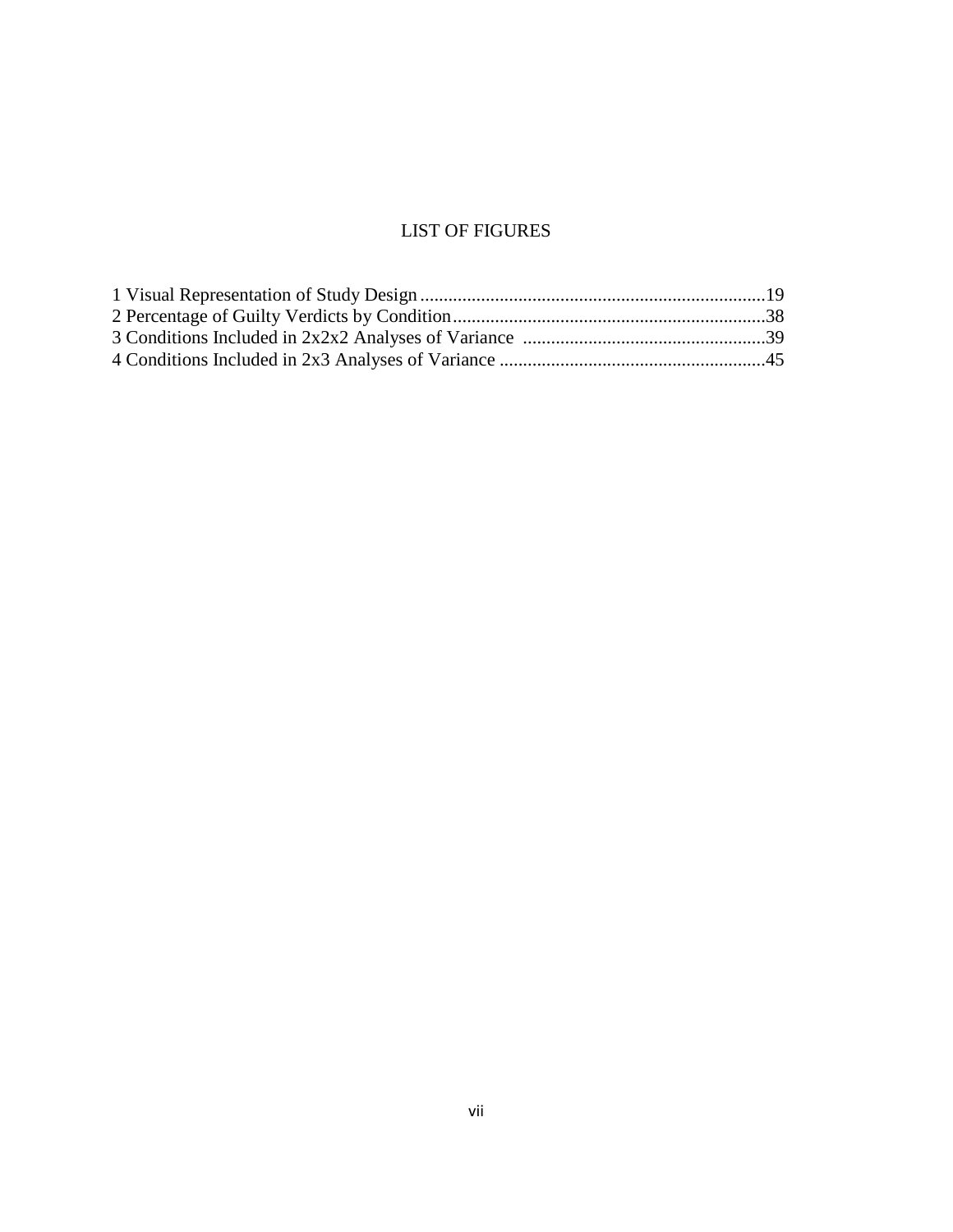# LIST OF FIGURES

1 Visual Representation of Study Design ......................................................................19
2 Percentage of Guilty Verdicts by Condition ..................................................................38
3 Conditions Included in 2x2x2 Analyses of Variance ....................................................39
4 Conditions Included in 2x3 Analyses of Variance .........................................................45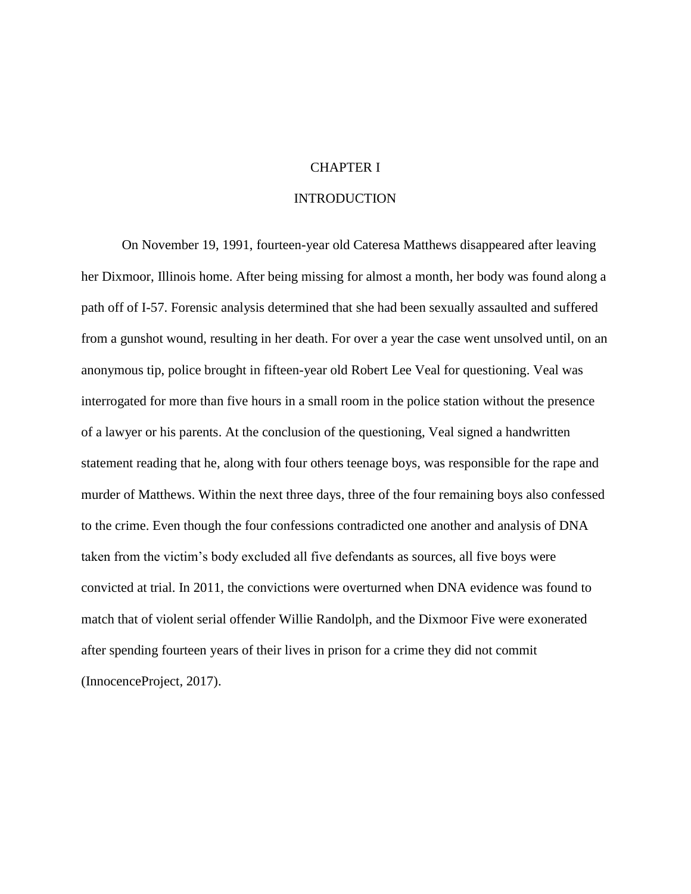# CHAPTER I

# INTRODUCTION

On November 19, 1991, fourteen-year old Cateresa Matthews disappeared after leaving her Dixmoor, Illinois home. After being missing for almost a month, her body was found along a path off of I-57. Forensic analysis determined that she had been sexually assaulted and suffered from a gunshot wound, resulting in her death. For over a year the case went unsolved until, on an anonymous tip, police brought in fifteen-year old Robert Lee Veal for questioning. Veal was interrogated for more than five hours in a small room in the police station without the presence of a lawyer or his parents. At the conclusion of the questioning, Veal signed a handwritten statement reading that he, along with four others teenage boys, was responsible for the rape and murder of Matthews. Within the next three days, three of the four remaining boys also confessed to the crime. Even though the four confessions contradicted one another and analysis of DNA taken from the victim's body excluded all five defendants as sources, all five boys were convicted at trial. In 2011, the convictions were overturned when DNA evidence was found to match that of violent serial offender Willie Randolph, and the Dixmoor Five were exonerated after spending fourteen years of their lives in prison for a crime they did not commit (InnocenceProject, 2017).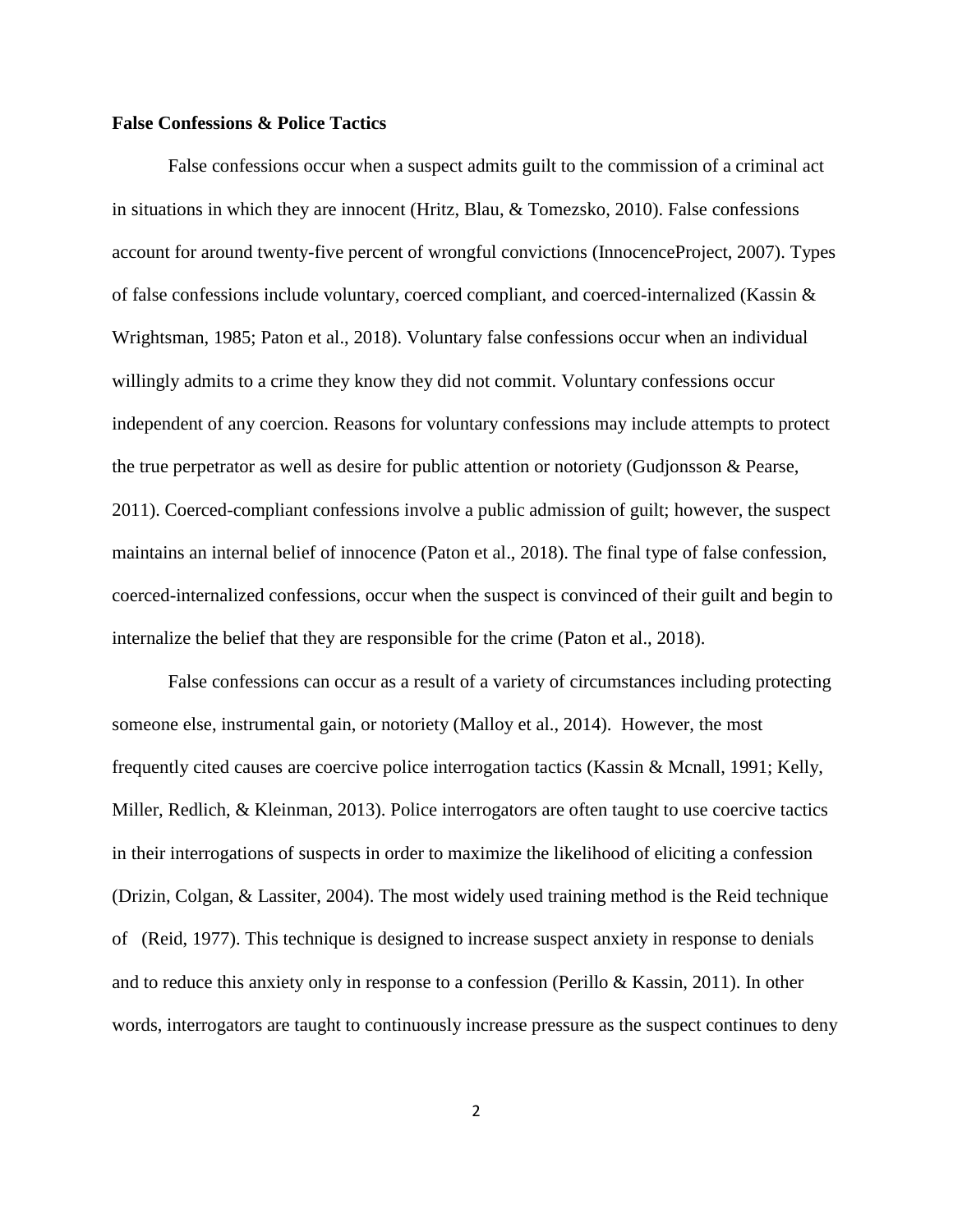**False Confessions & Police Tactics**

False confessions occur when a suspect admits guilt to the commission of a criminal act in situations in which they are innocent (Hritz, Blau, & Tomezsko, 2010). False confessions account for around twenty-five percent of wrongful convictions (InnocenceProject, 2007). Types of false confessions include voluntary, coerced compliant, and coerced-internalized (Kassin & Wrightsman, 1985; Paton et al., 2018). Voluntary false confessions occur when an individual willingly admits to a crime they know they did not commit. Voluntary confessions occur independent of any coercion. Reasons for voluntary confessions may include attempts to protect the true perpetrator as well as desire for public attention or notoriety (Gudjonsson & Pearse, 2011). Coerced-compliant confessions involve a public admission of guilt; however, the suspect maintains an internal belief of innocence (Paton et al., 2018). The final type of false confession, coerced-internalized confessions, occur when the suspect is convinced of their guilt and begin to internalize the belief that they are responsible for the crime (Paton et al., 2018).

False confessions can occur as a result of a variety of circumstances including protecting someone else, instrumental gain, or notoriety (Malloy et al., 2014). However, the most frequently cited causes are coercive police interrogation tactics (Kassin & Mcnall, 1991; Kelly, Miller, Redlich, & Kleinman, 2013). Police interrogators are often taught to use coercive tactics in their interrogations of suspects in order to maximize the likelihood of eliciting a confession (Drizin, Colgan, & Lassiter, 2004). The most widely used training method is the Reid technique of (Reid, 1977). This technique is designed to increase suspect anxiety in response to denials and to reduce this anxiety only in response to a confession (Perillo & Kassin, 2011). In other words, interrogators are taught to continuously increase pressure as the suspect continues to deny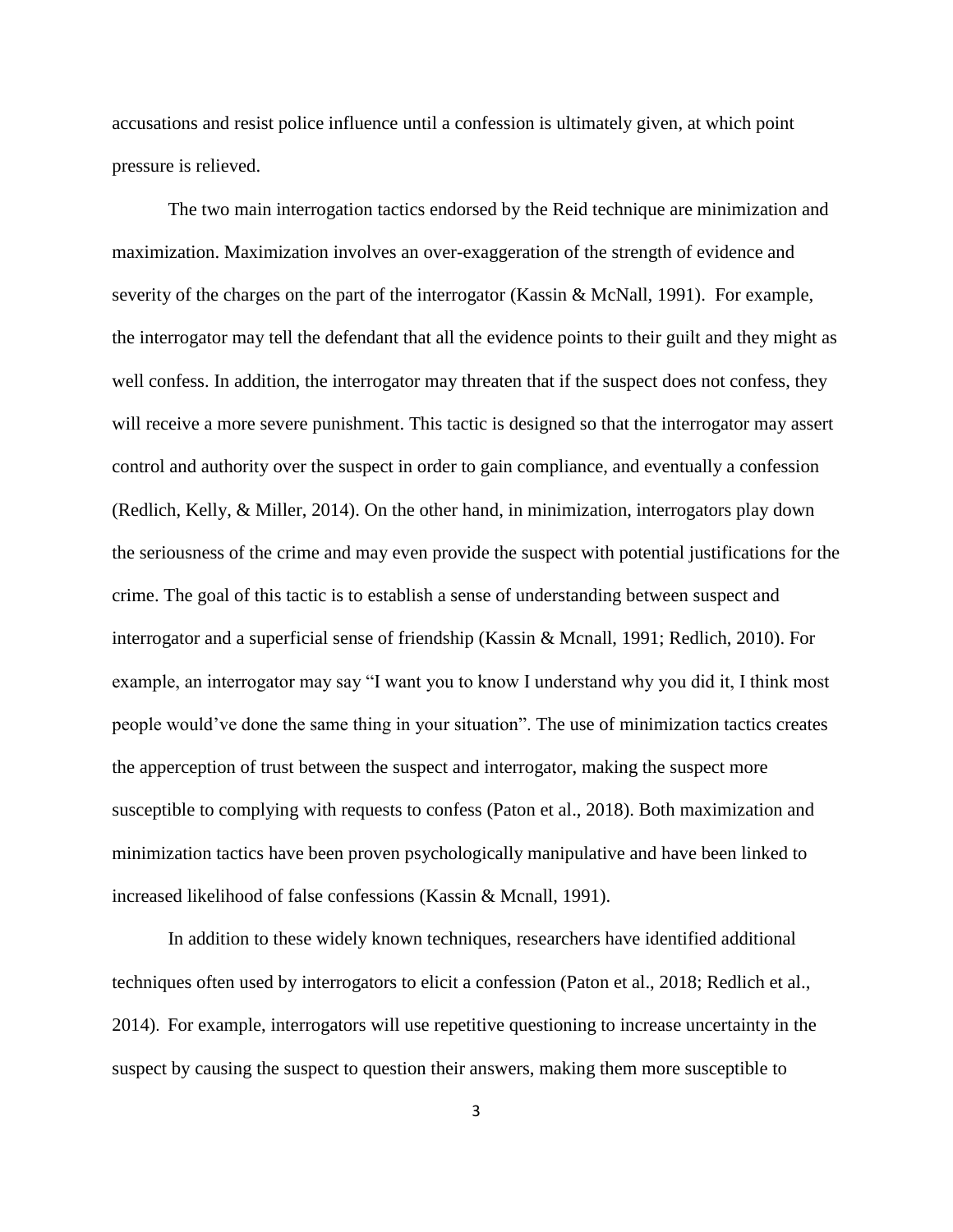accusations and resist police influence until a confession is ultimately given, at which point pressure is relieved.

The two main interrogation tactics endorsed by the Reid technique are minimization and maximization. Maximization involves an over-exaggeration of the strength of evidence and severity of the charges on the part of the interrogator (Kassin & McNall, 1991). For example, the interrogator may tell the defendant that all the evidence points to their guilt and they might as well confess. In addition, the interrogator may threaten that if the suspect does not confess, they will receive a more severe punishment. This tactic is designed so that the interrogator may assert control and authority over the suspect in order to gain compliance, and eventually a confession (Redlich, Kelly, & Miller, 2014). On the other hand, in minimization, interrogators play down the seriousness of the crime and may even provide the suspect with potential justifications for the crime. The goal of this tactic is to establish a sense of understanding between suspect and interrogator and a superficial sense of friendship (Kassin & Mcnall, 1991; Redlich, 2010). For example, an interrogator may say "I want you to know I understand why you did it, I think most people would've done the same thing in your situation". The use of minimization tactics creates the apperception of trust between the suspect and interrogator, making the suspect more susceptible to complying with requests to confess (Paton et al., 2018). Both maximization and minimization tactics have been proven psychologically manipulative and have been linked to increased likelihood of false confessions (Kassin & Mcnall, 1991).

In addition to these widely known techniques, researchers have identified additional techniques often used by interrogators to elicit a confession (Paton et al., 2018; Redlich et al., 2014). For example, interrogators will use repetitive questioning to increase uncertainty in the suspect by causing the suspect to question their answers, making them more susceptible to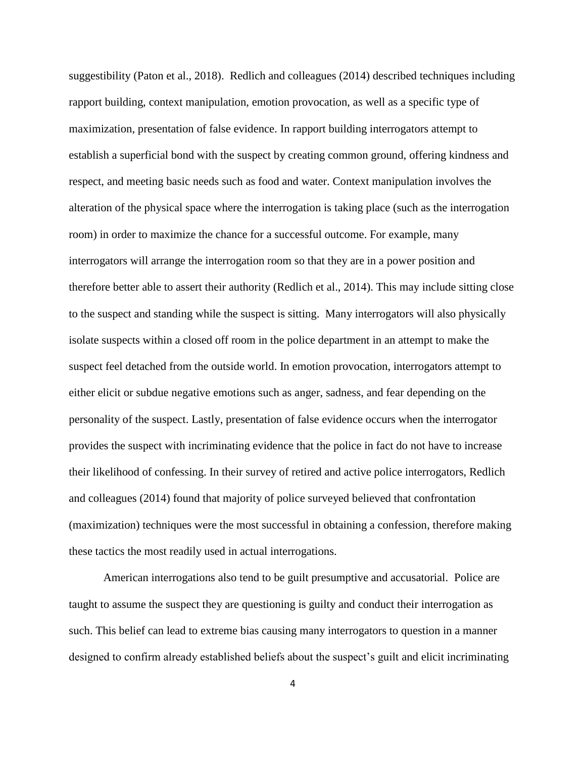suggestibility (Paton et al., 2018). Redlich and colleagues (2014) described techniques including rapport building, context manipulation, emotion provocation, as well as a specific type of maximization, presentation of false evidence. In rapport building interrogators attempt to establish a superficial bond with the suspect by creating common ground, offering kindness and respect, and meeting basic needs such as food and water. Context manipulation involves the alteration of the physical space where the interrogation is taking place (such as the interrogation room) in order to maximize the chance for a successful outcome. For example, many interrogators will arrange the interrogation room so that they are in a power position and therefore better able to assert their authority (Redlich et al., 2014). This may include sitting close to the suspect and standing while the suspect is sitting. Many interrogators will also physically isolate suspects within a closed off room in the police department in an attempt to make the suspect feel detached from the outside world. In emotion provocation, interrogators attempt to either elicit or subdue negative emotions such as anger, sadness, and fear depending on the personality of the suspect. Lastly, presentation of false evidence occurs when the interrogator provides the suspect with incriminating evidence that the police in fact do not have to increase their likelihood of confessing. In their survey of retired and active police interrogators, Redlich and colleagues (2014) found that majority of police surveyed believed that confrontation (maximization) techniques were the most successful in obtaining a confession, therefore making these tactics the most readily used in actual interrogations.

American interrogations also tend to be guilt presumptive and accusatorial. Police are taught to assume the suspect they are questioning is guilty and conduct their interrogation as such. This belief can lead to extreme bias causing many interrogators to question in a manner designed to confirm already established beliefs about the suspect's guilt and elicit incriminating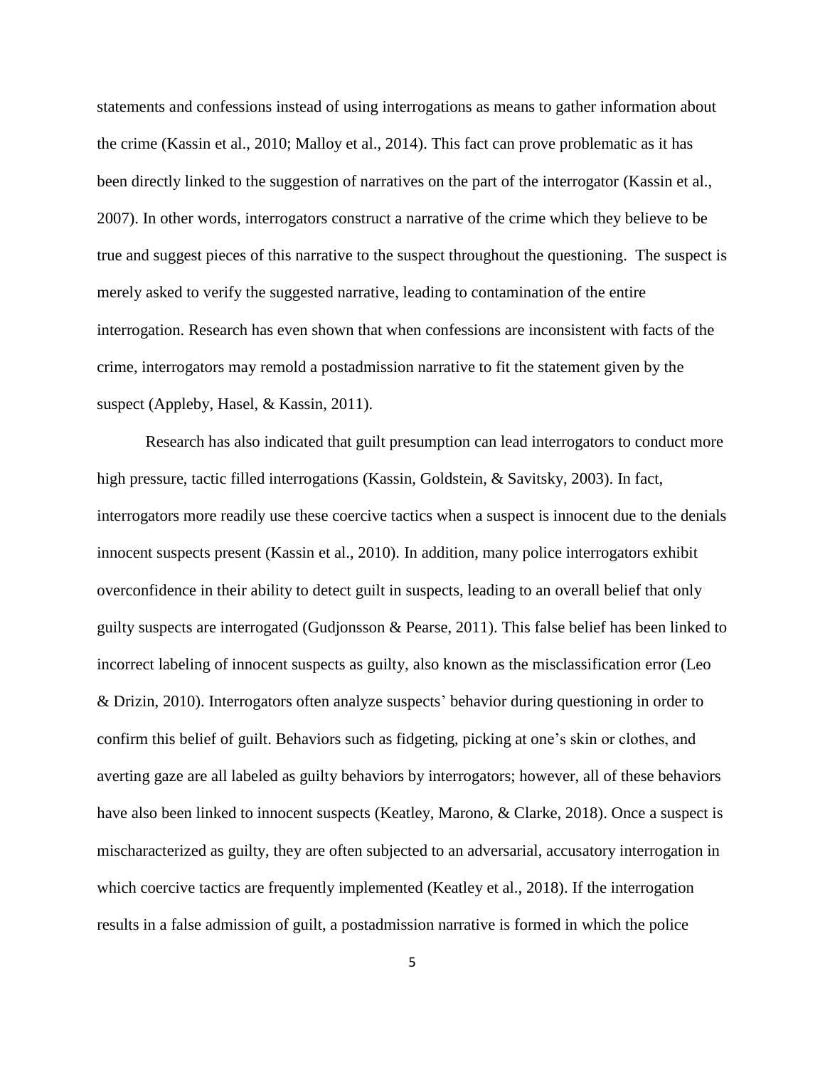statements and confessions instead of using interrogations as means to gather information about the crime (Kassin et al., 2010; Malloy et al., 2014). This fact can prove problematic as it has been directly linked to the suggestion of narratives on the part of the interrogator (Kassin et al., 2007). In other words, interrogators construct a narrative of the crime which they believe to be true and suggest pieces of this narrative to the suspect throughout the questioning. The suspect is merely asked to verify the suggested narrative, leading to contamination of the entire interrogation. Research has even shown that when confessions are inconsistent with facts of the crime, interrogators may remold a postadmission narrative to fit the statement given by the suspect (Appleby, Hasel, & Kassin, 2011).

Research has also indicated that guilt presumption can lead interrogators to conduct more high pressure, tactic filled interrogations (Kassin, Goldstein, & Savitsky, 2003). In fact, interrogators more readily use these coercive tactics when a suspect is innocent due to the denials innocent suspects present (Kassin et al., 2010). In addition, many police interrogators exhibit overconfidence in their ability to detect guilt in suspects, leading to an overall belief that only guilty suspects are interrogated (Gudjonsson & Pearse, 2011). This false belief has been linked to incorrect labeling of innocent suspects as guilty, also known as the misclassification error (Leo & Drizin, 2010). Interrogators often analyze suspects' behavior during questioning in order to confirm this belief of guilt. Behaviors such as fidgeting, picking at one's skin or clothes, and averting gaze are all labeled as guilty behaviors by interrogators; however, all of these behaviors have also been linked to innocent suspects (Keatley, Marono, & Clarke, 2018). Once a suspect is mischaracterized as guilty, they are often subjected to an adversarial, accusatory interrogation in which coercive tactics are frequently implemented (Keatley et al., 2018). If the interrogation results in a false admission of guilt, a postadmission narrative is formed in which the police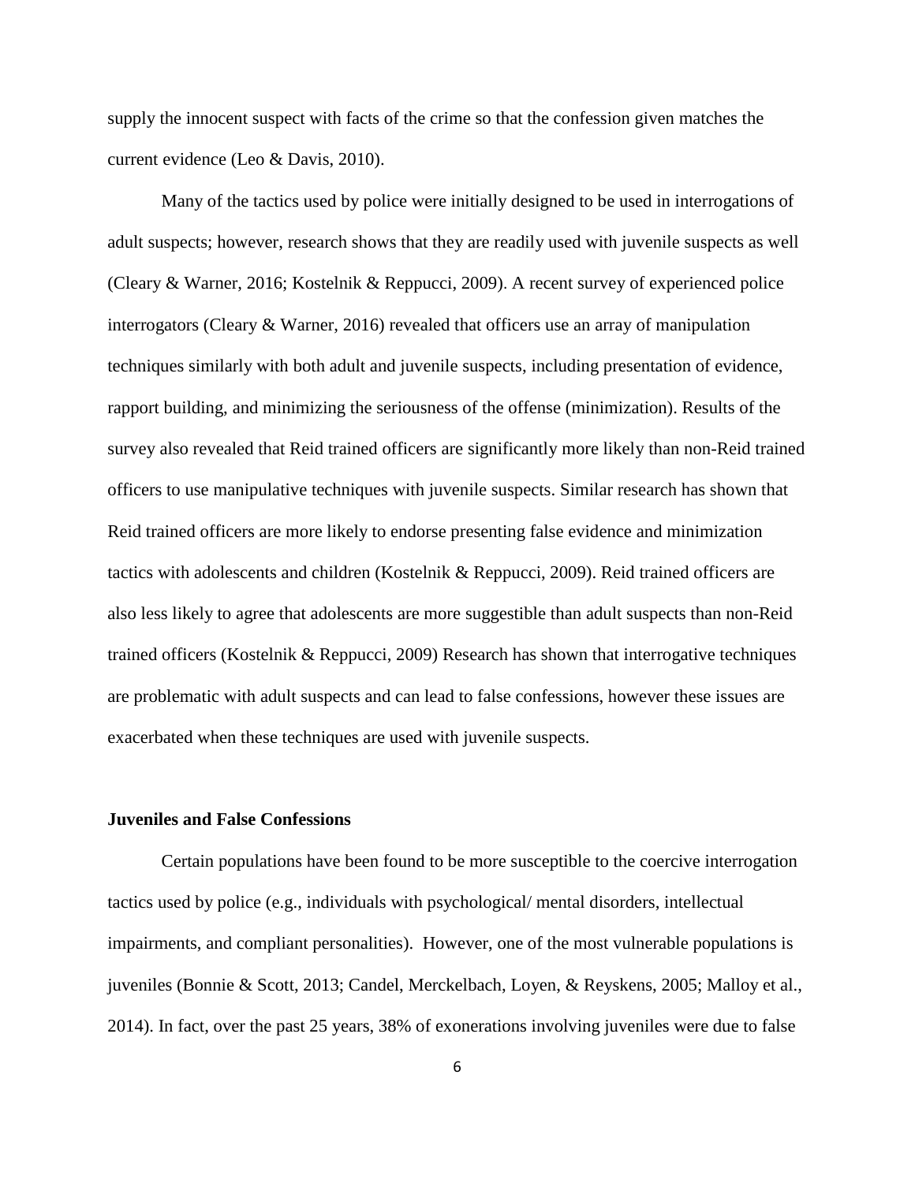supply the innocent suspect with facts of the crime so that the confession given matches the current evidence (Leo & Davis, 2010).

Many of the tactics used by police were initially designed to be used in interrogations of adult suspects; however, research shows that they are readily used with juvenile suspects as well (Cleary & Warner, 2016; Kostelnik & Reppucci, 2009). A recent survey of experienced police interrogators (Cleary & Warner, 2016) revealed that officers use an array of manipulation techniques similarly with both adult and juvenile suspects, including presentation of evidence, rapport building, and minimizing the seriousness of the offense (minimization). Results of the survey also revealed that Reid trained officers are significantly more likely than non-Reid trained officers to use manipulative techniques with juvenile suspects. Similar research has shown that Reid trained officers are more likely to endorse presenting false evidence and minimization tactics with adolescents and children (Kostelnik & Reppucci, 2009). Reid trained officers are also less likely to agree that adolescents are more suggestible than adult suspects than non-Reid trained officers (Kostelnik & Reppucci, 2009) Research has shown that interrogative techniques are problematic with adult suspects and can lead to false confessions, however these issues are exacerbated when these techniques are used with juvenile suspects.

### Juveniles and False Confessions

Certain populations have been found to be more susceptible to the coercive interrogation tactics used by police (e.g., individuals with psychological/ mental disorders, intellectual impairments, and compliant personalities). However, one of the most vulnerable populations is juveniles (Bonnie & Scott, 2013; Candel, Merckelbach, Loyen, & Reyskens, 2005; Malloy et al., 2014). In fact, over the past 25 years, 38% of exonerations involving juveniles were due to false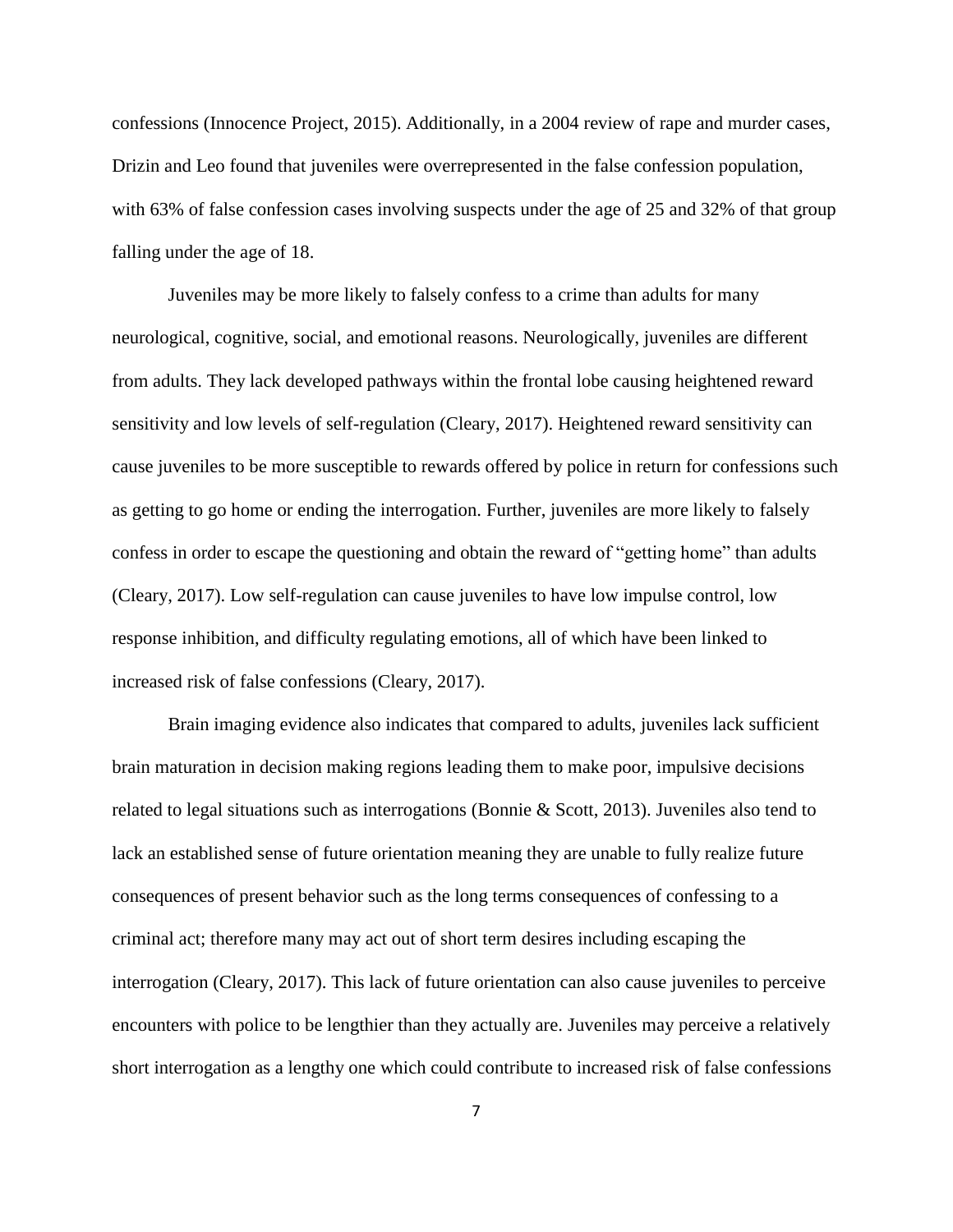confessions (Innocence Project, 2015). Additionally, in a 2004 review of rape and murder cases, Drizin and Leo found that juveniles were overrepresented in the false confession population, with 63% of false confession cases involving suspects under the age of 25 and 32% of that group falling under the age of 18.

Juveniles may be more likely to falsely confess to a crime than adults for many neurological, cognitive, social, and emotional reasons. Neurologically, juveniles are different from adults. They lack developed pathways within the frontal lobe causing heightened reward sensitivity and low levels of self-regulation (Cleary, 2017). Heightened reward sensitivity can cause juveniles to be more susceptible to rewards offered by police in return for confessions such as getting to go home or ending the interrogation. Further, juveniles are more likely to falsely confess in order to escape the questioning and obtain the reward of "getting home" than adults (Cleary, 2017). Low self-regulation can cause juveniles to have low impulse control, low response inhibition, and difficulty regulating emotions, all of which have been linked to increased risk of false confessions (Cleary, 2017).

Brain imaging evidence also indicates that compared to adults, juveniles lack sufficient brain maturation in decision making regions leading them to make poor, impulsive decisions related to legal situations such as interrogations (Bonnie & Scott, 2013). Juveniles also tend to lack an established sense of future orientation meaning they are unable to fully realize future consequences of present behavior such as the long terms consequences of confessing to a criminal act; therefore many may act out of short term desires including escaping the interrogation (Cleary, 2017). This lack of future orientation can also cause juveniles to perceive encounters with police to be lengthier than they actually are. Juveniles may perceive a relatively short interrogation as a lengthy one which could contribute to increased risk of false confessions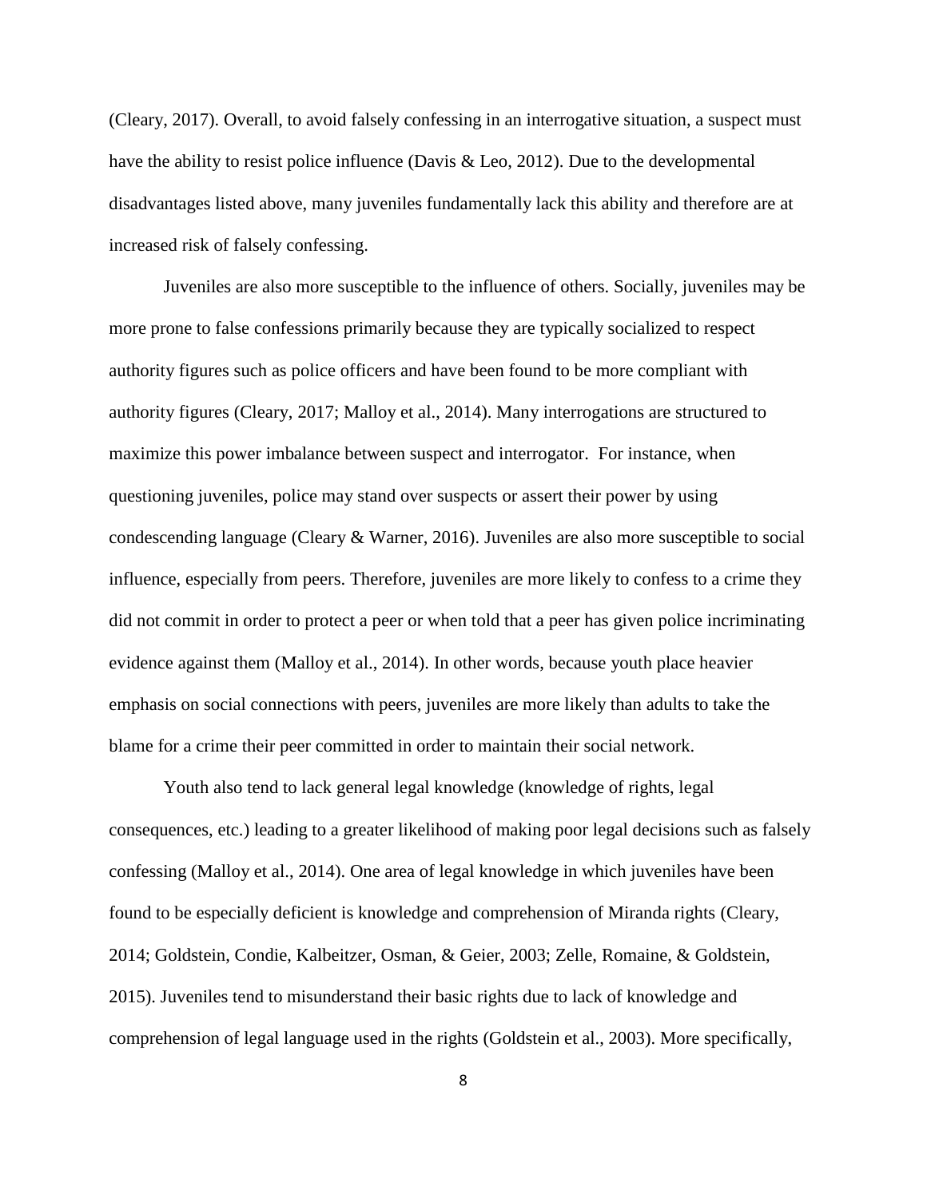(Cleary, 2017). Overall, to avoid falsely confessing in an interrogative situation, a suspect must have the ability to resist police influence (Davis & Leo, 2012). Due to the developmental disadvantages listed above, many juveniles fundamentally lack this ability and therefore are at increased risk of falsely confessing.

Juveniles are also more susceptible to the influence of others. Socially, juveniles may be more prone to false confessions primarily because they are typically socialized to respect authority figures such as police officers and have been found to be more compliant with authority figures (Cleary, 2017; Malloy et al., 2014). Many interrogations are structured to maximize this power imbalance between suspect and interrogator. For instance, when questioning juveniles, police may stand over suspects or assert their power by using condescending language (Cleary & Warner, 2016). Juveniles are also more susceptible to social influence, especially from peers. Therefore, juveniles are more likely to confess to a crime they did not commit in order to protect a peer or when told that a peer has given police incriminating evidence against them (Malloy et al., 2014). In other words, because youth place heavier emphasis on social connections with peers, juveniles are more likely than adults to take the blame for a crime their peer committed in order to maintain their social network.

Youth also tend to lack general legal knowledge (knowledge of rights, legal consequences, etc.) leading to a greater likelihood of making poor legal decisions such as falsely confessing (Malloy et al., 2014). One area of legal knowledge in which juveniles have been found to be especially deficient is knowledge and comprehension of Miranda rights (Cleary, 2014; Goldstein, Condie, Kalbeitzer, Osman, & Geier, 2003; Zelle, Romaine, & Goldstein, 2015). Juveniles tend to misunderstand their basic rights due to lack of knowledge and comprehension of legal language used in the rights (Goldstein et al., 2003). More specifically,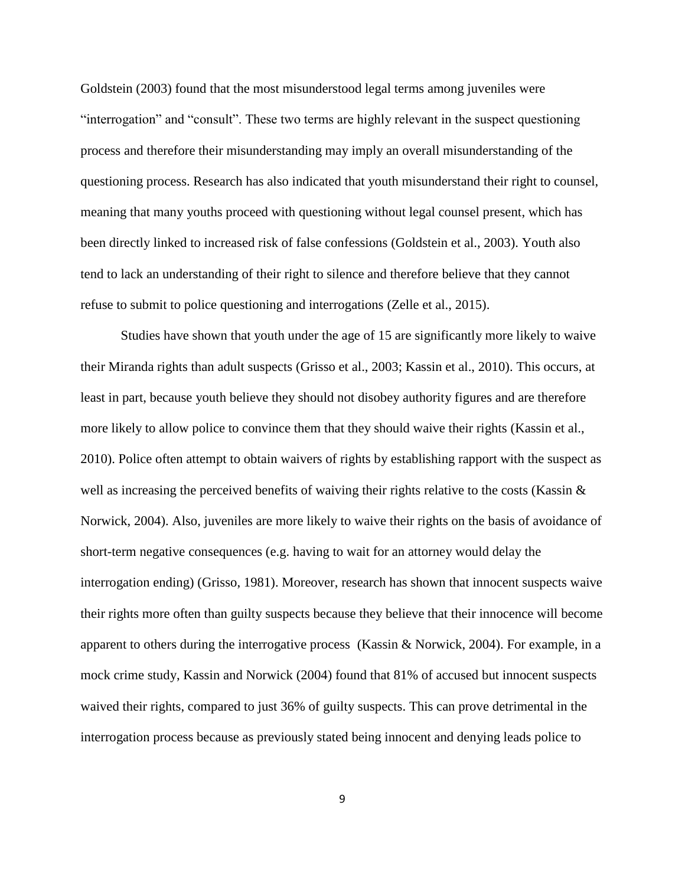Goldstein (2003) found that the most misunderstood legal terms among juveniles were "interrogation" and "consult". These two terms are highly relevant in the suspect questioning process and therefore their misunderstanding may imply an overall misunderstanding of the questioning process. Research has also indicated that youth misunderstand their right to counsel, meaning that many youths proceed with questioning without legal counsel present, which has been directly linked to increased risk of false confessions (Goldstein et al., 2003). Youth also tend to lack an understanding of their right to silence and therefore believe that they cannot refuse to submit to police questioning and interrogations (Zelle et al., 2015).

Studies have shown that youth under the age of 15 are significantly more likely to waive their Miranda rights than adult suspects (Grisso et al., 2003; Kassin et al., 2010). This occurs, at least in part, because youth believe they should not disobey authority figures and are therefore more likely to allow police to convince them that they should waive their rights (Kassin et al., 2010). Police often attempt to obtain waivers of rights by establishing rapport with the suspect as well as increasing the perceived benefits of waiving their rights relative to the costs (Kassin & Norwick, 2004). Also, juveniles are more likely to waive their rights on the basis of avoidance of short-term negative consequences (e.g. having to wait for an attorney would delay the interrogation ending) (Grisso, 1981). Moreover, research has shown that innocent suspects waive their rights more often than guilty suspects because they believe that their innocence will become apparent to others during the interrogative process (Kassin & Norwick, 2004). For example, in a mock crime study, Kassin and Norwick (2004) found that 81% of accused but innocent suspects waived their rights, compared to just 36% of guilty suspects. This can prove detrimental in the interrogation process because as previously stated being innocent and denying leads police to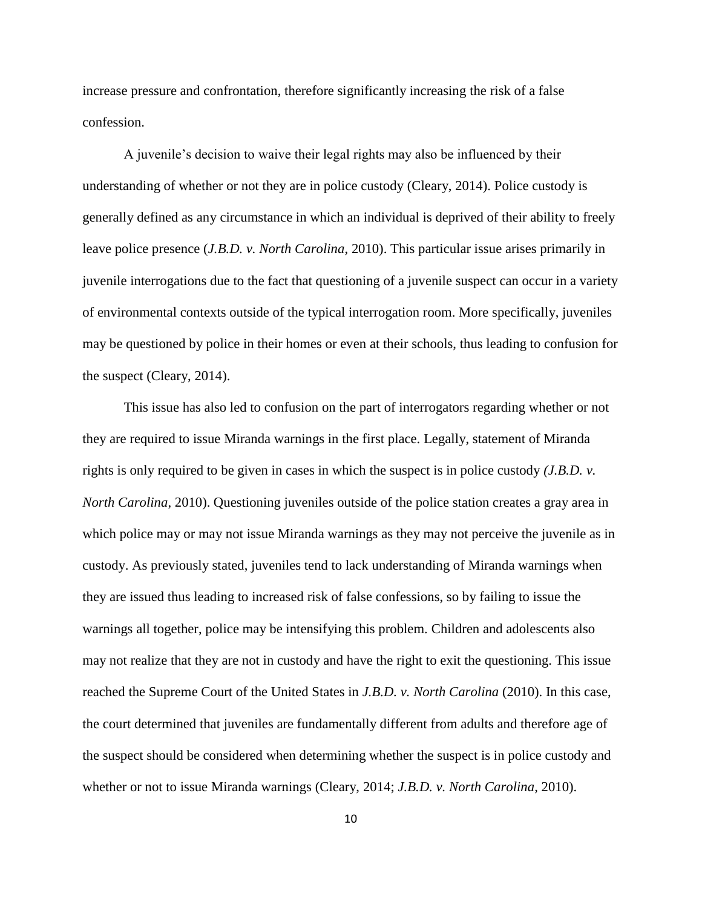increase pressure and confrontation, therefore significantly increasing the risk of a false confession.

A juvenile's decision to waive their legal rights may also be influenced by their understanding of whether or not they are in police custody (Cleary, 2014). Police custody is generally defined as any circumstance in which an individual is deprived of their ability to freely leave police presence (*J.B.D. v. North Carolina*, 2010). This particular issue arises primarily in juvenile interrogations due to the fact that questioning of a juvenile suspect can occur in a variety of environmental contexts outside of the typical interrogation room. More specifically, juveniles may be questioned by police in their homes or even at their schools, thus leading to confusion for the suspect (Cleary, 2014).

This issue has also led to confusion on the part of interrogators regarding whether or not they are required to issue Miranda warnings in the first place. Legally, statement of Miranda rights is only required to be given in cases in which the suspect is in police custody *(J.B.D. v. North Carolina*, 2010). Questioning juveniles outside of the police station creates a gray area in which police may or may not issue Miranda warnings as they may not perceive the juvenile as in custody. As previously stated, juveniles tend to lack understanding of Miranda warnings when they are issued thus leading to increased risk of false confessions, so by failing to issue the warnings all together, police may be intensifying this problem. Children and adolescents also may not realize that they are not in custody and have the right to exit the questioning. This issue reached the Supreme Court of the United States in *J.B.D. v. North Carolina* (2010). In this case, the court determined that juveniles are fundamentally different from adults and therefore age of the suspect should be considered when determining whether the suspect is in police custody and whether or not to issue Miranda warnings (Cleary, 2014; *J.B.D. v. North Carolina*, 2010).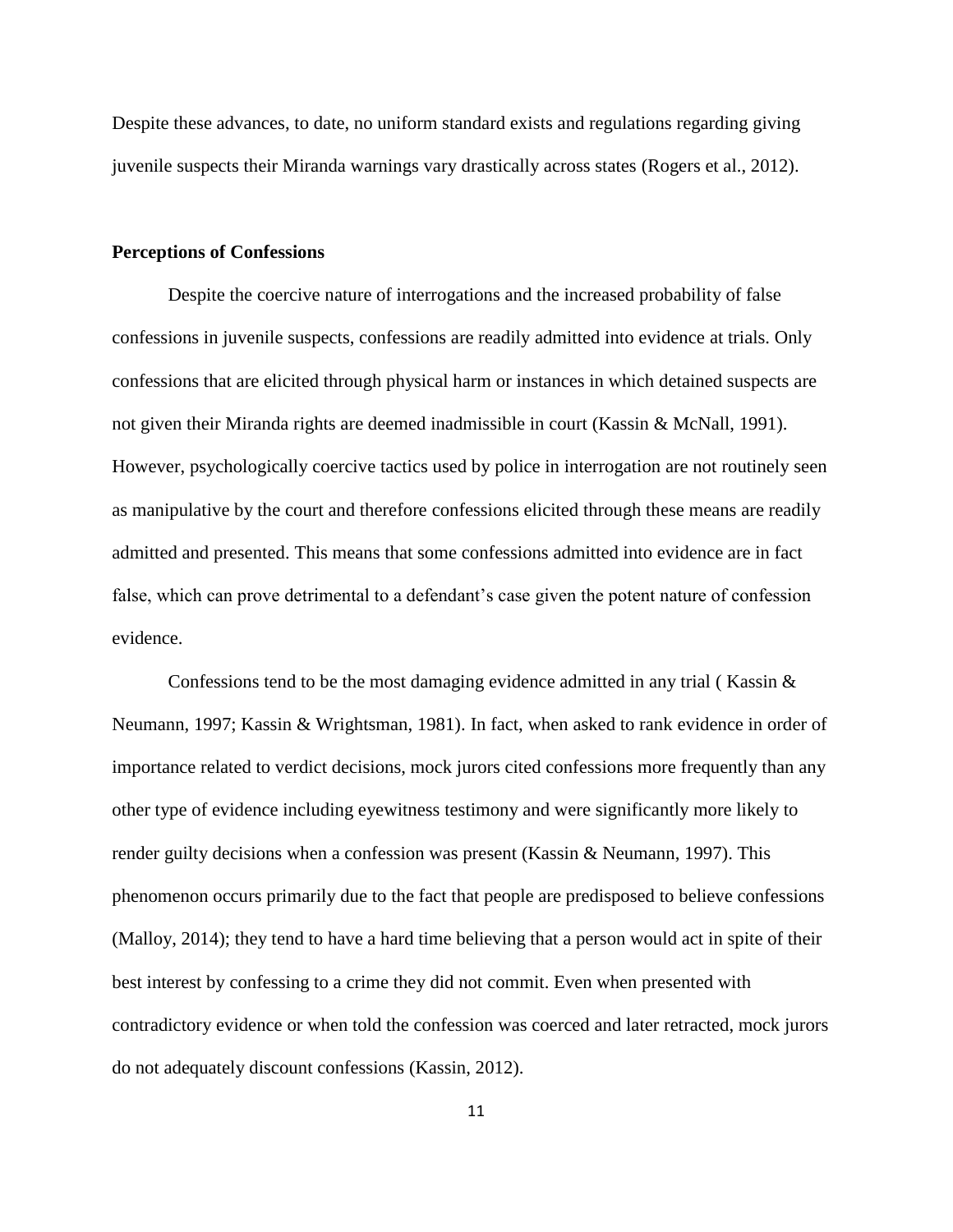Despite these advances, to date, no uniform standard exists and regulations regarding giving juvenile suspects their Miranda warnings vary drastically across states (Rogers et al., 2012).

### Perceptions of Confessions

Despite the coercive nature of interrogations and the increased probability of false confessions in juvenile suspects, confessions are readily admitted into evidence at trials. Only confessions that are elicited through physical harm or instances in which detained suspects are not given their Miranda rights are deemed inadmissible in court (Kassin & McNall, 1991). However, psychologically coercive tactics used by police in interrogation are not routinely seen as manipulative by the court and therefore confessions elicited through these means are readily admitted and presented. This means that some confessions admitted into evidence are in fact false, which can prove detrimental to a defendant's case given the potent nature of confession evidence.

Confessions tend to be the most damaging evidence admitted in any trial ( Kassin & Neumann, 1997; Kassin & Wrightsman, 1981). In fact, when asked to rank evidence in order of importance related to verdict decisions, mock jurors cited confessions more frequently than any other type of evidence including eyewitness testimony and were significantly more likely to render guilty decisions when a confession was present (Kassin & Neumann, 1997). This phenomenon occurs primarily due to the fact that people are predisposed to believe confessions (Malloy, 2014); they tend to have a hard time believing that a person would act in spite of their best interest by confessing to a crime they did not commit. Even when presented with contradictory evidence or when told the confession was coerced and later retracted, mock jurors do not adequately discount confessions (Kassin, 2012).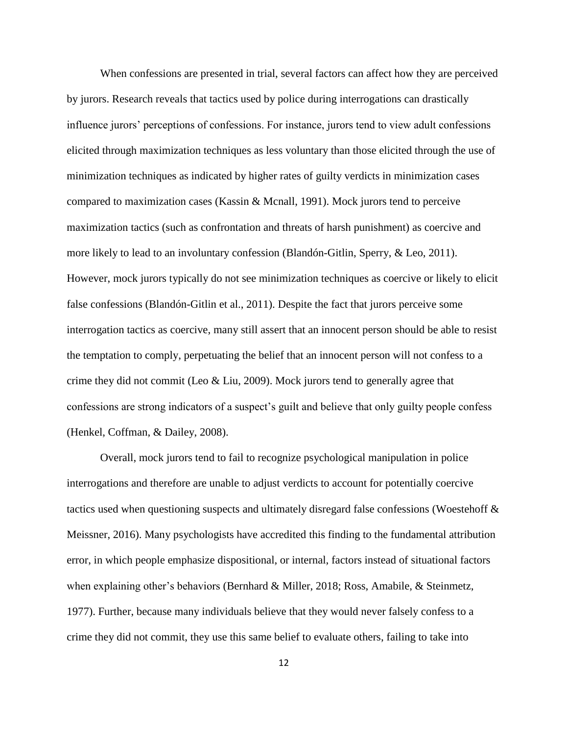When confessions are presented in trial, several factors can affect how they are perceived by jurors. Research reveals that tactics used by police during interrogations can drastically influence jurors' perceptions of confessions. For instance, jurors tend to view adult confessions elicited through maximization techniques as less voluntary than those elicited through the use of minimization techniques as indicated by higher rates of guilty verdicts in minimization cases compared to maximization cases (Kassin & Mcnall, 1991). Mock jurors tend to perceive maximization tactics (such as confrontation and threats of harsh punishment) as coercive and more likely to lead to an involuntary confession (Blandón-Gitlin, Sperry, & Leo, 2011). However, mock jurors typically do not see minimization techniques as coercive or likely to elicit false confessions (Blandón-Gitlin et al., 2011). Despite the fact that jurors perceive some interrogation tactics as coercive, many still assert that an innocent person should be able to resist the temptation to comply, perpetuating the belief that an innocent person will not confess to a crime they did not commit (Leo & Liu, 2009). Mock jurors tend to generally agree that confessions are strong indicators of a suspect's guilt and believe that only guilty people confess (Henkel, Coffman, & Dailey, 2008).

Overall, mock jurors tend to fail to recognize psychological manipulation in police interrogations and therefore are unable to adjust verdicts to account for potentially coercive tactics used when questioning suspects and ultimately disregard false confessions (Woestehoff & Meissner, 2016). Many psychologists have accredited this finding to the fundamental attribution error, in which people emphasize dispositional, or internal, factors instead of situational factors when explaining other's behaviors (Bernhard & Miller, 2018; Ross, Amabile, & Steinmetz, 1977). Further, because many individuals believe that they would never falsely confess to a crime they did not commit, they use this same belief to evaluate others, failing to take into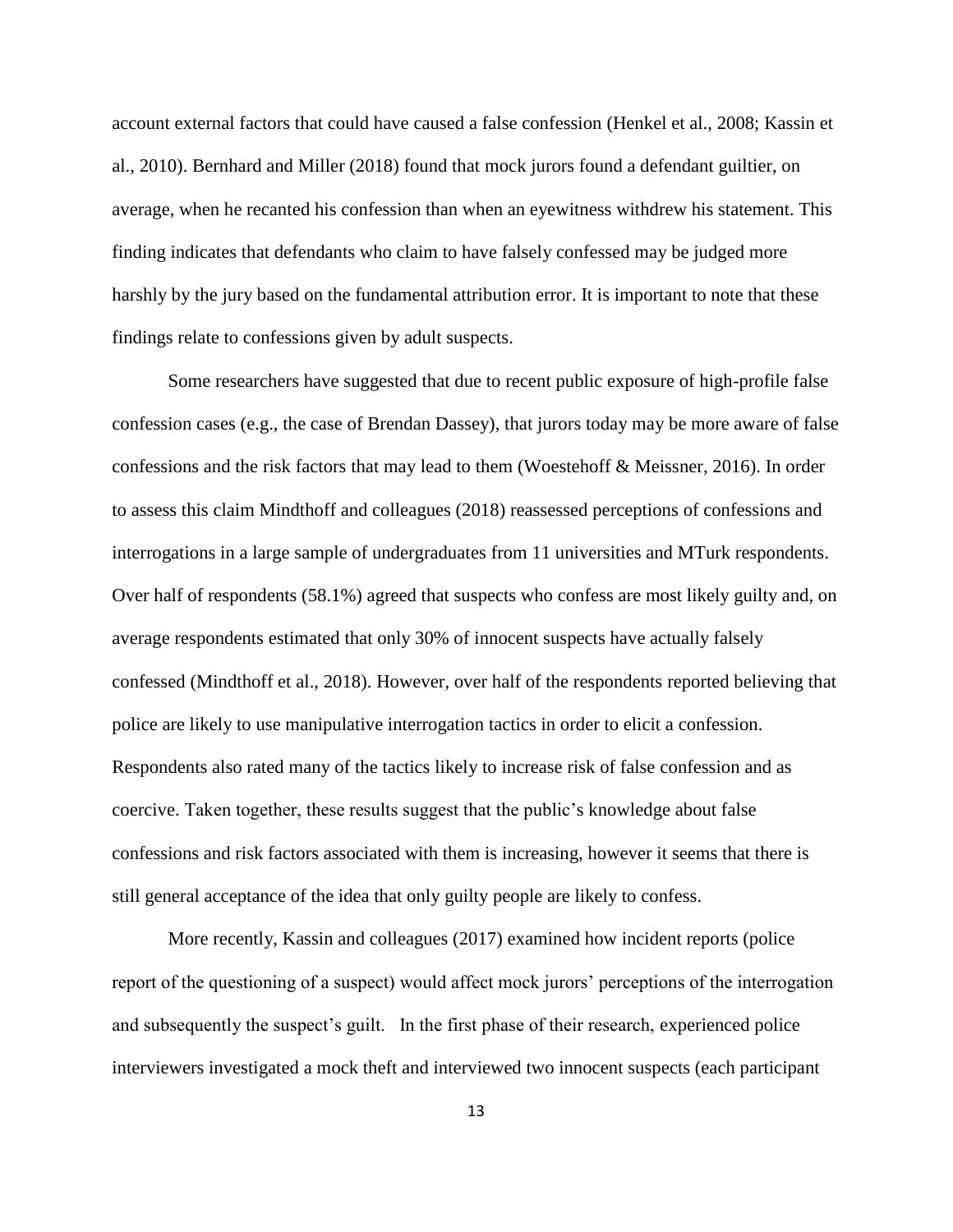account external factors that could have caused a false confession (Henkel et al., 2008; Kassin et al., 2010). Bernhard and Miller (2018) found that mock jurors found a defendant guiltier, on average, when he recanted his confession than when an eyewitness withdrew his statement. This finding indicates that defendants who claim to have falsely confessed may be judged more harshly by the jury based on the fundamental attribution error. It is important to note that these findings relate to confessions given by adult suspects.

Some researchers have suggested that due to recent public exposure of high-profile false confession cases (e.g., the case of Brendan Dassey), that jurors today may be more aware of false confessions and the risk factors that may lead to them (Woestehoff & Meissner, 2016). In order to assess this claim Mindthoff and colleagues (2018) reassessed perceptions of confessions and interrogations in a large sample of undergraduates from 11 universities and MTurk respondents. Over half of respondents (58.1%) agreed that suspects who confess are most likely guilty and, on average respondents estimated that only 30% of innocent suspects have actually falsely confessed (Mindthoff et al., 2018). However, over half of the respondents reported believing that police are likely to use manipulative interrogation tactics in order to elicit a confession. Respondents also rated many of the tactics likely to increase risk of false confession and as coercive. Taken together, these results suggest that the public's knowledge about false confessions and risk factors associated with them is increasing, however it seems that there is still general acceptance of the idea that only guilty people are likely to confess.

More recently, Kassin and colleagues (2017) examined how incident reports (police report of the questioning of a suspect) would affect mock jurors' perceptions of the interrogation and subsequently the suspect's guilt. In the first phase of their research, experienced police interviewers investigated a mock theft and interviewed two innocent suspects (each participant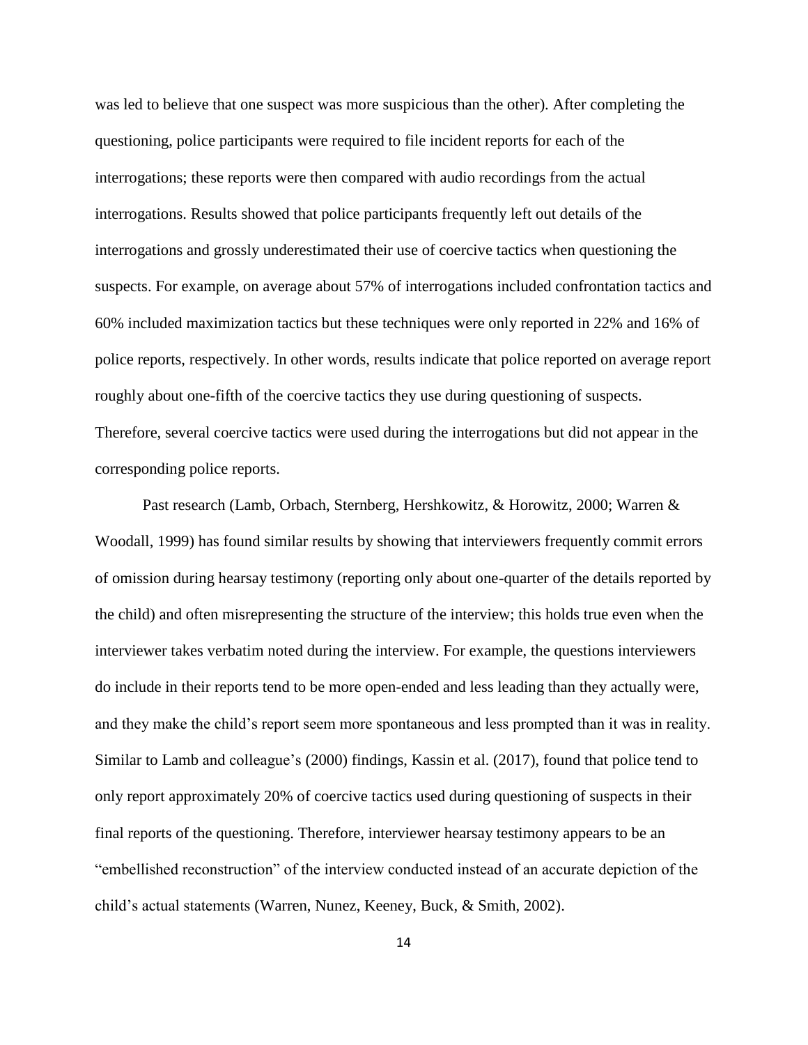was led to believe that one suspect was more suspicious than the other). After completing the questioning, police participants were required to file incident reports for each of the interrogations; these reports were then compared with audio recordings from the actual interrogations. Results showed that police participants frequently left out details of the interrogations and grossly underestimated their use of coercive tactics when questioning the suspects. For example, on average about 57% of interrogations included confrontation tactics and 60% included maximization tactics but these techniques were only reported in 22% and 16% of police reports, respectively. In other words, results indicate that police reported on average report roughly about one-fifth of the coercive tactics they use during questioning of suspects. Therefore, several coercive tactics were used during the interrogations but did not appear in the corresponding police reports.

Past research (Lamb, Orbach, Sternberg, Hershkowitz, & Horowitz, 2000; Warren & Woodall, 1999) has found similar results by showing that interviewers frequently commit errors of omission during hearsay testimony (reporting only about one-quarter of the details reported by the child) and often misrepresenting the structure of the interview; this holds true even when the interviewer takes verbatim noted during the interview. For example, the questions interviewers do include in their reports tend to be more open-ended and less leading than they actually were, and they make the child's report seem more spontaneous and less prompted than it was in reality. Similar to Lamb and colleague's (2000) findings, Kassin et al. (2017), found that police tend to only report approximately 20% of coercive tactics used during questioning of suspects in their final reports of the questioning. Therefore, interviewer hearsay testimony appears to be an "embellished reconstruction" of the interview conducted instead of an accurate depiction of the child's actual statements (Warren, Nunez, Keeney, Buck, & Smith, 2002).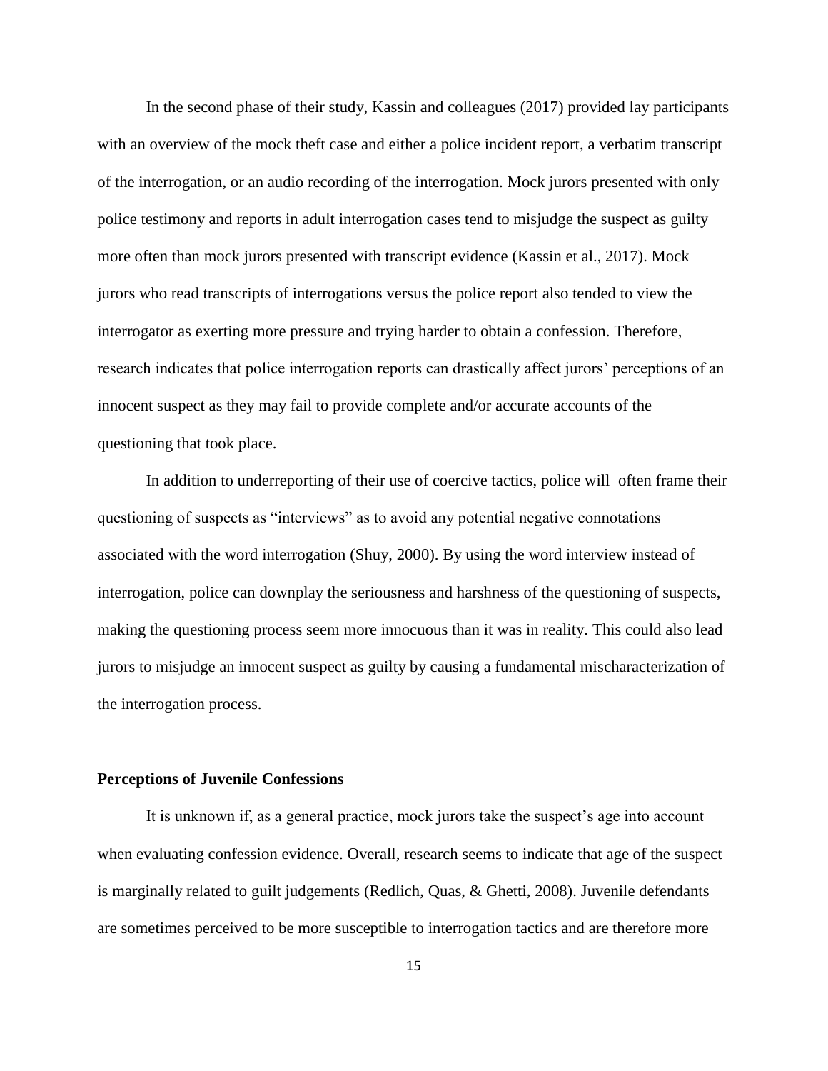In the second phase of their study, Kassin and colleagues (2017) provided lay participants with an overview of the mock theft case and either a police incident report, a verbatim transcript of the interrogation, or an audio recording of the interrogation. Mock jurors presented with only police testimony and reports in adult interrogation cases tend to misjudge the suspect as guilty more often than mock jurors presented with transcript evidence (Kassin et al., 2017). Mock jurors who read transcripts of interrogations versus the police report also tended to view the interrogator as exerting more pressure and trying harder to obtain a confession. Therefore, research indicates that police interrogation reports can drastically affect jurors' perceptions of an innocent suspect as they may fail to provide complete and/or accurate accounts of the questioning that took place.

In addition to underreporting of their use of coercive tactics, police will often frame their questioning of suspects as "interviews" as to avoid any potential negative connotations associated with the word interrogation (Shuy, 2000). By using the word interview instead of interrogation, police can downplay the seriousness and harshness of the questioning of suspects, making the questioning process seem more innocuous than it was in reality. This could also lead jurors to misjudge an innocent suspect as guilty by causing a fundamental mischaracterization of the interrogation process.

**Perceptions of Juvenile Confessions**

It is unknown if, as a general practice, mock jurors take the suspect's age into account when evaluating confession evidence. Overall, research seems to indicate that age of the suspect is marginally related to guilt judgements (Redlich, Quas, & Ghetti, 2008). Juvenile defendants are sometimes perceived to be more susceptible to interrogation tactics and are therefore more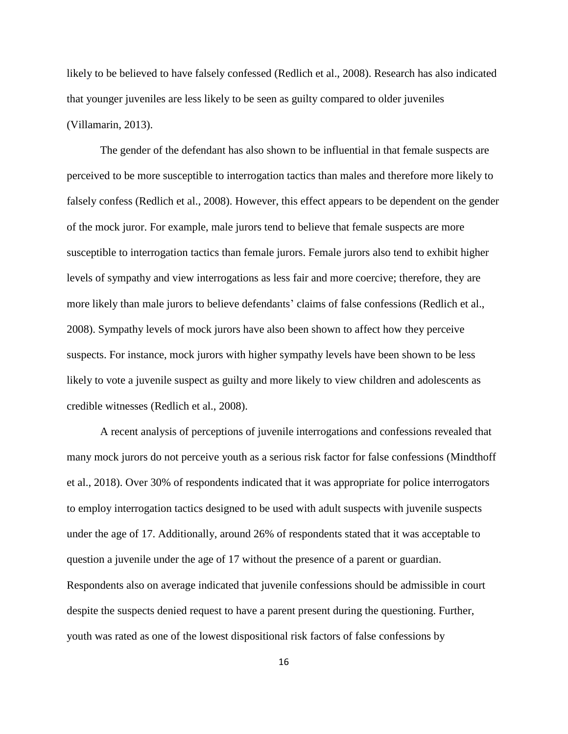likely to be believed to have falsely confessed (Redlich et al., 2008). Research has also indicated that younger juveniles are less likely to be seen as guilty compared to older juveniles (Villamarin, 2013).

The gender of the defendant has also shown to be influential in that female suspects are perceived to be more susceptible to interrogation tactics than males and therefore more likely to falsely confess (Redlich et al., 2008). However, this effect appears to be dependent on the gender of the mock juror. For example, male jurors tend to believe that female suspects are more susceptible to interrogation tactics than female jurors. Female jurors also tend to exhibit higher levels of sympathy and view interrogations as less fair and more coercive; therefore, they are more likely than male jurors to believe defendants' claims of false confessions (Redlich et al., 2008). Sympathy levels of mock jurors have also been shown to affect how they perceive suspects. For instance, mock jurors with higher sympathy levels have been shown to be less likely to vote a juvenile suspect as guilty and more likely to view children and adolescents as credible witnesses (Redlich et al., 2008).

A recent analysis of perceptions of juvenile interrogations and confessions revealed that many mock jurors do not perceive youth as a serious risk factor for false confessions (Mindthoff et al., 2018). Over 30% of respondents indicated that it was appropriate for police interrogators to employ interrogation tactics designed to be used with adult suspects with juvenile suspects under the age of 17. Additionally, around 26% of respondents stated that it was acceptable to question a juvenile under the age of 17 without the presence of a parent or guardian. Respondents also on average indicated that juvenile confessions should be admissible in court despite the suspects denied request to have a parent present during the questioning. Further, youth was rated as one of the lowest dispositional risk factors of false confessions by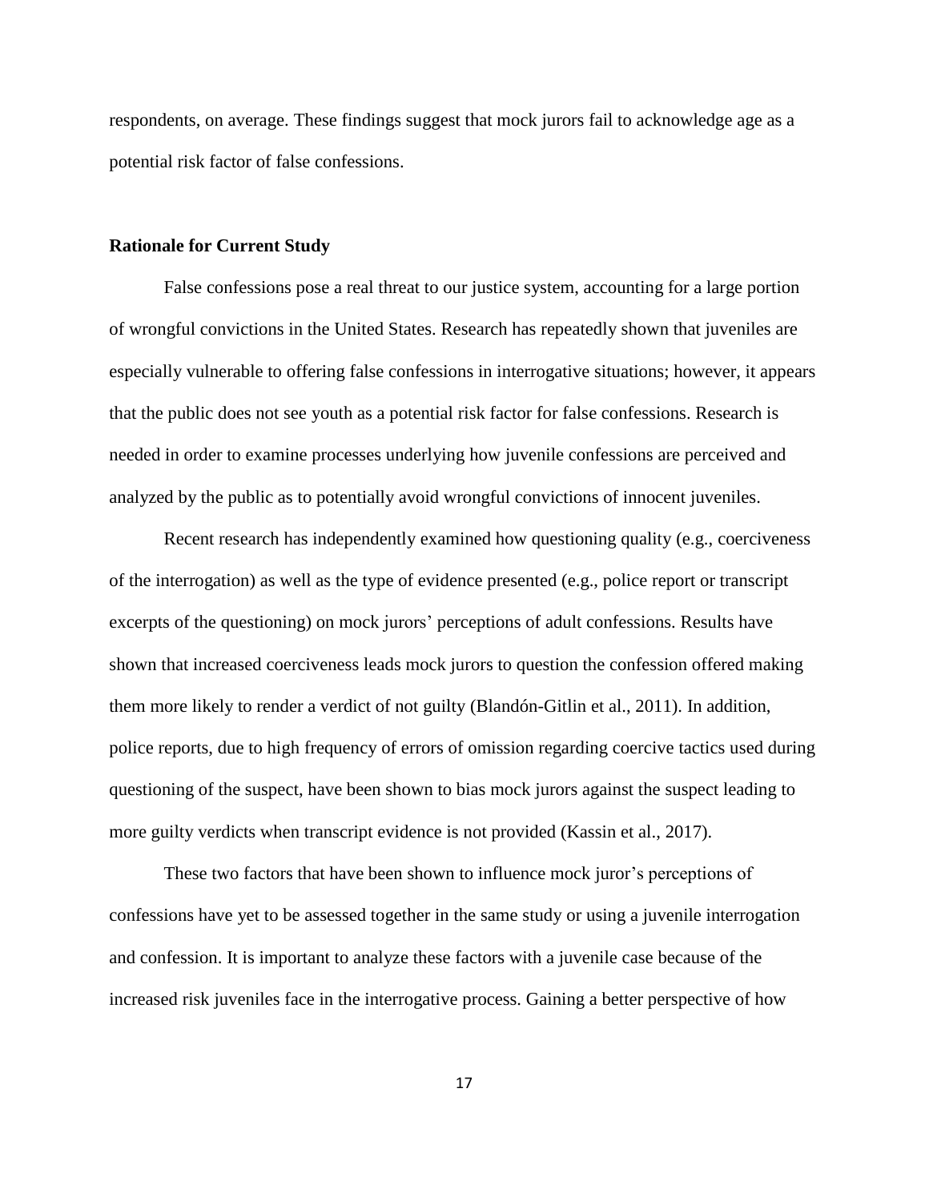respondents, on average. These findings suggest that mock jurors fail to acknowledge age as a potential risk factor of false confessions.

**Rationale for Current Study**

False confessions pose a real threat to our justice system, accounting for a large portion of wrongful convictions in the United States. Research has repeatedly shown that juveniles are especially vulnerable to offering false confessions in interrogative situations; however, it appears that the public does not see youth as a potential risk factor for false confessions. Research is needed in order to examine processes underlying how juvenile confessions are perceived and analyzed by the public as to potentially avoid wrongful convictions of innocent juveniles.

Recent research has independently examined how questioning quality (e.g., coerciveness of the interrogation) as well as the type of evidence presented (e.g., police report or transcript excerpts of the questioning) on mock jurors' perceptions of adult confessions. Results have shown that increased coerciveness leads mock jurors to question the confession offered making them more likely to render a verdict of not guilty (Blandón-Gitlin et al., 2011). In addition, police reports, due to high frequency of errors of omission regarding coercive tactics used during questioning of the suspect, have been shown to bias mock jurors against the suspect leading to more guilty verdicts when transcript evidence is not provided (Kassin et al., 2017).

These two factors that have been shown to influence mock juror's perceptions of confessions have yet to be assessed together in the same study or using a juvenile interrogation and confession. It is important to analyze these factors with a juvenile case because of the increased risk juveniles face in the interrogative process. Gaining a better perspective of how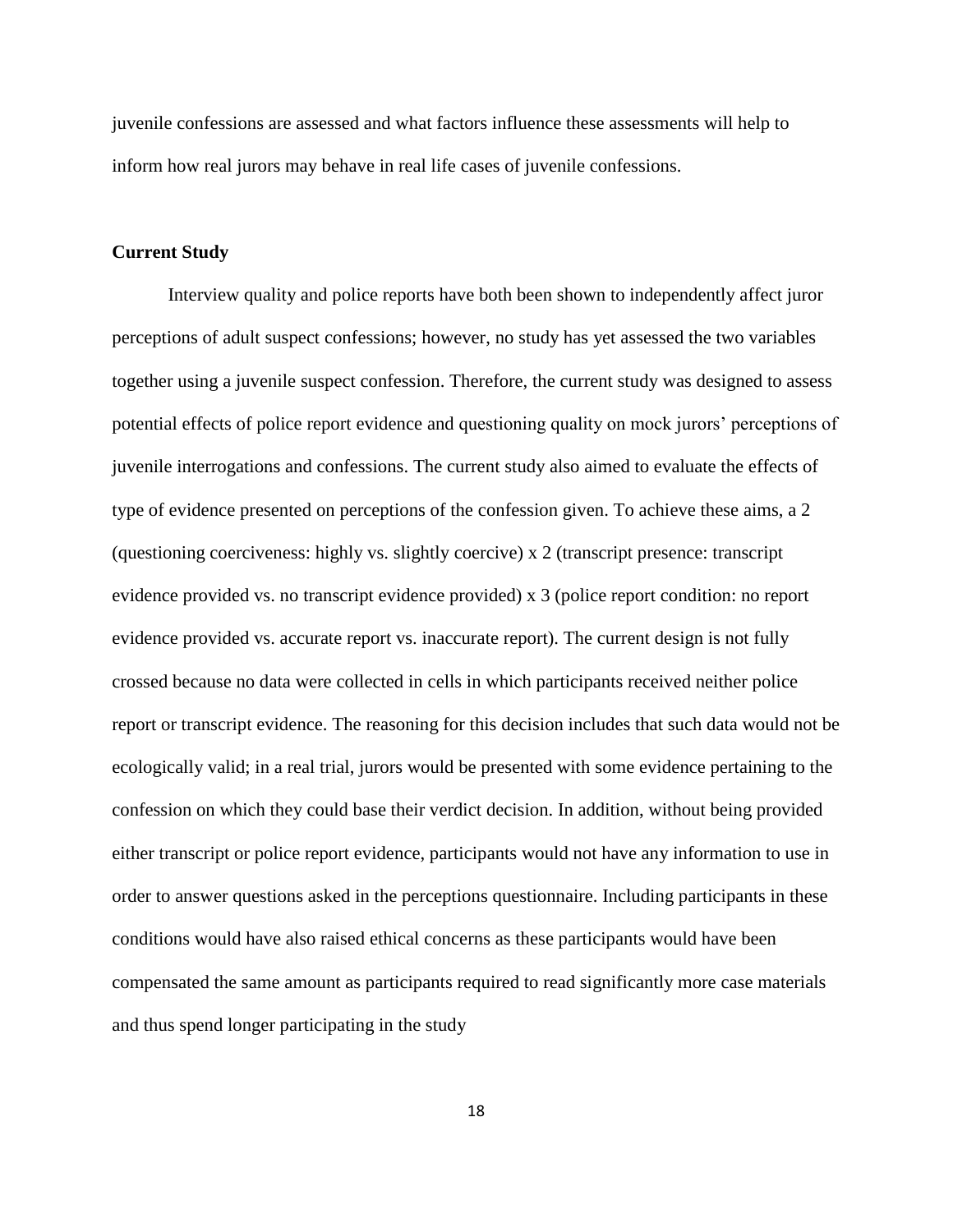juvenile confessions are assessed and what factors influence these assessments will help to inform how real jurors may behave in real life cases of juvenile confessions.

## Current Study

Interview quality and police reports have both been shown to independently affect juror perceptions of adult suspect confessions; however, no study has yet assessed the two variables together using a juvenile suspect confession. Therefore, the current study was designed to assess potential effects of police report evidence and questioning quality on mock jurors' perceptions of juvenile interrogations and confessions. The current study also aimed to evaluate the effects of type of evidence presented on perceptions of the confession given. To achieve these aims, a 2 (questioning coerciveness: highly vs. slightly coercive) x 2 (transcript presence: transcript evidence provided vs. no transcript evidence provided) x 3 (police report condition: no report evidence provided vs. accurate report vs. inaccurate report). The current design is not fully crossed because no data were collected in cells in which participants received neither police report or transcript evidence. The reasoning for this decision includes that such data would not be ecologically valid; in a real trial, jurors would be presented with some evidence pertaining to the confession on which they could base their verdict decision. In addition, without being provided either transcript or police report evidence, participants would not have any information to use in order to answer questions asked in the perceptions questionnaire. Including participants in these conditions would have also raised ethical concerns as these participants would have been compensated the same amount as participants required to read significantly more case materials and thus spend longer participating in the study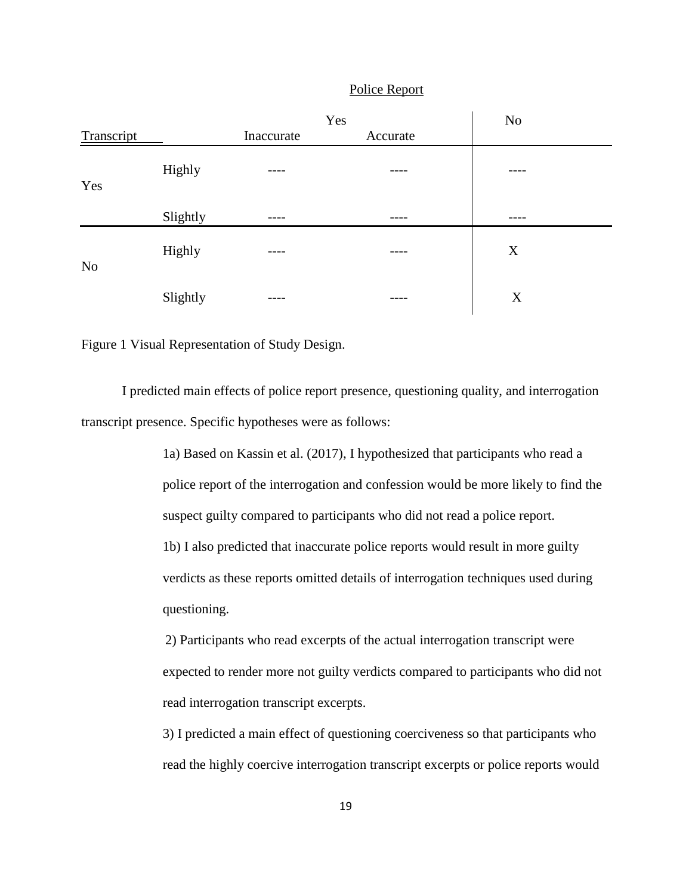| | | Police Report | | |
|---|---|---|---|---|
| | | Yes | | No |
| Transcript | | Inaccurate | Accurate | |
| Yes | Highly | ---- | ---- | ---- |
| | Slightly | ---- | ---- | ---- |
| No | Highly | ---- | ---- | X |
| | Slightly | ---- | ---- | X |

Figure 1 Visual Representation of Study Design.

I predicted main effects of police report presence, questioning quality, and interrogation transcript presence. Specific hypotheses were as follows:

> 1a) Based on Kassin et al. (2017), I hypothesized that participants who read a police report of the interrogation and confession would be more likely to find the suspect guilty compared to participants who did not read a police report.
>
> 1b) I also predicted that inaccurate police reports would result in more guilty verdicts as these reports omitted details of interrogation techniques used during questioning.
>
> 2) Participants who read excerpts of the actual interrogation transcript were expected to render more not guilty verdicts compared to participants who did not read interrogation transcript excerpts.
>
> 3) I predicted a main effect of questioning coerciveness so that participants who read the highly coercive interrogation transcript excerpts or police reports would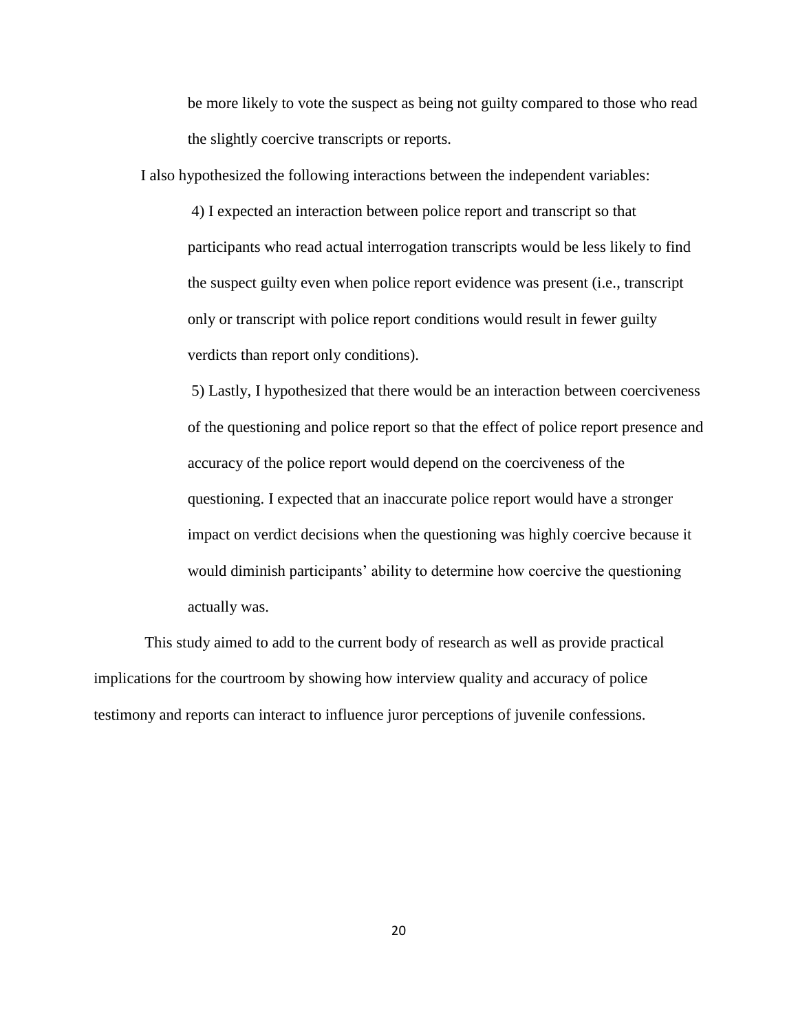be more likely to vote the suspect as being not guilty compared to those who read the slightly coercive transcripts or reports.

I also hypothesized the following interactions between the independent variables:

4) I expected an interaction between police report and transcript so that participants who read actual interrogation transcripts would be less likely to find the suspect guilty even when police report evidence was present (i.e., transcript only or transcript with police report conditions would result in fewer guilty verdicts than report only conditions).

5) Lastly, I hypothesized that there would be an interaction between coerciveness of the questioning and police report so that the effect of police report presence and accuracy of the police report would depend on the coerciveness of the questioning. I expected that an inaccurate police report would have a stronger impact on verdict decisions when the questioning was highly coercive because it would diminish participants' ability to determine how coercive the questioning actually was.

This study aimed to add to the current body of research as well as provide practical implications for the courtroom by showing how interview quality and accuracy of police testimony and reports can interact to influence juror perceptions of juvenile confessions.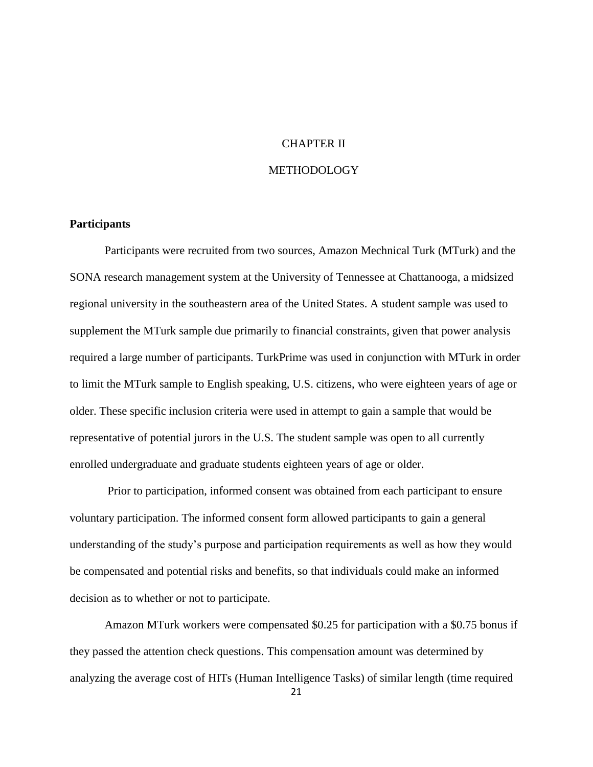# CHAPTER II

# METHODOLOGY

## Participants

Participants were recruited from two sources, Amazon Mechnical Turk (MTurk) and the SONA research management system at the University of Tennessee at Chattanooga, a midsized regional university in the southeastern area of the United States. A student sample was used to supplement the MTurk sample due primarily to financial constraints, given that power analysis required a large number of participants. TurkPrime was used in conjunction with MTurk in order to limit the MTurk sample to English speaking, U.S. citizens, who were eighteen years of age or older. These specific inclusion criteria were used in attempt to gain a sample that would be representative of potential jurors in the U.S. The student sample was open to all currently enrolled undergraduate and graduate students eighteen years of age or older.

Prior to participation, informed consent was obtained from each participant to ensure voluntary participation. The informed consent form allowed participants to gain a general understanding of the study's purpose and participation requirements as well as how they would be compensated and potential risks and benefits, so that individuals could make an informed decision as to whether or not to participate.

Amazon MTurk workers were compensated $0.25 for participation with a $0.75 bonus if they passed the attention check questions. This compensation amount was determined by analyzing the average cost of HITs (Human Intelligence Tasks) of similar length (time required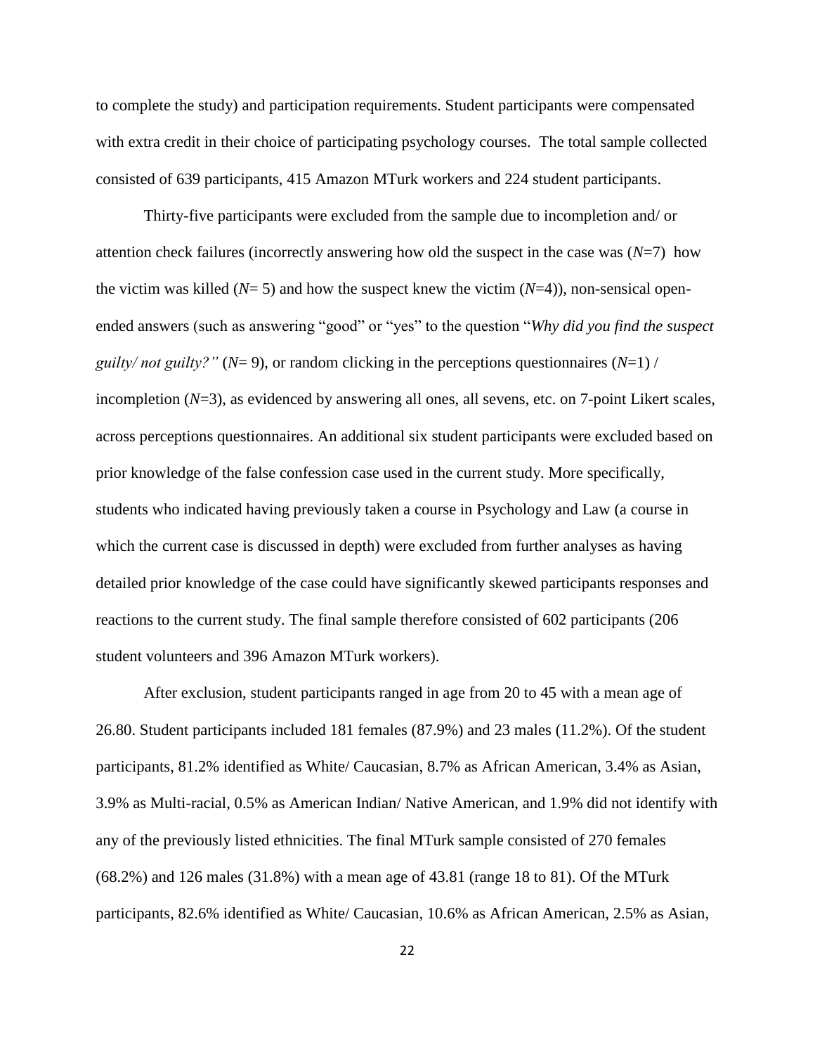to complete the study) and participation requirements. Student participants were compensated with extra credit in their choice of participating psychology courses. The total sample collected consisted of 639 participants, 415 Amazon MTurk workers and 224 student participants.

Thirty-five participants were excluded from the sample due to incompletion and/ or attention check failures (incorrectly answering how old the suspect in the case was ($N$=7) how the victim was killed ($N$= 5) and how the suspect knew the victim ($N$=4)), non-sensical open-ended answers (such as answering "good" or "yes" to the question "*Why did you find the suspect guilty/ not guilty?"* ($N$= 9), or random clicking in the perceptions questionnaires ($N$=1) / incompletion ($N$=3), as evidenced by answering all ones, all sevens, etc. on 7-point Likert scales, across perceptions questionnaires. An additional six student participants were excluded based on prior knowledge of the false confession case used in the current study. More specifically, students who indicated having previously taken a course in Psychology and Law (a course in which the current case is discussed in depth) were excluded from further analyses as having detailed prior knowledge of the case could have significantly skewed participants responses and reactions to the current study. The final sample therefore consisted of 602 participants (206 student volunteers and 396 Amazon MTurk workers).

After exclusion, student participants ranged in age from 20 to 45 with a mean age of 26.80. Student participants included 181 females (87.9%) and 23 males (11.2%). Of the student participants, 81.2% identified as White/ Caucasian, 8.7% as African American, 3.4% as Asian, 3.9% as Multi-racial, 0.5% as American Indian/ Native American, and 1.9% did not identify with any of the previously listed ethnicities. The final MTurk sample consisted of 270 females (68.2%) and 126 males (31.8%) with a mean age of 43.81 (range 18 to 81). Of the MTurk participants, 82.6% identified as White/ Caucasian, 10.6% as African American, 2.5% as Asian,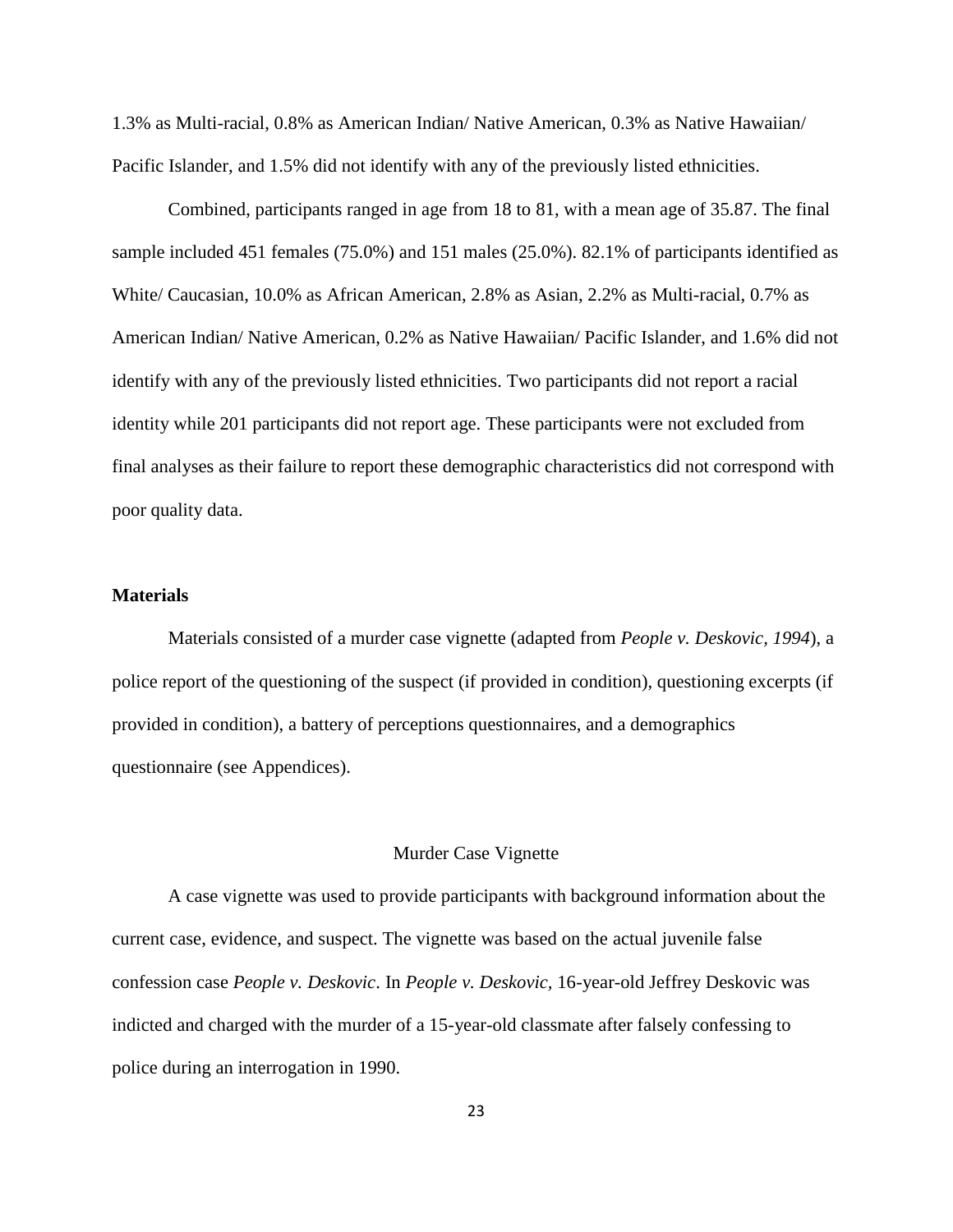1.3% as Multi-racial, 0.8% as American Indian/ Native American, 0.3% as Native Hawaiian/ Pacific Islander, and 1.5% did not identify with any of the previously listed ethnicities.

Combined, participants ranged in age from 18 to 81, with a mean age of 35.87. The final sample included 451 females (75.0%) and 151 males (25.0%). 82.1% of participants identified as White/ Caucasian, 10.0% as African American, 2.8% as Asian, 2.2% as Multi-racial, 0.7% as American Indian/ Native American, 0.2% as Native Hawaiian/ Pacific Islander, and 1.6% did not identify with any of the previously listed ethnicities. Two participants did not report a racial identity while 201 participants did not report age. These participants were not excluded from final analyses as their failure to report these demographic characteristics did not correspond with poor quality data.

## Materials

Materials consisted of a murder case vignette (adapted from *People v. Deskovic, 1994*), a police report of the questioning of the suspect (if provided in condition), questioning excerpts (if provided in condition), a battery of perceptions questionnaires, and a demographics questionnaire (see Appendices).

### Murder Case Vignette

A case vignette was used to provide participants with background information about the current case, evidence, and suspect. The vignette was based on the actual juvenile false confession case *People v. Deskovic*. In *People v. Deskovic*, 16-year-old Jeffrey Deskovic was indicted and charged with the murder of a 15-year-old classmate after falsely confessing to police during an interrogation in 1990.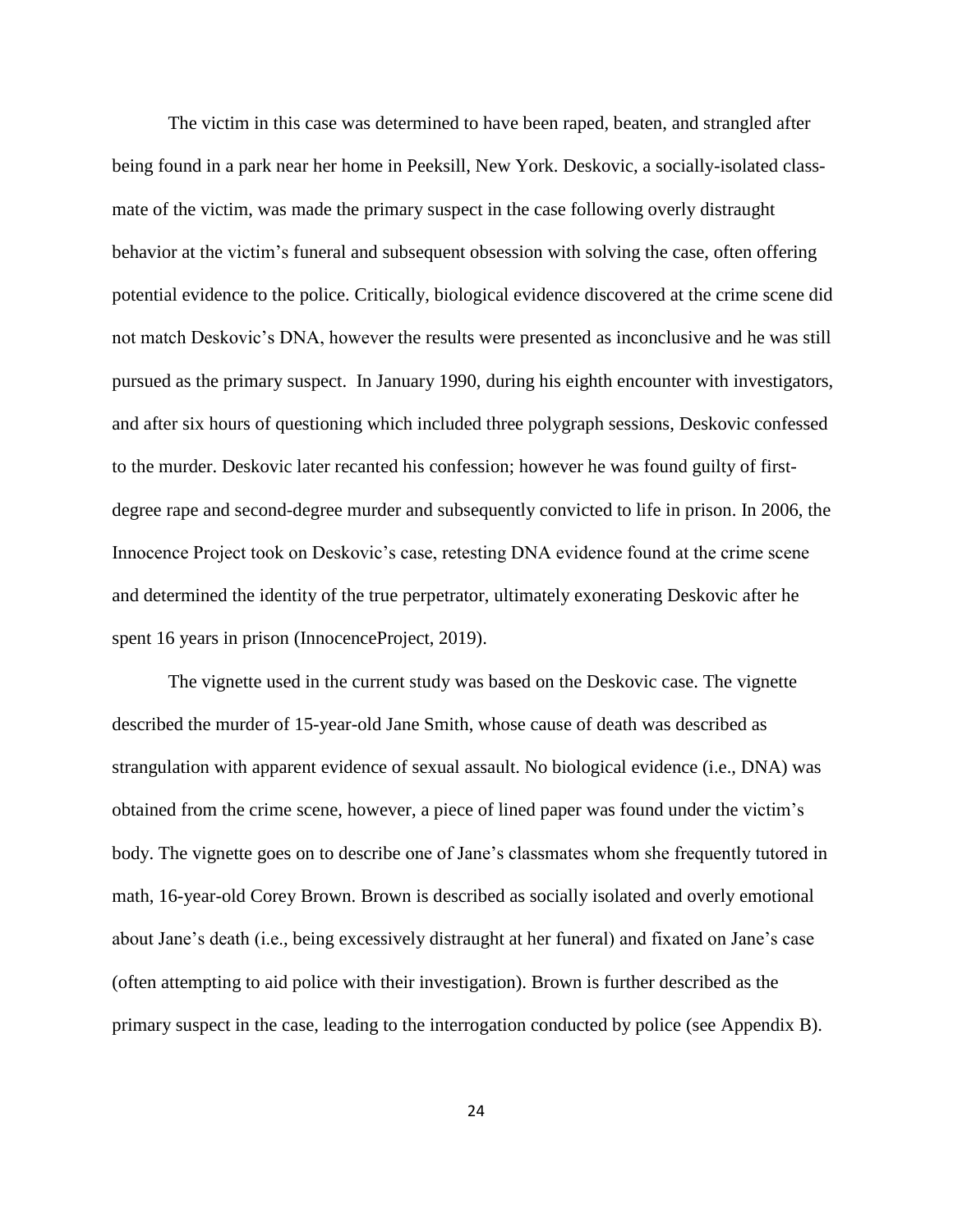The victim in this case was determined to have been raped, beaten, and strangled after being found in a park near her home in Peeksill, New York. Deskovic, a socially-isolated class-mate of the victim, was made the primary suspect in the case following overly distraught behavior at the victim's funeral and subsequent obsession with solving the case, often offering potential evidence to the police. Critically, biological evidence discovered at the crime scene did not match Deskovic's DNA, however the results were presented as inconclusive and he was still pursued as the primary suspect. In January 1990, during his eighth encounter with investigators, and after six hours of questioning which included three polygraph sessions, Deskovic confessed to the murder. Deskovic later recanted his confession; however he was found guilty of first-degree rape and second-degree murder and subsequently convicted to life in prison. In 2006, the Innocence Project took on Deskovic's case, retesting DNA evidence found at the crime scene and determined the identity of the true perpetrator, ultimately exonerating Deskovic after he spent 16 years in prison (InnocenceProject, 2019).

The vignette used in the current study was based on the Deskovic case. The vignette described the murder of 15-year-old Jane Smith, whose cause of death was described as strangulation with apparent evidence of sexual assault. No biological evidence (i.e., DNA) was obtained from the crime scene, however, a piece of lined paper was found under the victim's body. The vignette goes on to describe one of Jane's classmates whom she frequently tutored in math, 16-year-old Corey Brown. Brown is described as socially isolated and overly emotional about Jane's death (i.e., being excessively distraught at her funeral) and fixated on Jane's case (often attempting to aid police with their investigation). Brown is further described as the primary suspect in the case, leading to the interrogation conducted by police (see Appendix B).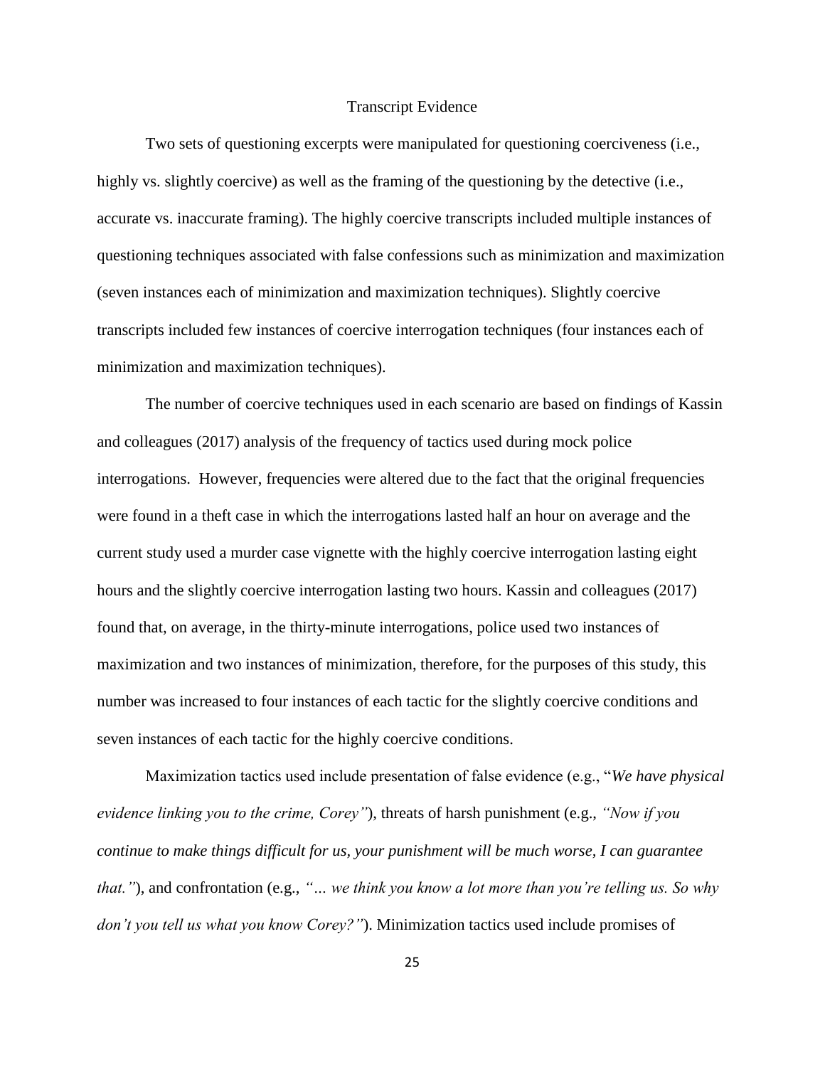## Transcript Evidence

Two sets of questioning excerpts were manipulated for questioning coerciveness (i.e., highly vs. slightly coercive) as well as the framing of the questioning by the detective (i.e., accurate vs. inaccurate framing). The highly coercive transcripts included multiple instances of questioning techniques associated with false confessions such as minimization and maximization (seven instances each of minimization and maximization techniques). Slightly coercive transcripts included few instances of coercive interrogation techniques (four instances each of minimization and maximization techniques).

The number of coercive techniques used in each scenario are based on findings of Kassin and colleagues (2017) analysis of the frequency of tactics used during mock police interrogations. However, frequencies were altered due to the fact that the original frequencies were found in a theft case in which the interrogations lasted half an hour on average and the current study used a murder case vignette with the highly coercive interrogation lasting eight hours and the slightly coercive interrogation lasting two hours. Kassin and colleagues (2017) found that, on average, in the thirty-minute interrogations, police used two instances of maximization and two instances of minimization, therefore, for the purposes of this study, this number was increased to four instances of each tactic for the slightly coercive conditions and seven instances of each tactic for the highly coercive conditions.

Maximization tactics used include presentation of false evidence (e.g., "*We have physical evidence linking you to the crime, Corey"*), threats of harsh punishment (e.g., *"Now if you continue to make things difficult for us, your punishment will be much worse, I can guarantee that."*), and confrontation (e.g., *"… we think you know a lot more than you're telling us. So why don't you tell us what you know Corey?"*). Minimization tactics used include promises of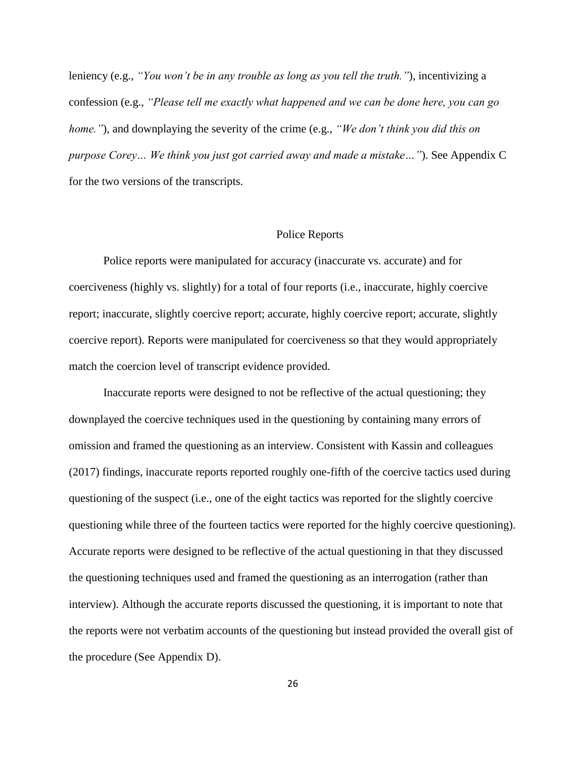leniency (e.g., *"You won't be in any trouble as long as you tell the truth."*), incentivizing a confession (e.g., *"Please tell me exactly what happened and we can be done here, you can go home."*), and downplaying the severity of the crime (e.g., *"We don't think you did this on purpose Corey… We think you just got carried away and made a mistake…"*). See Appendix C for the two versions of the transcripts.

## Police Reports

Police reports were manipulated for accuracy (inaccurate vs. accurate) and for coerciveness (highly vs. slightly) for a total of four reports (i.e., inaccurate, highly coercive report; inaccurate, slightly coercive report; accurate, highly coercive report; accurate, slightly coercive report). Reports were manipulated for coerciveness so that they would appropriately match the coercion level of transcript evidence provided.

Inaccurate reports were designed to not be reflective of the actual questioning; they downplayed the coercive techniques used in the questioning by containing many errors of omission and framed the questioning as an interview. Consistent with Kassin and colleagues (2017) findings, inaccurate reports reported roughly one-fifth of the coercive tactics used during questioning of the suspect (i.e., one of the eight tactics was reported for the slightly coercive questioning while three of the fourteen tactics were reported for the highly coercive questioning). Accurate reports were designed to be reflective of the actual questioning in that they discussed the questioning techniques used and framed the questioning as an interrogation (rather than interview). Although the accurate reports discussed the questioning, it is important to note that the reports were not verbatim accounts of the questioning but instead provided the overall gist of the procedure (See Appendix D).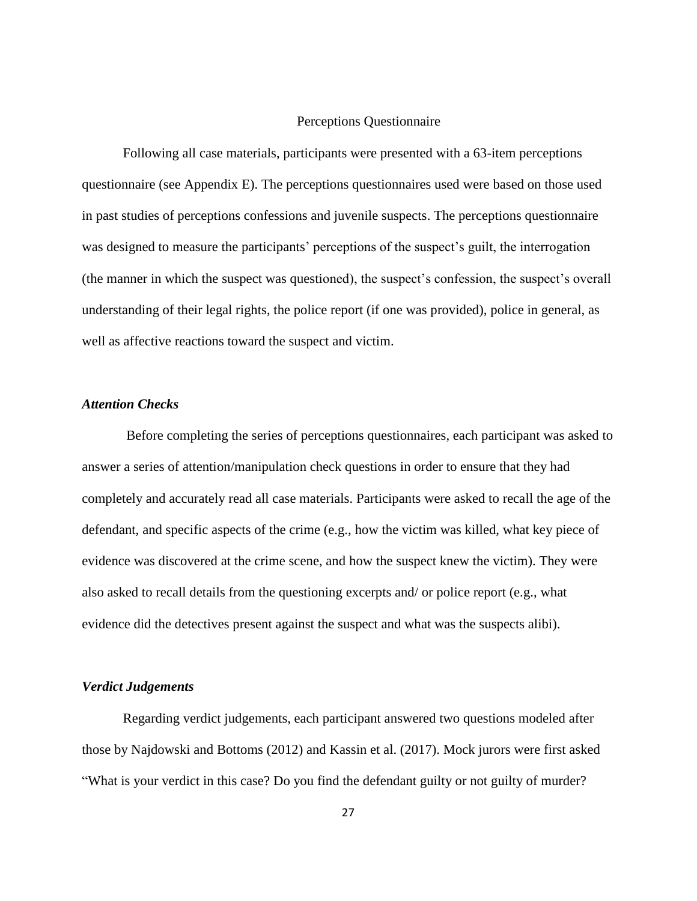## Perceptions Questionnaire

Following all case materials, participants were presented with a 63-item perceptions questionnaire (see Appendix E). The perceptions questionnaires used were based on those used in past studies of perceptions confessions and juvenile suspects. The perceptions questionnaire was designed to measure the participants' perceptions of the suspect's guilt, the interrogation (the manner in which the suspect was questioned), the suspect's confession, the suspect's overall understanding of their legal rights, the police report (if one was provided), police in general, as well as affective reactions toward the suspect and victim.

### *Attention Checks*

Before completing the series of perceptions questionnaires, each participant was asked to answer a series of attention/manipulation check questions in order to ensure that they had completely and accurately read all case materials. Participants were asked to recall the age of the defendant, and specific aspects of the crime (e.g., how the victim was killed, what key piece of evidence was discovered at the crime scene, and how the suspect knew the victim). They were also asked to recall details from the questioning excerpts and/ or police report (e.g., what evidence did the detectives present against the suspect and what was the suspects alibi).

### *Verdict Judgements*

Regarding verdict judgements, each participant answered two questions modeled after those by Najdowski and Bottoms (2012) and Kassin et al. (2017). Mock jurors were first asked "What is your verdict in this case? Do you find the defendant guilty or not guilty of murder?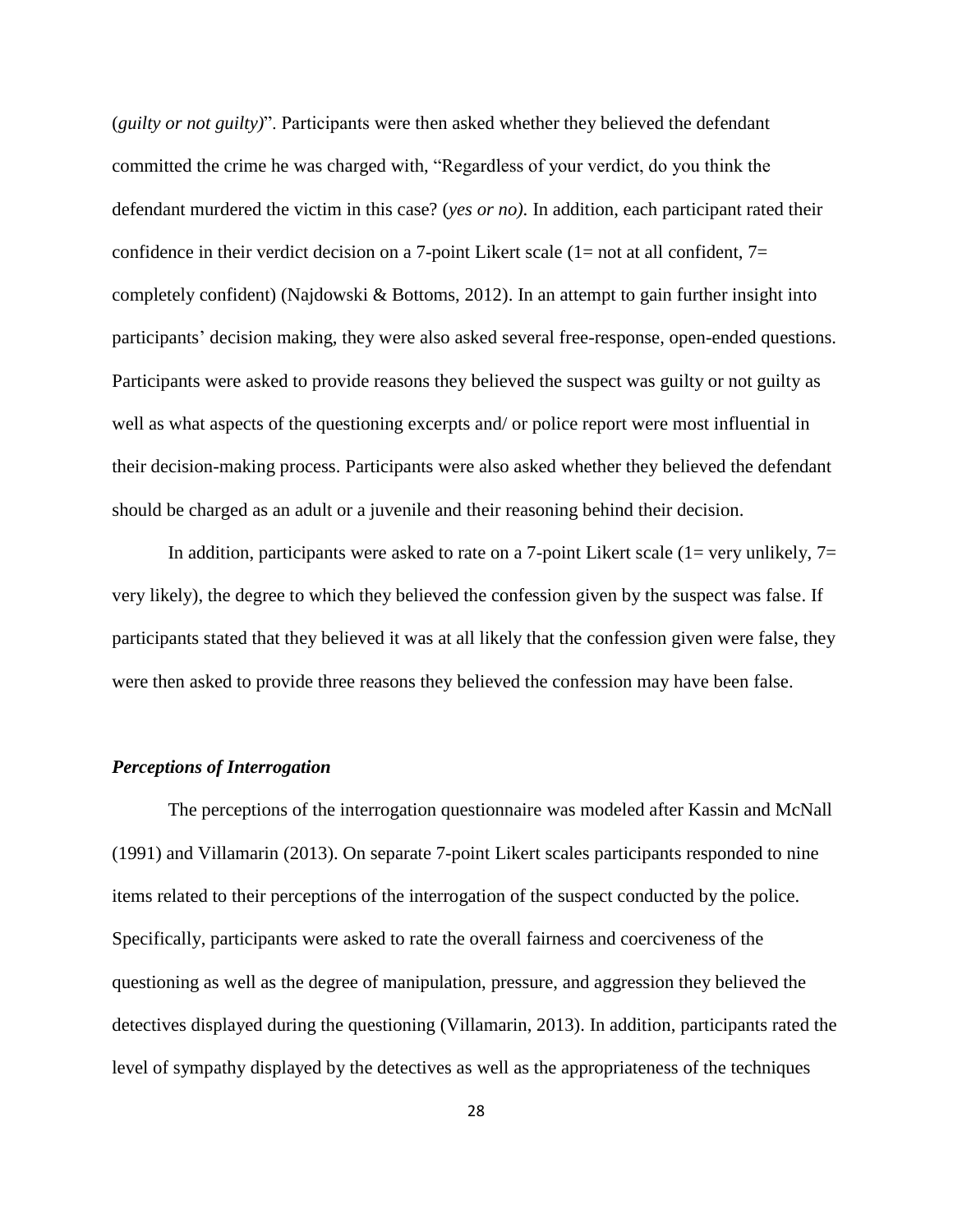(*guilty or not guilty)*". Participants were then asked whether they believed the defendant committed the crime he was charged with, "Regardless of your verdict, do you think the defendant murdered the victim in this case? (*yes or no).* In addition, each participant rated their confidence in their verdict decision on a 7-point Likert scale (1= not at all confident, 7= completely confident) (Najdowski & Bottoms, 2012). In an attempt to gain further insight into participants' decision making, they were also asked several free-response, open-ended questions. Participants were asked to provide reasons they believed the suspect was guilty or not guilty as well as what aspects of the questioning excerpts and/ or police report were most influential in their decision-making process. Participants were also asked whether they believed the defendant should be charged as an adult or a juvenile and their reasoning behind their decision.

In addition, participants were asked to rate on a 7-point Likert scale (1= very unlikely, 7= very likely), the degree to which they believed the confession given by the suspect was false. If participants stated that they believed it was at all likely that the confession given were false, they were then asked to provide three reasons they believed the confession may have been false.

### *Perceptions of Interrogation*

The perceptions of the interrogation questionnaire was modeled after Kassin and McNall (1991) and Villamarin (2013). On separate 7-point Likert scales participants responded to nine items related to their perceptions of the interrogation of the suspect conducted by the police. Specifically, participants were asked to rate the overall fairness and coerciveness of the questioning as well as the degree of manipulation, pressure, and aggression they believed the detectives displayed during the questioning (Villamarin, 2013). In addition, participants rated the level of sympathy displayed by the detectives as well as the appropriateness of the techniques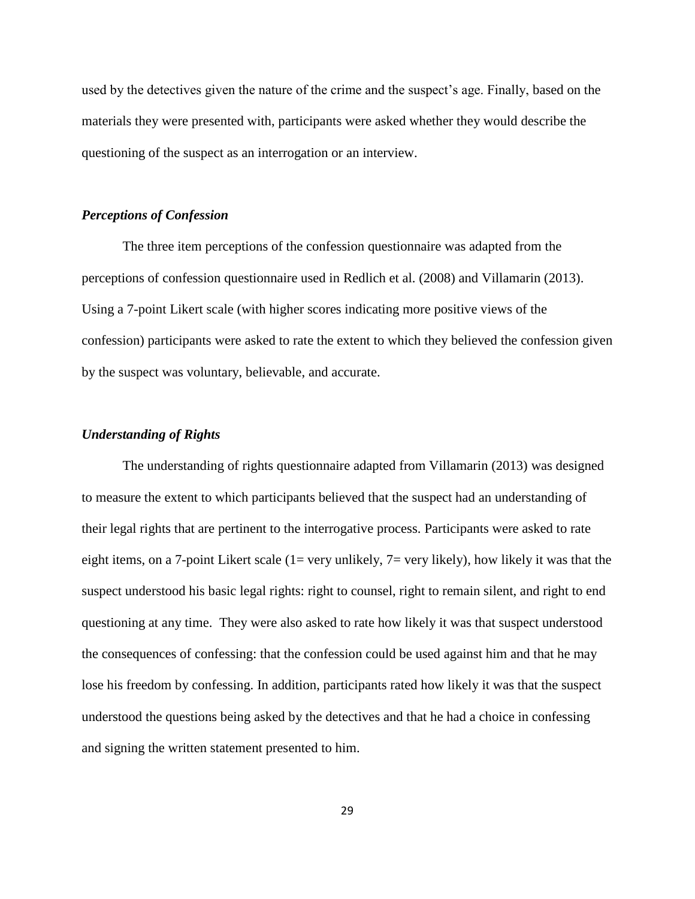used by the detectives given the nature of the crime and the suspect's age. Finally, based on the materials they were presented with, participants were asked whether they would describe the questioning of the suspect as an interrogation or an interview.

### *Perceptions of Confession*

The three item perceptions of the confession questionnaire was adapted from the perceptions of confession questionnaire used in Redlich et al. (2008) and Villamarin (2013). Using a 7-point Likert scale (with higher scores indicating more positive views of the confession) participants were asked to rate the extent to which they believed the confession given by the suspect was voluntary, believable, and accurate.

### *Understanding of Rights*

The understanding of rights questionnaire adapted from Villamarin (2013) was designed to measure the extent to which participants believed that the suspect had an understanding of their legal rights that are pertinent to the interrogative process. Participants were asked to rate eight items, on a 7-point Likert scale (1= very unlikely, 7= very likely), how likely it was that the suspect understood his basic legal rights: right to counsel, right to remain silent, and right to end questioning at any time. They were also asked to rate how likely it was that suspect understood the consequences of confessing: that the confession could be used against him and that he may lose his freedom by confessing. In addition, participants rated how likely it was that the suspect understood the questions being asked by the detectives and that he had a choice in confessing and signing the written statement presented to him.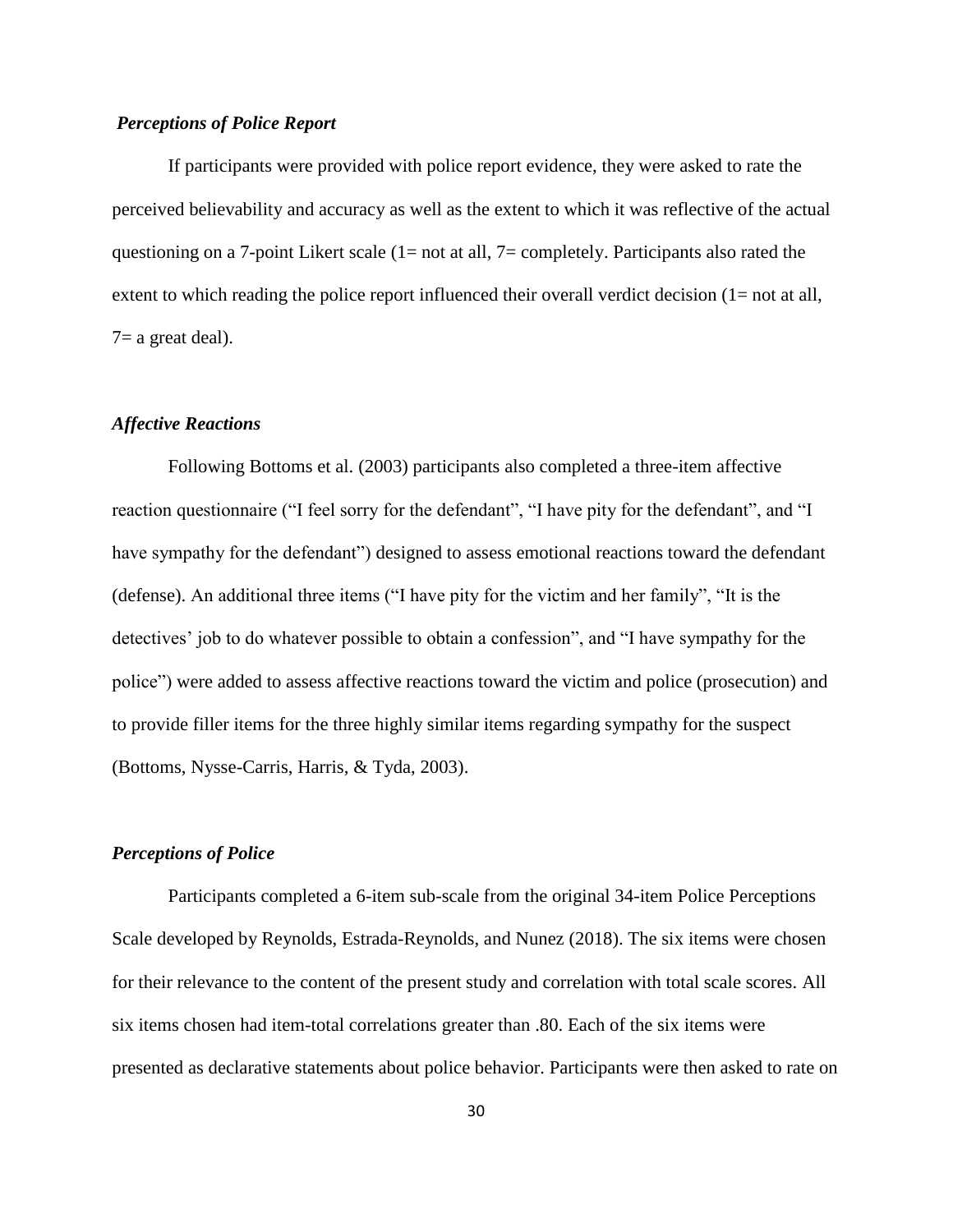### *Perceptions of Police Report*

If participants were provided with police report evidence, they were asked to rate the perceived believability and accuracy as well as the extent to which it was reflective of the actual questioning on a 7-point Likert scale (1= not at all, 7= completely. Participants also rated the extent to which reading the police report influenced their overall verdict decision (1= not at all, 7= a great deal).

### *Affective Reactions*

Following Bottoms et al. (2003) participants also completed a three-item affective reaction questionnaire ("I feel sorry for the defendant", "I have pity for the defendant", and "I have sympathy for the defendant") designed to assess emotional reactions toward the defendant (defense). An additional three items ("I have pity for the victim and her family", "It is the detectives' job to do whatever possible to obtain a confession", and "I have sympathy for the police") were added to assess affective reactions toward the victim and police (prosecution) and to provide filler items for the three highly similar items regarding sympathy for the suspect (Bottoms, Nysse-Carris, Harris, & Tyda, 2003).

### *Perceptions of Police*

Participants completed a 6-item sub-scale from the original 34-item Police Perceptions Scale developed by Reynolds, Estrada-Reynolds, and Nunez (2018). The six items were chosen for their relevance to the content of the present study and correlation with total scale scores. All six items chosen had item-total correlations greater than .80. Each of the six items were presented as declarative statements about police behavior. Participants were then asked to rate on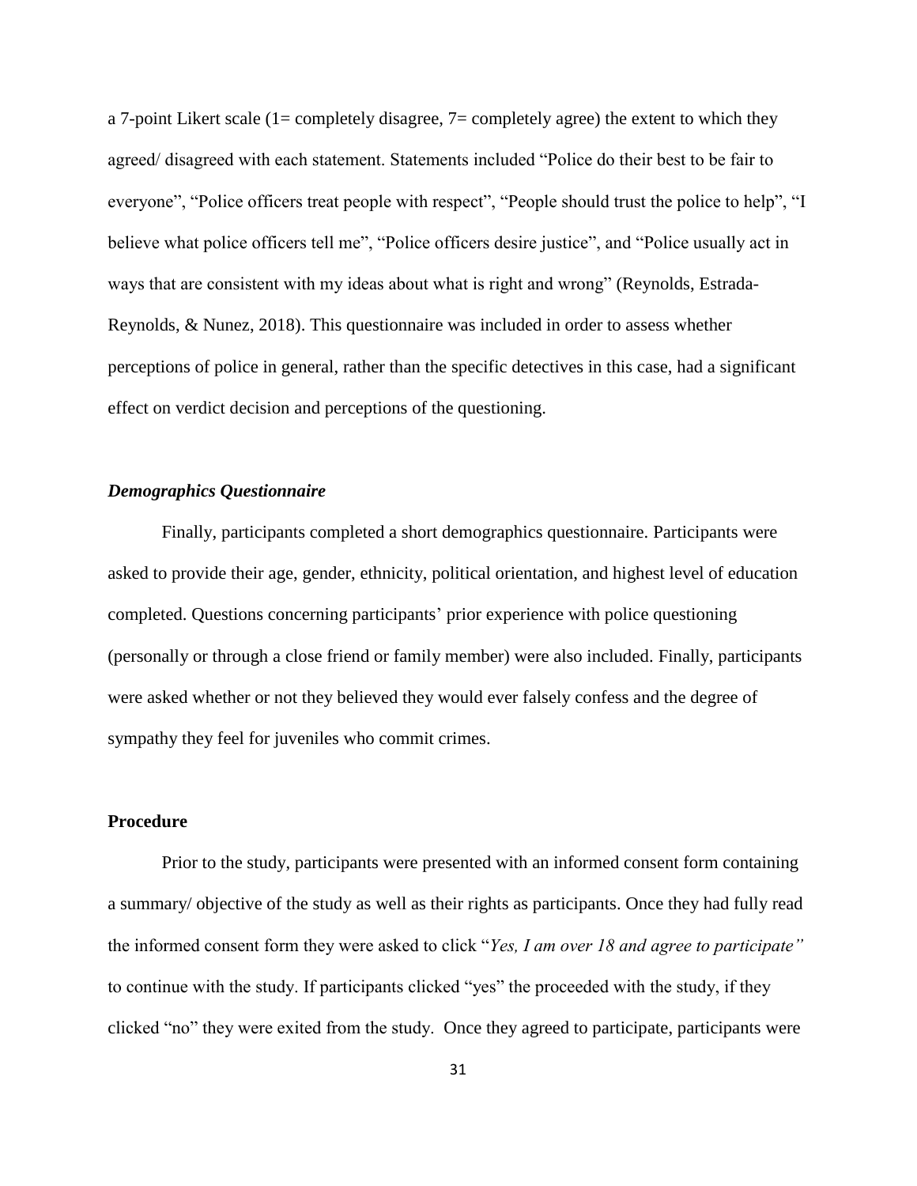a 7-point Likert scale (1= completely disagree, 7= completely agree) the extent to which they agreed/ disagreed with each statement. Statements included "Police do their best to be fair to everyone", "Police officers treat people with respect", "People should trust the police to help", "I believe what police officers tell me", "Police officers desire justice", and "Police usually act in ways that are consistent with my ideas about what is right and wrong" (Reynolds, Estrada-Reynolds, & Nunez, 2018). This questionnaire was included in order to assess whether perceptions of police in general, rather than the specific detectives in this case, had a significant effect on verdict decision and perceptions of the questioning.

### *Demographics Questionnaire*

Finally, participants completed a short demographics questionnaire. Participants were asked to provide their age, gender, ethnicity, political orientation, and highest level of education completed. Questions concerning participants' prior experience with police questioning (personally or through a close friend or family member) were also included. Finally, participants were asked whether or not they believed they would ever falsely confess and the degree of sympathy they feel for juveniles who commit crimes.

## Procedure

Prior to the study, participants were presented with an informed consent form containing a summary/ objective of the study as well as their rights as participants. Once they had fully read the informed consent form they were asked to click "*Yes, I am over 18 and agree to participate"* to continue with the study. If participants clicked "yes" the proceeded with the study, if they clicked "no" they were exited from the study. Once they agreed to participate, participants were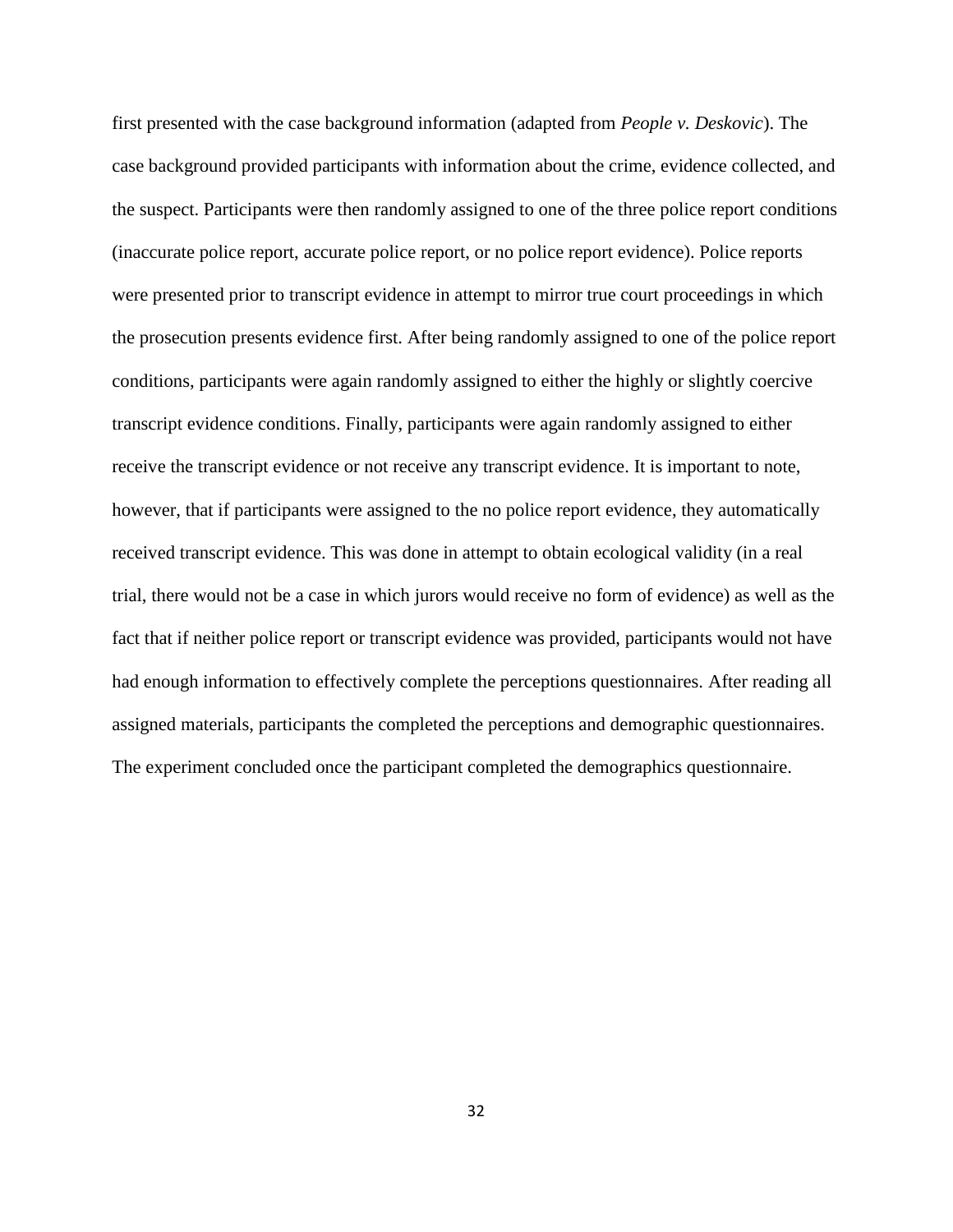first presented with the case background information (adapted from *People v. Deskovic*). The case background provided participants with information about the crime, evidence collected, and the suspect. Participants were then randomly assigned to one of the three police report conditions (inaccurate police report, accurate police report, or no police report evidence). Police reports were presented prior to transcript evidence in attempt to mirror true court proceedings in which the prosecution presents evidence first. After being randomly assigned to one of the police report conditions, participants were again randomly assigned to either the highly or slightly coercive transcript evidence conditions. Finally, participants were again randomly assigned to either receive the transcript evidence or not receive any transcript evidence. It is important to note, however, that if participants were assigned to the no police report evidence, they automatically received transcript evidence. This was done in attempt to obtain ecological validity (in a real trial, there would not be a case in which jurors would receive no form of evidence) as well as the fact that if neither police report or transcript evidence was provided, participants would not have had enough information to effectively complete the perceptions questionnaires. After reading all assigned materials, participants the completed the perceptions and demographic questionnaires. The experiment concluded once the participant completed the demographics questionnaire.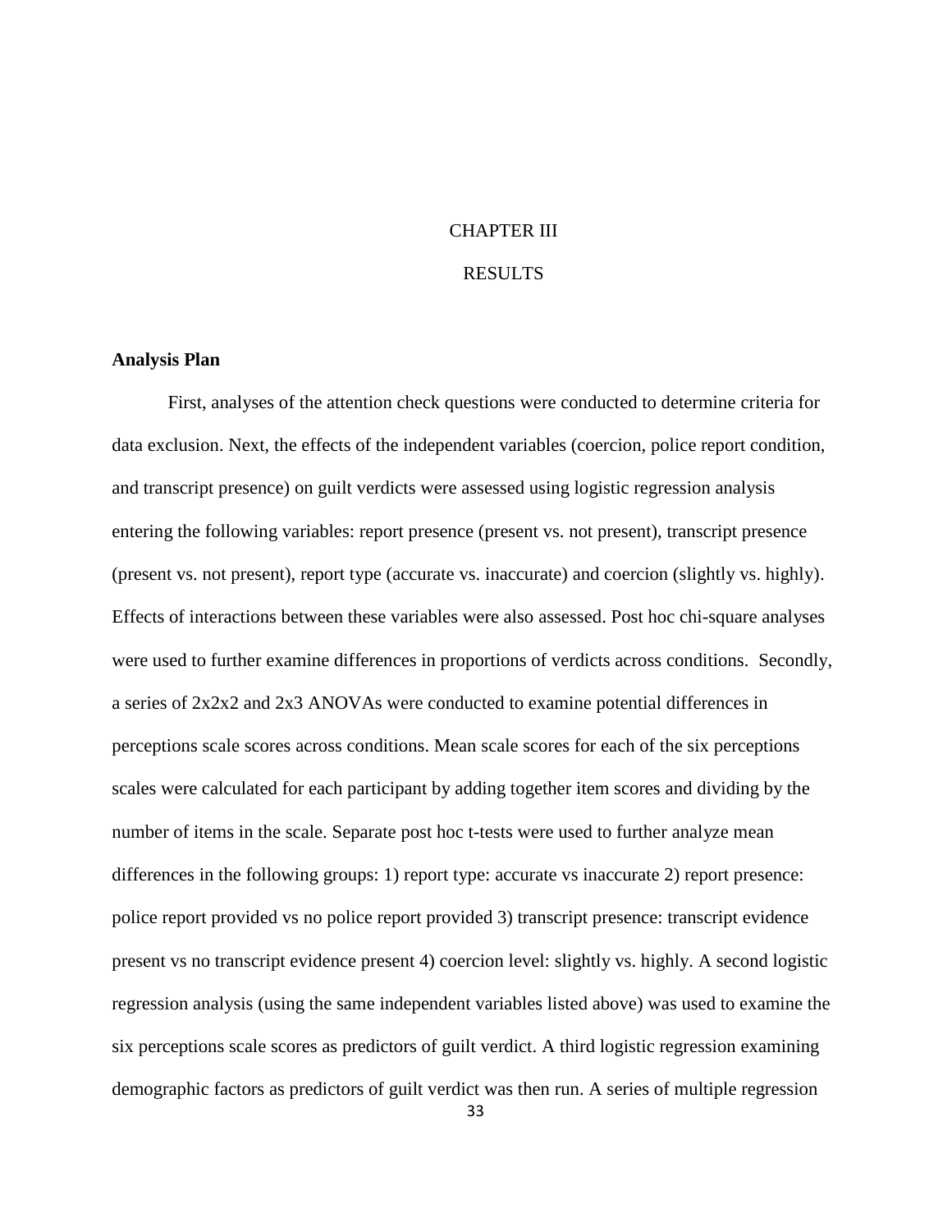# CHAPTER III

# RESULTS

**Analysis Plan**

First, analyses of the attention check questions were conducted to determine criteria for data exclusion. Next, the effects of the independent variables (coercion, police report condition, and transcript presence) on guilt verdicts were assessed using logistic regression analysis entering the following variables: report presence (present vs. not present), transcript presence (present vs. not present), report type (accurate vs. inaccurate) and coercion (slightly vs. highly). Effects of interactions between these variables were also assessed. Post hoc chi-square analyses were used to further examine differences in proportions of verdicts across conditions. Secondly, a series of 2x2x2 and 2x3 ANOVAs were conducted to examine potential differences in perceptions scale scores across conditions. Mean scale scores for each of the six perceptions scales were calculated for each participant by adding together item scores and dividing by the number of items in the scale. Separate post hoc t-tests were used to further analyze mean differences in the following groups: 1) report type: accurate vs inaccurate 2) report presence: police report provided vs no police report provided 3) transcript presence: transcript evidence present vs no transcript evidence present 4) coercion level: slightly vs. highly. A second logistic regression analysis (using the same independent variables listed above) was used to examine the six perceptions scale scores as predictors of guilt verdict. A third logistic regression examining demographic factors as predictors of guilt verdict was then run. A series of multiple regression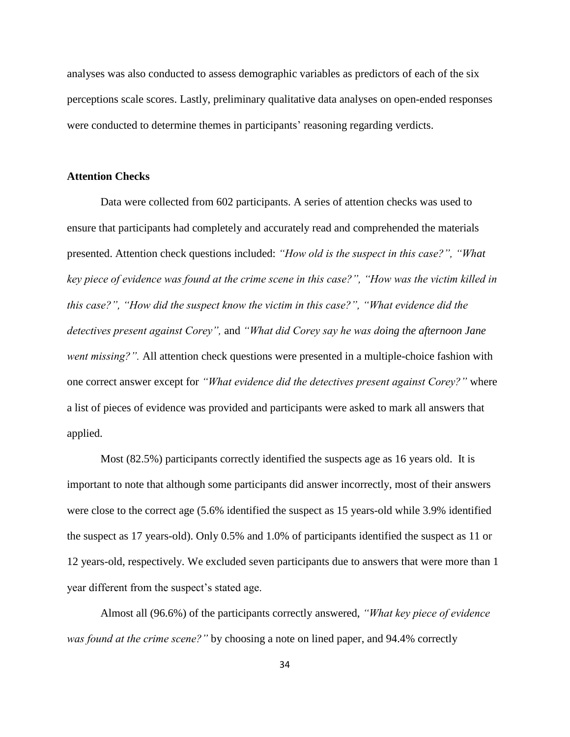analyses was also conducted to assess demographic variables as predictors of each of the six perceptions scale scores. Lastly, preliminary qualitative data analyses on open-ended responses were conducted to determine themes in participants' reasoning regarding verdicts.

### Attention Checks

Data were collected from 602 participants. A series of attention checks was used to ensure that participants had completely and accurately read and comprehended the materials presented. Attention check questions included: *"How old is the suspect in this case?", "What key piece of evidence was found at the crime scene in this case?", "How was the victim killed in this case?", "How did the suspect know the victim in this case?", "What evidence did the detectives present against Corey",* and *"What did Corey say he was doing the afternoon Jane went missing?".* All attention check questions were presented in a multiple-choice fashion with one correct answer except for *"What evidence did the detectives present against Corey?"* where a list of pieces of evidence was provided and participants were asked to mark all answers that applied.

Most (82.5%) participants correctly identified the suspects age as 16 years old. It is important to note that although some participants did answer incorrectly, most of their answers were close to the correct age (5.6% identified the suspect as 15 years-old while 3.9% identified the suspect as 17 years-old). Only 0.5% and 1.0% of participants identified the suspect as 11 or 12 years-old, respectively. We excluded seven participants due to answers that were more than 1 year different from the suspect's stated age.

Almost all (96.6%) of the participants correctly answered, *"What key piece of evidence was found at the crime scene?"* by choosing a note on lined paper, and 94.4% correctly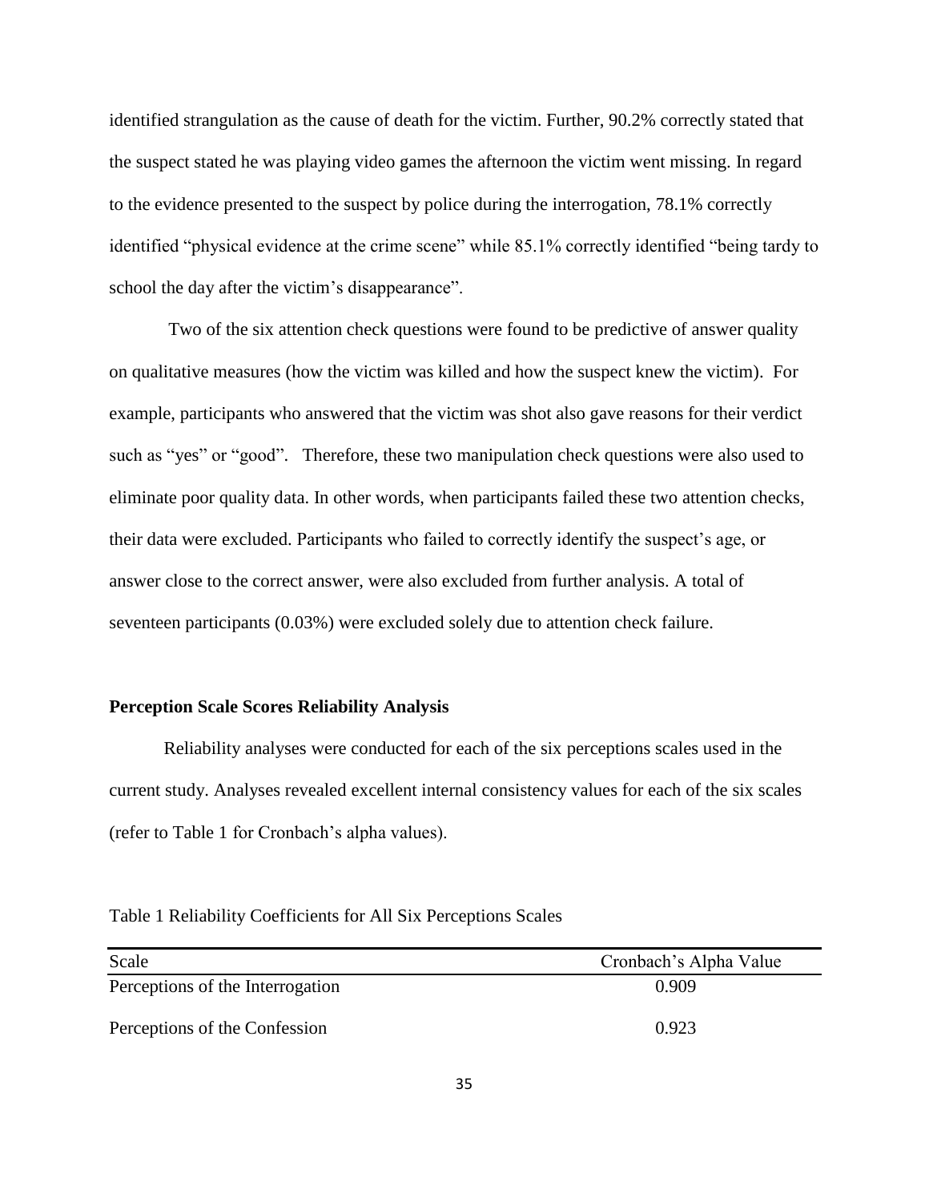identified strangulation as the cause of death for the victim. Further, 90.2% correctly stated that the suspect stated he was playing video games the afternoon the victim went missing. In regard to the evidence presented to the suspect by police during the interrogation, 78.1% correctly identified "physical evidence at the crime scene" while 85.1% correctly identified "being tardy to school the day after the victim's disappearance".

Two of the six attention check questions were found to be predictive of answer quality on qualitative measures (how the victim was killed and how the suspect knew the victim). For example, participants who answered that the victim was shot also gave reasons for their verdict such as "yes" or "good". Therefore, these two manipulation check questions were also used to eliminate poor quality data. In other words, when participants failed these two attention checks, their data were excluded. Participants who failed to correctly identify the suspect's age, or answer close to the correct answer, were also excluded from further analysis. A total of seventeen participants (0.03%) were excluded solely due to attention check failure.

**Perception Scale Scores Reliability Analysis**

Reliability analyses were conducted for each of the six perceptions scales used in the current study. Analyses revealed excellent internal consistency values for each of the six scales (refer to Table 1 for Cronbach's alpha values).

Table 1 Reliability Coefficients for All Six Perceptions Scales

| Scale | Cronbach's Alpha Value |
|---|---|
| Perceptions of the Interrogation | 0.909 |
| Perceptions of the Confession | 0.923 |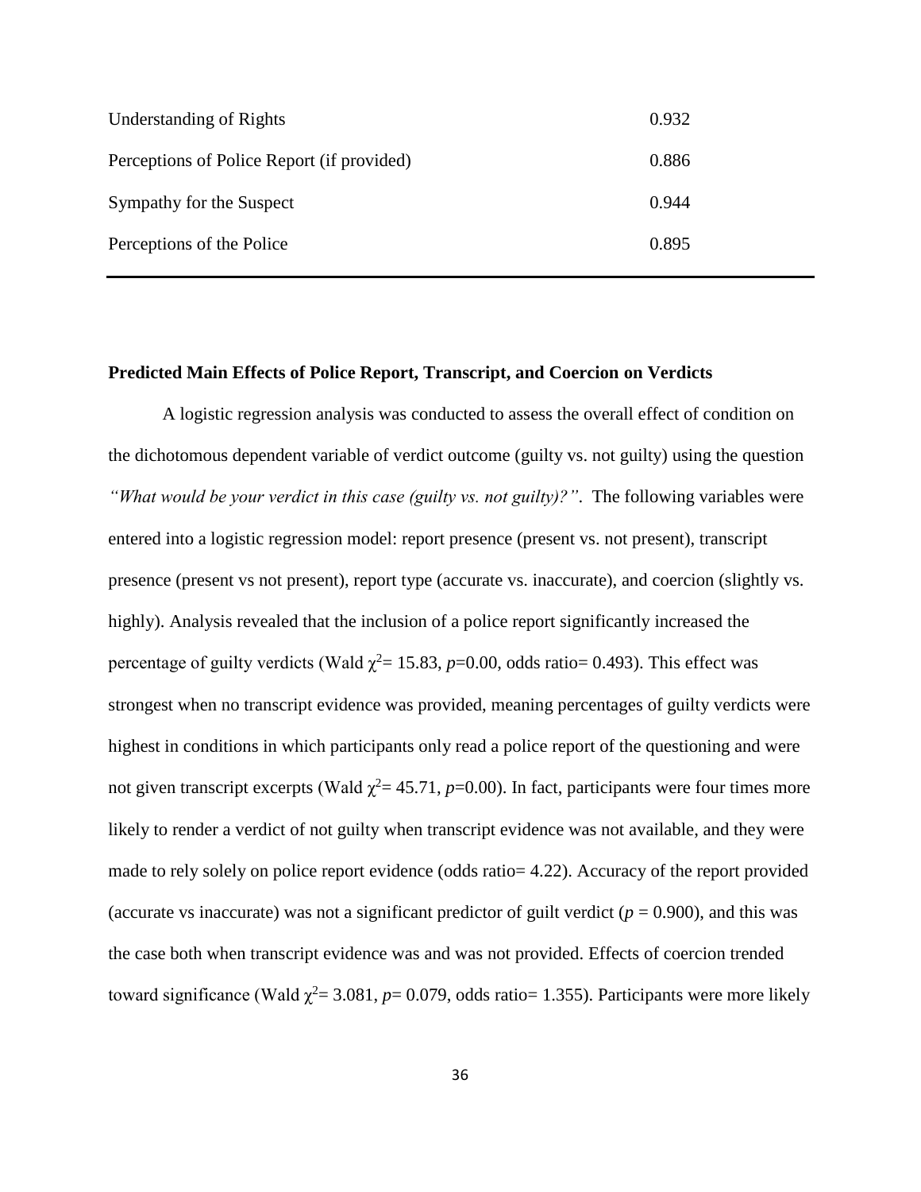| | |
|---|---|
| Understanding of Rights | 0.932 |
| Perceptions of Police Report (if provided) | 0.886 |
| Sympathy for the Suspect | 0.944 |
| Perceptions of the Police | 0.895 |

**Predicted Main Effects of Police Report, Transcript, and Coercion on Verdicts**

A logistic regression analysis was conducted to assess the overall effect of condition on the dichotomous dependent variable of verdict outcome (guilty vs. not guilty) using the question *"What would be your verdict in this case (guilty vs. not guilty)?"*. The following variables were entered into a logistic regression model: report presence (present vs. not present), transcript presence (present vs not present), report type (accurate vs. inaccurate), and coercion (slightly vs. highly). Analysis revealed that the inclusion of a police report significantly increased the percentage of guilty verdicts (Wald $\chi^2$= 15.83, $p$=0.00, odds ratio= 0.493). This effect was strongest when no transcript evidence was provided, meaning percentages of guilty verdicts were highest in conditions in which participants only read a police report of the questioning and were not given transcript excerpts (Wald $\chi^2$= 45.71, $p$=0.00). In fact, participants were four times more likely to render a verdict of not guilty when transcript evidence was not available, and they were made to rely solely on police report evidence (odds ratio= 4.22). Accuracy of the report provided (accurate vs inaccurate) was not a significant predictor of guilt verdict ($p$ = 0.900), and this was the case both when transcript evidence was and was not provided. Effects of coercion trended toward significance (Wald $\chi^2$= 3.081, $p$= 0.079, odds ratio= 1.355). Participants were more likely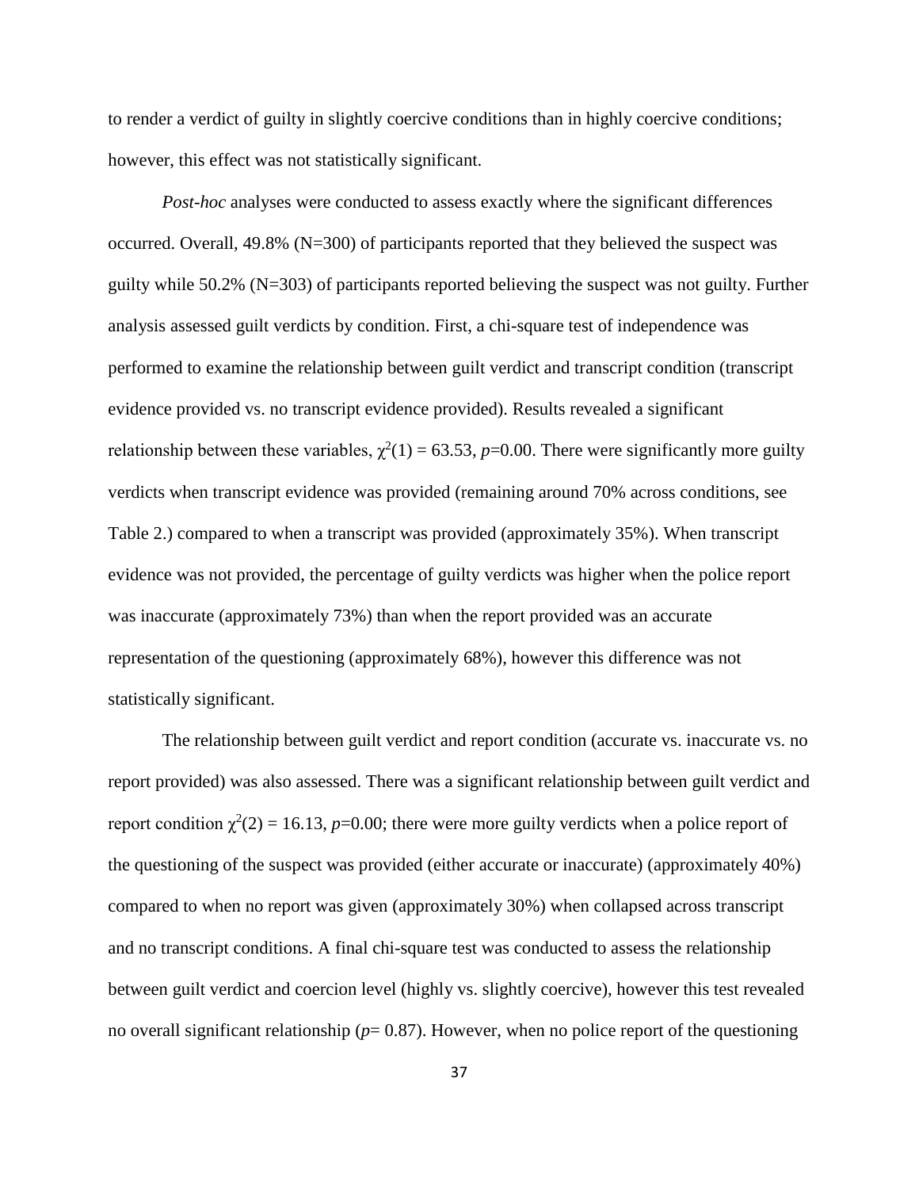to render a verdict of guilty in slightly coercive conditions than in highly coercive conditions; however, this effect was not statistically significant.

*Post-hoc* analyses were conducted to assess exactly where the significant differences occurred. Overall, 49.8% (N=300) of participants reported that they believed the suspect was guilty while 50.2% (N=303) of participants reported believing the suspect was not guilty. Further analysis assessed guilt verdicts by condition. First, a chi-square test of independence was performed to examine the relationship between guilt verdict and transcript condition (transcript evidence provided vs. no transcript evidence provided). Results revealed a significant relationship between these variables, $\chi^2(1) = 63.53$, $p$=0.00. There were significantly more guilty verdicts when transcript evidence was provided (remaining around 70% across conditions, see Table 2.) compared to when a transcript was provided (approximately 35%). When transcript evidence was not provided, the percentage of guilty verdicts was higher when the police report was inaccurate (approximately 73%) than when the report provided was an accurate representation of the questioning (approximately 68%), however this difference was not statistically significant.

The relationship between guilt verdict and report condition (accurate vs. inaccurate vs. no report provided) was also assessed. There was a significant relationship between guilt verdict and report condition $\chi^2(2) = 16.13$, $p$=0.00; there were more guilty verdicts when a police report of the questioning of the suspect was provided (either accurate or inaccurate) (approximately 40%) compared to when no report was given (approximately 30%) when collapsed across transcript and no transcript conditions. A final chi-square test was conducted to assess the relationship between guilt verdict and coercion level (highly vs. slightly coercive), however this test revealed no overall significant relationship ($p$= 0.87). However, when no police report of the questioning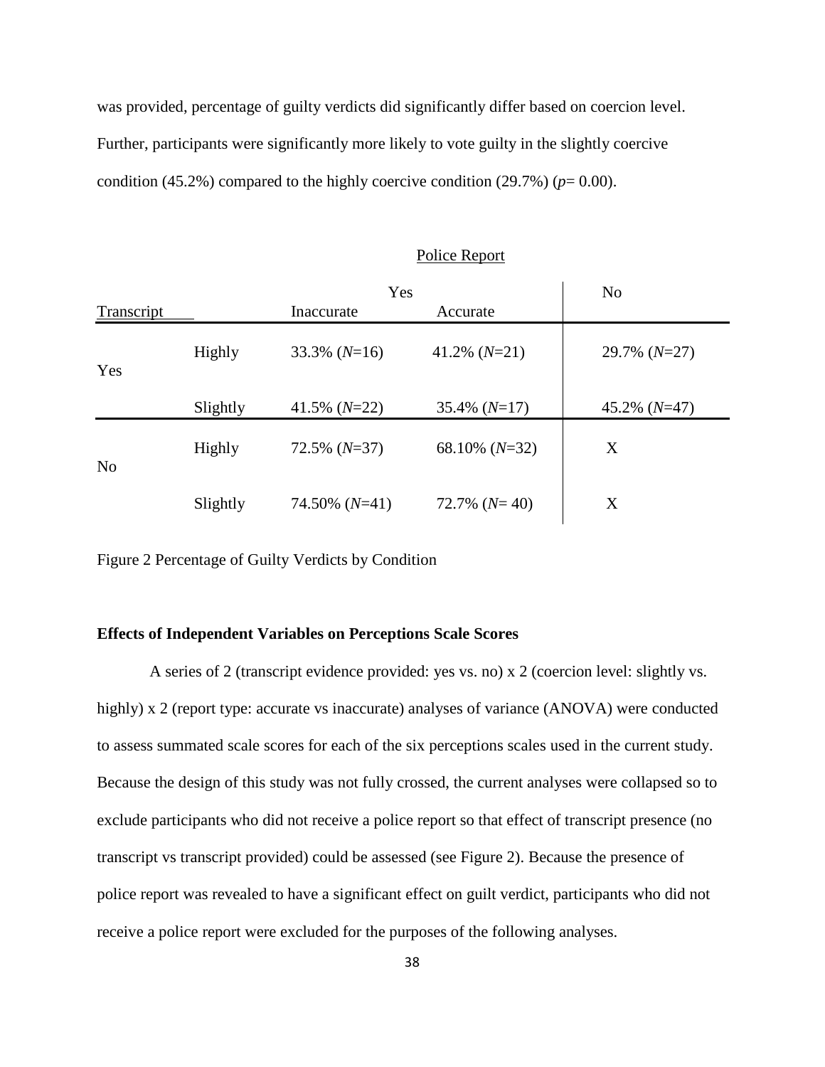was provided, percentage of guilty verdicts did significantly differ based on coercion level. Further, participants were significantly more likely to vote guilty in the slightly coercive condition (45.2%) compared to the highly coercive condition (29.7%) ($p$= 0.00).

| | | Police Report | | |
|---|---|---|---|---|
| | | Yes | | No |
| Transcript | | Inaccurate | Accurate | |
| Yes | Highly | 33.3% ($N$=16) | 41.2% ($N$=21) | 29.7% ($N$=27) |
| | Slightly | 41.5% ($N$=22) | 35.4% ($N$=17) | 45.2% ($N$=47) |
| No | Highly | 72.5% ($N$=37) | 68.10% ($N$=32) | X |
| | Slightly | 74.50% ($N$=41) | 72.7% ($N$= 40) | X |

Figure 2 Percentage of Guilty Verdicts by Condition

**Effects of Independent Variables on Perceptions Scale Scores**

A series of 2 (transcript evidence provided: yes vs. no) x 2 (coercion level: slightly vs. highly) x 2 (report type: accurate vs inaccurate) analyses of variance (ANOVA) were conducted to assess summated scale scores for each of the six perceptions scales used in the current study. Because the design of this study was not fully crossed, the current analyses were collapsed so to exclude participants who did not receive a police report so that effect of transcript presence (no transcript vs transcript provided) could be assessed (see Figure 2). Because the presence of police report was revealed to have a significant effect on guilt verdict, participants who did not receive a police report were excluded for the purposes of the following analyses.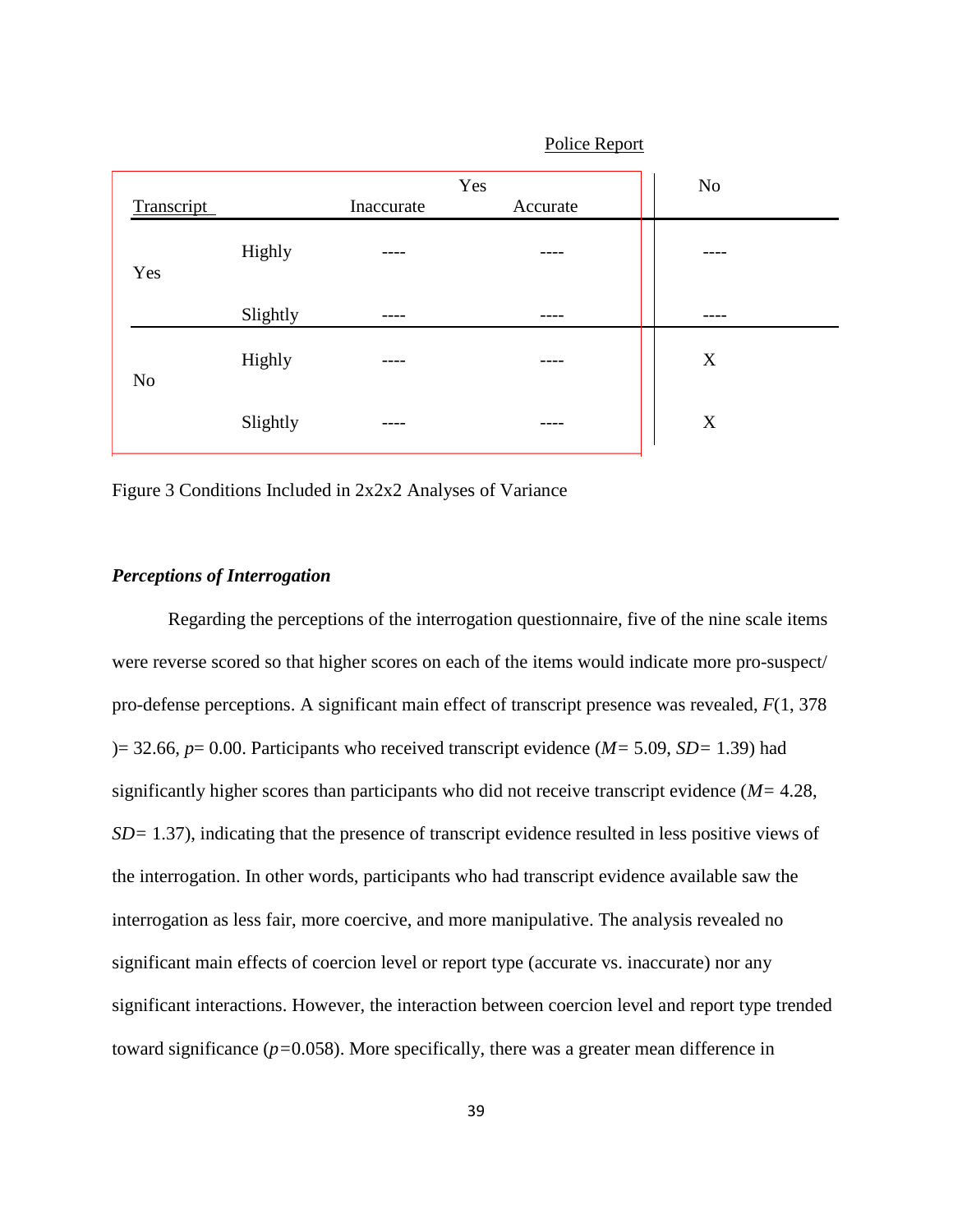| | | Police Report | | |
|---|---|---|---|---|
| | | Yes | | No |
| Transcript | | Inaccurate | Accurate | |
| Yes | Highly | ---- | ---- | ---- |
| | Slightly | ---- | ---- | ---- |
| No | Highly | ---- | ---- | X |
| | Slightly | ---- | ---- | X |

Figure 3 Conditions Included in 2x2x2 Analyses of Variance

### *Perceptions of Interrogation*

Regarding the perceptions of the interrogation questionnaire, five of the nine scale items were reverse scored so that higher scores on each of the items would indicate more pro-suspect/ pro-defense perceptions. A significant main effect of transcript presence was revealed, $F(1, 378) = 32.66$, $p = 0.00$. Participants who received transcript evidence ($M = 5.09$, $SD = 1.39$) had significantly higher scores than participants who did not receive transcript evidence ($M = 4.28$, $SD = 1.37$), indicating that the presence of transcript evidence resulted in less positive views of the interrogation. In other words, participants who had transcript evidence available saw the interrogation as less fair, more coercive, and more manipulative. The analysis revealed no significant main effects of coercion level or report type (accurate vs. inaccurate) nor any significant interactions. However, the interaction between coercion level and report type trended toward significance ($p = 0.058$). More specifically, there was a greater mean difference in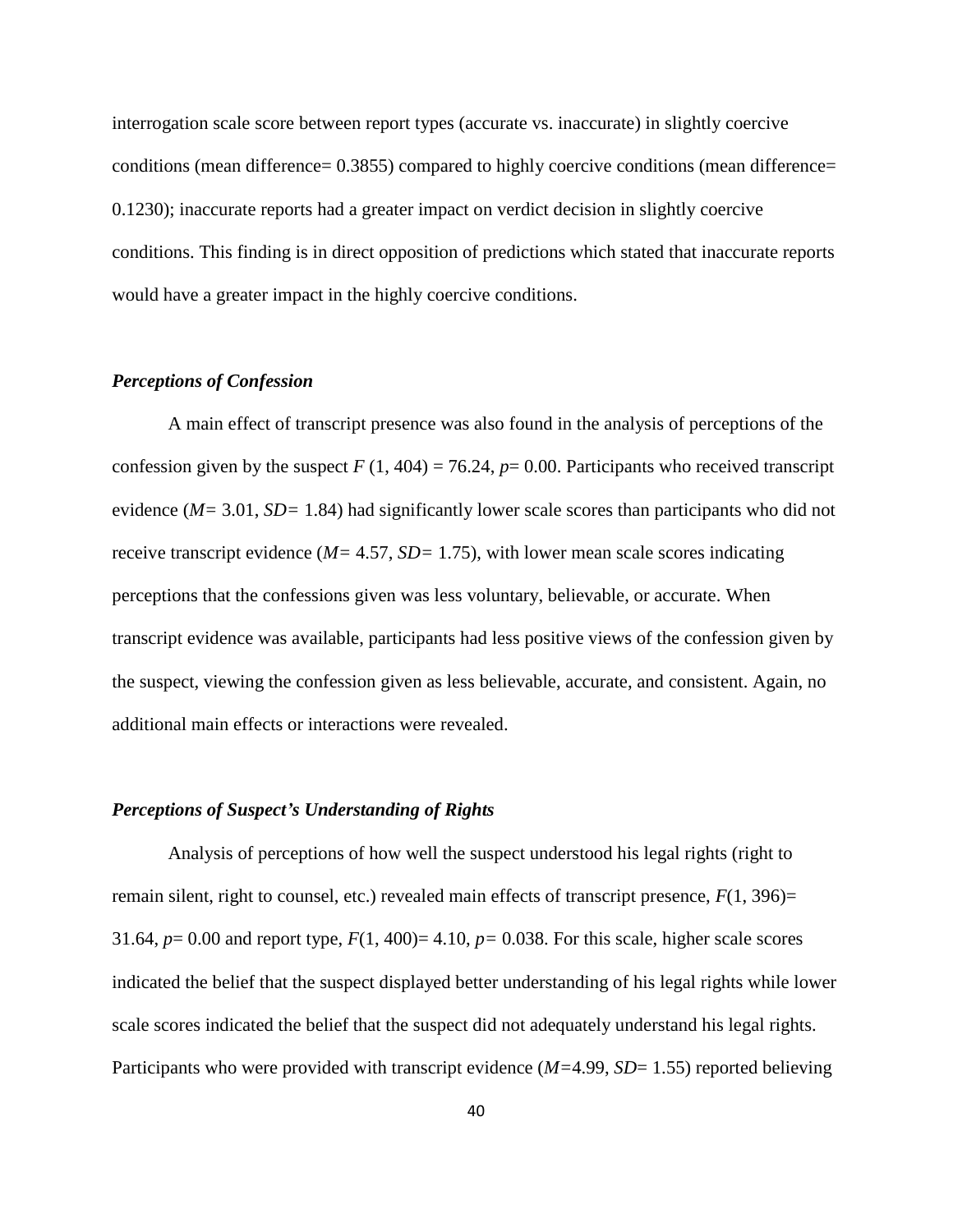interrogation scale score between report types (accurate vs. inaccurate) in slightly coercive conditions (mean difference= 0.3855) compared to highly coercive conditions (mean difference= 0.1230); inaccurate reports had a greater impact on verdict decision in slightly coercive conditions. This finding is in direct opposition of predictions which stated that inaccurate reports would have a greater impact in the highly coercive conditions.

### *Perceptions of Confession*

A main effect of transcript presence was also found in the analysis of perceptions of the confession given by the suspect $F$ (1, 404) = 76.24, $p$= 0.00. Participants who received transcript evidence ($M$= 3.01, $SD$= 1.84) had significantly lower scale scores than participants who did not receive transcript evidence ($M$= 4.57, $SD$= 1.75), with lower mean scale scores indicating perceptions that the confessions given was less voluntary, believable, or accurate. When transcript evidence was available, participants had less positive views of the confession given by the suspect, viewing the confession given as less believable, accurate, and consistent. Again, no additional main effects or interactions were revealed.

### *Perceptions of Suspect's Understanding of Rights*

Analysis of perceptions of how well the suspect understood his legal rights (right to remain silent, right to counsel, etc.) revealed main effects of transcript presence, $F$(1, 396)= 31.64, $p$= 0.00 and report type, $F$(1, 400)= 4.10, $p$= 0.038. For this scale, higher scale scores indicated the belief that the suspect displayed better understanding of his legal rights while lower scale scores indicated the belief that the suspect did not adequately understand his legal rights. Participants who were provided with transcript evidence ($M$=4.99, $SD$= 1.55) reported believing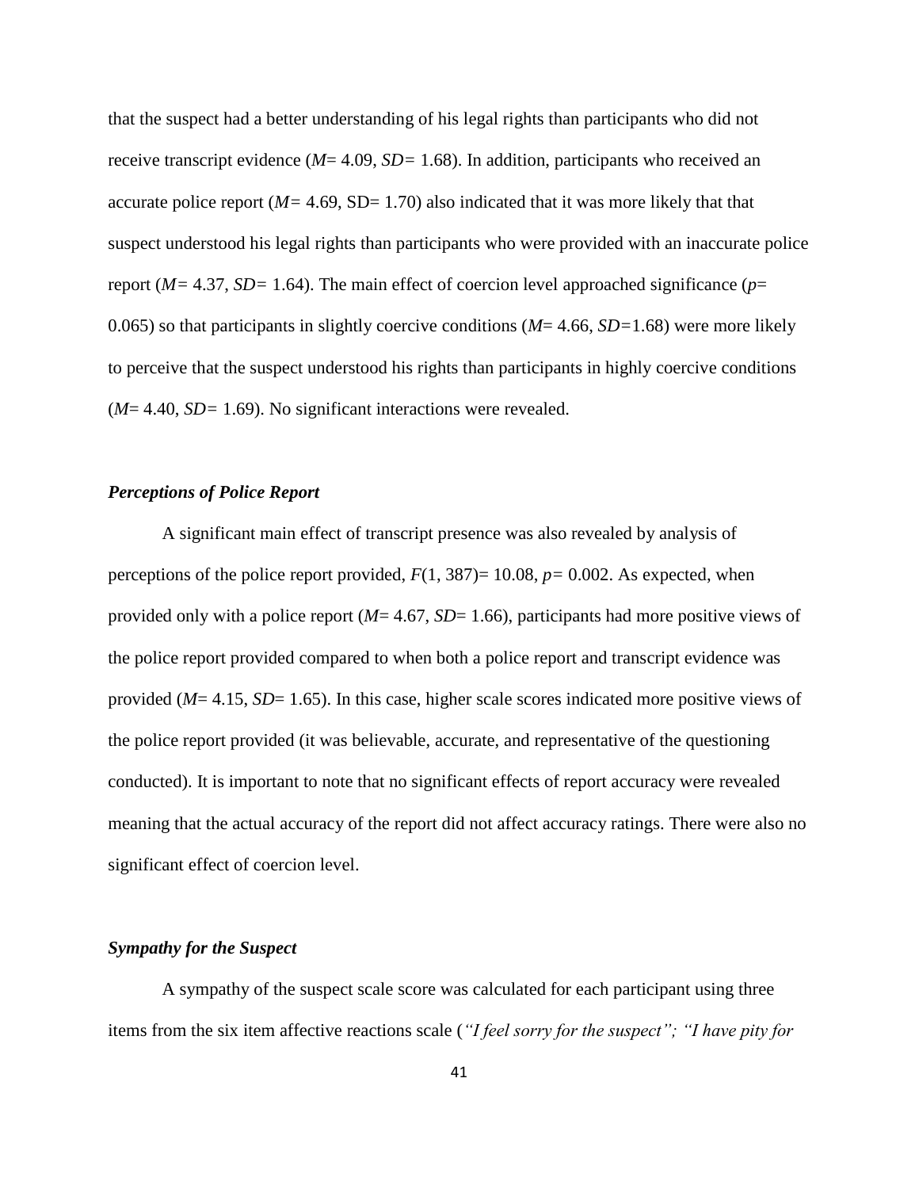that the suspect had a better understanding of his legal rights than participants who did not receive transcript evidence ($M$= 4.09, $SD$= 1.68). In addition, participants who received an accurate police report ($M$= 4.69, SD= 1.70) also indicated that it was more likely that that suspect understood his legal rights than participants who were provided with an inaccurate police report ($M$= 4.37, $SD$= 1.64). The main effect of coercion level approached significance ($p$= 0.065) so that participants in slightly coercive conditions ($M$= 4.66, $SD$=1.68) were more likely to perceive that the suspect understood his rights than participants in highly coercive conditions ($M$= 4.40, $SD$= 1.69). No significant interactions were revealed.

### *Perceptions of Police Report*

A significant main effect of transcript presence was also revealed by analysis of perceptions of the police report provided, $F(1, 387)$= 10.08, $p$= 0.002. As expected, when provided only with a police report ($M$= 4.67, $SD$= 1.66), participants had more positive views of the police report provided compared to when both a police report and transcript evidence was provided ($M$= 4.15, $SD$= 1.65). In this case, higher scale scores indicated more positive views of the police report provided (it was believable, accurate, and representative of the questioning conducted). It is important to note that no significant effects of report accuracy were revealed meaning that the actual accuracy of the report did not affect accuracy ratings. There were also no significant effect of coercion level.

### *Sympathy for the Suspect*

A sympathy of the suspect scale score was calculated for each participant using three items from the six item affective reactions scale (*"I feel sorry for the suspect"; "I have pity for*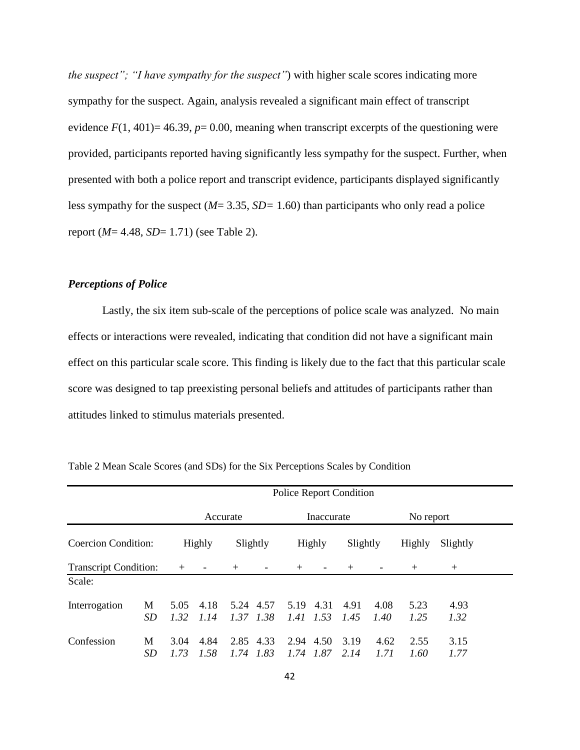*the suspect"; "I have sympathy for the suspect"*) with higher scale scores indicating more sympathy for the suspect. Again, analysis revealed a significant main effect of transcript evidence $F(1, 401)= 46.39$, $p= 0.00$, meaning when transcript excerpts of the questioning were provided, participants reported having significantly less sympathy for the suspect. Further, when presented with both a police report and transcript evidence, participants displayed significantly less sympathy for the suspect ($M= 3.35$, $SD= 1.60$) than participants who only read a police report ($M= 4.48$, $SD= 1.71$) (see Table 2).

### *Perceptions of Police*

Lastly, the six item sub-scale of the perceptions of police scale was analyzed. No main effects or interactions were revealed, indicating that condition did not have a significant main effect on this particular scale score. This finding is likely due to the fact that this particular scale score was designed to tap preexisting personal beliefs and attitudes of participants rather than attitudes linked to stimulus materials presented.

Table 2 Mean Scale Scores (and SDs) for the Six Perceptions Scales by Condition

| | | Police Report Condition | | | | | | | | | |
|---|---|---|---|---|---|---|---|---|---|---|---|
| | | Accurate | | | | Inaccurate | | | | No report | |
| Coercion Condition: | | Highly | | Slightly | | Highly | | Slightly | | Highly | Slightly |
| Transcript Condition: | | + | - | + | - | + | - | + | - | + | + |
| Scale: | | | | | | | | | | | |
| Interrogation | M | 5.05 | 4.18 | 5.24 | 4.57 | 5.19 | 4.31 | 4.91 | 4.08 | 5.23 | 4.93 |
| | *SD* | *1.32* | *1.14* | *1.37* | *1.38* | *1.41* | *1.53* | *1.45* | *1.40* | *1.25* | *1.32* |
| Confession | M | 3.04 | 4.84 | 2.85 | 4.33 | 2.94 | 4.50 | 3.19 | 4.62 | 2.55 | 3.15 |
| | *SD* | *1.73* | *1.58* | *1.74* | *1.83* | *1.74* | *1.87* | *2.14* | *1.71* | *1.60* | *1.77* |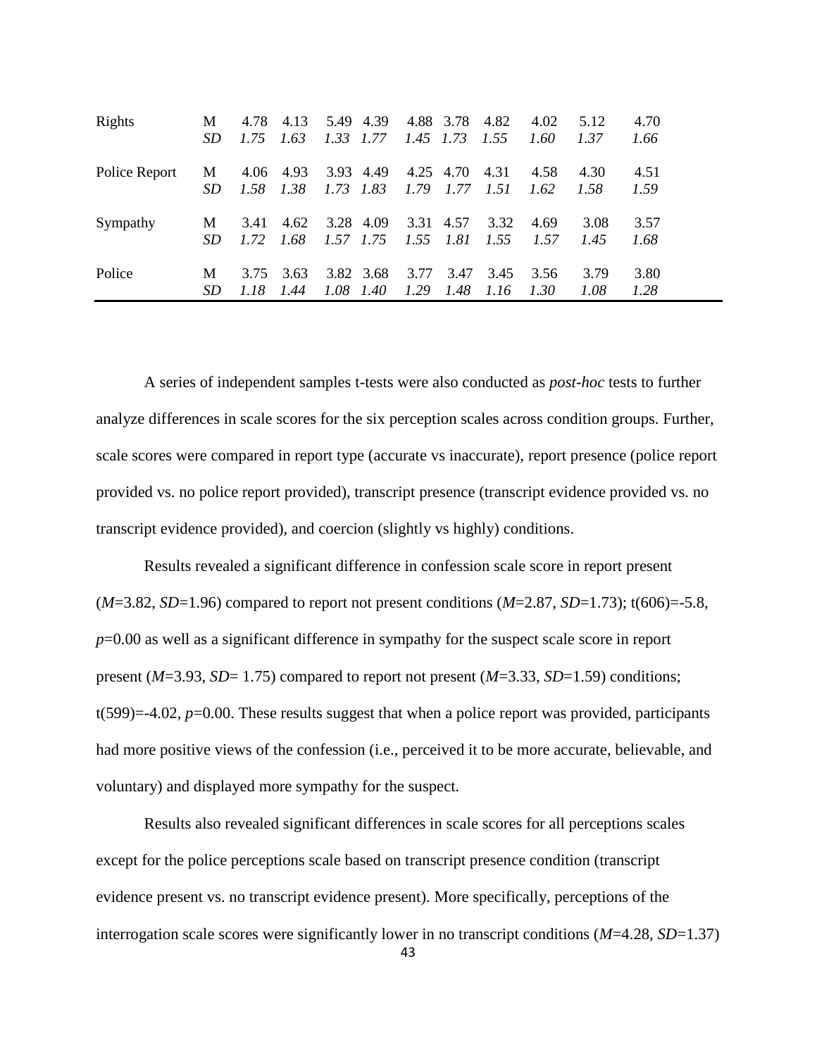| | | | | | | | | | | | |
|---|---|---|---|---|---|---|---|---|---|---|---|
| Rights | M | 4.78 | 4.13 | 5.49 | 4.39 | 4.88 | 3.78 | 4.82 | 4.02 | 5.12 | 4.70 |
| | *SD* | *1.75* | *1.63* | *1.33* | *1.77* | *1.45* | *1.73* | *1.55* | *1.60* | *1.37* | *1.66* |
| Police Report | M | 4.06 | 4.93 | 3.93 | 4.49 | 4.25 | 4.70 | 4.31 | 4.58 | 4.30 | 4.51 |
| | *SD* | *1.58* | *1.38* | *1.73* | *1.83* | *1.79* | *1.77* | *1.51* | *1.62* | *1.58* | *1.59* |
| Sympathy | M | 3.41 | 4.62 | 3.28 | 4.09 | 3.31 | 4.57 | 3.32 | 4.69 | 3.08 | 3.57 |
| | *SD* | *1.72* | *1.68* | *1.57* | *1.75* | *1.55* | *1.81* | *1.55* | *1.57* | *1.45* | *1.68* |
| Police | M | 3.75 | 3.63 | 3.82 | 3.68 | 3.77 | 3.47 | 3.45 | 3.56 | 3.79 | 3.80 |
| | *SD* | *1.18* | *1.44* | *1.08* | *1.40* | *1.29* | *1.48* | *1.16* | *1.30* | *1.08* | *1.28* |

A series of independent samples t-tests were also conducted as *post-hoc* tests to further analyze differences in scale scores for the six perception scales across condition groups. Further, scale scores were compared in report type (accurate vs inaccurate), report presence (police report provided vs. no police report provided), transcript presence (transcript evidence provided vs. no transcript evidence provided), and coercion (slightly vs highly) conditions.

Results revealed a significant difference in confession scale score in report present ($M$=3.82, $SD$=1.96) compared to report not present conditions ($M$=2.87, $SD$=1.73); $t(606)=-5.8$, $p$=0.00 as well as a significant difference in sympathy for the suspect scale score in report present ($M$=3.93, $SD$= 1.75) compared to report not present ($M$=3.33, $SD$=1.59) conditions; $t(599)=-4.02$, $p$=0.00. These results suggest that when a police report was provided, participants had more positive views of the confession (i.e., perceived it to be more accurate, believable, and voluntary) and displayed more sympathy for the suspect.

Results also revealed significant differences in scale scores for all perceptions scales except for the police perceptions scale based on transcript presence condition (transcript evidence present vs. no transcript evidence present). More specifically, perceptions of the interrogation scale scores were significantly lower in no transcript conditions ($M$=4.28, $SD$=1.37)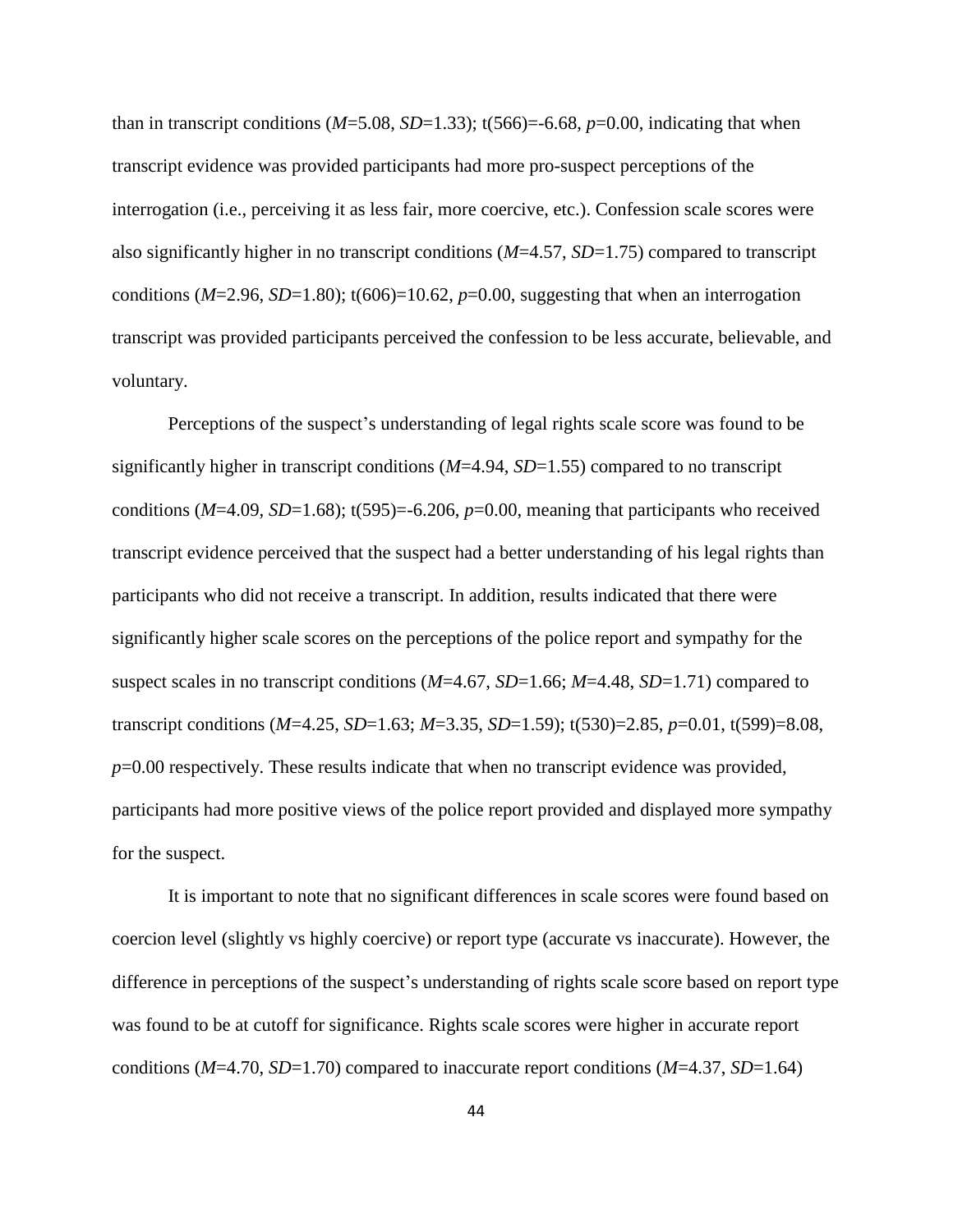than in transcript conditions (*M*=5.08, *SD*=1.33); t(566)=-6.68, *p*=0.00, indicating that when transcript evidence was provided participants had more pro-suspect perceptions of the interrogation (i.e., perceiving it as less fair, more coercive, etc.). Confession scale scores were also significantly higher in no transcript conditions (*M*=4.57, *SD*=1.75) compared to transcript conditions (*M*=2.96, *SD*=1.80); t(606)=10.62, *p*=0.00, suggesting that when an interrogation transcript was provided participants perceived the confession to be less accurate, believable, and voluntary.

Perceptions of the suspect's understanding of legal rights scale score was found to be significantly higher in transcript conditions (*M*=4.94, *SD*=1.55) compared to no transcript conditions (*M*=4.09, *SD*=1.68); t(595)=-6.206, *p*=0.00, meaning that participants who received transcript evidence perceived that the suspect had a better understanding of his legal rights than participants who did not receive a transcript. In addition, results indicated that there were significantly higher scale scores on the perceptions of the police report and sympathy for the suspect scales in no transcript conditions (*M*=4.67, *SD*=1.66; *M*=4.48, *SD*=1.71) compared to transcript conditions (*M*=4.25, *SD*=1.63; *M*=3.35, *SD*=1.59); t(530)=2.85, *p*=0.01, t(599)=8.08, *p*=0.00 respectively. These results indicate that when no transcript evidence was provided, participants had more positive views of the police report provided and displayed more sympathy for the suspect.

It is important to note that no significant differences in scale scores were found based on coercion level (slightly vs highly coercive) or report type (accurate vs inaccurate). However, the difference in perceptions of the suspect's understanding of rights scale score based on report type was found to be at cutoff for significance. Rights scale scores were higher in accurate report conditions (*M*=4.70, *SD*=1.70) compared to inaccurate report conditions (*M*=4.37, *SD*=1.64)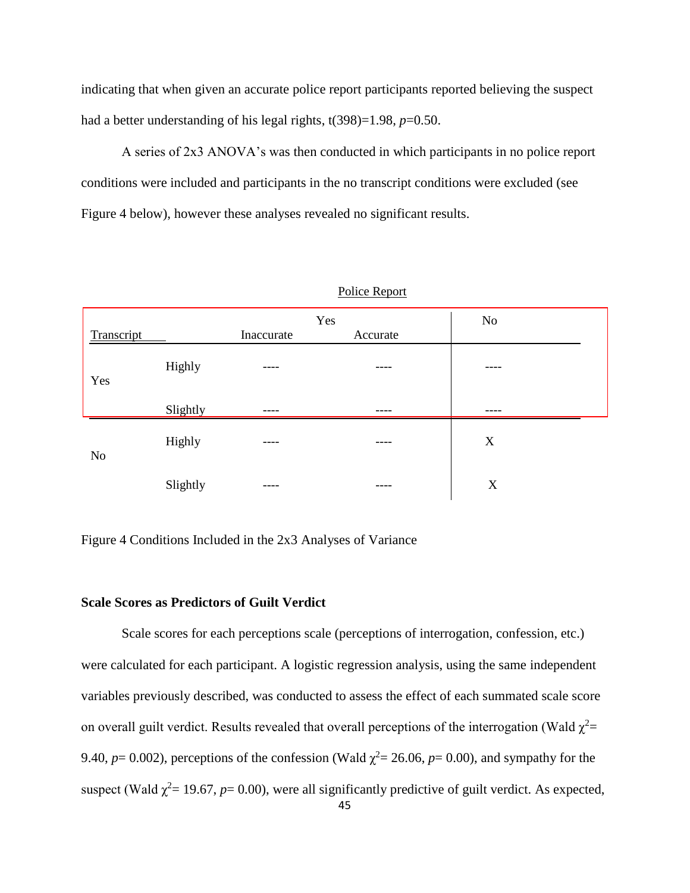indicating that when given an accurate police report participants reported believing the suspect had a better understanding of his legal rights, t(398)=1.98, *p*=0.50.

A series of 2x3 ANOVA's was then conducted in which participants in no police report conditions were included and participants in the no transcript conditions were excluded (see Figure 4 below), however these analyses revealed no significant results.

| | | Police Report | | |
|---|---|---|---|---|
| | | Yes | | No |
| Transcript | | Inaccurate | Accurate | |
| Yes | Highly | ---- | ---- | ---- |
| | Slightly | ---- | ---- | ---- |
| No | Highly | ---- | ---- | X |
| | Slightly | ---- | ---- | X |

Figure 4 Conditions Included in the 2x3 Analyses of Variance

**Scale Scores as Predictors of Guilt Verdict**

Scale scores for each perceptions scale (perceptions of interrogation, confession, etc.) were calculated for each participant. A logistic regression analysis, using the same independent variables previously described, was conducted to assess the effect of each summated scale score on overall guilt verdict. Results revealed that overall perceptions of the interrogation (Wald $\chi^2$= 9.40, *p*= 0.002), perceptions of the confession (Wald $\chi^2$= 26.06, *p*= 0.00), and sympathy for the suspect (Wald $\chi^2$= 19.67, *p*= 0.00), were all significantly predictive of guilt verdict. As expected,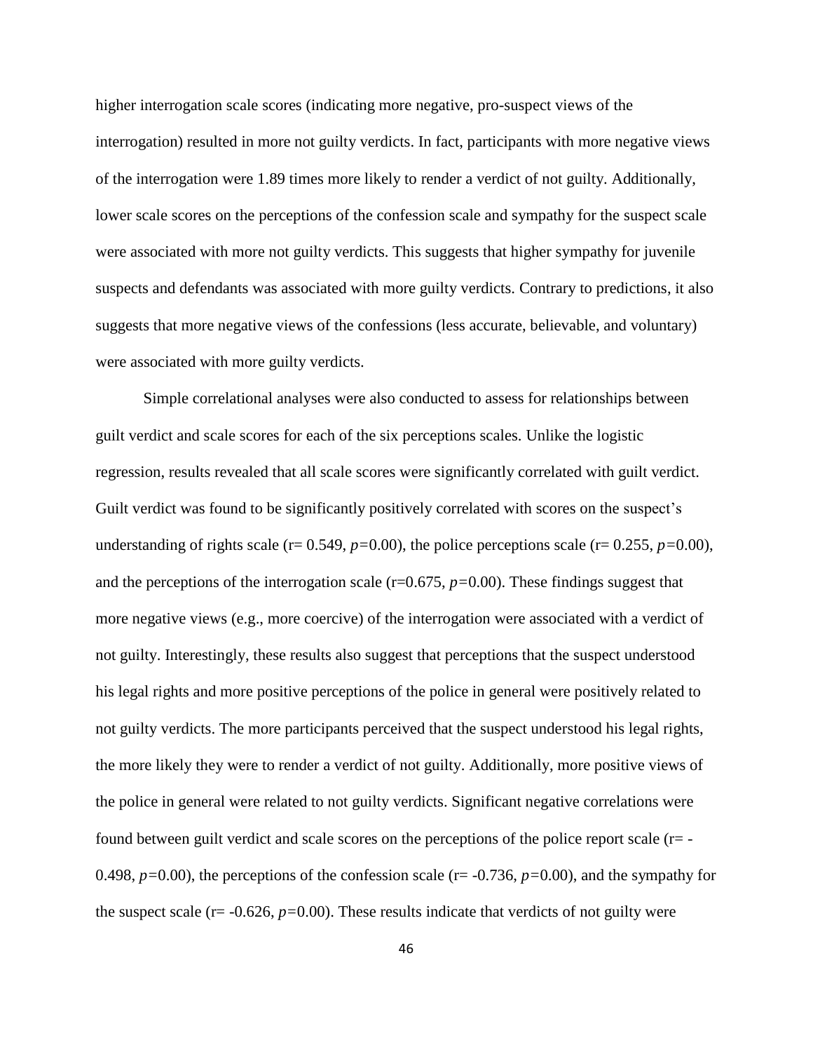higher interrogation scale scores (indicating more negative, pro-suspect views of the interrogation) resulted in more not guilty verdicts. In fact, participants with more negative views of the interrogation were 1.89 times more likely to render a verdict of not guilty. Additionally, lower scale scores on the perceptions of the confession scale and sympathy for the suspect scale were associated with more not guilty verdicts. This suggests that higher sympathy for juvenile suspects and defendants was associated with more guilty verdicts. Contrary to predictions, it also suggests that more negative views of the confessions (less accurate, believable, and voluntary) were associated with more guilty verdicts.

Simple correlational analyses were also conducted to assess for relationships between guilt verdict and scale scores for each of the six perceptions scales. Unlike the logistic regression, results revealed that all scale scores were significantly correlated with guilt verdict. Guilt verdict was found to be significantly positively correlated with scores on the suspect's understanding of rights scale (r= 0.549, $p$=0.00), the police perceptions scale (r= 0.255, $p$=0.00), and the perceptions of the interrogation scale (r=0.675, $p$=0.00). These findings suggest that more negative views (e.g., more coercive) of the interrogation were associated with a verdict of not guilty. Interestingly, these results also suggest that perceptions that the suspect understood his legal rights and more positive perceptions of the police in general were positively related to not guilty verdicts. The more participants perceived that the suspect understood his legal rights, the more likely they were to render a verdict of not guilty. Additionally, more positive views of the police in general were related to not guilty verdicts. Significant negative correlations were found between guilt verdict and scale scores on the perceptions of the police report scale (r= -0.498, $p$=0.00), the perceptions of the confession scale (r= -0.736, $p$=0.00), and the sympathy for the suspect scale (r= -0.626, $p$=0.00). These results indicate that verdicts of not guilty were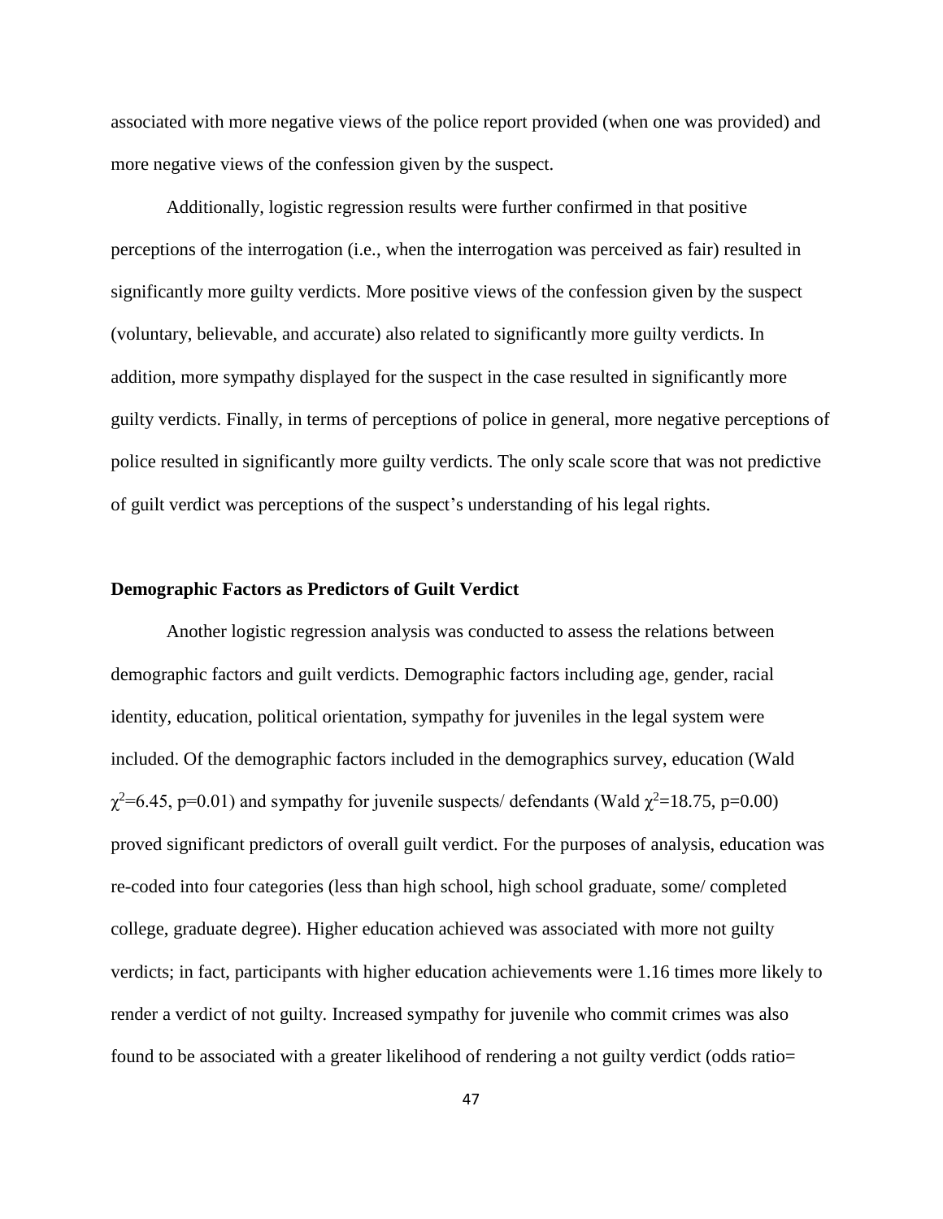associated with more negative views of the police report provided (when one was provided) and more negative views of the confession given by the suspect.

Additionally, logistic regression results were further confirmed in that positive perceptions of the interrogation (i.e., when the interrogation was perceived as fair) resulted in significantly more guilty verdicts. More positive views of the confession given by the suspect (voluntary, believable, and accurate) also related to significantly more guilty verdicts. In addition, more sympathy displayed for the suspect in the case resulted in significantly more guilty verdicts. Finally, in terms of perceptions of police in general, more negative perceptions of police resulted in significantly more guilty verdicts. The only scale score that was not predictive of guilt verdict was perceptions of the suspect's understanding of his legal rights.

**Demographic Factors as Predictors of Guilt Verdict**

Another logistic regression analysis was conducted to assess the relations between demographic factors and guilt verdicts. Demographic factors including age, gender, racial identity, education, political orientation, sympathy for juveniles in the legal system were included. Of the demographic factors included in the demographics survey, education (Wald $\chi^2$=6.45, p=0.01) and sympathy for juvenile suspects/ defendants (Wald $\chi^2$=18.75, p=0.00) proved significant predictors of overall guilt verdict. For the purposes of analysis, education was re-coded into four categories (less than high school, high school graduate, some/ completed college, graduate degree). Higher education achieved was associated with more not guilty verdicts; in fact, participants with higher education achievements were 1.16 times more likely to render a verdict of not guilty. Increased sympathy for juvenile who commit crimes was also found to be associated with a greater likelihood of rendering a not guilty verdict (odds ratio=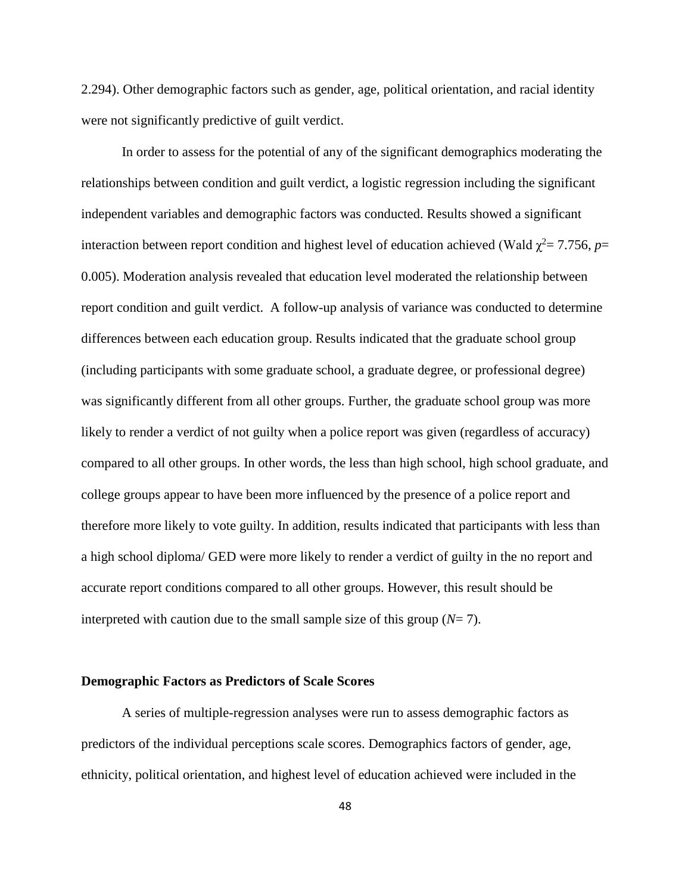2.294). Other demographic factors such as gender, age, political orientation, and racial identity were not significantly predictive of guilt verdict.

In order to assess for the potential of any of the significant demographics moderating the relationships between condition and guilt verdict, a logistic regression including the significant independent variables and demographic factors was conducted. Results showed a significant interaction between report condition and highest level of education achieved (Wald $\chi^2$= 7.756, $p$= 0.005). Moderation analysis revealed that education level moderated the relationship between report condition and guilt verdict. A follow-up analysis of variance was conducted to determine differences between each education group. Results indicated that the graduate school group (including participants with some graduate school, a graduate degree, or professional degree) was significantly different from all other groups. Further, the graduate school group was more likely to render a verdict of not guilty when a police report was given (regardless of accuracy) compared to all other groups. In other words, the less than high school, high school graduate, and college groups appear to have been more influenced by the presence of a police report and therefore more likely to vote guilty. In addition, results indicated that participants with less than a high school diploma/ GED were more likely to render a verdict of guilty in the no report and accurate report conditions compared to all other groups. However, this result should be interpreted with caution due to the small sample size of this group ($N$= 7).

### Demographic Factors as Predictors of Scale Scores

A series of multiple-regression analyses were run to assess demographic factors as predictors of the individual perceptions scale scores. Demographics factors of gender, age, ethnicity, political orientation, and highest level of education achieved were included in the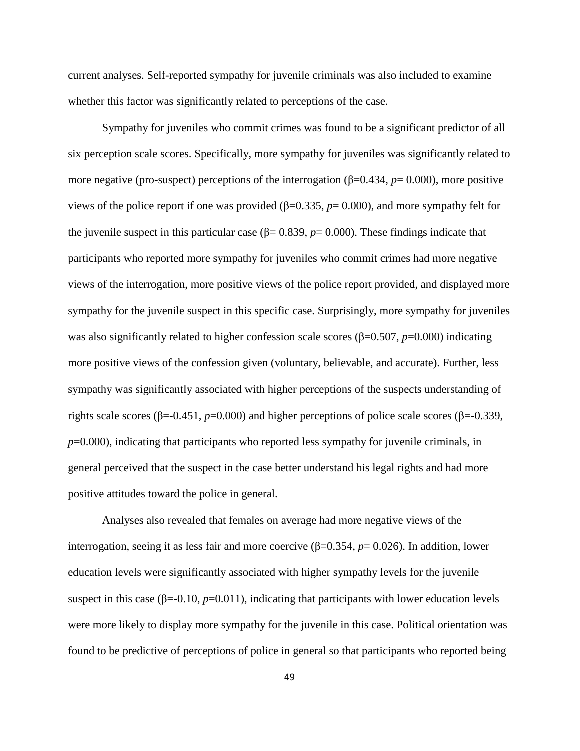current analyses. Self-reported sympathy for juvenile criminals was also included to examine whether this factor was significantly related to perceptions of the case.

Sympathy for juveniles who commit crimes was found to be a significant predictor of all six perception scale scores. Specifically, more sympathy for juveniles was significantly related to more negative (pro-suspect) perceptions of the interrogation ($\beta$=0.434, $p$= 0.000), more positive views of the police report if one was provided ($\beta$=0.335, $p$= 0.000), and more sympathy felt for the juvenile suspect in this particular case ($\beta$= 0.839, $p$= 0.000). These findings indicate that participants who reported more sympathy for juveniles who commit crimes had more negative views of the interrogation, more positive views of the police report provided, and displayed more sympathy for the juvenile suspect in this specific case. Surprisingly, more sympathy for juveniles was also significantly related to higher confession scale scores ($\beta$=0.507, $p$=0.000) indicating more positive views of the confession given (voluntary, believable, and accurate). Further, less sympathy was significantly associated with higher perceptions of the suspects understanding of rights scale scores ($\beta$=-0.451, $p$=0.000) and higher perceptions of police scale scores ($\beta$=-0.339, $p$=0.000), indicating that participants who reported less sympathy for juvenile criminals, in general perceived that the suspect in the case better understand his legal rights and had more positive attitudes toward the police in general.

Analyses also revealed that females on average had more negative views of the interrogation, seeing it as less fair and more coercive ($\beta$=0.354, $p$= 0.026). In addition, lower education levels were significantly associated with higher sympathy levels for the juvenile suspect in this case ($\beta$=-0.10, $p$=0.011), indicating that participants with lower education levels were more likely to display more sympathy for the juvenile in this case. Political orientation was found to be predictive of perceptions of police in general so that participants who reported being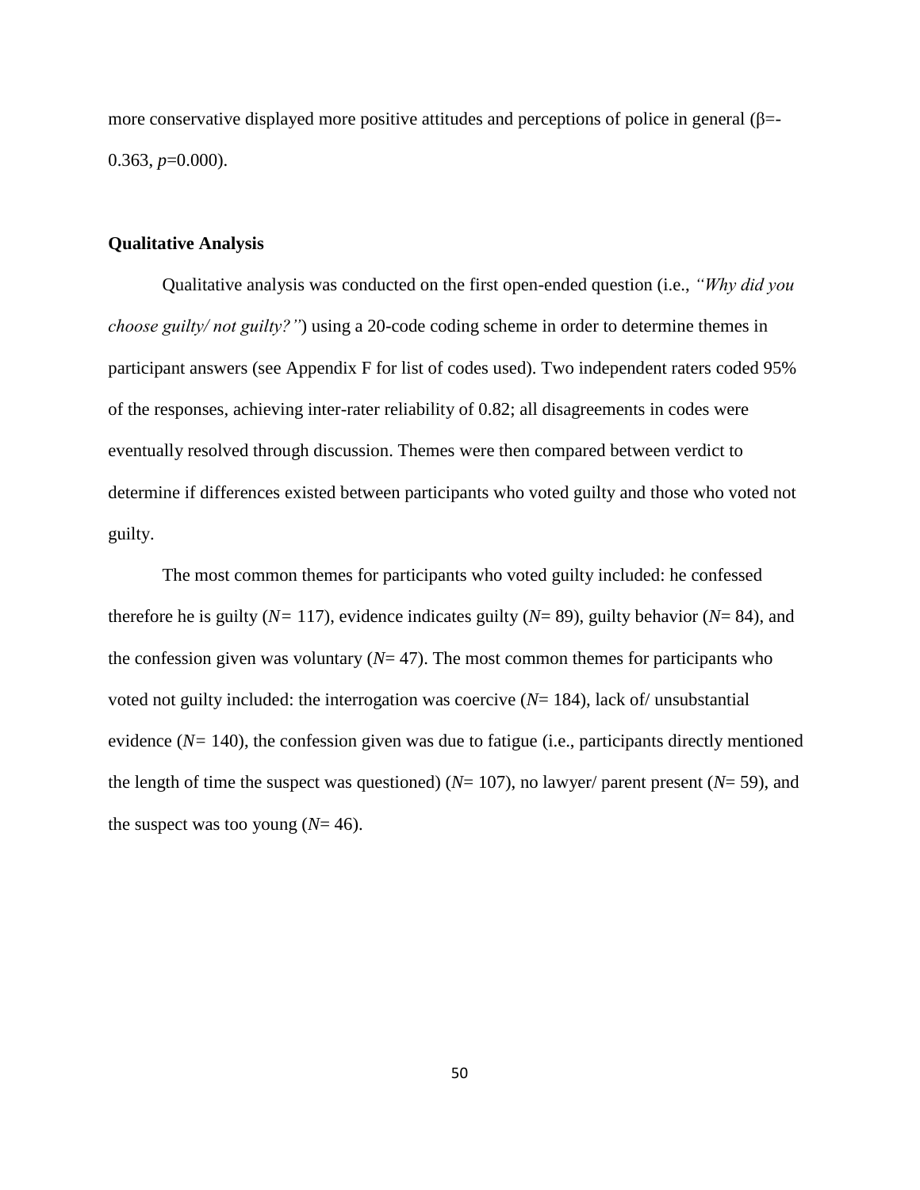more conservative displayed more positive attitudes and perceptions of police in general ($\beta$=-0.363, $p$=0.000).

### Qualitative Analysis

Qualitative analysis was conducted on the first open-ended question (i.e., *"Why did you choose guilty/ not guilty?"*) using a 20-code coding scheme in order to determine themes in participant answers (see Appendix F for list of codes used). Two independent raters coded 95% of the responses, achieving inter-rater reliability of 0.82; all disagreements in codes were eventually resolved through discussion. Themes were then compared between verdict to determine if differences existed between participants who voted guilty and those who voted not guilty.

The most common themes for participants who voted guilty included: he confessed therefore he is guilty ($N$= 117), evidence indicates guilty ($N$= 89), guilty behavior ($N$= 84), and the confession given was voluntary ($N$= 47). The most common themes for participants who voted not guilty included: the interrogation was coercive ($N$= 184), lack of/ unsubstantial evidence ($N$= 140), the confession given was due to fatigue (i.e., participants directly mentioned the length of time the suspect was questioned) ($N$= 107), no lawyer/ parent present ($N$= 59), and the suspect was too young ($N$= 46).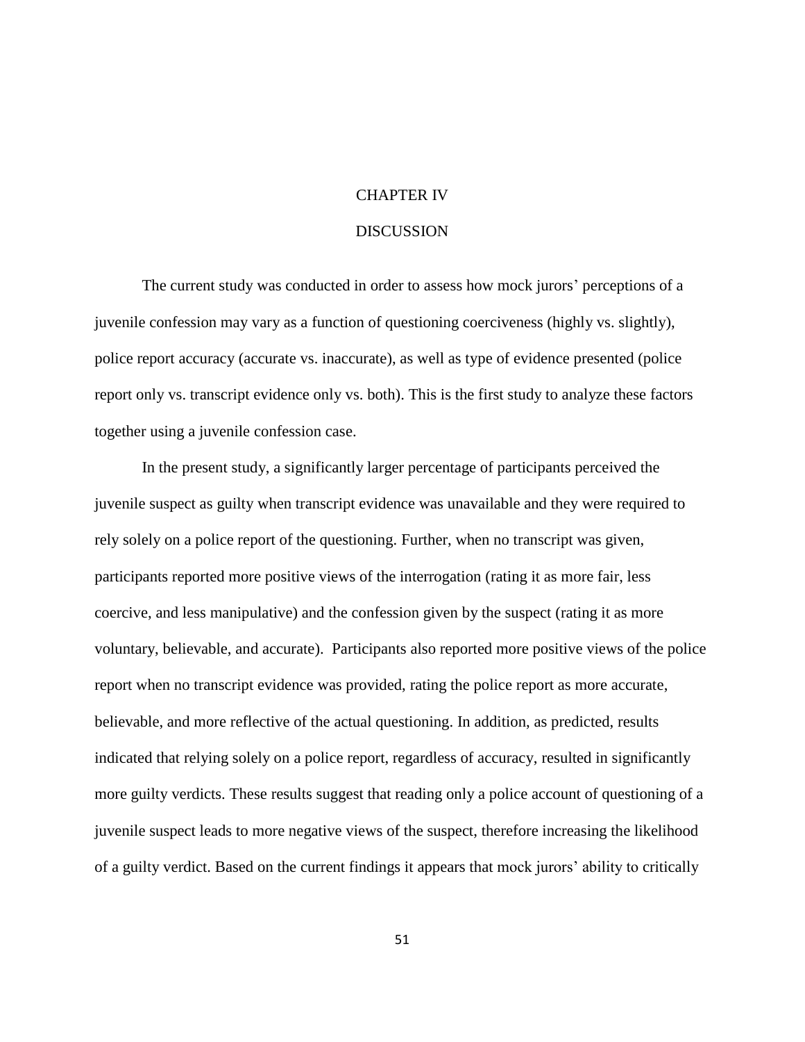# CHAPTER IV

# DISCUSSION

The current study was conducted in order to assess how mock jurors' perceptions of a juvenile confession may vary as a function of questioning coerciveness (highly vs. slightly), police report accuracy (accurate vs. inaccurate), as well as type of evidence presented (police report only vs. transcript evidence only vs. both). This is the first study to analyze these factors together using a juvenile confession case.

In the present study, a significantly larger percentage of participants perceived the juvenile suspect as guilty when transcript evidence was unavailable and they were required to rely solely on a police report of the questioning. Further, when no transcript was given, participants reported more positive views of the interrogation (rating it as more fair, less coercive, and less manipulative) and the confession given by the suspect (rating it as more voluntary, believable, and accurate). Participants also reported more positive views of the police report when no transcript evidence was provided, rating the police report as more accurate, believable, and more reflective of the actual questioning. In addition, as predicted, results indicated that relying solely on a police report, regardless of accuracy, resulted in significantly more guilty verdicts. These results suggest that reading only a police account of questioning of a juvenile suspect leads to more negative views of the suspect, therefore increasing the likelihood of a guilty verdict. Based on the current findings it appears that mock jurors' ability to critically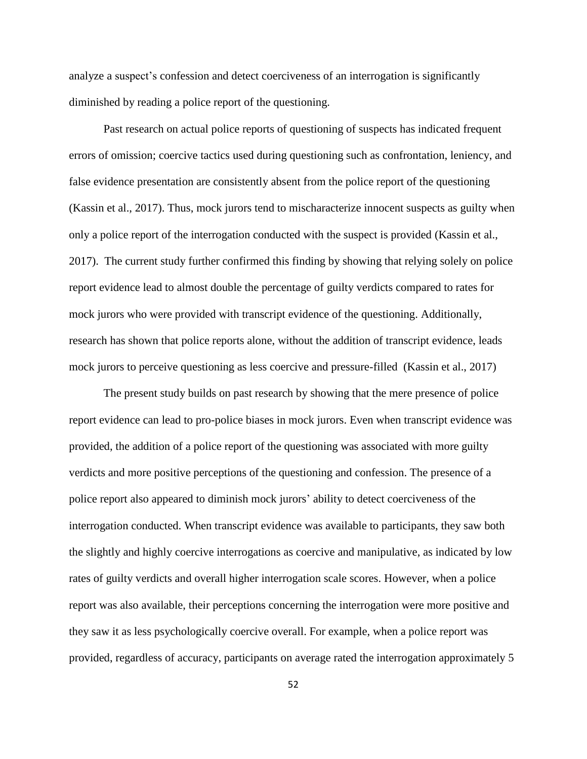analyze a suspect's confession and detect coerciveness of an interrogation is significantly diminished by reading a police report of the questioning.

Past research on actual police reports of questioning of suspects has indicated frequent errors of omission; coercive tactics used during questioning such as confrontation, leniency, and false evidence presentation are consistently absent from the police report of the questioning (Kassin et al., 2017). Thus, mock jurors tend to mischaracterize innocent suspects as guilty when only a police report of the interrogation conducted with the suspect is provided (Kassin et al., 2017). The current study further confirmed this finding by showing that relying solely on police report evidence lead to almost double the percentage of guilty verdicts compared to rates for mock jurors who were provided with transcript evidence of the questioning. Additionally, research has shown that police reports alone, without the addition of transcript evidence, leads mock jurors to perceive questioning as less coercive and pressure-filled (Kassin et al., 2017)

The present study builds on past research by showing that the mere presence of police report evidence can lead to pro-police biases in mock jurors. Even when transcript evidence was provided, the addition of a police report of the questioning was associated with more guilty verdicts and more positive perceptions of the questioning and confession. The presence of a police report also appeared to diminish mock jurors' ability to detect coerciveness of the interrogation conducted. When transcript evidence was available to participants, they saw both the slightly and highly coercive interrogations as coercive and manipulative, as indicated by low rates of guilty verdicts and overall higher interrogation scale scores. However, when a police report was also available, their perceptions concerning the interrogation were more positive and they saw it as less psychologically coercive overall. For example, when a police report was provided, regardless of accuracy, participants on average rated the interrogation approximately 5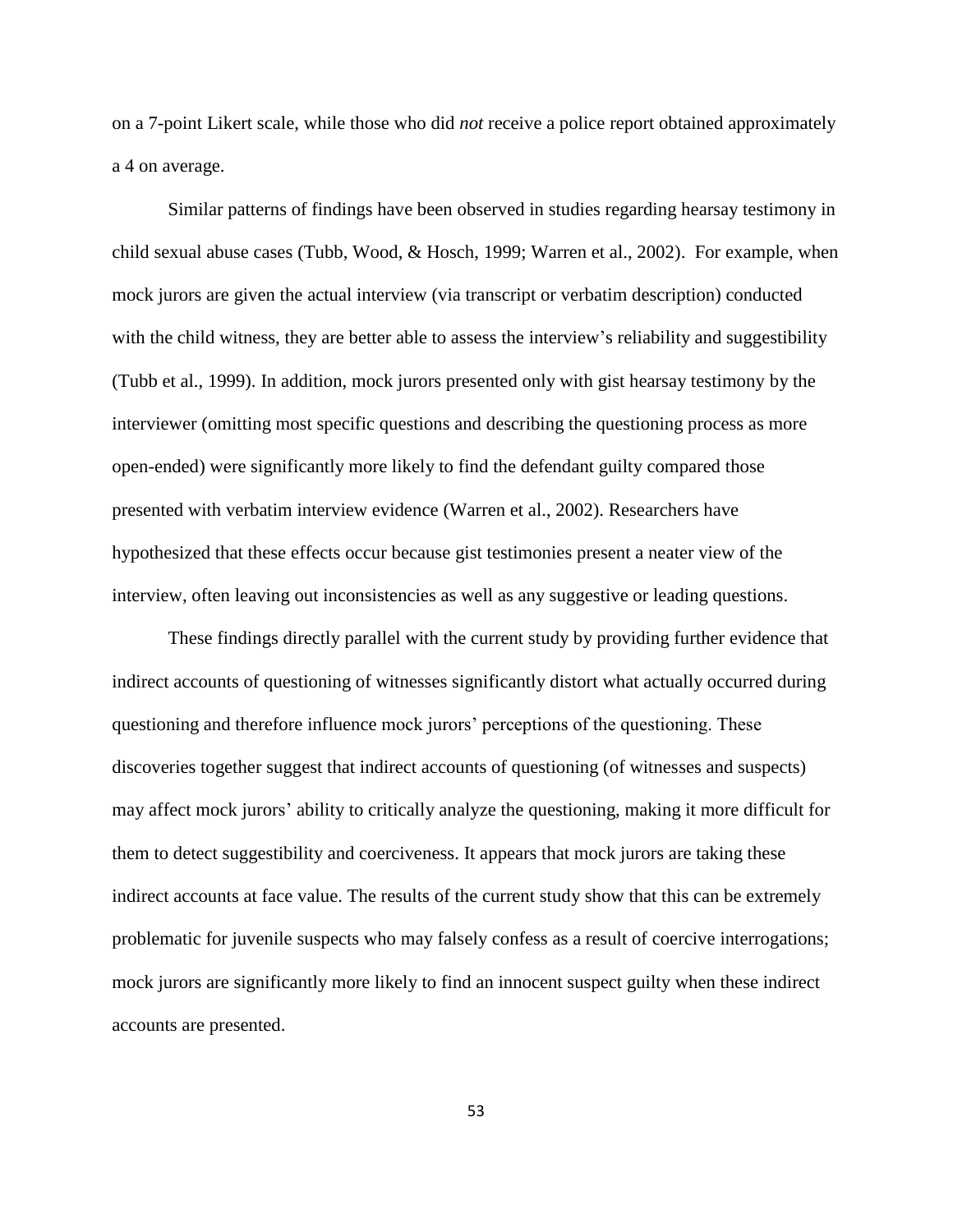on a 7-point Likert scale, while those who did *not* receive a police report obtained approximately a 4 on average.

Similar patterns of findings have been observed in studies regarding hearsay testimony in child sexual abuse cases (Tubb, Wood, & Hosch, 1999; Warren et al., 2002). For example, when mock jurors are given the actual interview (via transcript or verbatim description) conducted with the child witness, they are better able to assess the interview's reliability and suggestibility (Tubb et al., 1999). In addition, mock jurors presented only with gist hearsay testimony by the interviewer (omitting most specific questions and describing the questioning process as more open-ended) were significantly more likely to find the defendant guilty compared those presented with verbatim interview evidence (Warren et al., 2002). Researchers have hypothesized that these effects occur because gist testimonies present a neater view of the interview, often leaving out inconsistencies as well as any suggestive or leading questions.

These findings directly parallel with the current study by providing further evidence that indirect accounts of questioning of witnesses significantly distort what actually occurred during questioning and therefore influence mock jurors' perceptions of the questioning. These discoveries together suggest that indirect accounts of questioning (of witnesses and suspects) may affect mock jurors' ability to critically analyze the questioning, making it more difficult for them to detect suggestibility and coerciveness. It appears that mock jurors are taking these indirect accounts at face value. The results of the current study show that this can be extremely problematic for juvenile suspects who may falsely confess as a result of coercive interrogations; mock jurors are significantly more likely to find an innocent suspect guilty when these indirect accounts are presented.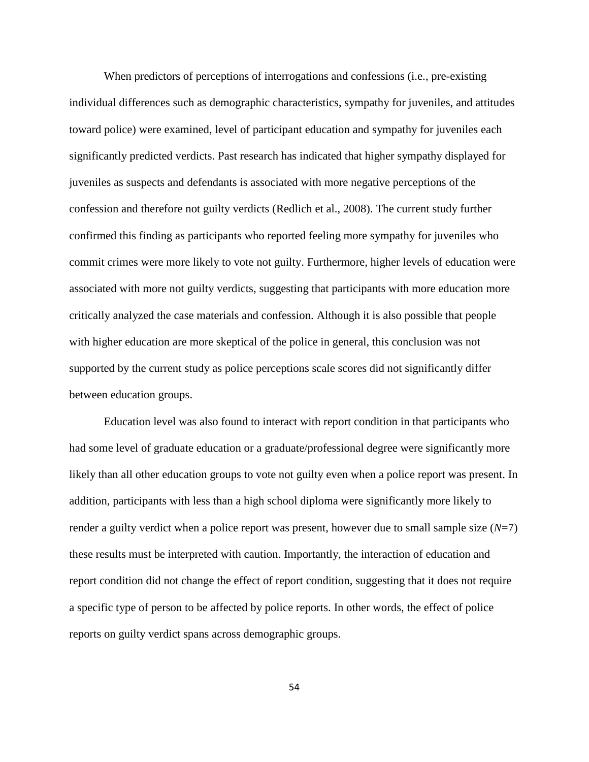When predictors of perceptions of interrogations and confessions (i.e., pre-existing individual differences such as demographic characteristics, sympathy for juveniles, and attitudes toward police) were examined, level of participant education and sympathy for juveniles each significantly predicted verdicts. Past research has indicated that higher sympathy displayed for juveniles as suspects and defendants is associated with more negative perceptions of the confession and therefore not guilty verdicts (Redlich et al., 2008). The current study further confirmed this finding as participants who reported feeling more sympathy for juveniles who commit crimes were more likely to vote not guilty. Furthermore, higher levels of education were associated with more not guilty verdicts, suggesting that participants with more education more critically analyzed the case materials and confession. Although it is also possible that people with higher education are more skeptical of the police in general, this conclusion was not supported by the current study as police perceptions scale scores did not significantly differ between education groups.

Education level was also found to interact with report condition in that participants who had some level of graduate education or a graduate/professional degree were significantly more likely than all other education groups to vote not guilty even when a police report was present. In addition, participants with less than a high school diploma were significantly more likely to render a guilty verdict when a police report was present, however due to small sample size ($N$=7) these results must be interpreted with caution. Importantly, the interaction of education and report condition did not change the effect of report condition, suggesting that it does not require a specific type of person to be affected by police reports. In other words, the effect of police reports on guilty verdict spans across demographic groups.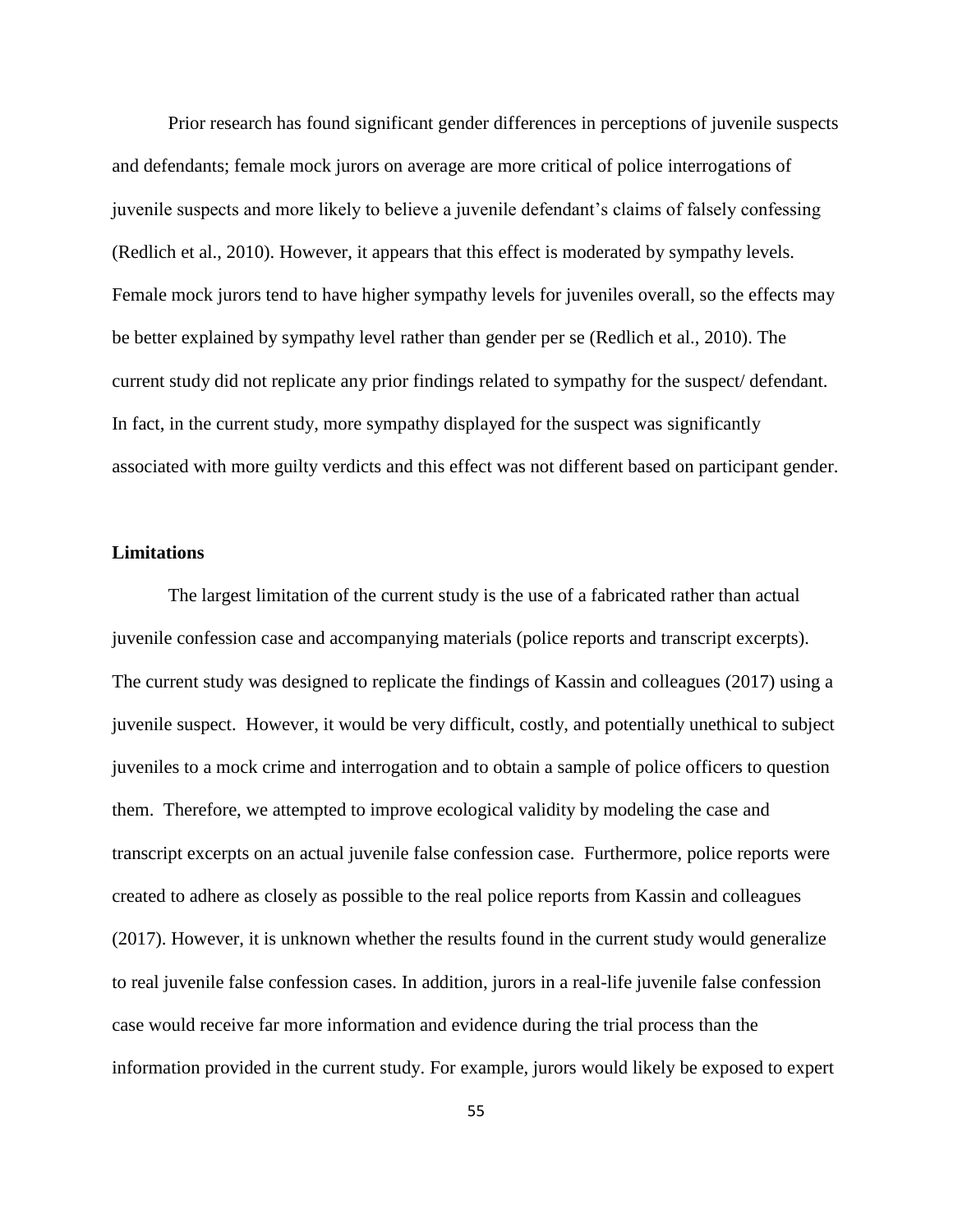Prior research has found significant gender differences in perceptions of juvenile suspects and defendants; female mock jurors on average are more critical of police interrogations of juvenile suspects and more likely to believe a juvenile defendant's claims of falsely confessing (Redlich et al., 2010). However, it appears that this effect is moderated by sympathy levels. Female mock jurors tend to have higher sympathy levels for juveniles overall, so the effects may be better explained by sympathy level rather than gender per se (Redlich et al., 2010). The current study did not replicate any prior findings related to sympathy for the suspect/ defendant. In fact, in the current study, more sympathy displayed for the suspect was significantly associated with more guilty verdicts and this effect was not different based on participant gender.

## Limitations

The largest limitation of the current study is the use of a fabricated rather than actual juvenile confession case and accompanying materials (police reports and transcript excerpts). The current study was designed to replicate the findings of Kassin and colleagues (2017) using a juvenile suspect. However, it would be very difficult, costly, and potentially unethical to subject juveniles to a mock crime and interrogation and to obtain a sample of police officers to question them. Therefore, we attempted to improve ecological validity by modeling the case and transcript excerpts on an actual juvenile false confession case. Furthermore, police reports were created to adhere as closely as possible to the real police reports from Kassin and colleagues (2017). However, it is unknown whether the results found in the current study would generalize to real juvenile false confession cases. In addition, jurors in a real-life juvenile false confession case would receive far more information and evidence during the trial process than the information provided in the current study. For example, jurors would likely be exposed to expert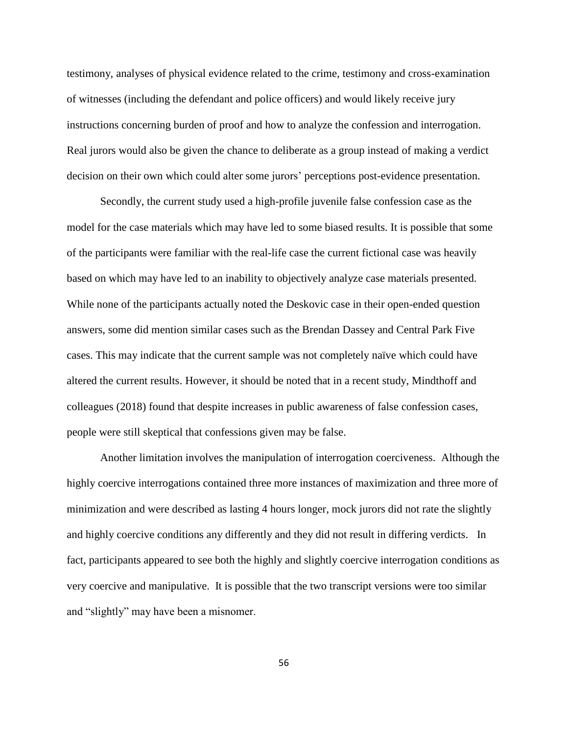testimony, analyses of physical evidence related to the crime, testimony and cross-examination of witnesses (including the defendant and police officers) and would likely receive jury instructions concerning burden of proof and how to analyze the confession and interrogation. Real jurors would also be given the chance to deliberate as a group instead of making a verdict decision on their own which could alter some jurors' perceptions post-evidence presentation.

Secondly, the current study used a high-profile juvenile false confession case as the model for the case materials which may have led to some biased results. It is possible that some of the participants were familiar with the real-life case the current fictional case was heavily based on which may have led to an inability to objectively analyze case materials presented. While none of the participants actually noted the Deskovic case in their open-ended question answers, some did mention similar cases such as the Brendan Dassey and Central Park Five cases. This may indicate that the current sample was not completely naïve which could have altered the current results. However, it should be noted that in a recent study, Mindthoff and colleagues (2018) found that despite increases in public awareness of false confession cases, people were still skeptical that confessions given may be false.

Another limitation involves the manipulation of interrogation coerciveness. Although the highly coercive interrogations contained three more instances of maximization and three more of minimization and were described as lasting 4 hours longer, mock jurors did not rate the slightly and highly coercive conditions any differently and they did not result in differing verdicts. In fact, participants appeared to see both the highly and slightly coercive interrogation conditions as very coercive and manipulative. It is possible that the two transcript versions were too similar and "slightly" may have been a misnomer.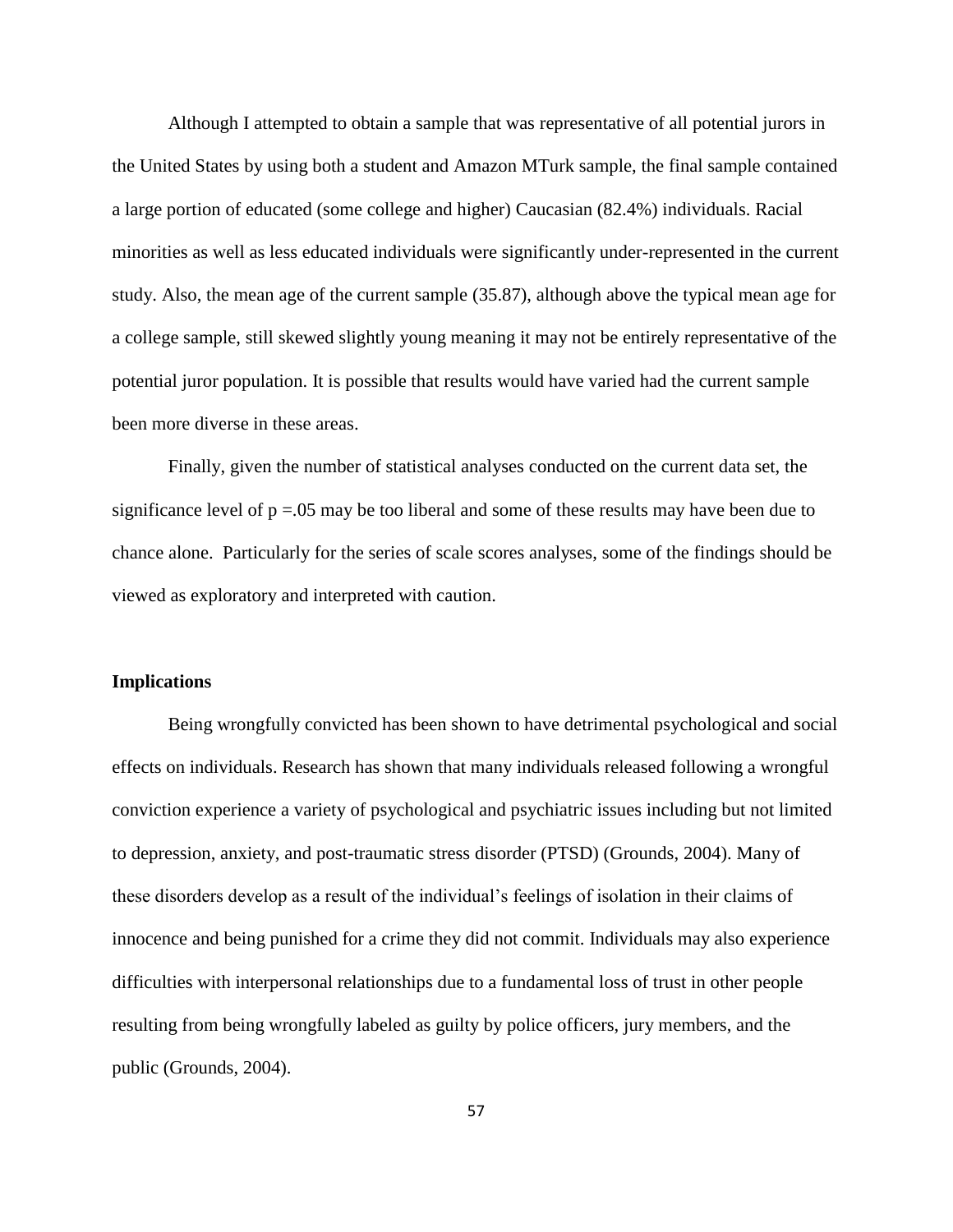Although I attempted to obtain a sample that was representative of all potential jurors in the United States by using both a student and Amazon MTurk sample, the final sample contained a large portion of educated (some college and higher) Caucasian (82.4%) individuals. Racial minorities as well as less educated individuals were significantly under-represented in the current study. Also, the mean age of the current sample (35.87), although above the typical mean age for a college sample, still skewed slightly young meaning it may not be entirely representative of the potential juror population. It is possible that results would have varied had the current sample been more diverse in these areas.

Finally, given the number of statistical analyses conducted on the current data set, the significance level of $p = .05$ may be too liberal and some of these results may have been due to chance alone. Particularly for the series of scale scores analyses, some of the findings should be viewed as exploratory and interpreted with caution.

### Implications

Being wrongfully convicted has been shown to have detrimental psychological and social effects on individuals. Research has shown that many individuals released following a wrongful conviction experience a variety of psychological and psychiatric issues including but not limited to depression, anxiety, and post-traumatic stress disorder (PTSD) (Grounds, 2004). Many of these disorders develop as a result of the individual's feelings of isolation in their claims of innocence and being punished for a crime they did not commit. Individuals may also experience difficulties with interpersonal relationships due to a fundamental loss of trust in other people resulting from being wrongfully labeled as guilty by police officers, jury members, and the public (Grounds, 2004).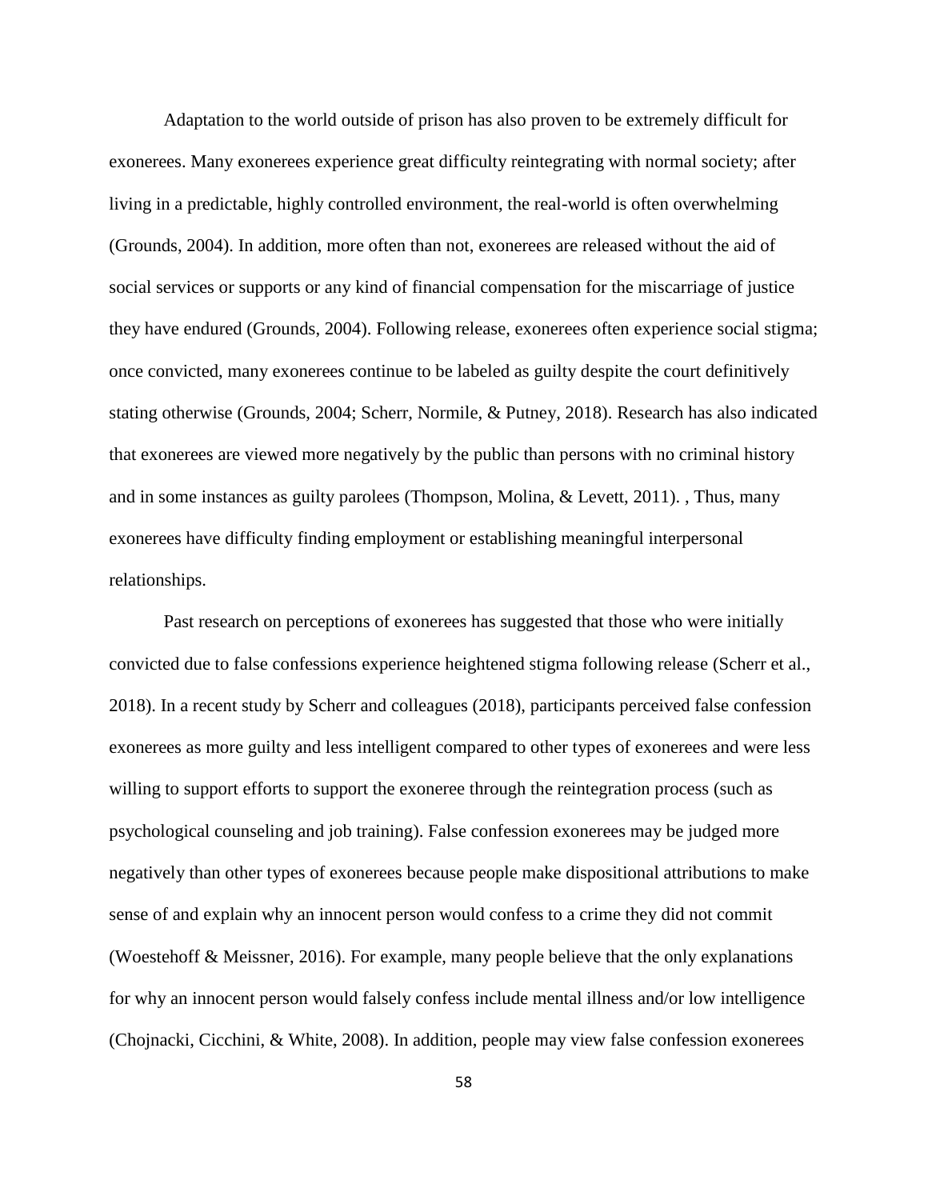Adaptation to the world outside of prison has also proven to be extremely difficult for exonerees. Many exonerees experience great difficulty reintegrating with normal society; after living in a predictable, highly controlled environment, the real-world is often overwhelming (Grounds, 2004). In addition, more often than not, exonerees are released without the aid of social services or supports or any kind of financial compensation for the miscarriage of justice they have endured (Grounds, 2004). Following release, exonerees often experience social stigma; once convicted, many exonerees continue to be labeled as guilty despite the court definitively stating otherwise (Grounds, 2004; Scherr, Normile, & Putney, 2018). Research has also indicated that exonerees are viewed more negatively by the public than persons with no criminal history and in some instances as guilty parolees (Thompson, Molina, & Levett, 2011). , Thus, many exonerees have difficulty finding employment or establishing meaningful interpersonal relationships.

Past research on perceptions of exonerees has suggested that those who were initially convicted due to false confessions experience heightened stigma following release (Scherr et al., 2018). In a recent study by Scherr and colleagues (2018), participants perceived false confession exonerees as more guilty and less intelligent compared to other types of exonerees and were less willing to support efforts to support the exoneree through the reintegration process (such as psychological counseling and job training). False confession exonerees may be judged more negatively than other types of exonerees because people make dispositional attributions to make sense of and explain why an innocent person would confess to a crime they did not commit (Woestehoff & Meissner, 2016). For example, many people believe that the only explanations for why an innocent person would falsely confess include mental illness and/or low intelligence (Chojnacki, Cicchini, & White, 2008). In addition, people may view false confession exonerees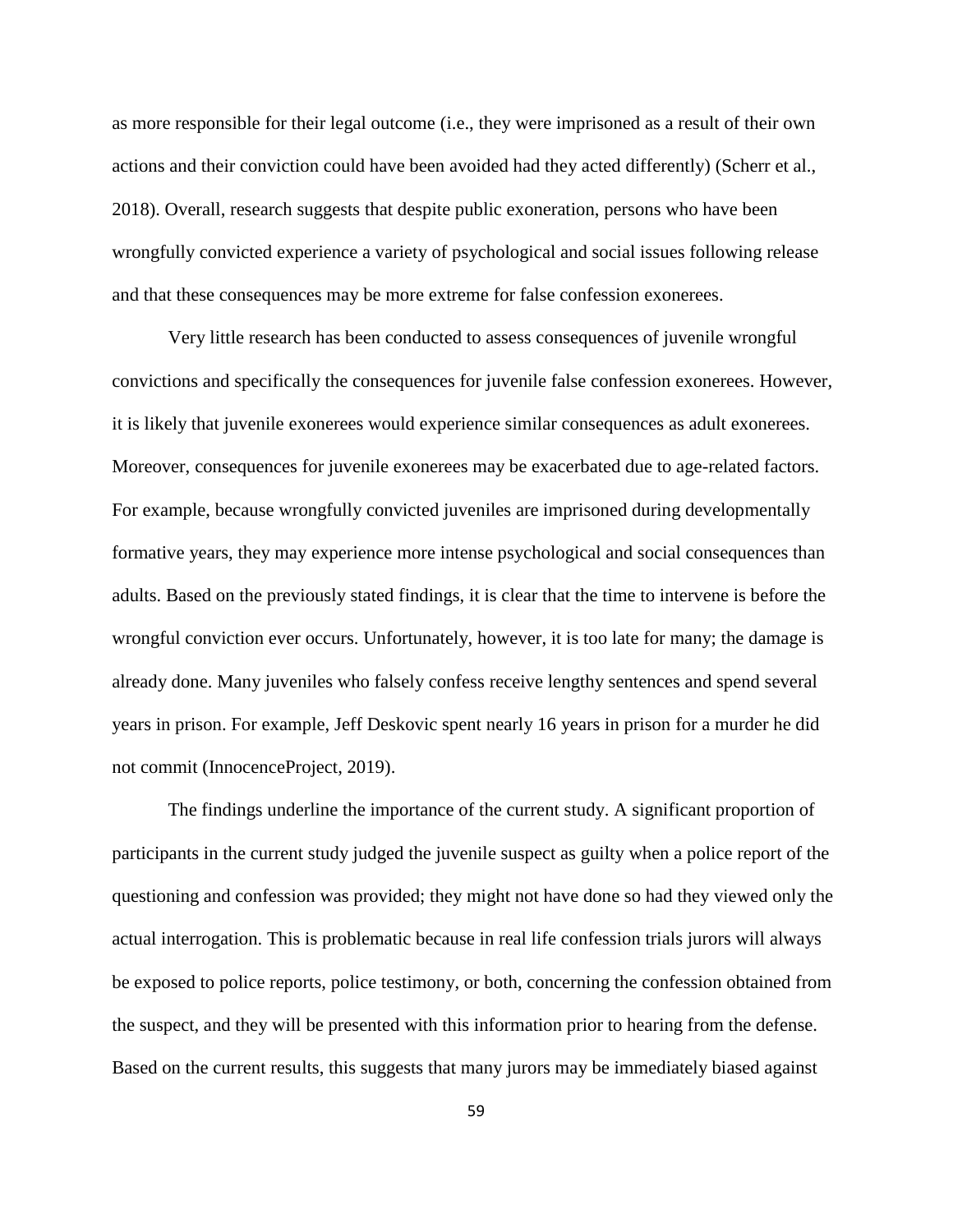as more responsible for their legal outcome (i.e., they were imprisoned as a result of their own actions and their conviction could have been avoided had they acted differently) (Scherr et al., 2018). Overall, research suggests that despite public exoneration, persons who have been wrongfully convicted experience a variety of psychological and social issues following release and that these consequences may be more extreme for false confession exonerees.

Very little research has been conducted to assess consequences of juvenile wrongful convictions and specifically the consequences for juvenile false confession exonerees. However, it is likely that juvenile exonerees would experience similar consequences as adult exonerees. Moreover, consequences for juvenile exonerees may be exacerbated due to age-related factors. For example, because wrongfully convicted juveniles are imprisoned during developmentally formative years, they may experience more intense psychological and social consequences than adults. Based on the previously stated findings, it is clear that the time to intervene is before the wrongful conviction ever occurs. Unfortunately, however, it is too late for many; the damage is already done. Many juveniles who falsely confess receive lengthy sentences and spend several years in prison. For example, Jeff Deskovic spent nearly 16 years in prison for a murder he did not commit (InnocenceProject, 2019).

The findings underline the importance of the current study. A significant proportion of participants in the current study judged the juvenile suspect as guilty when a police report of the questioning and confession was provided; they might not have done so had they viewed only the actual interrogation. This is problematic because in real life confession trials jurors will always be exposed to police reports, police testimony, or both, concerning the confession obtained from the suspect, and they will be presented with this information prior to hearing from the defense. Based on the current results, this suggests that many jurors may be immediately biased against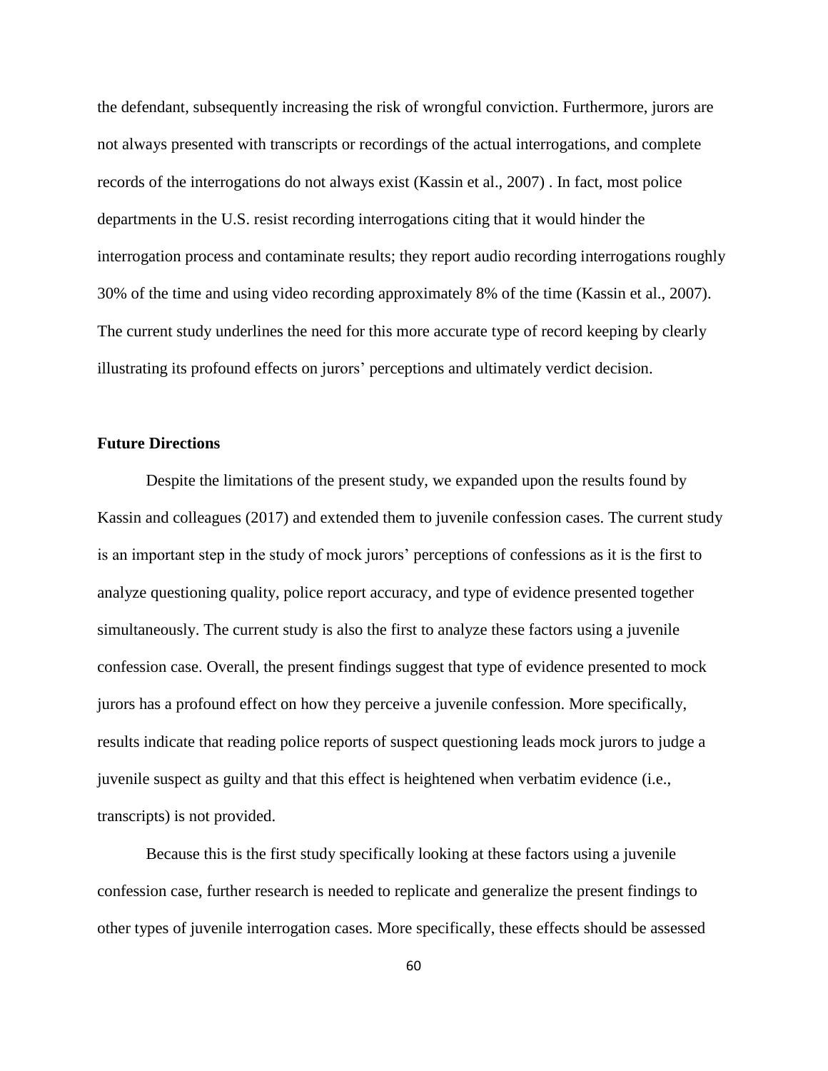the defendant, subsequently increasing the risk of wrongful conviction. Furthermore, jurors are not always presented with transcripts or recordings of the actual interrogations, and complete records of the interrogations do not always exist (Kassin et al., 2007) . In fact, most police departments in the U.S. resist recording interrogations citing that it would hinder the interrogation process and contaminate results; they report audio recording interrogations roughly 30% of the time and using video recording approximately 8% of the time (Kassin et al., 2007). The current study underlines the need for this more accurate type of record keeping by clearly illustrating its profound effects on jurors' perceptions and ultimately verdict decision.

**Future Directions**

Despite the limitations of the present study, we expanded upon the results found by Kassin and colleagues (2017) and extended them to juvenile confession cases. The current study is an important step in the study of mock jurors' perceptions of confessions as it is the first to analyze questioning quality, police report accuracy, and type of evidence presented together simultaneously. The current study is also the first to analyze these factors using a juvenile confession case. Overall, the present findings suggest that type of evidence presented to mock jurors has a profound effect on how they perceive a juvenile confession. More specifically, results indicate that reading police reports of suspect questioning leads mock jurors to judge a juvenile suspect as guilty and that this effect is heightened when verbatim evidence (i.e., transcripts) is not provided.

Because this is the first study specifically looking at these factors using a juvenile confession case, further research is needed to replicate and generalize the present findings to other types of juvenile interrogation cases. More specifically, these effects should be assessed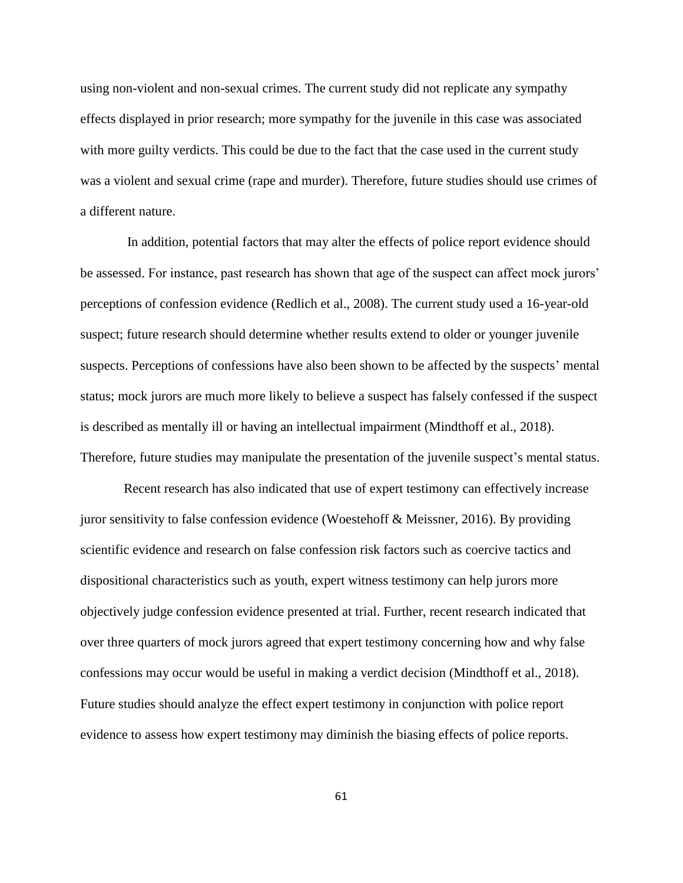using non-violent and non-sexual crimes. The current study did not replicate any sympathy effects displayed in prior research; more sympathy for the juvenile in this case was associated with more guilty verdicts. This could be due to the fact that the case used in the current study was a violent and sexual crime (rape and murder). Therefore, future studies should use crimes of a different nature.

In addition, potential factors that may alter the effects of police report evidence should be assessed. For instance, past research has shown that age of the suspect can affect mock jurors' perceptions of confession evidence (Redlich et al., 2008). The current study used a 16-year-old suspect; future research should determine whether results extend to older or younger juvenile suspects. Perceptions of confessions have also been shown to be affected by the suspects' mental status; mock jurors are much more likely to believe a suspect has falsely confessed if the suspect is described as mentally ill or having an intellectual impairment (Mindthoff et al., 2018). Therefore, future studies may manipulate the presentation of the juvenile suspect's mental status.

Recent research has also indicated that use of expert testimony can effectively increase juror sensitivity to false confession evidence (Woestehoff & Meissner, 2016). By providing scientific evidence and research on false confession risk factors such as coercive tactics and dispositional characteristics such as youth, expert witness testimony can help jurors more objectively judge confession evidence presented at trial. Further, recent research indicated that over three quarters of mock jurors agreed that expert testimony concerning how and why false confessions may occur would be useful in making a verdict decision (Mindthoff et al., 2018). Future studies should analyze the effect expert testimony in conjunction with police report evidence to assess how expert testimony may diminish the biasing effects of police reports.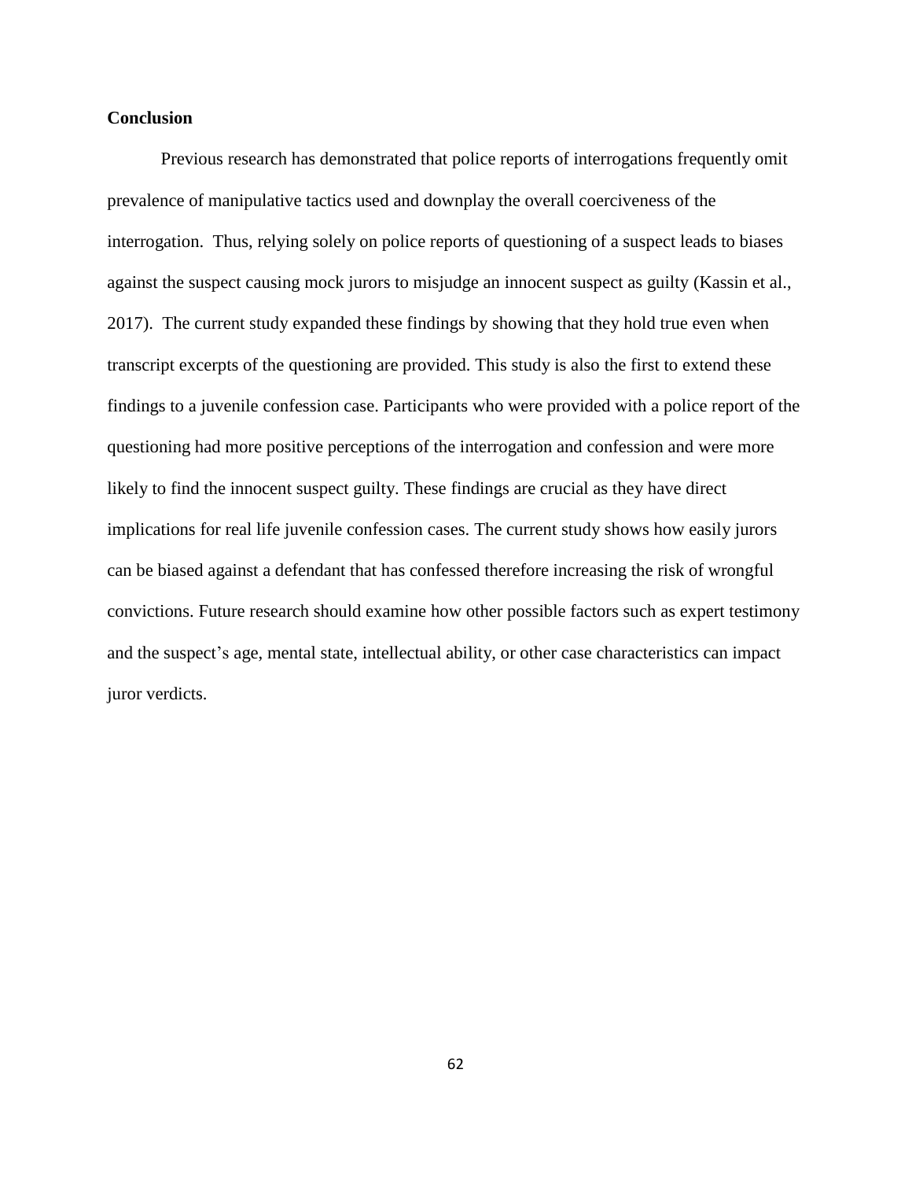## Conclusion

Previous research has demonstrated that police reports of interrogations frequently omit prevalence of manipulative tactics used and downplay the overall coerciveness of the interrogation. Thus, relying solely on police reports of questioning of a suspect leads to biases against the suspect causing mock jurors to misjudge an innocent suspect as guilty (Kassin et al., 2017). The current study expanded these findings by showing that they hold true even when transcript excerpts of the questioning are provided. This study is also the first to extend these findings to a juvenile confession case. Participants who were provided with a police report of the questioning had more positive perceptions of the interrogation and confession and were more likely to find the innocent suspect guilty. These findings are crucial as they have direct implications for real life juvenile confession cases. The current study shows how easily jurors can be biased against a defendant that has confessed therefore increasing the risk of wrongful convictions. Future research should examine how other possible factors such as expert testimony and the suspect's age, mental state, intellectual ability, or other case characteristics can impact juror verdicts.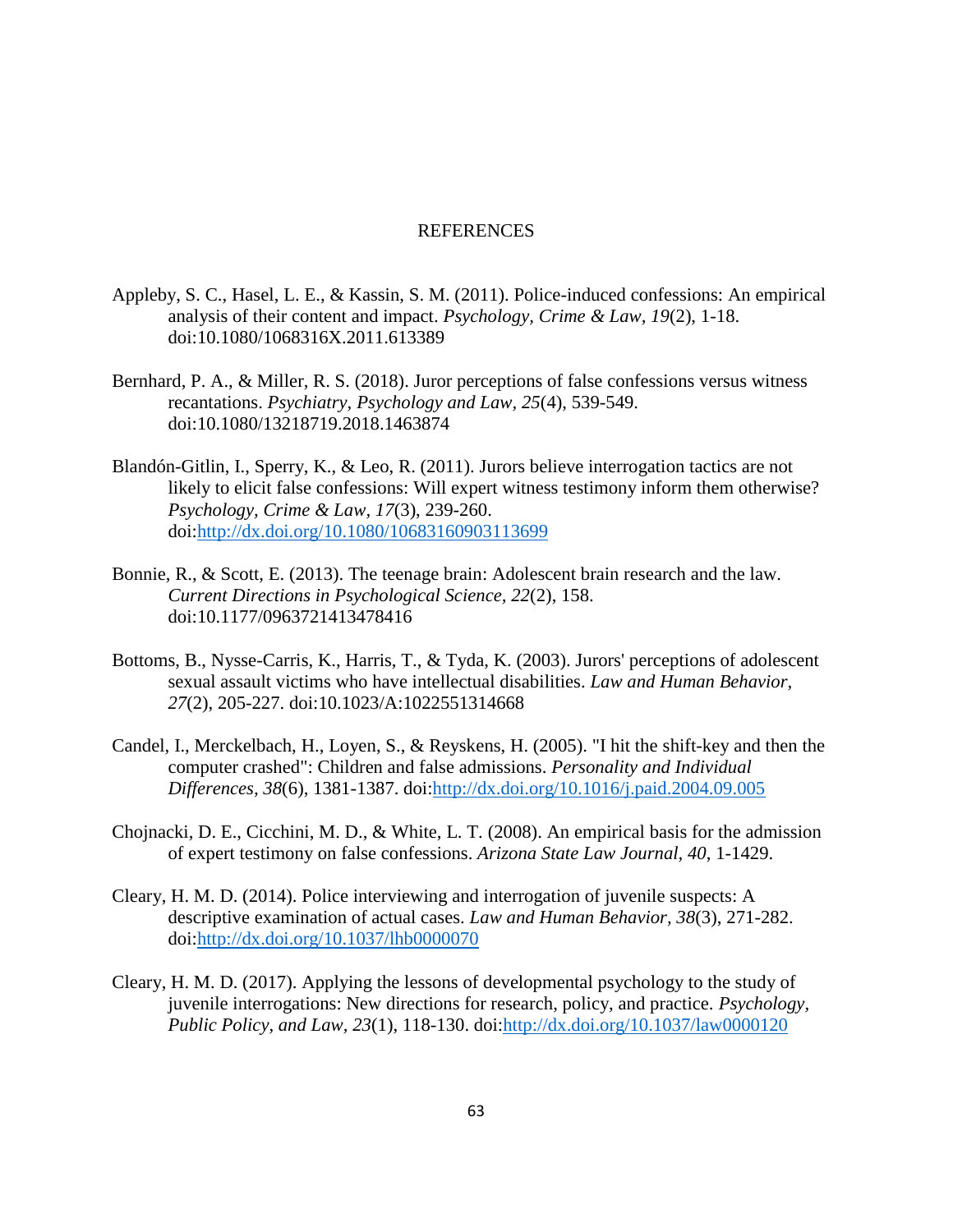# REFERENCES

Appleby, S. C., Hasel, L. E., & Kassin, S. M. (2011). Police-induced confessions: An empirical analysis of their content and impact. *Psychology, Crime & Law, 19*(2), 1-18. doi:10.1080/1068316X.2011.613389

Bernhard, P. A., & Miller, R. S. (2018). Juror perceptions of false confessions versus witness recantations. *Psychiatry, Psychology and Law*, *25*(4), 539-549. doi:10.1080/13218719.2018.1463874

Blandón-Gitlin, I., Sperry, K., & Leo, R. (2011). Jurors believe interrogation tactics are not likely to elicit false confessions: Will expert witness testimony inform them otherwise? *Psychology, Crime & Law, 17*(3), 239-260. doi:http://dx.doi.org/10.1080/10683160903113699

Bonnie, R., & Scott, E. (2013). The teenage brain: Adolescent brain research and the law. *Current Directions in Psychological Science, 22*(2), 158. doi:10.1177/0963721413478416

Bottoms, B., Nysse-Carris, K., Harris, T., & Tyda, K. (2003). Jurors' perceptions of adolescent sexual assault victims who have intellectual disabilities. *Law and Human Behavior, 27*(2), 205-227. doi:10.1023/A:1022551314668

Candel, I., Merckelbach, H., Loyen, S., & Reyskens, H. (2005). "I hit the shift-key and then the computer crashed": Children and false admissions. *Personality and Individual Differences, 38*(6), 1381-1387. doi:http://dx.doi.org/10.1016/j.paid.2004.09.005

Chojnacki, D. E., Cicchini, M. D., & White, L. T. (2008). An empirical basis for the admission of expert testimony on false confessions. *Arizona State Law Journal, 40*, 1-1429.

Cleary, H. M. D. (2014). Police interviewing and interrogation of juvenile suspects: A descriptive examination of actual cases. *Law and Human Behavior, 38*(3), 271-282. doi:http://dx.doi.org/10.1037/lhb0000070

Cleary, H. M. D. (2017). Applying the lessons of developmental psychology to the study of juvenile interrogations: New directions for research, policy, and practice. *Psychology, Public Policy, and Law, 23*(1), 118-130. doi:http://dx.doi.org/10.1037/law0000120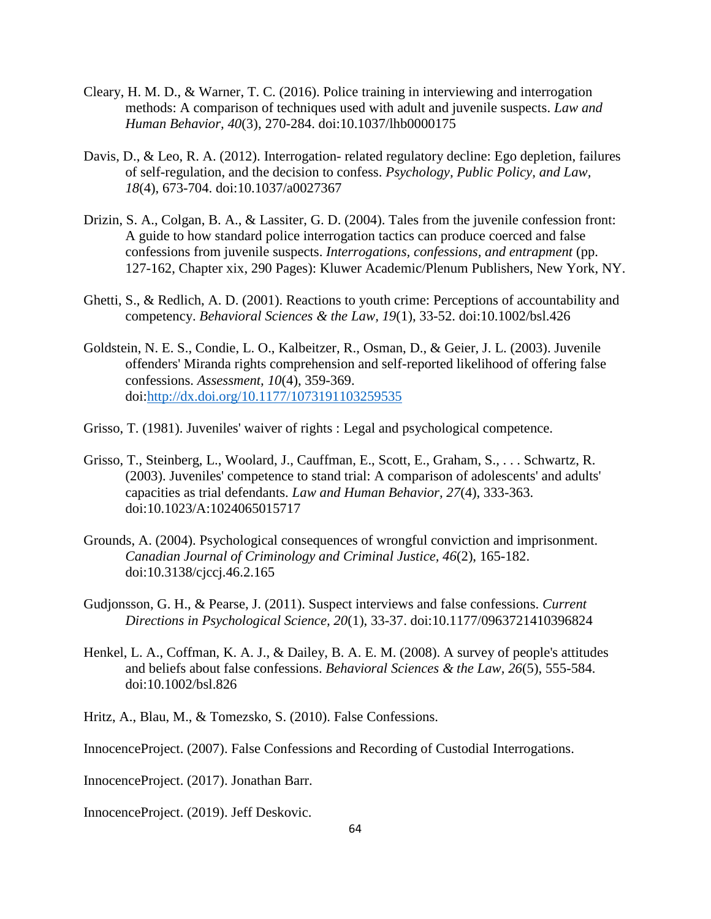Cleary, H. M. D., & Warner, T. C. (2016). Police training in interviewing and interrogation methods: A comparison of techniques used with adult and juvenile suspects. *Law and Human Behavior, 40*(3), 270-284. doi:10.1037/lhb0000175

Davis, D., & Leo, R. A. (2012). Interrogation- related regulatory decline: Ego depletion, failures of self-regulation, and the decision to confess. *Psychology, Public Policy, and Law, 18*(4), 673-704. doi:10.1037/a0027367

Drizin, S. A., Colgan, B. A., & Lassiter, G. D. (2004). Tales from the juvenile confession front: A guide to how standard police interrogation tactics can produce coerced and false confessions from juvenile suspects. *Interrogations, confessions, and entrapment* (pp. 127-162, Chapter xix, 290 Pages): Kluwer Academic/Plenum Publishers, New York, NY.

Ghetti, S., & Redlich, A. D. (2001). Reactions to youth crime: Perceptions of accountability and competency. *Behavioral Sciences & the Law, 19*(1), 33-52. doi:10.1002/bsl.426

Goldstein, N. E. S., Condie, L. O., Kalbeitzer, R., Osman, D., & Geier, J. L. (2003). Juvenile offenders' Miranda rights comprehension and self-reported likelihood of offering false confessions. *Assessment, 10*(4), 359-369. doi:http://dx.doi.org/10.1177/1073191103259535

Grisso, T. (1981). Juveniles' waiver of rights : Legal and psychological competence.

Grisso, T., Steinberg, L., Woolard, J., Cauffman, E., Scott, E., Graham, S., . . . Schwartz, R. (2003). Juveniles' competence to stand trial: A comparison of adolescents' and adults' capacities as trial defendants. *Law and Human Behavior, 27*(4), 333-363. doi:10.1023/A:1024065015717

Grounds, A. (2004). Psychological consequences of wrongful conviction and imprisonment. *Canadian Journal of Criminology and Criminal Justice, 46*(2), 165-182. doi:10.3138/cjccj.46.2.165

Gudjonsson, G. H., & Pearse, J. (2011). Suspect interviews and false confessions. *Current Directions in Psychological Science, 20*(1), 33-37. doi:10.1177/0963721410396824

Henkel, L. A., Coffman, K. A. J., & Dailey, B. A. E. M. (2008). A survey of people's attitudes and beliefs about false confessions. *Behavioral Sciences & the Law, 26*(5), 555-584. doi:10.1002/bsl.826

Hritz, A., Blau, M., & Tomezsko, S. (2010). False Confessions.

InnocenceProject. (2007). False Confessions and Recording of Custodial Interrogations.

InnocenceProject. (2017). Jonathan Barr.

InnocenceProject. (2019). Jeff Deskovic.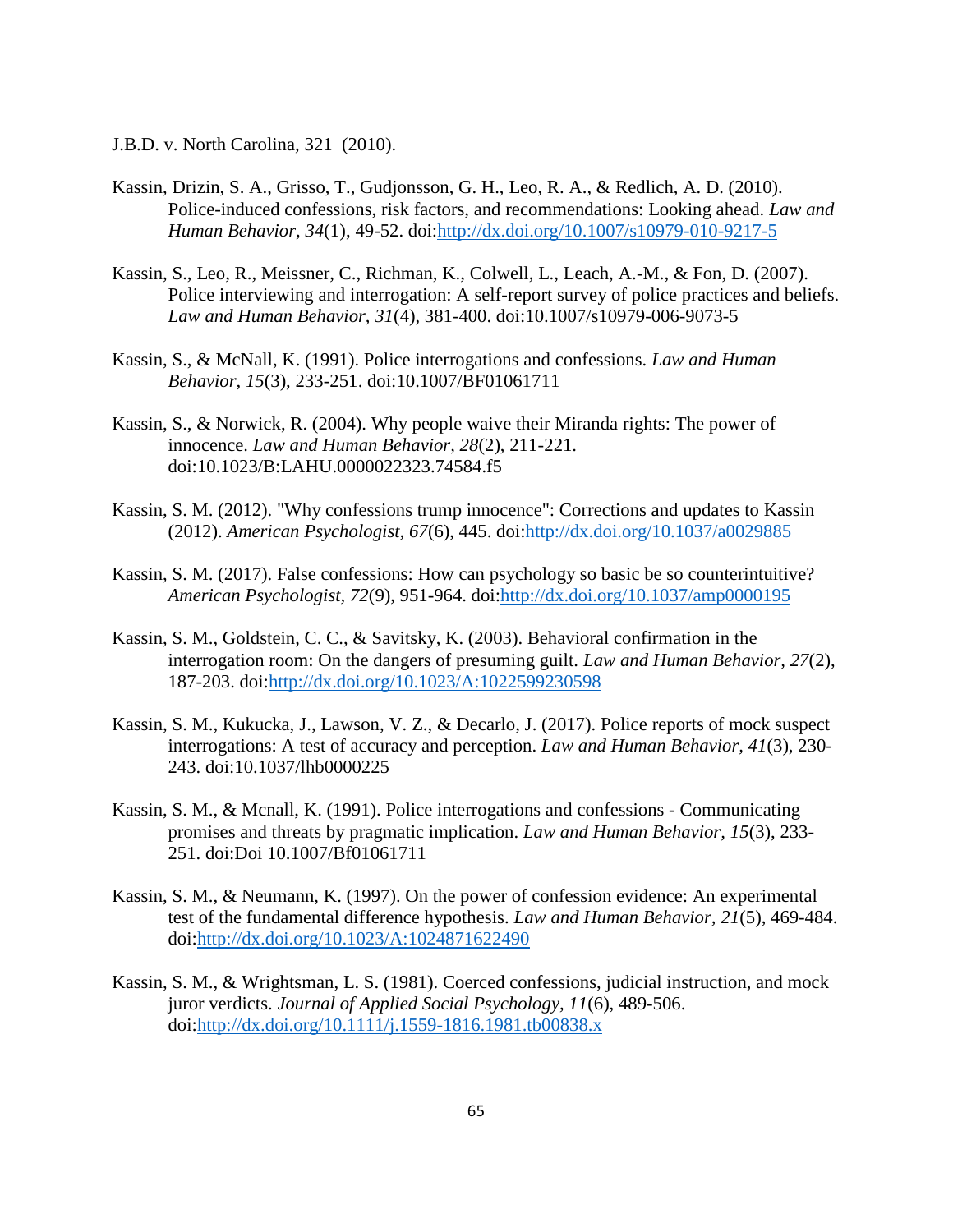J.B.D. v. North Carolina, 321 (2010).

Kassin, Drizin, S. A., Grisso, T., Gudjonsson, G. H., Leo, R. A., & Redlich, A. D. (2010). Police-induced confessions, risk factors, and recommendations: Looking ahead. *Law and Human Behavior, 34*(1), 49-52. doi:http://dx.doi.org/10.1007/s10979-010-9217-5

Kassin, S., Leo, R., Meissner, C., Richman, K., Colwell, L., Leach, A.-M., & Fon, D. (2007). Police interviewing and interrogation: A self-report survey of police practices and beliefs. *Law and Human Behavior, 31*(4), 381-400. doi:10.1007/s10979-006-9073-5

Kassin, S., & McNall, K. (1991). Police interrogations and confessions. *Law and Human Behavior, 15*(3), 233-251. doi:10.1007/BF01061711

Kassin, S., & Norwick, R. (2004). Why people waive their Miranda rights: The power of innocence. *Law and Human Behavior, 28*(2), 211-221. doi:10.1023/B:LAHU.0000022323.74584.f5

Kassin, S. M. (2012). "Why confessions trump innocence": Corrections and updates to Kassin (2012). *American Psychologist, 67*(6), 445. doi:http://dx.doi.org/10.1037/a0029885

Kassin, S. M. (2017). False confessions: How can psychology so basic be so counterintuitive? *American Psychologist, 72*(9), 951-964. doi:http://dx.doi.org/10.1037/amp0000195

Kassin, S. M., Goldstein, C. C., & Savitsky, K. (2003). Behavioral confirmation in the interrogation room: On the dangers of presuming guilt. *Law and Human Behavior, 27*(2), 187-203. doi:http://dx.doi.org/10.1023/A:1022599230598

Kassin, S. M., Kukucka, J., Lawson, V. Z., & Decarlo, J. (2017). Police reports of mock suspect interrogations: A test of accuracy and perception. *Law and Human Behavior, 41*(3), 230-243. doi:10.1037/lhb0000225

Kassin, S. M., & Mcnall, K. (1991). Police interrogations and confessions - Communicating promises and threats by pragmatic implication. *Law and Human Behavior, 15*(3), 233-251. doi:Doi 10.1007/Bf01061711

Kassin, S. M., & Neumann, K. (1997). On the power of confession evidence: An experimental test of the fundamental difference hypothesis. *Law and Human Behavior, 21*(5), 469-484. doi:http://dx.doi.org/10.1023/A:1024871622490

Kassin, S. M., & Wrightsman, L. S. (1981). Coerced confessions, judicial instruction, and mock juror verdicts. *Journal of Applied Social Psychology, 11*(6), 489-506. doi:http://dx.doi.org/10.1111/j.1559-1816.1981.tb00838.x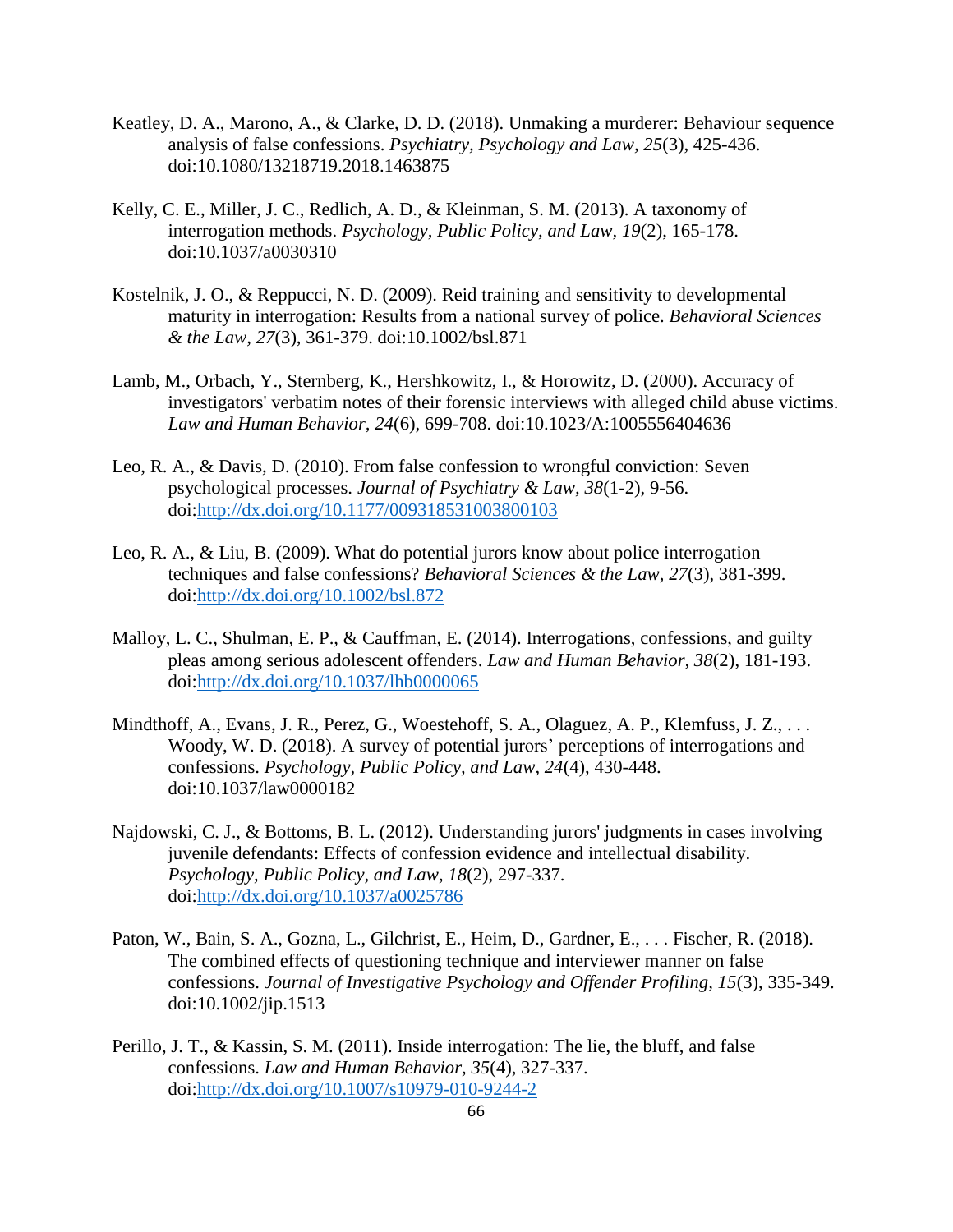Keatley, D. A., Marono, A., & Clarke, D. D. (2018). Unmaking a murderer: Behaviour sequence analysis of false confessions. *Psychiatry, Psychology and Law*, *25*(3), 425-436. doi:10.1080/13218719.2018.1463875

Kelly, C. E., Miller, J. C., Redlich, A. D., & Kleinman, S. M. (2013). A taxonomy of interrogation methods. *Psychology, Public Policy, and Law, 19*(2), 165-178. doi:10.1037/a0030310

Kostelnik, J. O., & Reppucci, N. D. (2009). Reid training and sensitivity to developmental maturity in interrogation: Results from a national survey of police. *Behavioral Sciences & the Law*, *27*(3), 361-379. doi:10.1002/bsl.871

Lamb, M., Orbach, Y., Sternberg, K., Hershkowitz, I., & Horowitz, D. (2000). Accuracy of investigators' verbatim notes of their forensic interviews with alleged child abuse victims. *Law and Human Behavior, 24*(6), 699-708. doi:10.1023/A:1005556404636

Leo, R. A., & Davis, D. (2010). From false confession to wrongful conviction: Seven psychological processes. *Journal of Psychiatry & Law*, *38*(1-2), 9-56. doi:http://dx.doi.org/10.1177/009318531003800103

Leo, R. A., & Liu, B. (2009). What do potential jurors know about police interrogation techniques and false confessions? *Behavioral Sciences & the Law, 27*(3), 381-399. doi:http://dx.doi.org/10.1002/bsl.872

Malloy, L. C., Shulman, E. P., & Cauffman, E. (2014). Interrogations, confessions, and guilty pleas among serious adolescent offenders. *Law and Human Behavior*, *38*(2), 181-193. doi:http://dx.doi.org/10.1037/lhb0000065

Mindthoff, A., Evans, J. R., Perez, G., Woestehoff, S. A., Olaguez, A. P., Klemfuss, J. Z., . . . Woody, W. D. (2018). A survey of potential jurors' perceptions of interrogations and confessions. *Psychology, Public Policy, and Law*, *24*(4), 430-448. doi:10.1037/law0000182

Najdowski, C. J., & Bottoms, B. L. (2012). Understanding jurors' judgments in cases involving juvenile defendants: Effects of confession evidence and intellectual disability. *Psychology, Public Policy, and Law, 18*(2), 297-337. doi:http://dx.doi.org/10.1037/a0025786

Paton, W., Bain, S. A., Gozna, L., Gilchrist, E., Heim, D., Gardner, E., . . . Fischer, R. (2018). The combined effects of questioning technique and interviewer manner on false confessions. *Journal of Investigative Psychology and Offender Profiling*, *15*(3), 335-349. doi:10.1002/jip.1513

Perillo, J. T., & Kassin, S. M. (2011). Inside interrogation: The lie, the bluff, and false confessions. *Law and Human Behavior, 35*(4), 327-337. doi:http://dx.doi.org/10.1007/s10979-010-9244-2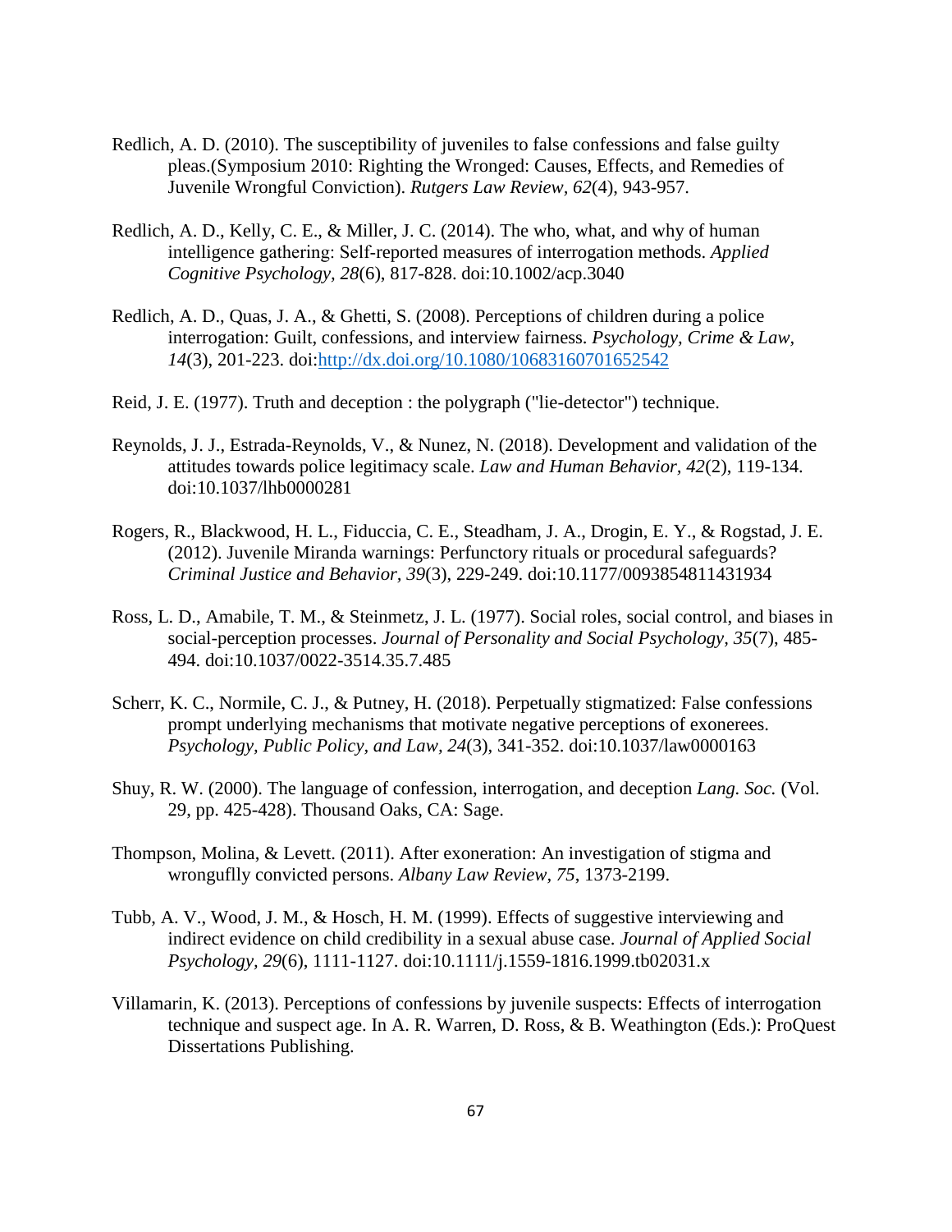Redlich, A. D. (2010). The susceptibility of juveniles to false confessions and false guilty pleas.(Symposium 2010: Righting the Wronged: Causes, Effects, and Remedies of Juvenile Wrongful Conviction). *Rutgers Law Review, 62*(4), 943-957.

Redlich, A. D., Kelly, C. E., & Miller, J. C. (2014). The who, what, and why of human intelligence gathering: Self-reported measures of interrogation methods. *Applied Cognitive Psychology, 28*(6), 817-828. doi:10.1002/acp.3040

Redlich, A. D., Quas, J. A., & Ghetti, S. (2008). Perceptions of children during a police interrogation: Guilt, confessions, and interview fairness. *Psychology, Crime & Law, 14*(3), 201-223. doi:http://dx.doi.org/10.1080/10683160701652542

Reid, J. E. (1977). Truth and deception : the polygraph ("lie-detector") technique.

Reynolds, J. J., Estrada-Reynolds, V., & Nunez, N. (2018). Development and validation of the attitudes towards police legitimacy scale. *Law and Human Behavior, 42*(2), 119-134. doi:10.1037/lhb0000281

Rogers, R., Blackwood, H. L., Fiduccia, C. E., Steadham, J. A., Drogin, E. Y., & Rogstad, J. E. (2012). Juvenile Miranda warnings: Perfunctory rituals or procedural safeguards? *Criminal Justice and Behavior, 39*(3), 229-249. doi:10.1177/0093854811431934

Ross, L. D., Amabile, T. M., & Steinmetz, J. L. (1977). Social roles, social control, and biases in social-perception processes. *Journal of Personality and Social Psychology, 35*(7), 485-494. doi:10.1037/0022-3514.35.7.485

Scherr, K. C., Normile, C. J., & Putney, H. (2018). Perpetually stigmatized: False confessions prompt underlying mechanisms that motivate negative perceptions of exonerees. *Psychology, Public Policy, and Law, 24*(3), 341-352. doi:10.1037/law0000163

Shuy, R. W. (2000). The language of confession, interrogation, and deception *Lang. Soc.* (Vol. 29, pp. 425-428). Thousand Oaks, CA: Sage.

Thompson, Molina, & Levett. (2011). After exoneration: An investigation of stigma and wronguflly convicted persons. *Albany Law Review, 75*, 1373-2199.

Tubb, A. V., Wood, J. M., & Hosch, H. M. (1999). Effects of suggestive interviewing and indirect evidence on child credibility in a sexual abuse case. *Journal of Applied Social Psychology, 29*(6), 1111-1127. doi:10.1111/j.1559-1816.1999.tb02031.x

Villamarin, K. (2013). Perceptions of confessions by juvenile suspects: Effects of interrogation technique and suspect age. In A. R. Warren, D. Ross, & B. Weathington (Eds.): ProQuest Dissertations Publishing.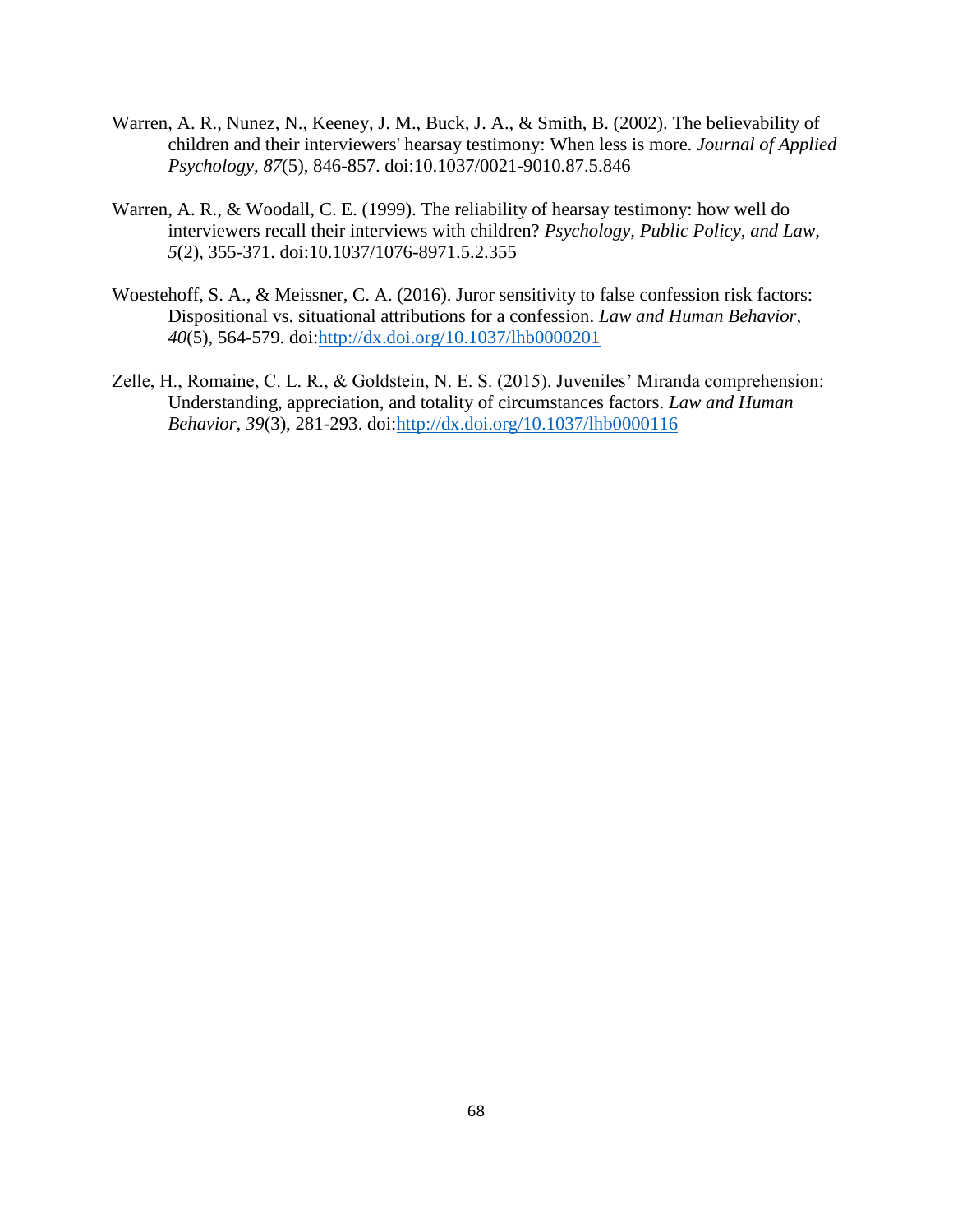Warren, A. R., Nunez, N., Keeney, J. M., Buck, J. A., & Smith, B. (2002). The believability of children and their interviewers' hearsay testimony: When less is more. *Journal of Applied Psychology, 87*(5), 846-857. doi:10.1037/0021-9010.87.5.846

Warren, A. R., & Woodall, C. E. (1999). The reliability of hearsay testimony: how well do interviewers recall their interviews with children? *Psychology, Public Policy, and Law, 5*(2), 355-371. doi:10.1037/1076-8971.5.2.355

Woestehoff, S. A., & Meissner, C. A. (2016). Juror sensitivity to false confession risk factors: Dispositional vs. situational attributions for a confession. *Law and Human Behavior, 40*(5), 564-579. doi:http://dx.doi.org/10.1037/lhb0000201

Zelle, H., Romaine, C. L. R., & Goldstein, N. E. S. (2015). Juveniles' Miranda comprehension: Understanding, appreciation, and totality of circumstances factors. *Law and Human Behavior, 39*(3), 281-293. doi:http://dx.doi.org/10.1037/lhb0000116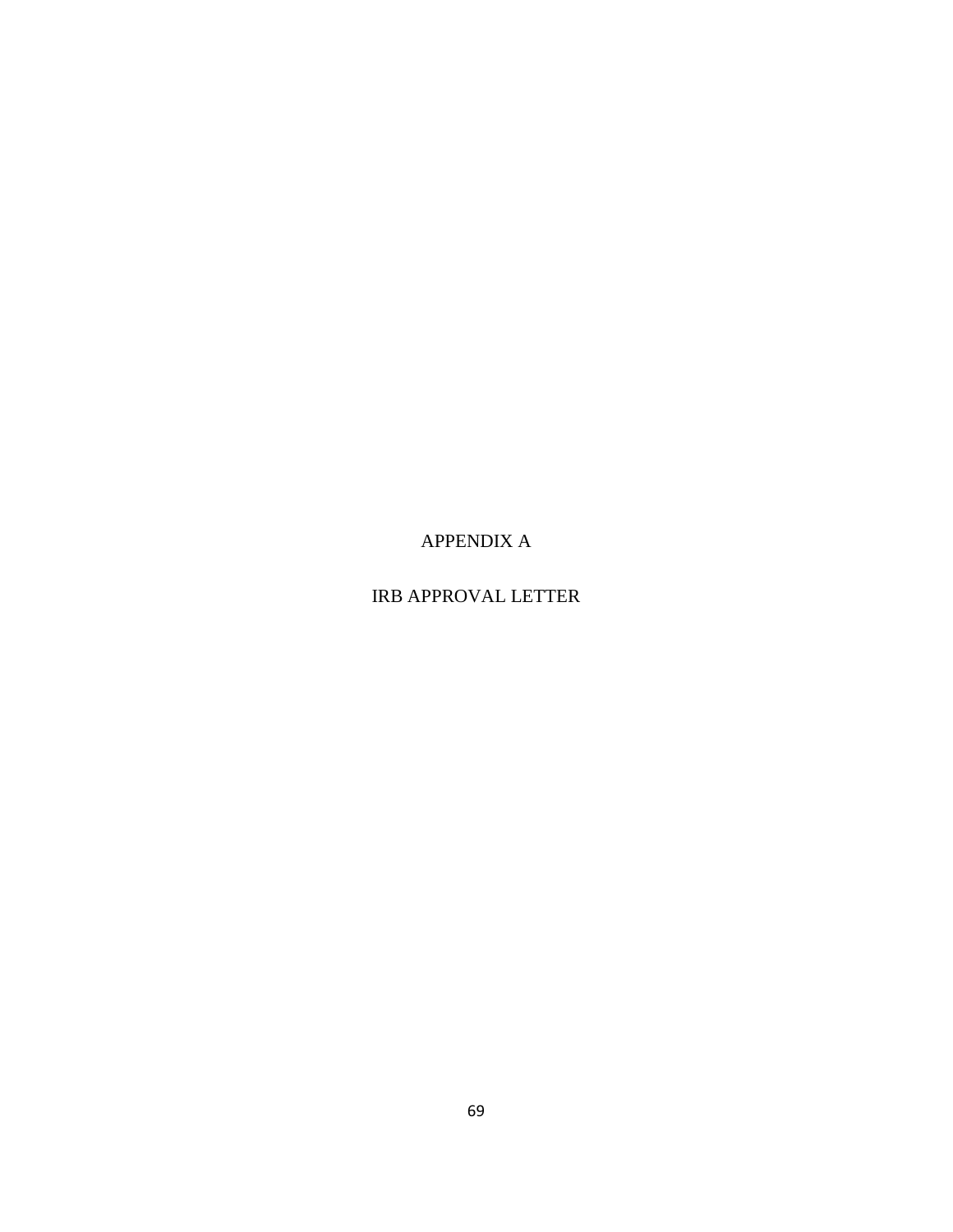# APPENDIX A

# IRB APPROVAL LETTER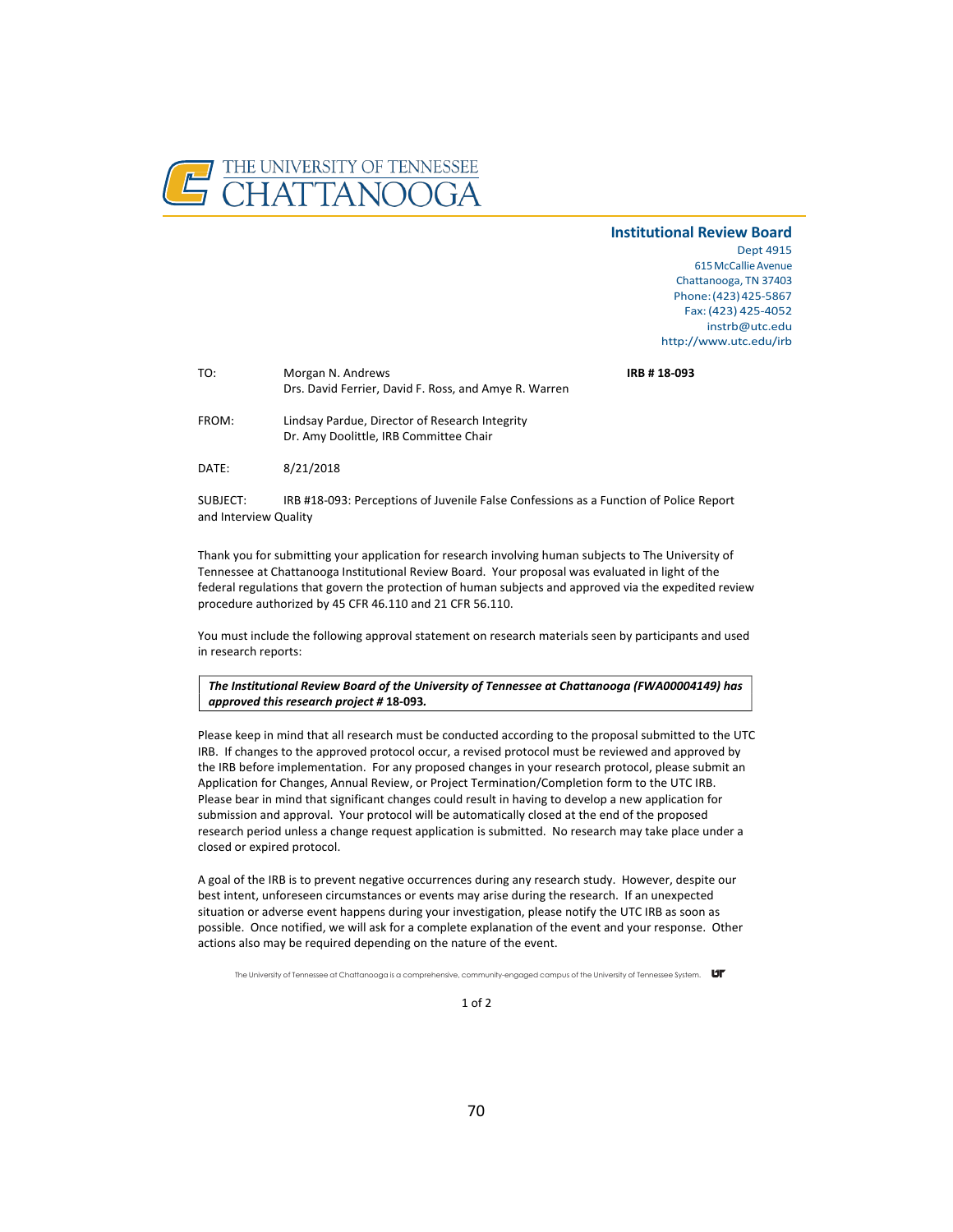THE UNIVERSITY OF TENNESSEE
CHATTANOOGA

**Institutional Review Board**
Dept 4915
615 McCallie Avenue
Chattanooga, TN 37403
Phone: (423) 425-5867
Fax: (423) 425-4052
instrb@utc.edu
http://www.utc.edu/irb

TO: Morgan N. Andrews
Drs. David Ferrier, David F. Ross, and Amye R. Warren

**IRB # 18-093**

FROM: Lindsay Pardue, Director of Research Integrity
Dr. Amy Doolittle, IRB Committee Chair

DATE: 8/21/2018

SUBJECT: IRB #18-093: Perceptions of Juvenile False Confessions as a Function of Police Report and Interview Quality

Thank you for submitting your application for research involving human subjects to The University of Tennessee at Chattanooga Institutional Review Board. Your proposal was evaluated in light of the federal regulations that govern the protection of human subjects and approved via the expedited review procedure authorized by 45 CFR 46.110 and 21 CFR 56.110.

You must include the following approval statement on research materials seen by participants and used in research reports:

> ***The Institutional Review Board of the University of Tennessee at Chattanooga (FWA00004149) has approved this research project #* 18-093.**

Please keep in mind that all research must be conducted according to the proposal submitted to the UTC IRB. If changes to the approved protocol occur, a revised protocol must be reviewed and approved by the IRB before implementation. For any proposed changes in your research protocol, please submit an Application for Changes, Annual Review, or Project Termination/Completion form to the UTC IRB. Please bear in mind that significant changes could result in having to develop a new application for submission and approval. Your protocol will be automatically closed at the end of the proposed research period unless a change request application is submitted. No research may take place under a closed or expired protocol.

A goal of the IRB is to prevent negative occurrences during any research study. However, despite our best intent, unforeseen circumstances or events may arise during the research. If an unexpected situation or adverse event happens during your investigation, please notify the UTC IRB as soon as possible. Once notified, we will ask for a complete explanation of the event and your response. Other actions also may be required depending on the nature of the event.

The University of Tennessee at Chattanooga is a comprehensive, community-engaged campus of the University of Tennessee System.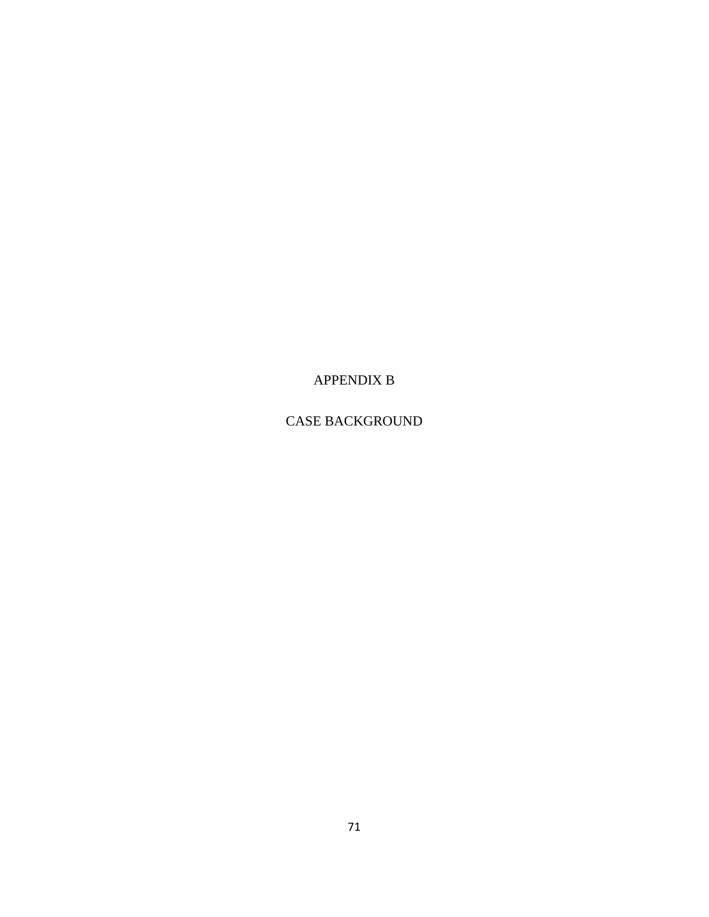# APPENDIX B

# CASE BACKGROUND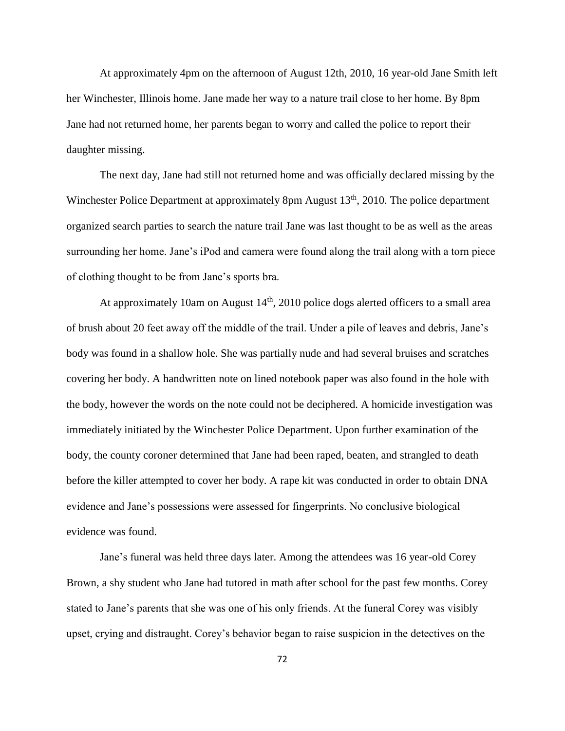At approximately 4pm on the afternoon of August 12th, 2010, 16 year-old Jane Smith left her Winchester, Illinois home. Jane made her way to a nature trail close to her home. By 8pm Jane had not returned home, her parents began to worry and called the police to report their daughter missing.

The next day, Jane had still not returned home and was officially declared missing by the Winchester Police Department at approximately 8pm August 13th, 2010. The police department organized search parties to search the nature trail Jane was last thought to be as well as the areas surrounding her home. Jane's iPod and camera were found along the trail along with a torn piece of clothing thought to be from Jane's sports bra.

At approximately 10am on August 14th, 2010 police dogs alerted officers to a small area of brush about 20 feet away off the middle of the trail. Under a pile of leaves and debris, Jane's body was found in a shallow hole. She was partially nude and had several bruises and scratches covering her body. A handwritten note on lined notebook paper was also found in the hole with the body, however the words on the note could not be deciphered. A homicide investigation was immediately initiated by the Winchester Police Department. Upon further examination of the body, the county coroner determined that Jane had been raped, beaten, and strangled to death before the killer attempted to cover her body. A rape kit was conducted in order to obtain DNA evidence and Jane's possessions were assessed for fingerprints. No conclusive biological evidence was found.

Jane's funeral was held three days later. Among the attendees was 16 year-old Corey Brown, a shy student who Jane had tutored in math after school for the past few months. Corey stated to Jane's parents that she was one of his only friends. At the funeral Corey was visibly upset, crying and distraught. Corey's behavior began to raise suspicion in the detectives on the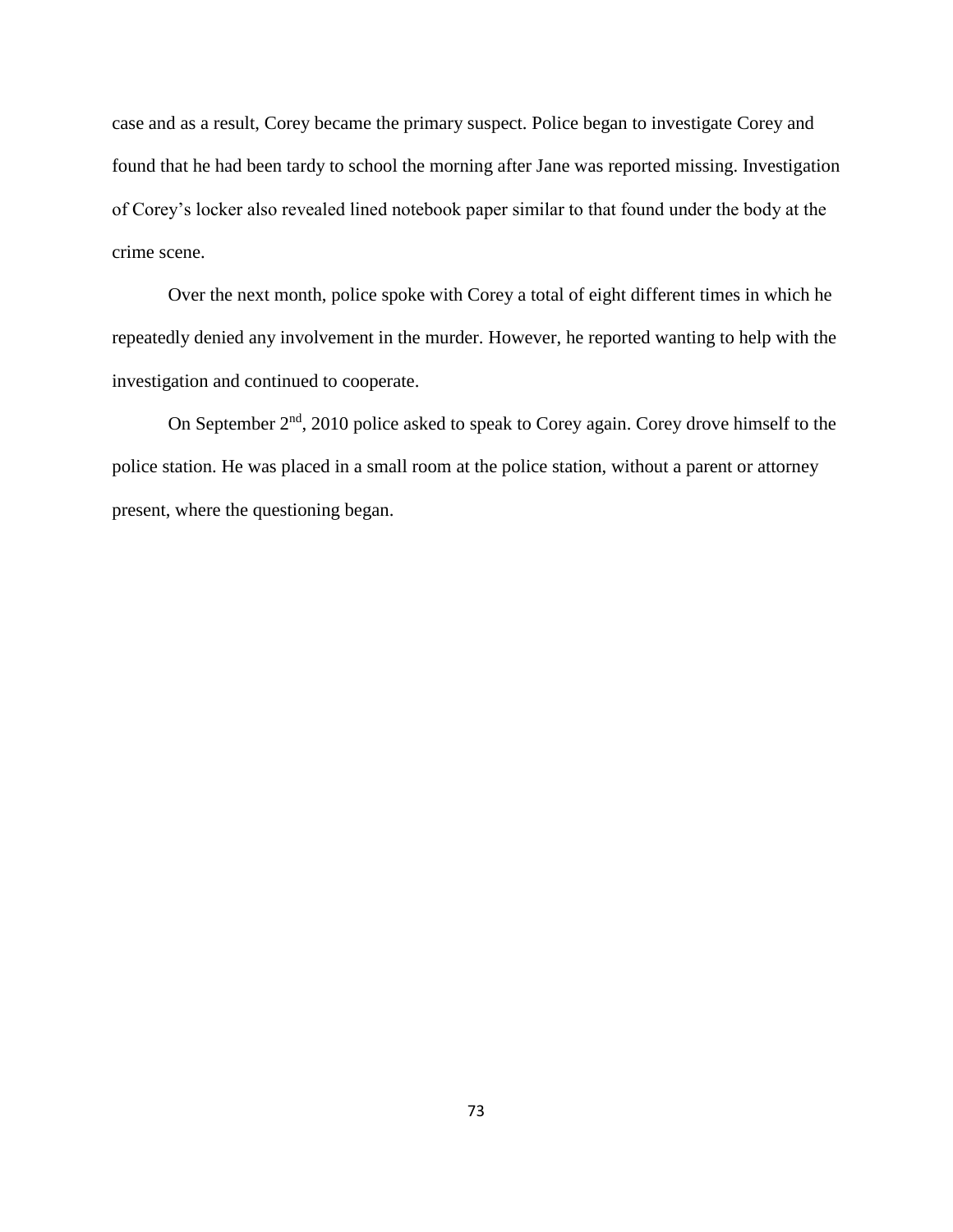case and as a result, Corey became the primary suspect. Police began to investigate Corey and found that he had been tardy to school the morning after Jane was reported missing. Investigation of Corey's locker also revealed lined notebook paper similar to that found under the body at the crime scene.

Over the next month, police spoke with Corey a total of eight different times in which he repeatedly denied any involvement in the murder. However, he reported wanting to help with the investigation and continued to cooperate.

On September 2nd, 2010 police asked to speak to Corey again. Corey drove himself to the police station. He was placed in a small room at the police station, without a parent or attorney present, where the questioning began.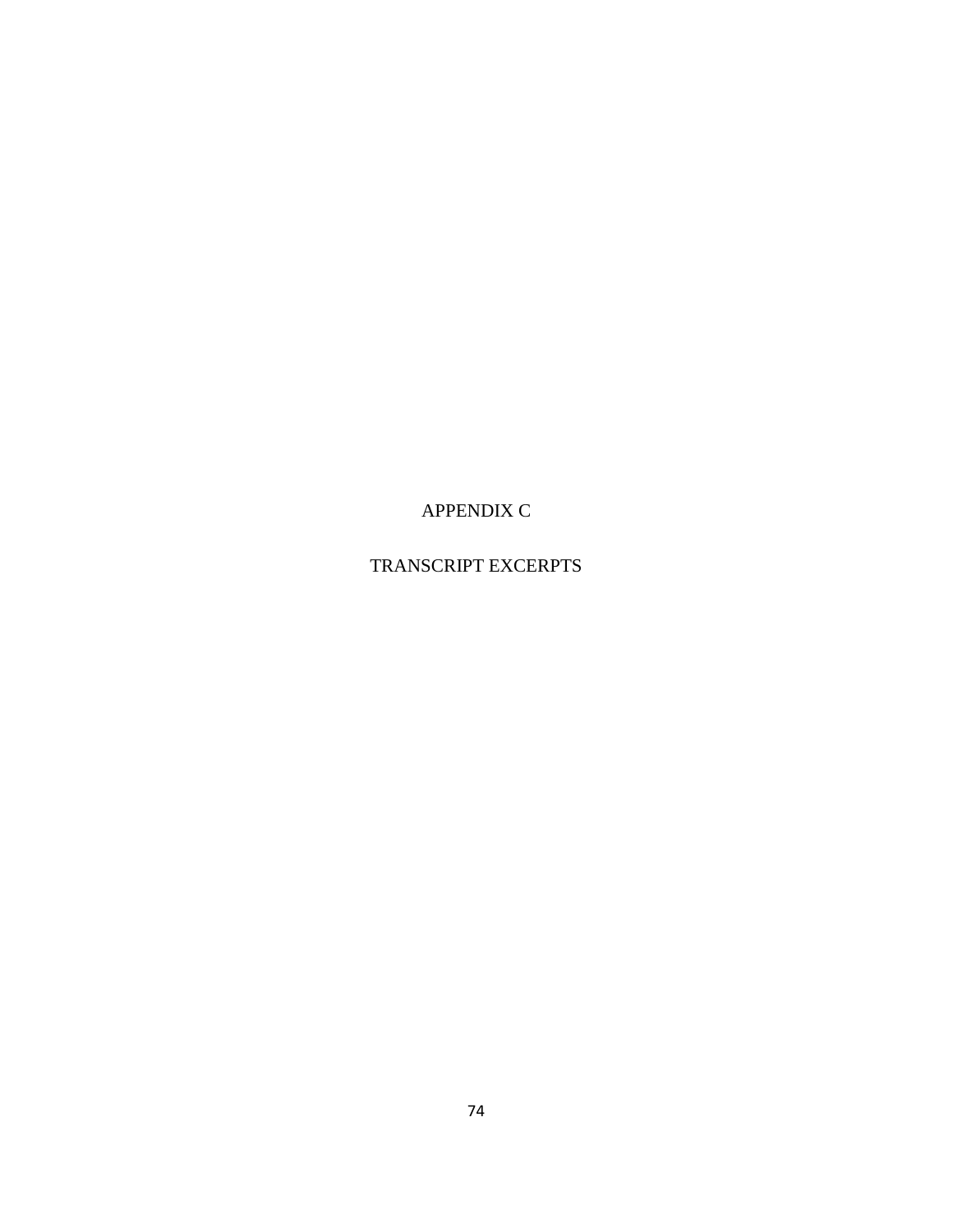# APPENDIX C

# TRANSCRIPT EXCERPTS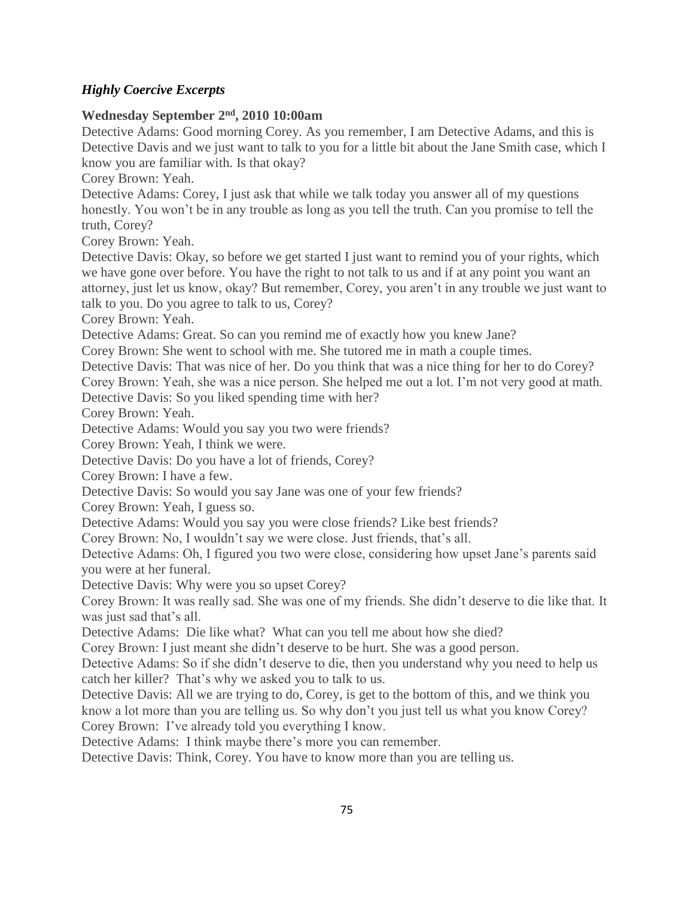### *Highly Coercive Excerpts*

**Wednesday September 2nd, 2010 10:00am**

Detective Adams: Good morning Corey. As you remember, I am Detective Adams, and this is Detective Davis and we just want to talk to you for a little bit about the Jane Smith case, which I know you are familiar with. Is that okay?

Corey Brown: Yeah.

Detective Adams: Corey, I just ask that while we talk today you answer all of my questions honestly. You won't be in any trouble as long as you tell the truth. Can you promise to tell the truth, Corey?

Corey Brown: Yeah.

Detective Davis: Okay, so before we get started I just want to remind you of your rights, which we have gone over before. You have the right to not talk to us and if at any point you want an attorney, just let us know, okay? But remember, Corey, you aren't in any trouble we just want to talk to you. Do you agree to talk to us, Corey?

Corey Brown: Yeah.

Detective Adams: Great. So can you remind me of exactly how you knew Jane?

Corey Brown: She went to school with me. She tutored me in math a couple times.

Detective Davis: That was nice of her. Do you think that was a nice thing for her to do Corey?

Corey Brown: Yeah, she was a nice person. She helped me out a lot. I'm not very good at math.

Detective Davis: So you liked spending time with her?

Corey Brown: Yeah.

Detective Adams: Would you say you two were friends?

Corey Brown: Yeah, I think we were.

Detective Davis: Do you have a lot of friends, Corey?

Corey Brown: I have a few.

Detective Davis: So would you say Jane was one of your few friends?

Corey Brown: Yeah, I guess so.

Detective Adams: Would you say you were close friends? Like best friends?

Corey Brown: No, I wouldn't say we were close. Just friends, that's all.

Detective Adams: Oh, I figured you two were close, considering how upset Jane's parents said you were at her funeral.

Detective Davis: Why were you so upset Corey?

Corey Brown: It was really sad. She was one of my friends. She didn't deserve to die like that. It was just sad that's all.

Detective Adams: Die like what? What can you tell me about how she died?

Corey Brown: I just meant she didn't deserve to be hurt. She was a good person.

Detective Adams: So if she didn't deserve to die, then you understand why you need to help us catch her killer? That's why we asked you to talk to us.

Detective Davis: All we are trying to do, Corey, is get to the bottom of this, and we think you know a lot more than you are telling us. So why don't you just tell us what you know Corey?

Corey Brown: I've already told you everything I know.

Detective Adams: I think maybe there's more you can remember.

Detective Davis: Think, Corey. You have to know more than you are telling us.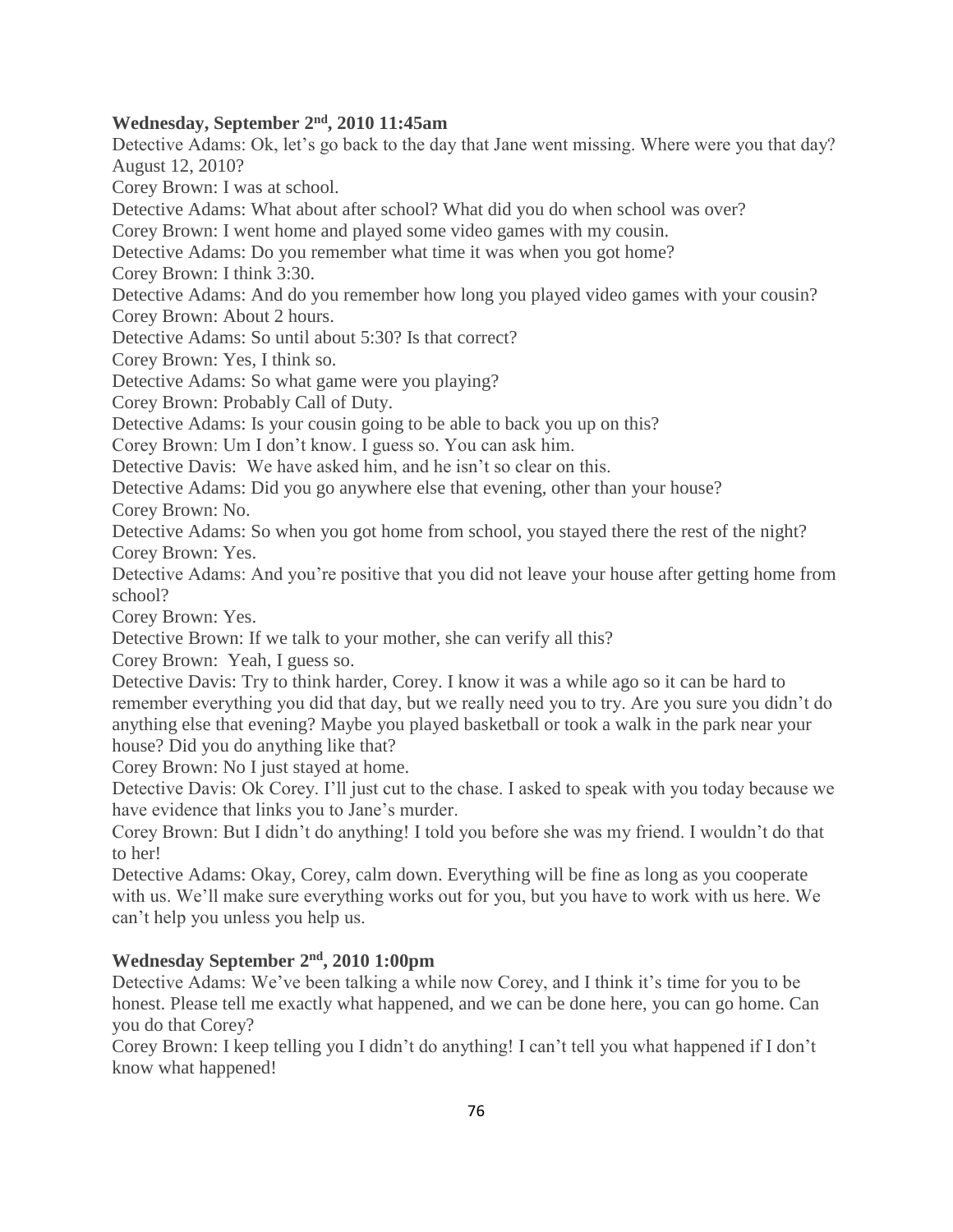**Wednesday, September 2nd, 2010 11:45am**

Detective Adams: Ok, let's go back to the day that Jane went missing. Where were you that day? August 12, 2010?

Corey Brown: I was at school.

Detective Adams: What about after school? What did you do when school was over?

Corey Brown: I went home and played some video games with my cousin.

Detective Adams: Do you remember what time it was when you got home?

Corey Brown: I think 3:30.

Detective Adams: And do you remember how long you played video games with your cousin?

Corey Brown: About 2 hours.

Detective Adams: So until about 5:30? Is that correct?

Corey Brown: Yes, I think so.

Detective Adams: So what game were you playing?

Corey Brown: Probably Call of Duty.

Detective Adams: Is your cousin going to be able to back you up on this?

Corey Brown: Um I don't know. I guess so. You can ask him.

Detective Davis: We have asked him, and he isn't so clear on this.

Detective Adams: Did you go anywhere else that evening, other than your house?

Corey Brown: No.

Detective Adams: So when you got home from school, you stayed there the rest of the night?

Corey Brown: Yes.

Detective Adams: And you're positive that you did not leave your house after getting home from school?

Corey Brown: Yes.

Detective Brown: If we talk to your mother, she can verify all this?

Corey Brown: Yeah, I guess so.

Detective Davis: Try to think harder, Corey. I know it was a while ago so it can be hard to remember everything you did that day, but we really need you to try. Are you sure you didn't do anything else that evening? Maybe you played basketball or took a walk in the park near your house? Did you do anything like that?

Corey Brown: No I just stayed at home.

Detective Davis: Ok Corey. I'll just cut to the chase. I asked to speak with you today because we have evidence that links you to Jane's murder.

Corey Brown: But I didn't do anything! I told you before she was my friend. I wouldn't do that to her!

Detective Adams: Okay, Corey, calm down. Everything will be fine as long as you cooperate with us. We'll make sure everything works out for you, but you have to work with us here. We can't help you unless you help us.

**Wednesday September 2nd, 2010 1:00pm**

Detective Adams: We've been talking a while now Corey, and I think it's time for you to be honest. Please tell me exactly what happened, and we can be done here, you can go home. Can you do that Corey?

Corey Brown: I keep telling you I didn't do anything! I can't tell you what happened if I don't know what happened!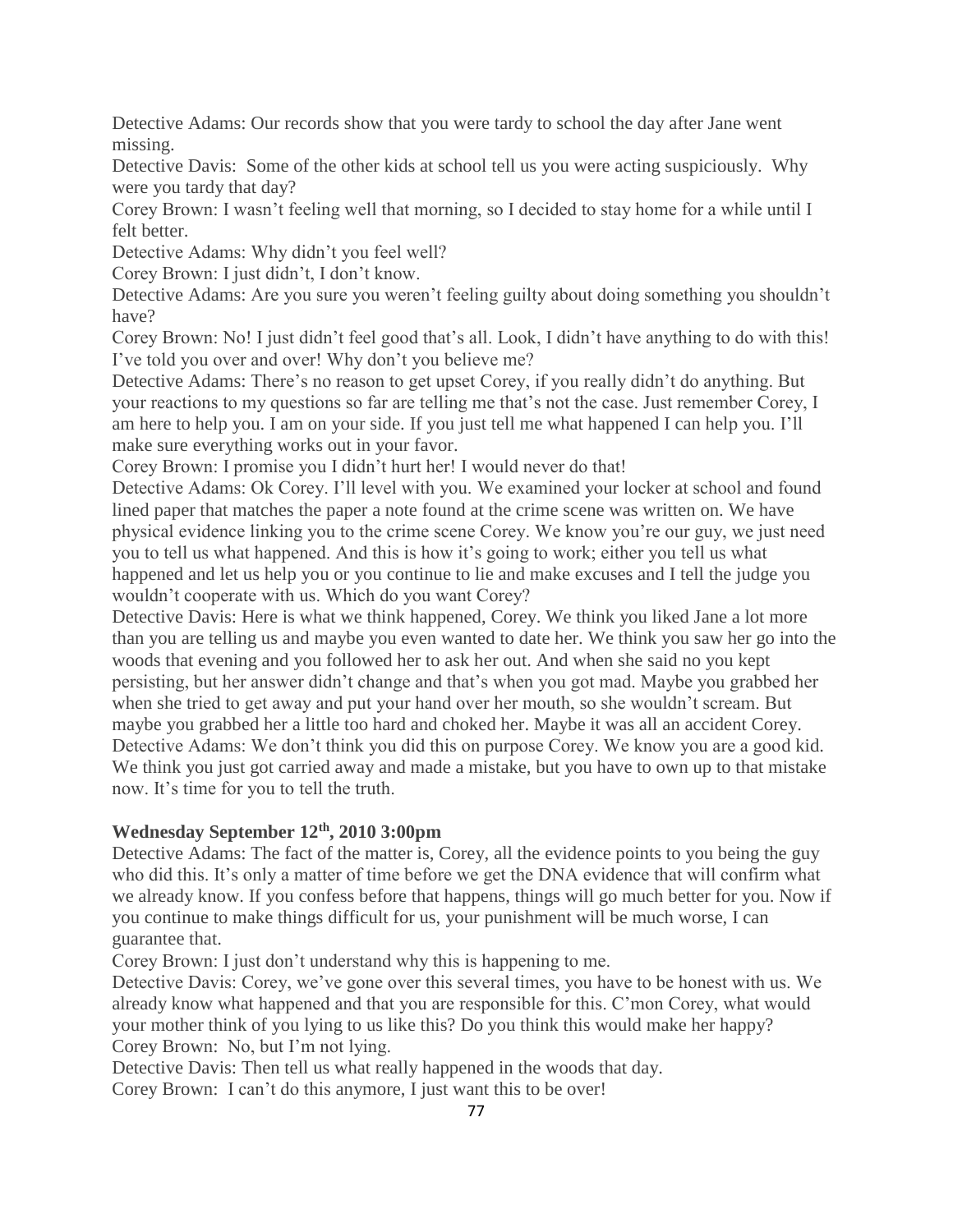Detective Adams: Our records show that you were tardy to school the day after Jane went missing.

Detective Davis: Some of the other kids at school tell us you were acting suspiciously. Why were you tardy that day?

Corey Brown: I wasn't feeling well that morning, so I decided to stay home for a while until I felt better.

Detective Adams: Why didn't you feel well?

Corey Brown: I just didn't, I don't know.

Detective Adams: Are you sure you weren't feeling guilty about doing something you shouldn't have?

Corey Brown: No! I just didn't feel good that's all. Look, I didn't have anything to do with this! I've told you over and over! Why don't you believe me?

Detective Adams: There's no reason to get upset Corey, if you really didn't do anything. But your reactions to my questions so far are telling me that's not the case. Just remember Corey, I am here to help you. I am on your side. If you just tell me what happened I can help you. I'll make sure everything works out in your favor.

Corey Brown: I promise you I didn't hurt her! I would never do that!

Detective Adams: Ok Corey. I'll level with you. We examined your locker at school and found lined paper that matches the paper a note found at the crime scene was written on. We have physical evidence linking you to the crime scene Corey. We know you're our guy, we just need you to tell us what happened. And this is how it's going to work; either you tell us what happened and let us help you or you continue to lie and make excuses and I tell the judge you wouldn't cooperate with us. Which do you want Corey?

Detective Davis: Here is what we think happened, Corey. We think you liked Jane a lot more than you are telling us and maybe you even wanted to date her. We think you saw her go into the woods that evening and you followed her to ask her out. And when she said no you kept persisting, but her answer didn't change and that's when you got mad. Maybe you grabbed her when she tried to get away and put your hand over her mouth, so she wouldn't scream. But maybe you grabbed her a little too hard and choked her. Maybe it was all an accident Corey.

Detective Adams: We don't think you did this on purpose Corey. We know you are a good kid. We think you just got carried away and made a mistake, but you have to own up to that mistake now. It's time for you to tell the truth.

**Wednesday September 12th, 2010 3:00pm**

Detective Adams: The fact of the matter is, Corey, all the evidence points to you being the guy who did this. It's only a matter of time before we get the DNA evidence that will confirm what we already know. If you confess before that happens, things will go much better for you. Now if you continue to make things difficult for us, your punishment will be much worse, I can guarantee that.

Corey Brown: I just don't understand why this is happening to me.

Detective Davis: Corey, we've gone over this several times, you have to be honest with us. We already know what happened and that you are responsible for this. C'mon Corey, what would your mother think of you lying to us like this? Do you think this would make her happy?

Corey Brown: No, but I'm not lying.

Detective Davis: Then tell us what really happened in the woods that day.

Corey Brown: I can't do this anymore, I just want this to be over!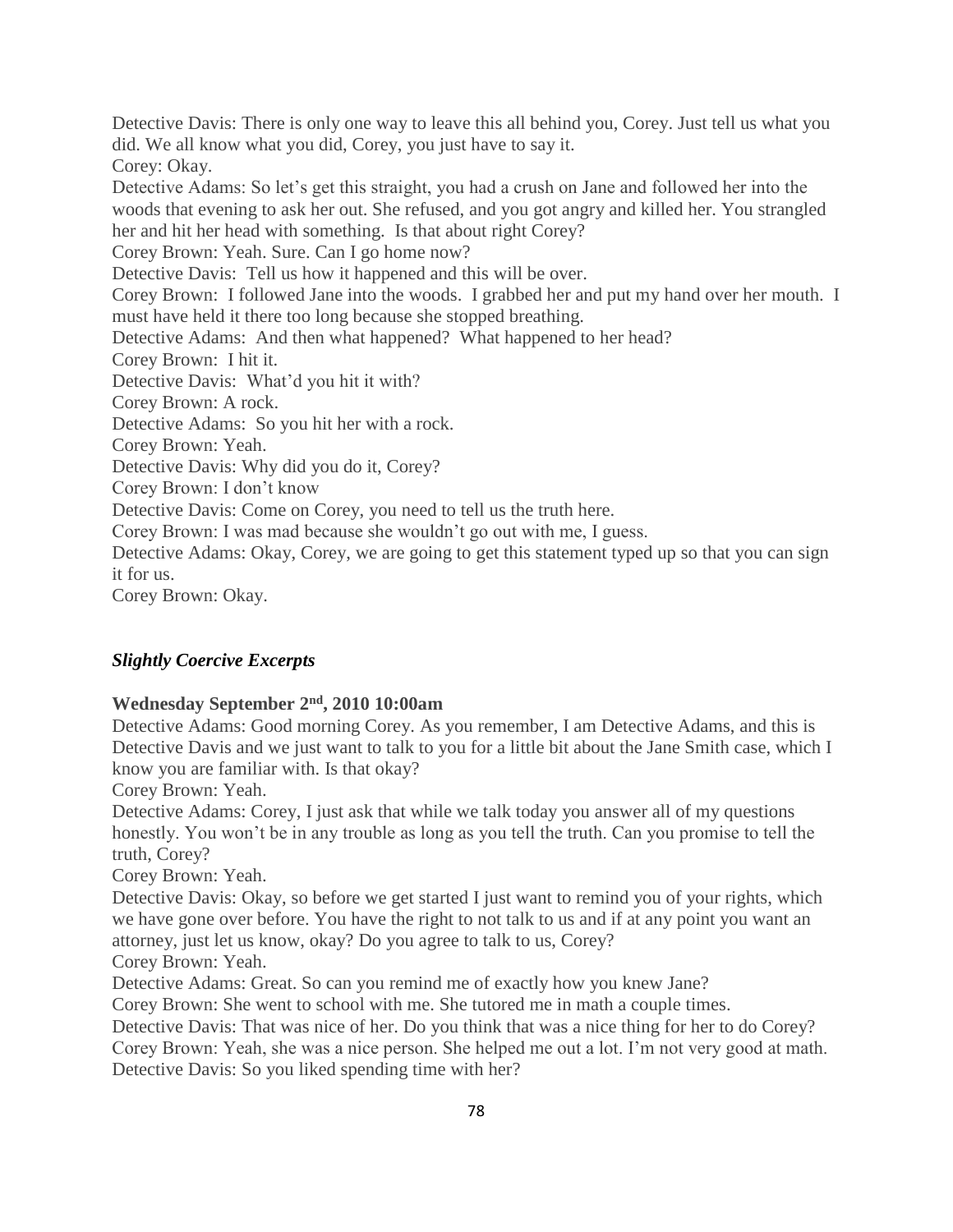Detective Davis: There is only one way to leave this all behind you, Corey. Just tell us what you did. We all know what you did, Corey, you just have to say it.
Corey: Okay.
Detective Adams: So let's get this straight, you had a crush on Jane and followed her into the woods that evening to ask her out. She refused, and you got angry and killed her. You strangled her and hit her head with something. Is that about right Corey?
Corey Brown: Yeah. Sure. Can I go home now?
Detective Davis: Tell us how it happened and this will be over.
Corey Brown: I followed Jane into the woods. I grabbed her and put my hand over her mouth. I must have held it there too long because she stopped breathing.
Detective Adams: And then what happened? What happened to her head?
Corey Brown: I hit it.
Detective Davis: What'd you hit it with?
Corey Brown: A rock.
Detective Adams: So you hit her with a rock.
Corey Brown: Yeah.
Detective Davis: Why did you do it, Corey?
Corey Brown: I don't know
Detective Davis: Come on Corey, you need to tell us the truth here.
Corey Brown: I was mad because she wouldn't go out with me, I guess.
Detective Adams: Okay, Corey, we are going to get this statement typed up so that you can sign it for us.
Corey Brown: Okay.

### *Slightly Coercive Excerpts*

**Wednesday September 2nd, 2010 10:00am**

Detective Adams: Good morning Corey. As you remember, I am Detective Adams, and this is Detective Davis and we just want to talk to you for a little bit about the Jane Smith case, which I know you are familiar with. Is that okay?
Corey Brown: Yeah.
Detective Adams: Corey, I just ask that while we talk today you answer all of my questions honestly. You won't be in any trouble as long as you tell the truth. Can you promise to tell the truth, Corey?
Corey Brown: Yeah.
Detective Davis: Okay, so before we get started I just want to remind you of your rights, which we have gone over before. You have the right to not talk to us and if at any point you want an attorney, just let us know, okay? Do you agree to talk to us, Corey?
Corey Brown: Yeah.
Detective Adams: Great. So can you remind me of exactly how you knew Jane?
Corey Brown: She went to school with me. She tutored me in math a couple times.
Detective Davis: That was nice of her. Do you think that was a nice thing for her to do Corey?
Corey Brown: Yeah, she was a nice person. She helped me out a lot. I'm not very good at math.
Detective Davis: So you liked spending time with her?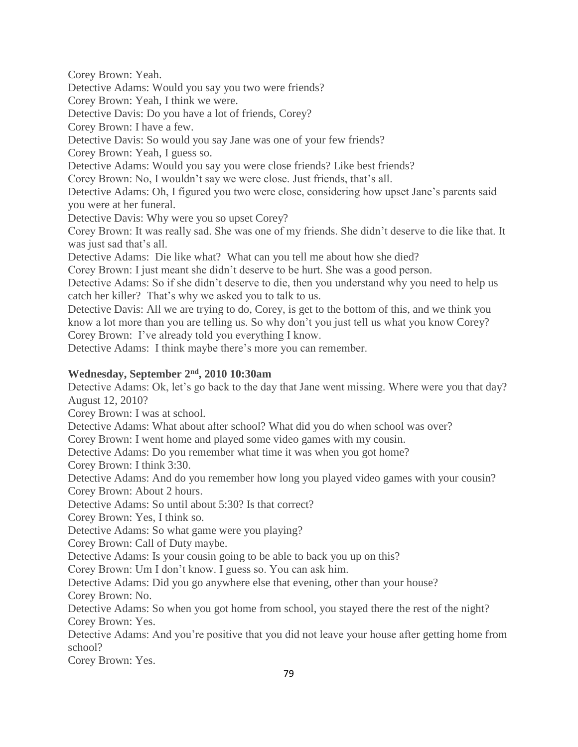Corey Brown: Yeah.

Detective Adams: Would you say you two were friends?

Corey Brown: Yeah, I think we were.

Detective Davis: Do you have a lot of friends, Corey?

Corey Brown: I have a few.

Detective Davis: So would you say Jane was one of your few friends?

Corey Brown: Yeah, I guess so.

Detective Adams: Would you say you were close friends? Like best friends?

Corey Brown: No, I wouldn't say we were close. Just friends, that's all.

Detective Adams: Oh, I figured you two were close, considering how upset Jane's parents said you were at her funeral.

Detective Davis: Why were you so upset Corey?

Corey Brown: It was really sad. She was one of my friends. She didn't deserve to die like that. It was just sad that's all.

Detective Adams: Die like what? What can you tell me about how she died?

Corey Brown: I just meant she didn't deserve to be hurt. She was a good person.

Detective Adams: So if she didn't deserve to die, then you understand why you need to help us catch her killer? That's why we asked you to talk to us.

Detective Davis: All we are trying to do, Corey, is get to the bottom of this, and we think you know a lot more than you are telling us. So why don't you just tell us what you know Corey?

Corey Brown: I've already told you everything I know.

Detective Adams: I think maybe there's more you can remember.

**Wednesday, September 2nd, 2010 10:30am**

Detective Adams: Ok, let's go back to the day that Jane went missing. Where were you that day? August 12, 2010?

Corey Brown: I was at school.

Detective Adams: What about after school? What did you do when school was over?

Corey Brown: I went home and played some video games with my cousin.

Detective Adams: Do you remember what time it was when you got home?

Corey Brown: I think 3:30.

Detective Adams: And do you remember how long you played video games with your cousin?

Corey Brown: About 2 hours.

Detective Adams: So until about 5:30? Is that correct?

Corey Brown: Yes, I think so.

Detective Adams: So what game were you playing?

Corey Brown: Call of Duty maybe.

Detective Adams: Is your cousin going to be able to back you up on this?

Corey Brown: Um I don't know. I guess so. You can ask him.

Detective Adams: Did you go anywhere else that evening, other than your house?

Corey Brown: No.

Detective Adams: So when you got home from school, you stayed there the rest of the night?

Corey Brown: Yes.

Detective Adams: And you're positive that you did not leave your house after getting home from school?

Corey Brown: Yes.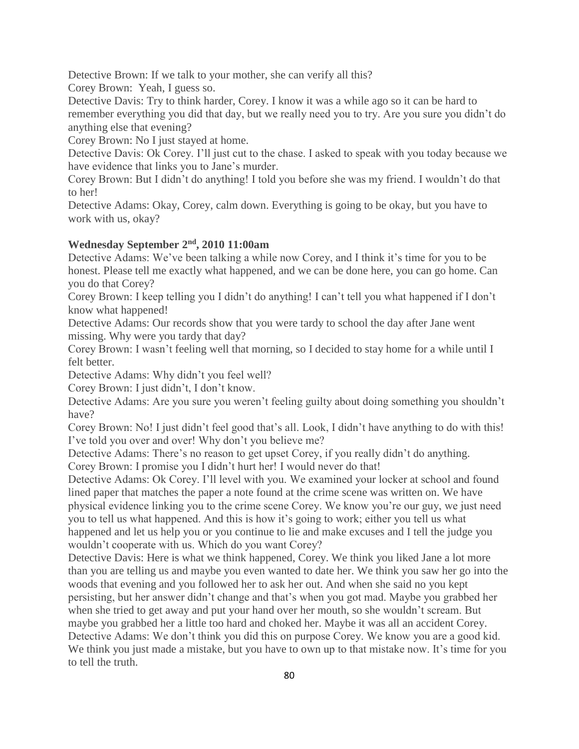Detective Brown: If we talk to your mother, she can verify all this?

Corey Brown: Yeah, I guess so.

Detective Davis: Try to think harder, Corey. I know it was a while ago so it can be hard to remember everything you did that day, but we really need you to try. Are you sure you didn't do anything else that evening?

Corey Brown: No I just stayed at home.

Detective Davis: Ok Corey. I'll just cut to the chase. I asked to speak with you today because we have evidence that links you to Jane's murder.

Corey Brown: But I didn't do anything! I told you before she was my friend. I wouldn't do that to her!

Detective Adams: Okay, Corey, calm down. Everything is going to be okay, but you have to work with us, okay?

**Wednesday September 2nd, 2010 11:00am**

Detective Adams: We've been talking a while now Corey, and I think it's time for you to be honest. Please tell me exactly what happened, and we can be done here, you can go home. Can you do that Corey?

Corey Brown: I keep telling you I didn't do anything! I can't tell you what happened if I don't know what happened!

Detective Adams: Our records show that you were tardy to school the day after Jane went missing. Why were you tardy that day?

Corey Brown: I wasn't feeling well that morning, so I decided to stay home for a while until I felt better.

Detective Adams: Why didn't you feel well?

Corey Brown: I just didn't, I don't know.

Detective Adams: Are you sure you weren't feeling guilty about doing something you shouldn't have?

Corey Brown: No! I just didn't feel good that's all. Look, I didn't have anything to do with this! I've told you over and over! Why don't you believe me?

Detective Adams: There's no reason to get upset Corey, if you really didn't do anything.

Corey Brown: I promise you I didn't hurt her! I would never do that!

Detective Adams: Ok Corey. I'll level with you. We examined your locker at school and found lined paper that matches the paper a note found at the crime scene was written on. We have physical evidence linking you to the crime scene Corey. We know you're our guy, we just need you to tell us what happened. And this is how it's going to work; either you tell us what happened and let us help you or you continue to lie and make excuses and I tell the judge you wouldn't cooperate with us. Which do you want Corey?

Detective Davis: Here is what we think happened, Corey. We think you liked Jane a lot more than you are telling us and maybe you even wanted to date her. We think you saw her go into the woods that evening and you followed her to ask her out. And when she said no you kept persisting, but her answer didn't change and that's when you got mad. Maybe you grabbed her when she tried to get away and put your hand over her mouth, so she wouldn't scream. But maybe you grabbed her a little too hard and choked her. Maybe it was all an accident Corey.

Detective Adams: We don't think you did this on purpose Corey. We know you are a good kid. We think you just made a mistake, but you have to own up to that mistake now. It's time for you to tell the truth.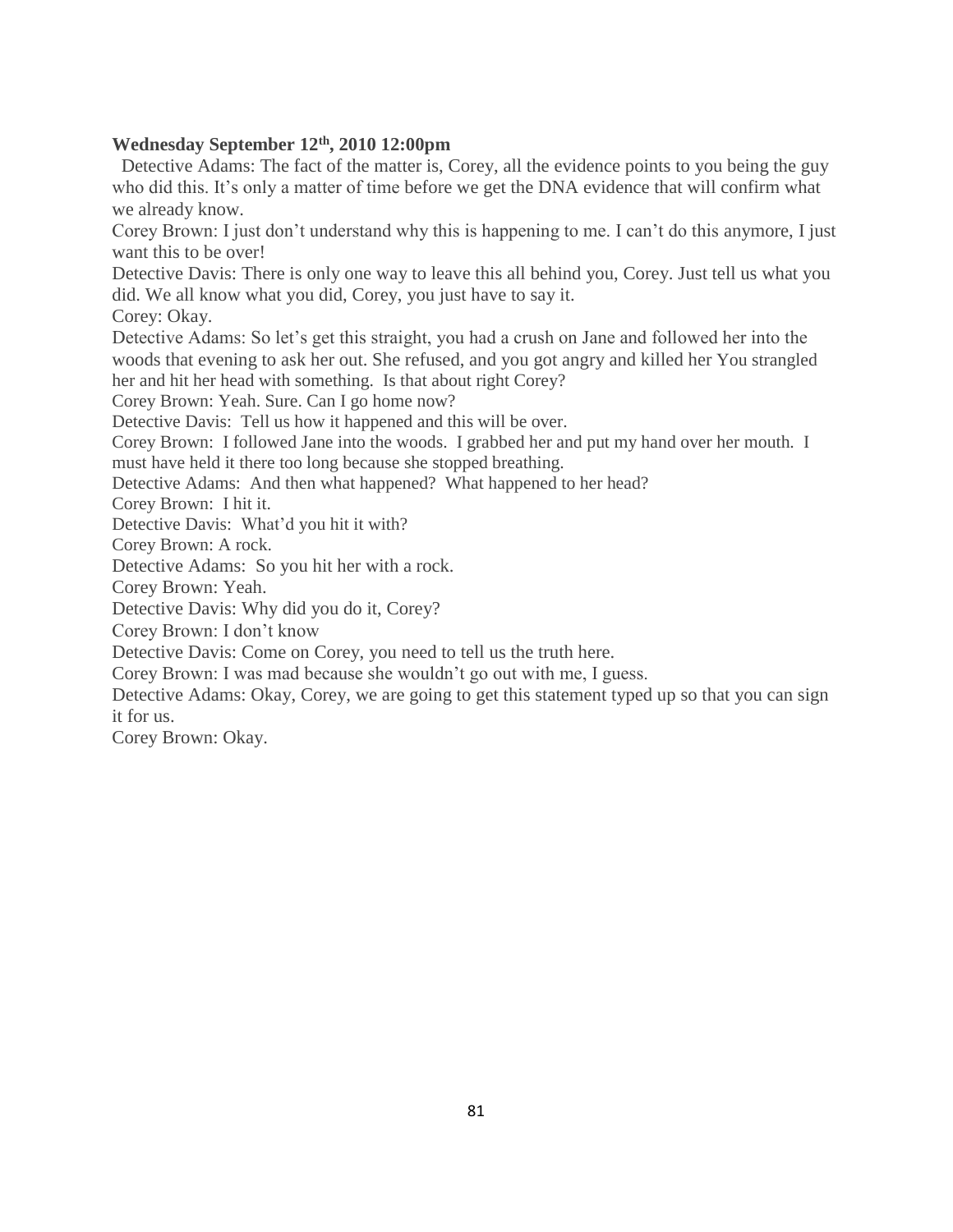**Wednesday September 12th, 2010 12:00pm**

Detective Adams: The fact of the matter is, Corey, all the evidence points to you being the guy who did this. It's only a matter of time before we get the DNA evidence that will confirm what we already know.

Corey Brown: I just don't understand why this is happening to me. I can't do this anymore, I just want this to be over!

Detective Davis: There is only one way to leave this all behind you, Corey. Just tell us what you did. We all know what you did, Corey, you just have to say it.

Corey: Okay.

Detective Adams: So let's get this straight, you had a crush on Jane and followed her into the woods that evening to ask her out. She refused, and you got angry and killed her You strangled her and hit her head with something. Is that about right Corey?

Corey Brown: Yeah. Sure. Can I go home now?

Detective Davis: Tell us how it happened and this will be over.

Corey Brown: I followed Jane into the woods. I grabbed her and put my hand over her mouth. I must have held it there too long because she stopped breathing.

Detective Adams: And then what happened? What happened to her head?

Corey Brown: I hit it.

Detective Davis: What'd you hit it with?

Corey Brown: A rock.

Detective Adams: So you hit her with a rock.

Corey Brown: Yeah.

Detective Davis: Why did you do it, Corey?

Corey Brown: I don't know

Detective Davis: Come on Corey, you need to tell us the truth here.

Corey Brown: I was mad because she wouldn't go out with me, I guess.

Detective Adams: Okay, Corey, we are going to get this statement typed up so that you can sign it for us.

Corey Brown: Okay.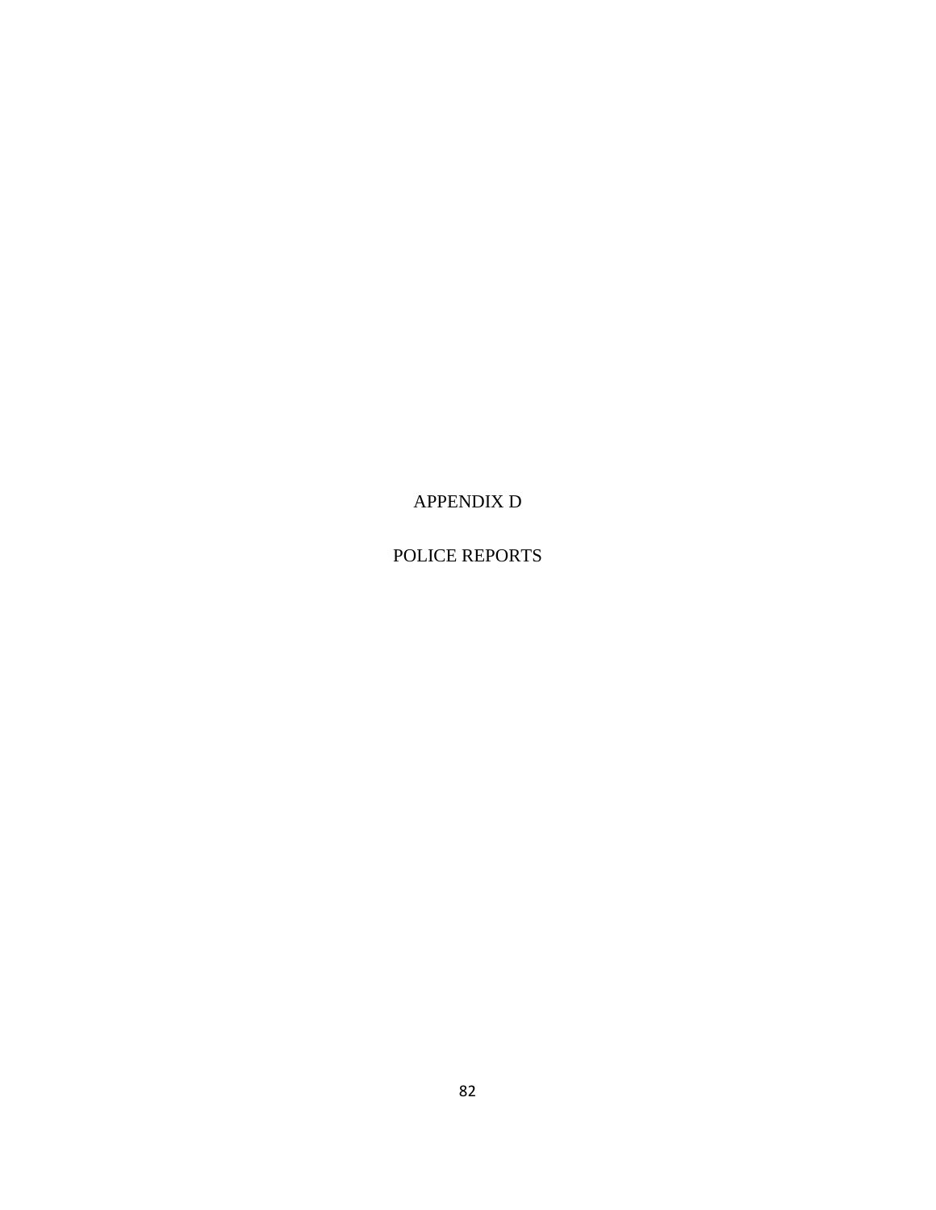# APPENDIX D

# POLICE REPORTS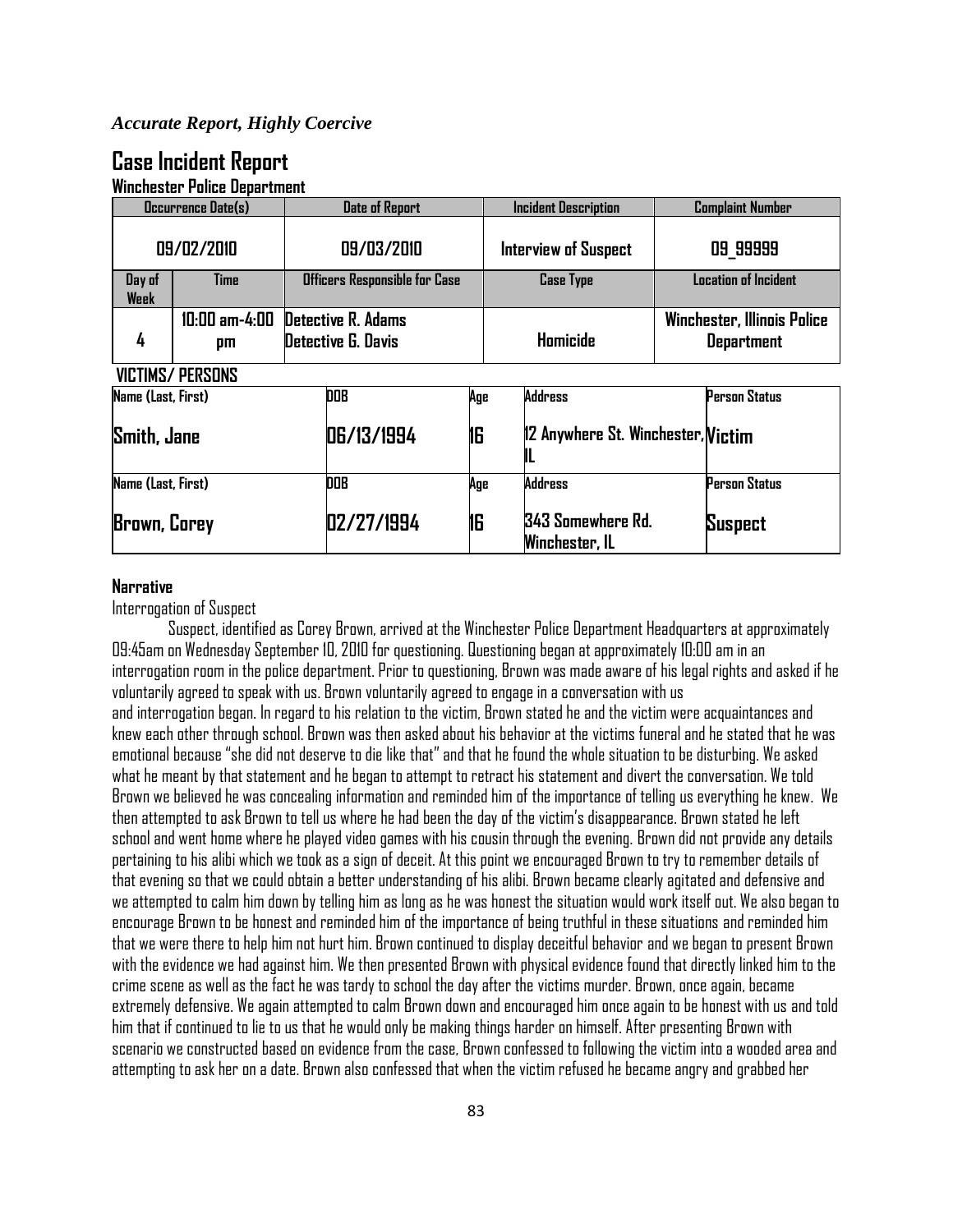*Accurate Report, Highly Coercive*

# Case Incident Report

### Winchester Police Department

| Occurrence Date(s) | | Date of Report | Incident Description | Complaint Number |
|---|---|---|---|---|
| 09/02/2010 | | 09/03/2010 | Interview of Suspect | 09_99999 |
| **Day of Week** | **Time** | **Officers Responsible for Case** | **Case Type** | **Location of Incident** |
| 4 | 10:00 am-4:00 pm | Detective R. Adams<br>Detective G. Davis | Homicide | Winchester, Illinois Police Department |

**VICTIMS/ PERSONS**

| Name (Last, First) | DOB | Age | Address | Person Status |
|---|---|---|---|---|
| **Smith, Jane** | **06/13/1994** | **16** | **12 Anywhere St. Winchester, IL** | **Victim** |
| Name (Last, First) | DOB | Age | Address | Person Status |
| **Brown, Corey** | **02/27/1994** | **16** | **343 Somewhere Rd. Winchester, IL** | **Suspect** |

**Narrative**

Interrogation of Suspect

Suspect, identified as Corey Brown, arrived at the Winchester Police Department Headquarters at approximately 09:45am on Wednesday September 10, 2010 for questioning. Questioning began at approximately 10:00 am in an interrogation room in the police department. Prior to questioning, Brown was made aware of his legal rights and asked if he voluntarily agreed to speak with us. Brown voluntarily agreed to engage in a conversation with us and interrogation began. In regard to his relation to the victim, Brown stated he and the victim were acquaintances and knew each other through school. Brown was then asked about his behavior at the victims funeral and he stated that he was emotional because "she did not deserve to die like that" and that he found the whole situation to be disturbing. We asked what he meant by that statement and he began to attempt to retract his statement and divert the conversation. We told Brown we believed he was concealing information and reminded him of the importance of telling us everything he knew. We then attempted to ask Brown to tell us where he had been the day of the victim's disappearance. Brown stated he left school and went home where he played video games with his cousin through the evening. Brown did not provide any details pertaining to his alibi which we took as a sign of deceit. At this point we encouraged Brown to try to remember details of that evening so that we could obtain a better understanding of his alibi. Brown became clearly agitated and defensive and we attempted to calm him down by telling him as long as he was honest the situation would work itself out. We also began to encourage Brown to be honest and reminded him of the importance of being truthful in these situations and reminded him that we were there to help him not hurt him. Brown continued to display deceitful behavior and we began to present Brown with the evidence we had against him. We then presented Brown with physical evidence found that directly linked him to the crime scene as well as the fact he was tardy to school the day after the victims murder. Brown, once again, became extremely defensive. We again attempted to calm Brown down and encouraged him once again to be honest with us and told him that if continued to lie to us that he would only be making things harder on himself. After presenting Brown with scenario we constructed based on evidence from the case, Brown confessed to following the victim into a wooded area and attempting to ask her on a date. Brown also confessed that when the victim refused he became angry and grabbed her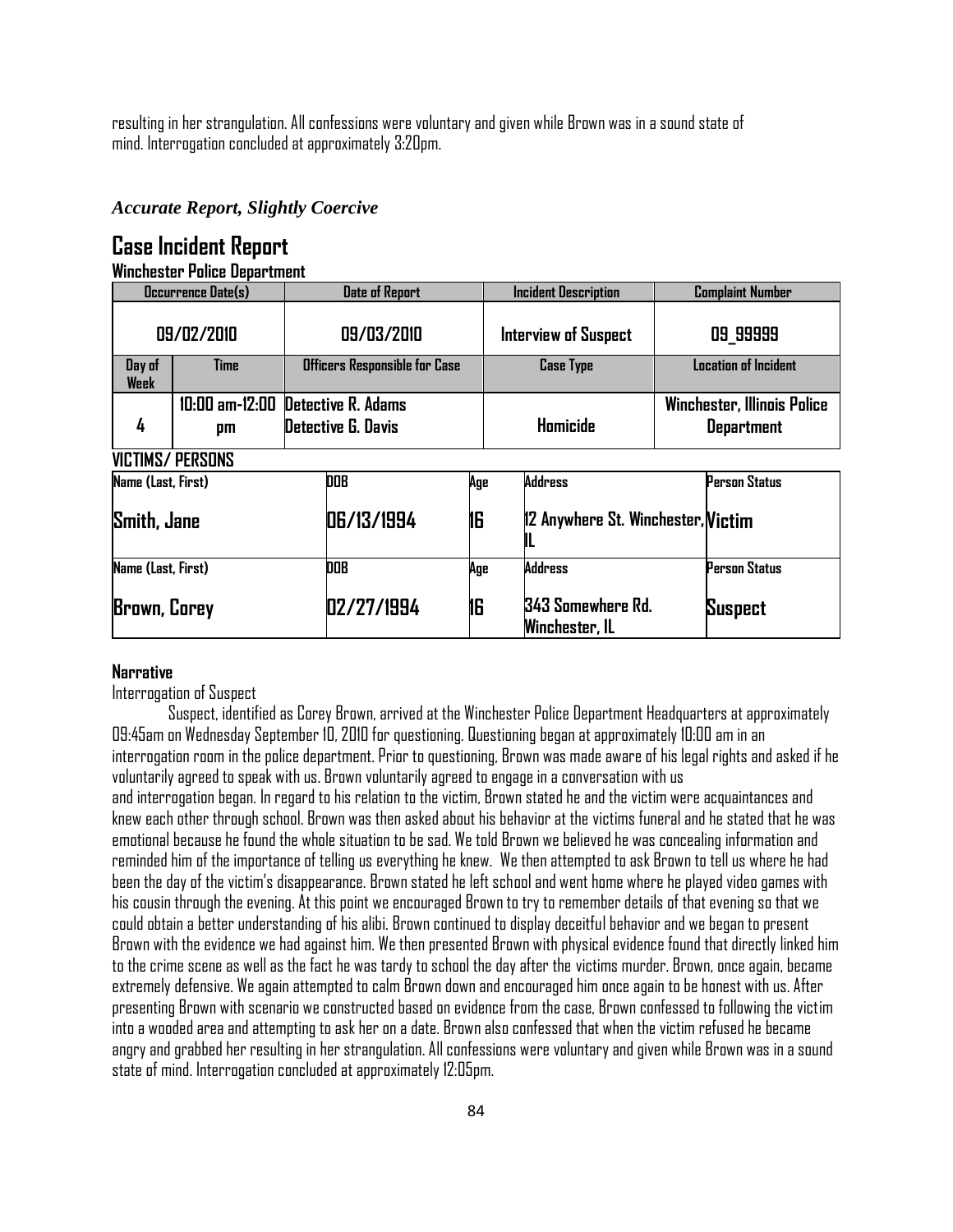resulting in her strangulation. All confessions were voluntary and given while Brown was in a sound state of mind. Interrogation concluded at approximately 3:20pm.

### *Accurate Report, Slightly Coercive*

## Case Incident Report

**Winchester Police Department**

| Occurrence Date(s) | | Date of Report | Incident Description | Complaint Number |
|---|---|---|---|---|
| 09/02/2010 | | 09/03/2010 | Interview of Suspect | 09_99999 |
| **Day of Week** | **Time** | **Officers Responsible for Case** | **Case Type** | **Location of Incident** |
| 4 | 10:00 am-12:00 pm | Detective R. Adams<br>Detective G. Davis | Homicide | Winchester, Illinois Police Department |

**VICTIMS/ PERSONS**

| Name (Last, First) | DOB | Age | Address | Person Status |
|---|---|---|---|---|
| Smith, Jane | 06/13/1994 | 16 | 12 Anywhere St. Winchester, IL | Victim |
| **Name (Last, First)** | **DOB** | **Age** | **Address** | **Person Status** |
| Brown, Corey | 02/27/1994 | 16 | 343 Somewhere Rd. Winchester, IL | Suspect |

**Narrative**

Interrogation of Suspect

Suspect, identified as Corey Brown, arrived at the Winchester Police Department Headquarters at approximately 09:45am on Wednesday September 10, 2010 for questioning. Questioning began at approximately 10:00 am in an interrogation room in the police department. Prior to questioning, Brown was made aware of his legal rights and asked if he voluntarily agreed to speak with us. Brown voluntarily agreed to engage in a conversation with us and interrogation began. In regard to his relation to the victim, Brown stated he and the victim were acquaintances and knew each other through school. Brown was then asked about his behavior at the victims funeral and he stated that he was emotional because he found the whole situation to be sad. We told Brown we believed he was concealing information and reminded him of the importance of telling us everything he knew. We then attempted to ask Brown to tell us where he had been the day of the victim's disappearance. Brown stated he left school and went home where he played video games with his cousin through the evening. At this point we encouraged Brown to try to remember details of that evening so that we could obtain a better understanding of his alibi. Brown continued to display deceitful behavior and we began to present Brown with the evidence we had against him. We then presented Brown with physical evidence found that directly linked him to the crime scene as well as the fact he was tardy to school the day after the victims murder. Brown, once again, became extremely defensive. We again attempted to calm Brown down and encouraged him once again to be honest with us. After presenting Brown with scenario we constructed based on evidence from the case, Brown confessed to following the victim into a wooded area and attempting to ask her on a date. Brown also confessed that when the victim refused he became angry and grabbed her resulting in her strangulation. All confessions were voluntary and given while Brown was in a sound state of mind. Interrogation concluded at approximately 12:05pm.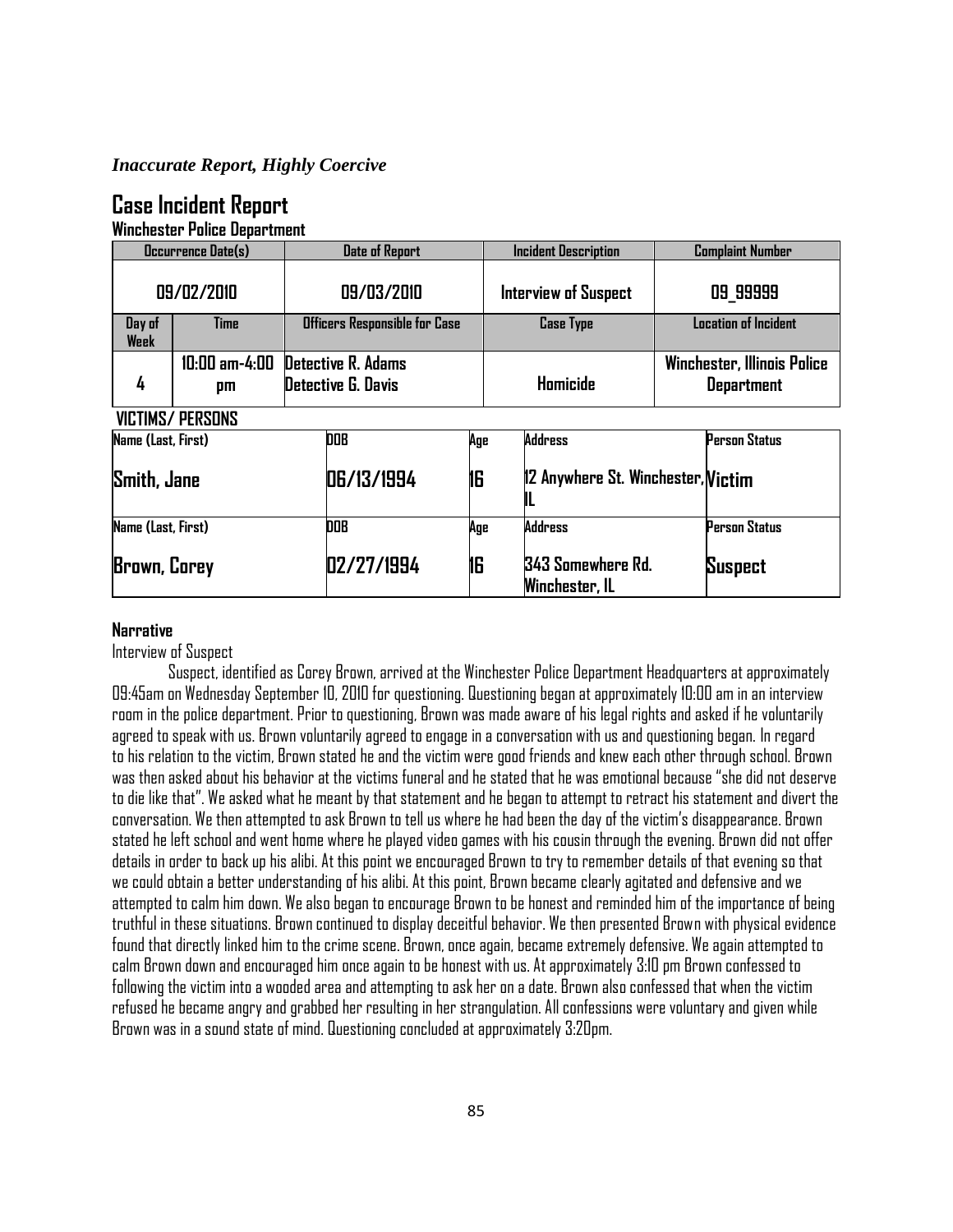*Inaccurate Report, Highly Coercive*

# Case Incident Report

**Winchester Police Department**

| Occurrence Date(s) | | Date of Report | Incident Description | Complaint Number |
|---|---|---|---|---|
| 09/02/2010 | | 09/03/2010 | Interview of Suspect | 09_99999 |
| Day of Week | Time | Officers Responsible for Case | Case Type | Location of Incident |
| 4 | 10:00 am-4:00 pm | Detective R. Adams<br>Detective G. Davis | Homicide | Winchester, Illinois Police Department |

**VICTIMS/ PERSONS**

| Name (Last, First) | DOB | Age | Address | Person Status |
|---|---|---|---|---|
| Smith, Jane | 06/13/1994 | 16 | 12 Anywhere St. Winchester, IL | Victim |
| **Name (Last, First)** | **DOB** | **Age** | **Address** | **Person Status** |
| Brown, Corey | 02/27/1994 | 16 | 343 Somewhere Rd. Winchester, IL | Suspect |

**Narrative**

Interview of Suspect

Suspect, identified as Corey Brown, arrived at the Winchester Police Department Headquarters at approximately 09:45am on Wednesday September 10, 2010 for questioning. Questioning began at approximately 10:00 am in an interview room in the police department. Prior to questioning, Brown was made aware of his legal rights and asked if he voluntarily agreed to speak with us. Brown voluntarily agreed to engage in a conversation with us and questioning began. In regard to his relation to the victim, Brown stated he and the victim were good friends and knew each other through school. Brown was then asked about his behavior at the victims funeral and he stated that he was emotional because "she did not deserve to die like that". We asked what he meant by that statement and he began to attempt to retract his statement and divert the conversation. We then attempted to ask Brown to tell us where he had been the day of the victim's disappearance. Brown stated he left school and went home where he played video games with his cousin through the evening. Brown did not offer details in order to back up his alibi. At this point we encouraged Brown to try to remember details of that evening so that we could obtain a better understanding of his alibi. At this point, Brown became clearly agitated and defensive and we attempted to calm him down. We also began to encourage Brown to be honest and reminded him of the importance of being truthful in these situations. Brown continued to display deceitful behavior. We then presented Brown with physical evidence found that directly linked him to the crime scene. Brown, once again, became extremely defensive. We again attempted to calm Brown down and encouraged him once again to be honest with us. At approximately 3:10 pm Brown confessed to following the victim into a wooded area and attempting to ask her on a date. Brown also confessed that when the victim refused he became angry and grabbed her resulting in her strangulation. All confessions were voluntary and given while Brown was in a sound state of mind. Questioning concluded at approximately 3:20pm.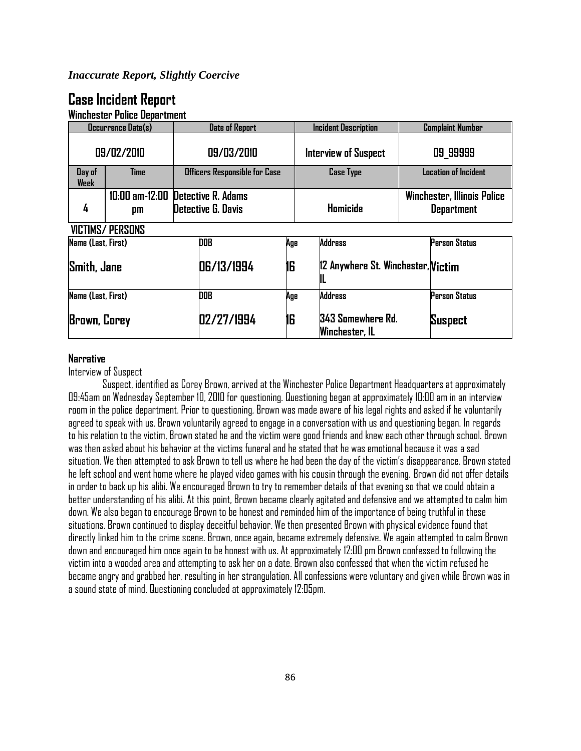*Inaccurate Report, Slightly Coercive*

# Case Incident Report

**Winchester Police Department**

| Occurrence Date(s) | | Date of Report | Incident Description | Complaint Number |
|---|---|---|---|---|
| 09/02/2010 | | 09/03/2010 | Interview of Suspect | 09_99999 |
| **Day of Week** | **Time** | **Officers Responsible for Case** | **Case Type** | **Location of Incident** |
| 4 | 10:00 am-12:00 pm | Detective R. Adams<br>Detective G. Davis | Homicide | Winchester, Illinois Police Department |

**VICTIMS/ PERSONS**

| Name (Last, First) | DOB | Age | Address | Person Status |
|---|---|---|---|---|
| **Smith, Jane** | **06/13/1994** | **16** | **12 Anywhere St. Winchester, IL** | **Victim** |
| Name (Last, First) | DOB | Age | Address | Person Status |
| **Brown, Corey** | **02/27/1994** | **16** | **343 Somewhere Rd. Winchester, IL** | **Suspect** |

**Narrative**

Interview of Suspect

Suspect, identified as Corey Brown, arrived at the Winchester Police Department Headquarters at approximately 09:45am on Wednesday September 10, 2010 for questioning. Questioning began at approximately 10:00 am in an interview room in the police department. Prior to questioning, Brown was made aware of his legal rights and asked if he voluntarily agreed to speak with us. Brown voluntarily agreed to engage in a conversation with us and questioning began. In regards to his relation to the victim, Brown stated he and the victim were good friends and knew each other through school. Brown was then asked about his behavior at the victims funeral and he stated that he was emotional because it was a sad situation. We then attempted to ask Brown to tell us where he had been the day of the victim's disappearance. Brown stated he left school and went home where he played video games with his cousin through the evening. Brown did not offer details in order to back up his alibi. We encouraged Brown to try to remember details of that evening so that we could obtain a better understanding of his alibi. At this point, Brown became clearly agitated and defensive and we attempted to calm him down. We also began to encourage Brown to be honest and reminded him of the importance of being truthful in these situations. Brown continued to display deceitful behavior. We then presented Brown with physical evidence found that directly linked him to the crime scene. Brown, once again, became extremely defensive. We again attempted to calm Brown down and encouraged him once again to be honest with us. At approximately 12:00 pm Brown confessed to following the victim into a wooded area and attempting to ask her on a date. Brown also confessed that when the victim refused he became angry and grabbed her, resulting in her strangulation. All confessions were voluntary and given while Brown was in a sound state of mind. Questioning concluded at approximately 12:05pm.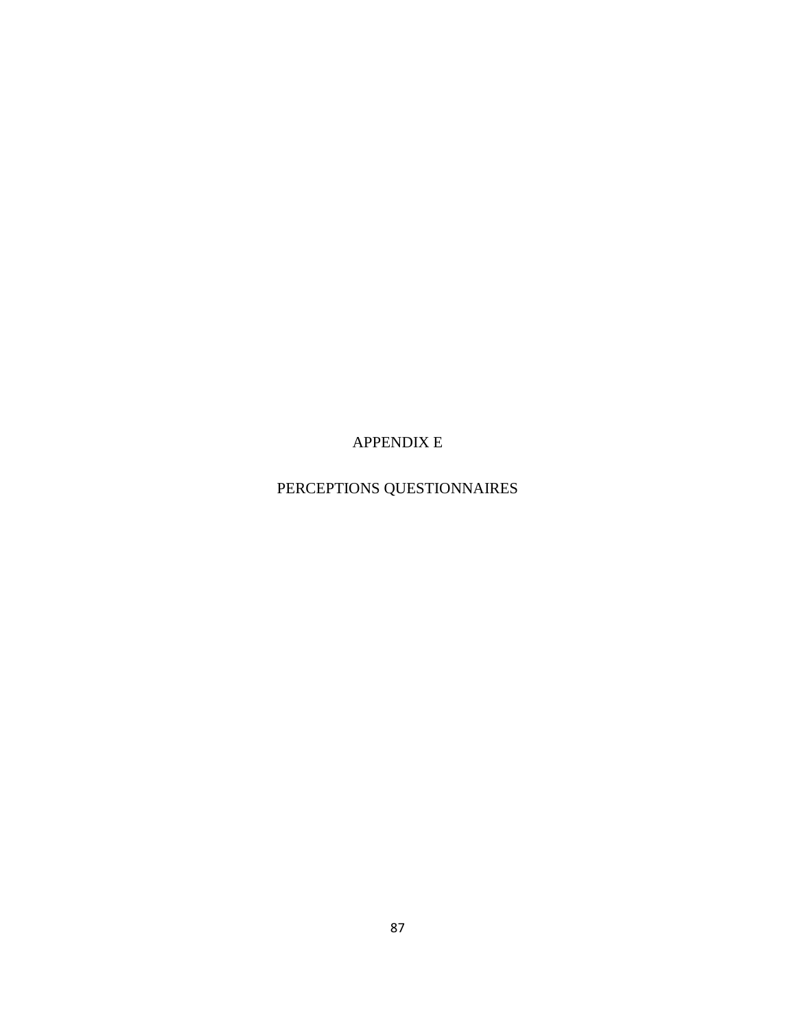# APPENDIX E

# PERCEPTIONS QUESTIONNAIRES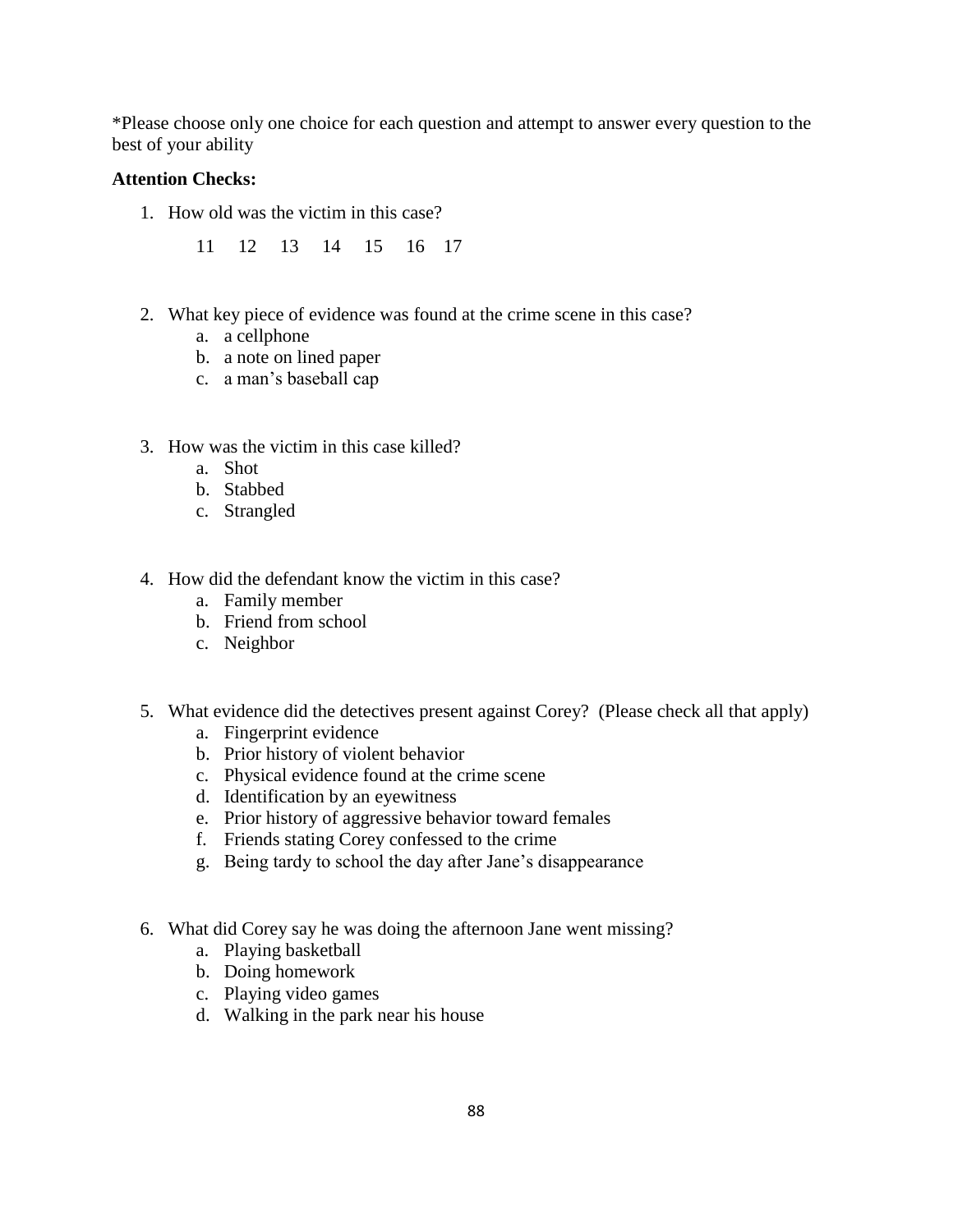*Please choose only one choice for each question and attempt to answer every question to the best of your ability

**Attention Checks:**

1. How old was the victim in this case?

   11 12 13 14 15 16 17

2. What key piece of evidence was found at the crime scene in this case?
   a. a cellphone
   b. a note on lined paper
   c. a man's baseball cap

3. How was the victim in this case killed?
   a. Shot
   b. Stabbed
   c. Strangled

4. How did the defendant know the victim in this case?
   a. Family member
   b. Friend from school
   c. Neighbor

5. What evidence did the detectives present against Corey? (Please check all that apply)
   a. Fingerprint evidence
   b. Prior history of violent behavior
   c. Physical evidence found at the crime scene
   d. Identification by an eyewitness
   e. Prior history of aggressive behavior toward females
   f. Friends stating Corey confessed to the crime
   g. Being tardy to school the day after Jane's disappearance

6. What did Corey say he was doing the afternoon Jane went missing?
   a. Playing basketball
   b. Doing homework
   c. Playing video games
   d. Walking in the park near his house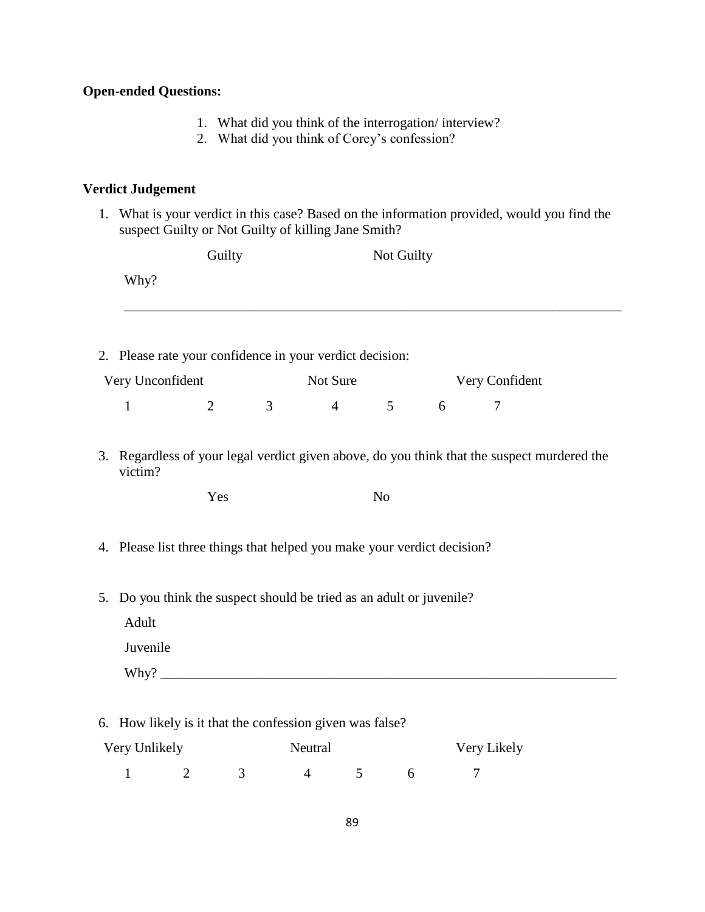**Open-ended Questions:**

1. What did you think of the interrogation/ interview?
2. What did you think of Corey's confession?

**Verdict Judgement**

1. What is your verdict in this case? Based on the information provided, would you find the suspect Guilty or Not Guilty of killing Jane Smith?

   Guilty Not Guilty

   Why?

   ___________________________________________________________________________

2. Please rate your confidence in your verdict decision:

   Very Unconfident Not Sure Very Confident

   1 2 3 4 5 6 7

3. Regardless of your legal verdict given above, do you think that the suspect murdered the victim?

   Yes No

4. Please list three things that helped you make your verdict decision?

5. Do you think the suspect should be tried as an adult or juvenile?

   Adult

   Juvenile

   Why? _________________________________________________________________

6. How likely is it that the confession given was false?

   Very Unlikely Neutral Very Likely

   1 2 3 4 5 6 7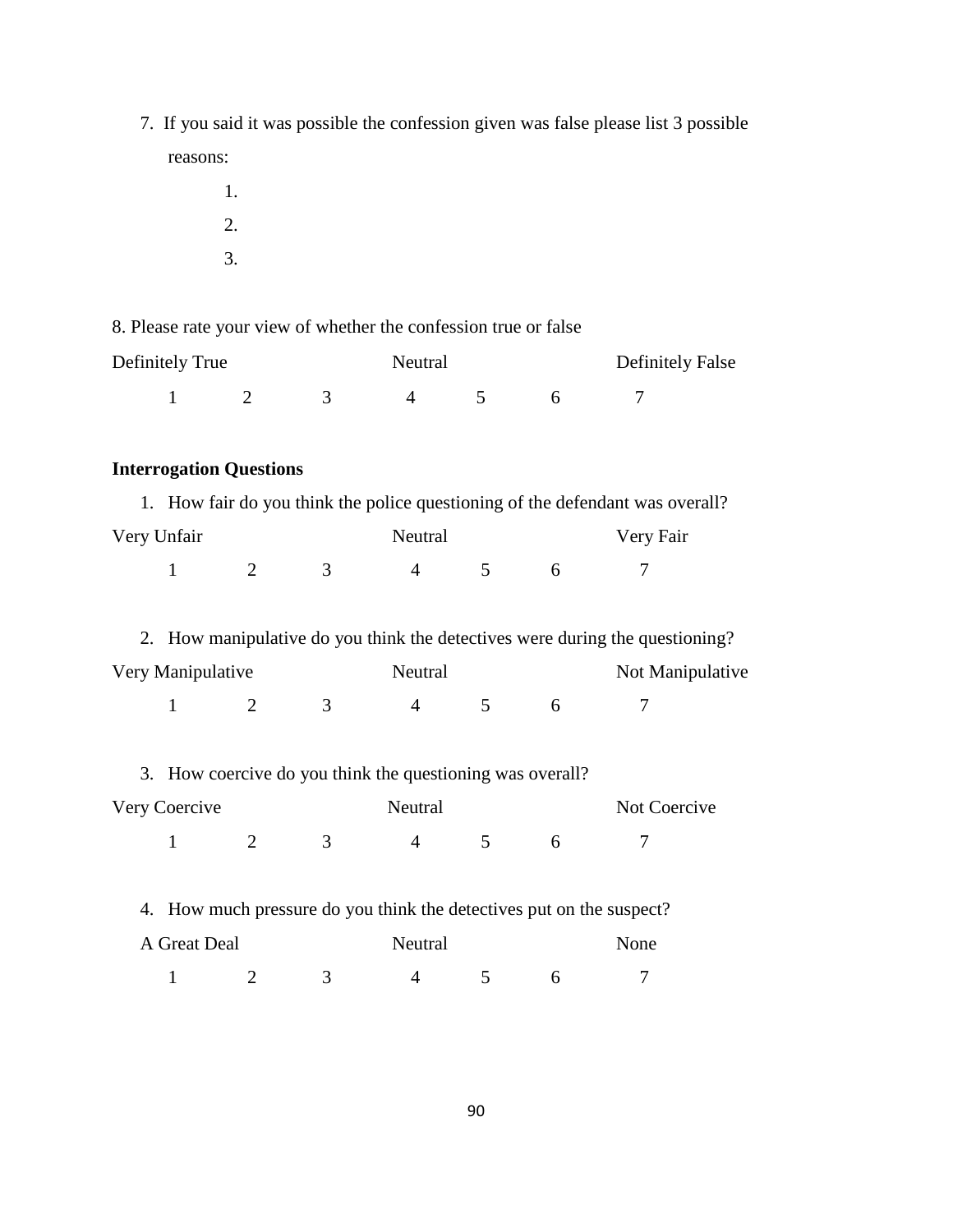7. If you said it was possible the confession given was false please list 3 possible reasons:

    1.
    2.
    3.

8. Please rate your view of whether the confession true or false

| Definitely True | | | Neutral | | | Definitely False |
|---|---|---|---|---|---|---|
| 1 | 2 | 3 | 4 | 5 | 6 | 7 |

**Interrogation Questions**

1. How fair do you think the police questioning of the defendant was overall?

| Very Unfair | | | Neutral | | | Very Fair |
|---|---|---|---|---|---|---|
| 1 | 2 | 3 | 4 | 5 | 6 | 7 |

2. How manipulative do you think the detectives were during the questioning?

| Very Manipulative | | | Neutral | | | Not Manipulative |
|---|---|---|---|---|---|---|
| 1 | 2 | 3 | 4 | 5 | 6 | 7 |

3. How coercive do you think the questioning was overall?

| Very Coercive | | | Neutral | | | Not Coercive |
|---|---|---|---|---|---|---|
| 1 | 2 | 3 | 4 | 5 | 6 | 7 |

4. How much pressure do you think the detectives put on the suspect?

| A Great Deal | | | Neutral | | | None |
|---|---|---|---|---|---|---|
| 1 | 2 | 3 | 4 | 5 | 6 | 7 |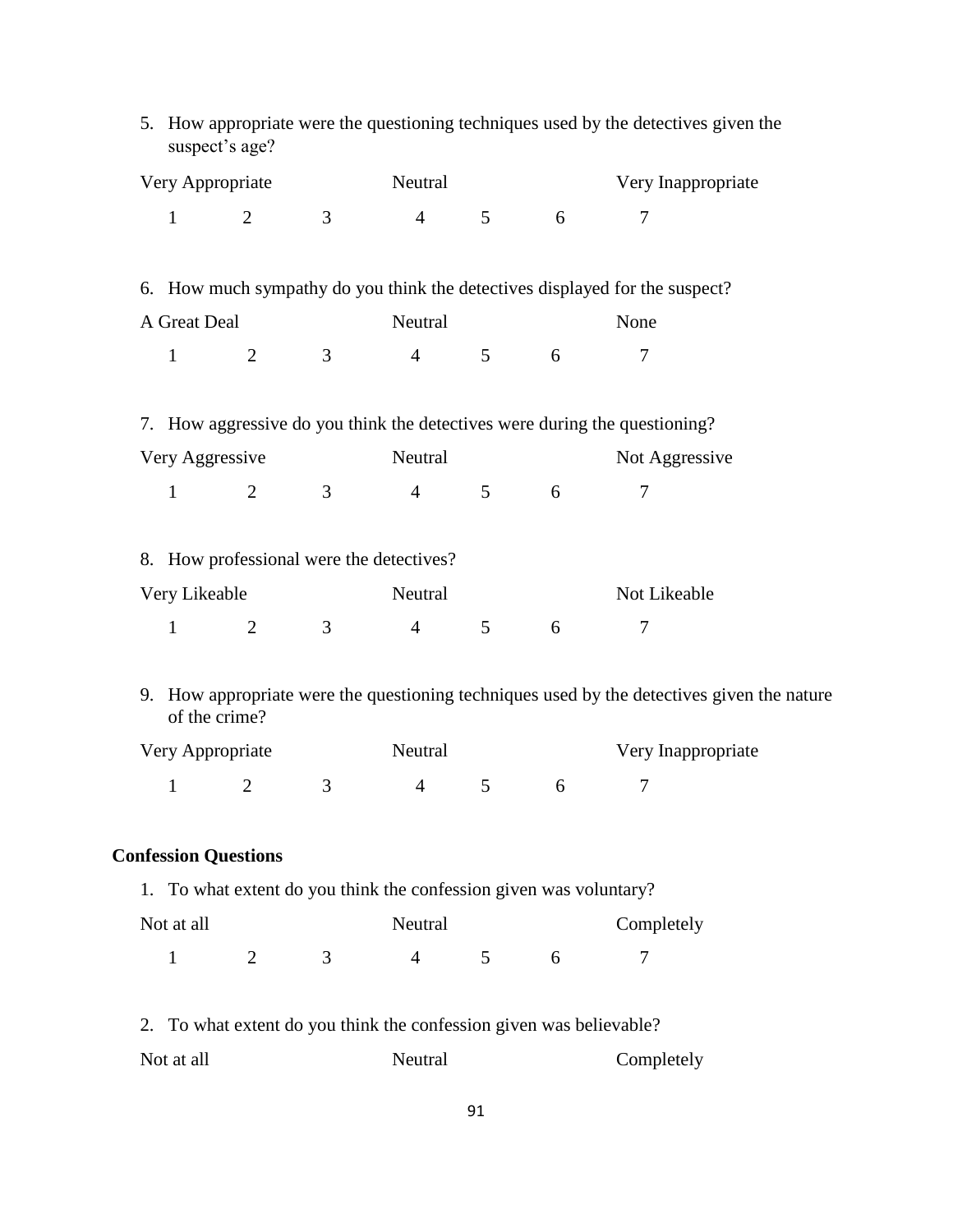5. How appropriate were the questioning techniques used by the detectives given the suspect's age?

| Very Appropriate | | | Neutral | | | Very Inappropriate |
|---|---|---|---|---|---|---|
| 1 | 2 | 3 | 4 | 5 | 6 | 7 |

6. How much sympathy do you think the detectives displayed for the suspect?

| A Great Deal | | | Neutral | | | None |
|---|---|---|---|---|---|---|
| 1 | 2 | 3 | 4 | 5 | 6 | 7 |

7. How aggressive do you think the detectives were during the questioning?

| Very Aggressive | | | Neutral | | | Not Aggressive |
|---|---|---|---|---|---|---|
| 1 | 2 | 3 | 4 | 5 | 6 | 7 |

8. How professional were the detectives?

| Very Likeable | | | Neutral | | | Not Likeable |
|---|---|---|---|---|---|---|
| 1 | 2 | 3 | 4 | 5 | 6 | 7 |

9. How appropriate were the questioning techniques used by the detectives given the nature of the crime?

| Very Appropriate | | | Neutral | | | Very Inappropriate |
|---|---|---|---|---|---|---|
| 1 | 2 | 3 | 4 | 5 | 6 | 7 |

**Confession Questions**

1. To what extent do you think the confession given was voluntary?

| Not at all | | | Neutral | | | Completely |
|---|---|---|---|---|---|---|
| 1 | 2 | 3 | 4 | 5 | 6 | 7 |

2. To what extent do you think the confession given was believable?

Not at all | Neutral | Completely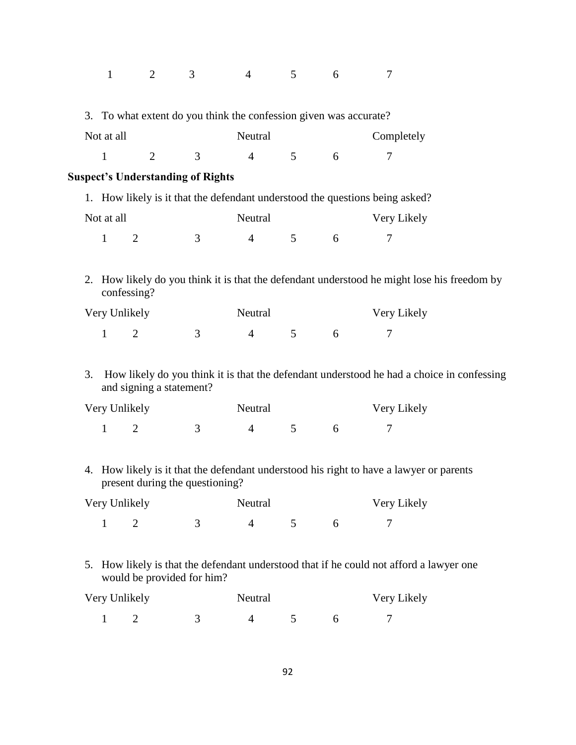1 2 3 4 5 6 7

3. To what extent do you think the confession given was accurate?

| Not at all | | | Neutral | | | Completely |
|---|---|---|---|---|---|---|
| 1 | 2 | 3 | 4 | 5 | 6 | 7 |

**Suspect's Understanding of Rights**

1. How likely is it that the defendant understood the questions being asked?

| Not at all | | | Neutral | | | Very Likely |
|---|---|---|---|---|---|---|
| 1 | 2 | 3 | 4 | 5 | 6 | 7 |

2. How likely do you think it is that the defendant understood he might lose his freedom by confessing?

| Very Unlikely | | | Neutral | | | Very Likely |
|---|---|---|---|---|---|---|
| 1 | 2 | 3 | 4 | 5 | 6 | 7 |

3. How likely do you think it is that the defendant understood he had a choice in confessing and signing a statement?

| Very Unlikely | | | Neutral | | | Very Likely |
|---|---|---|---|---|---|---|
| 1 | 2 | 3 | 4 | 5 | 6 | 7 |

4. How likely is it that the defendant understood his right to have a lawyer or parents present during the questioning?

| Very Unlikely | | | Neutral | | | Very Likely |
|---|---|---|---|---|---|---|
| 1 | 2 | 3 | 4 | 5 | 6 | 7 |

5. How likely is that the defendant understood that if he could not afford a lawyer one would be provided for him?

| Very Unlikely | | | Neutral | | | Very Likely |
|---|---|---|---|---|---|---|
| 1 | 2 | 3 | 4 | 5 | 6 | 7 |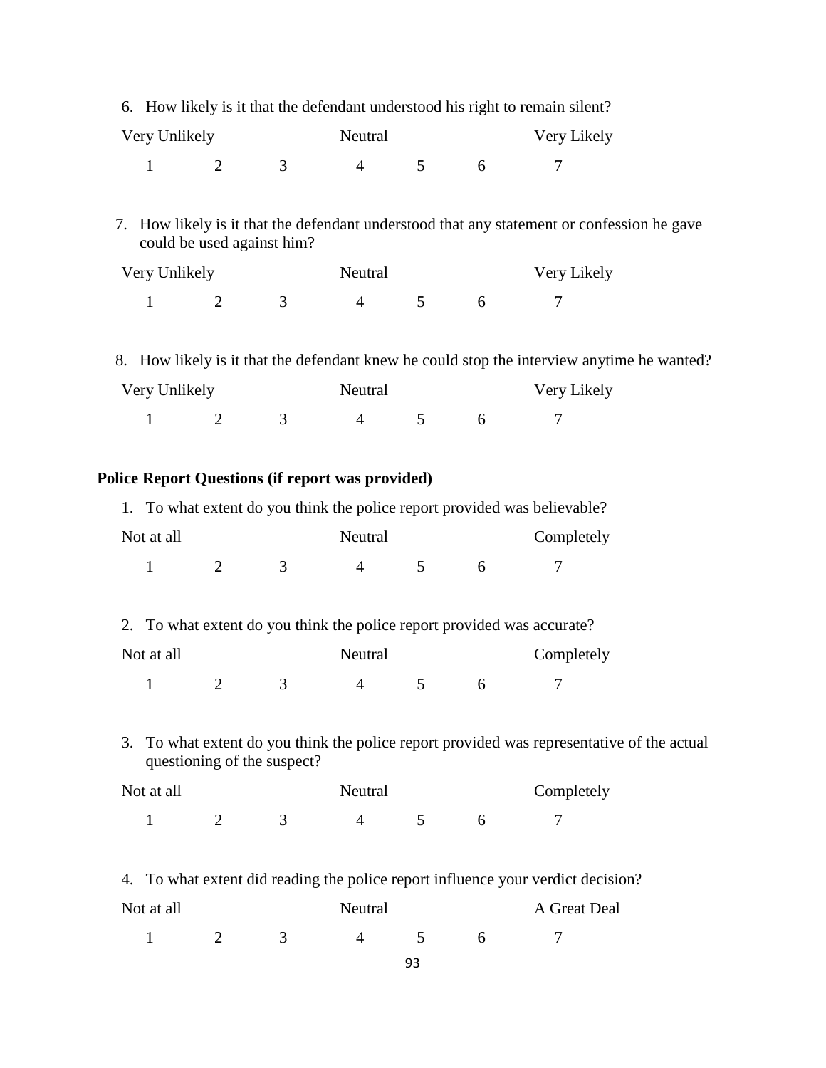6. How likely is it that the defendant understood his right to remain silent?

| Very Unlikely | | | Neutral | | | Very Likely |
|---|---|---|---|---|---|---|
| 1 | 2 | 3 | 4 | 5 | 6 | 7 |

7. How likely is it that the defendant understood that any statement or confession he gave could be used against him?

| Very Unlikely | | | Neutral | | | Very Likely |
|---|---|---|---|---|---|---|
| 1 | 2 | 3 | 4 | 5 | 6 | 7 |

8. How likely is it that the defendant knew he could stop the interview anytime he wanted?

| Very Unlikely | | | Neutral | | | Very Likely |
|---|---|---|---|---|---|---|
| 1 | 2 | 3 | 4 | 5 | 6 | 7 |

**Police Report Questions (if report was provided)**

1. To what extent do you think the police report provided was believable?

| Not at all | | | Neutral | | | Completely |
|---|---|---|---|---|---|---|
| 1 | 2 | 3 | 4 | 5 | 6 | 7 |

2. To what extent do you think the police report provided was accurate?

| Not at all | | | Neutral | | | Completely |
|---|---|---|---|---|---|---|
| 1 | 2 | 3 | 4 | 5 | 6 | 7 |

3. To what extent do you think the police report provided was representative of the actual questioning of the suspect?

| Not at all | | | Neutral | | | Completely |
|---|---|---|---|---|---|---|
| 1 | 2 | 3 | 4 | 5 | 6 | 7 |

4. To what extent did reading the police report influence your verdict decision?

| Not at all | | | Neutral | | | A Great Deal |
|---|---|---|---|---|---|---|
| 1 | 2 | 3 | 4 | 5 | 6 | 7 |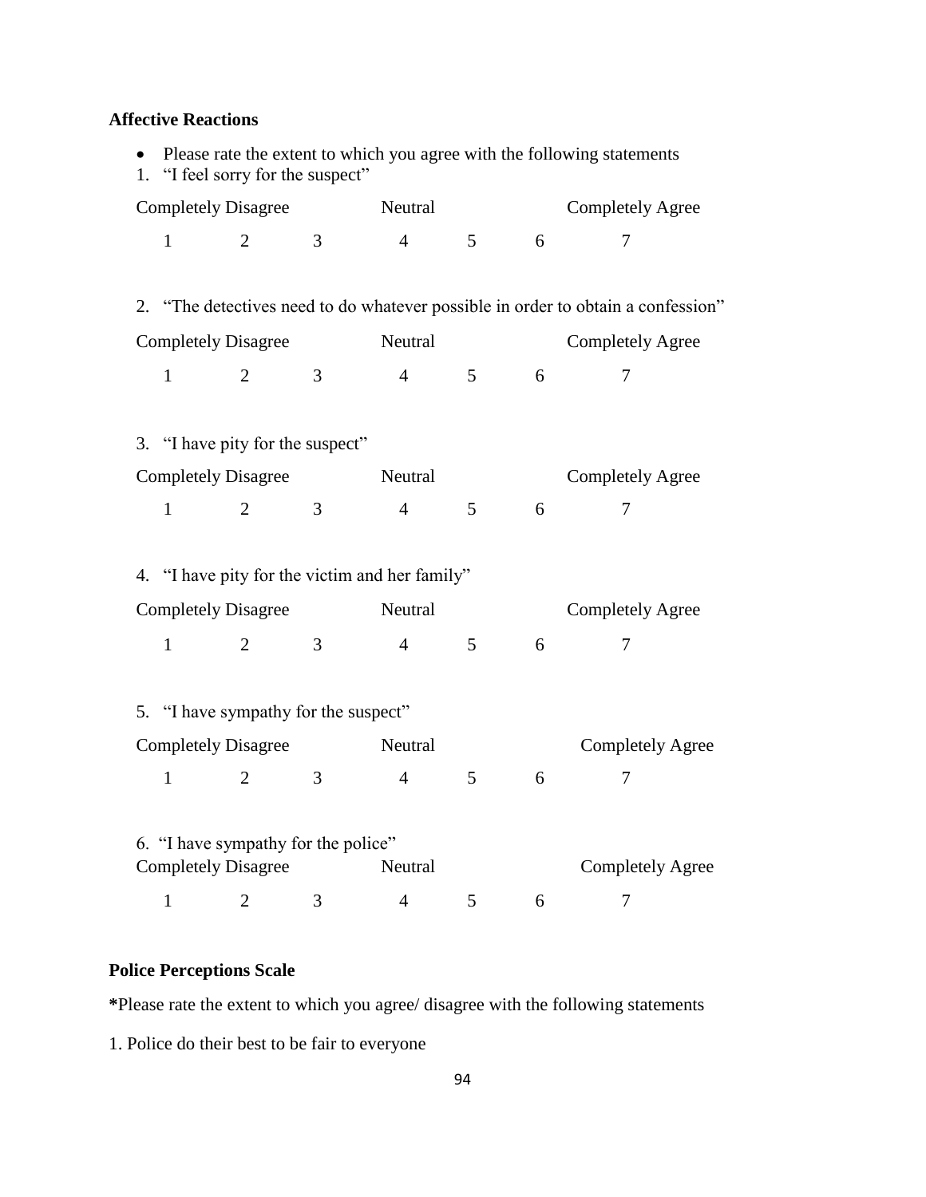**Affective Reactions**

- Please rate the extent to which you agree with the following statements

1. "I feel sorry for the suspect"

| Completely Disagree | | | Neutral | | | Completely Agree |
|---|---|---|---|---|---|---|
| 1 | 2 | 3 | 4 | 5 | 6 | 7 |

2. "The detectives need to do whatever possible in order to obtain a confession"

| Completely Disagree | | | Neutral | | | Completely Agree |
|---|---|---|---|---|---|---|
| 1 | 2 | 3 | 4 | 5 | 6 | 7 |

3. "I have pity for the suspect"

| Completely Disagree | | | Neutral | | | Completely Agree |
|---|---|---|---|---|---|---|
| 1 | 2 | 3 | 4 | 5 | 6 | 7 |

4. "I have pity for the victim and her family"

| Completely Disagree | | | Neutral | | | Completely Agree |
|---|---|---|---|---|---|---|
| 1 | 2 | 3 | 4 | 5 | 6 | 7 |

5. "I have sympathy for the suspect"

| Completely Disagree | | | Neutral | | | Completely Agree |
|---|---|---|---|---|---|---|
| 1 | 2 | 3 | 4 | 5 | 6 | 7 |

6. "I have sympathy for the police"

| Completely Disagree | | | Neutral | | | Completely Agree |
|---|---|---|---|---|---|---|
| 1 | 2 | 3 | 4 | 5 | 6 | 7 |

**Police Perceptions Scale**

**\***Please rate the extent to which you agree/ disagree with the following statements

1. Police do their best to be fair to everyone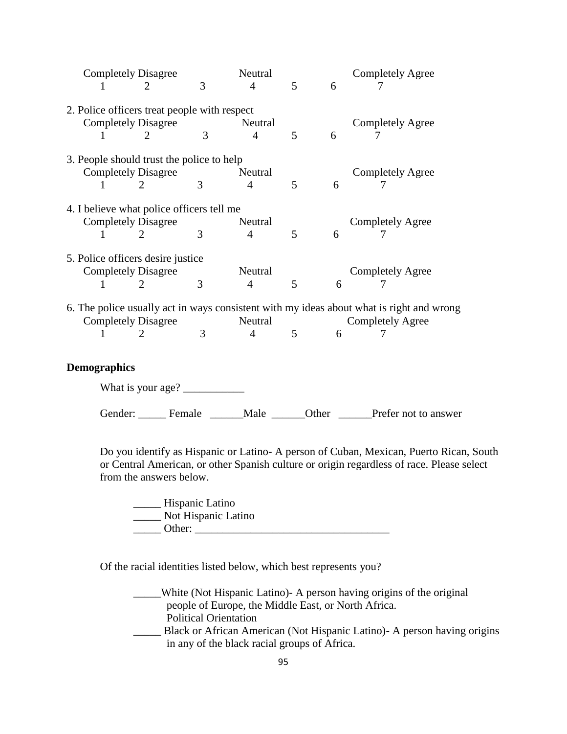Completely Disagree Neutral Completely Agree
1 2 3 4 5 6 7

2. Police officers treat people with respect
Completely Disagree Neutral Completely Agree
1 2 3 4 5 6 7

3. People should trust the police to help
Completely Disagree Neutral Completely Agree
1 2 3 4 5 6 7

4. I believe what police officers tell me
Completely Disagree Neutral Completely Agree
1 2 3 4 5 6 7

5. Police officers desire justice
Completely Disagree Neutral Completely Agree
1 2 3 4 5 6 7

6. The police usually act in ways consistent with my ideas about what is right and wrong
Completely Disagree Neutral Completely Agree
1 2 3 4 5 6 7

**Demographics**

What is your age? ___________

Gender: _____ Female ______Male ______Other ______Prefer not to answer

Do you identify as Hispanic or Latino- A person of Cuban, Mexican, Puerto Rican, South or Central American, or other Spanish culture or origin regardless of race. Please select from the answers below.

_____ Hispanic Latino
_____ Not Hispanic Latino
_____ Other: ___________________________________

Of the racial identities listed below, which best represents you?

_____White (Not Hispanic Latino)- A person having origins of the original people of Europe, the Middle East, or North Africa.
Political Orientation
_____ Black or African American (Not Hispanic Latino)- A person having origins in any of the black racial groups of Africa.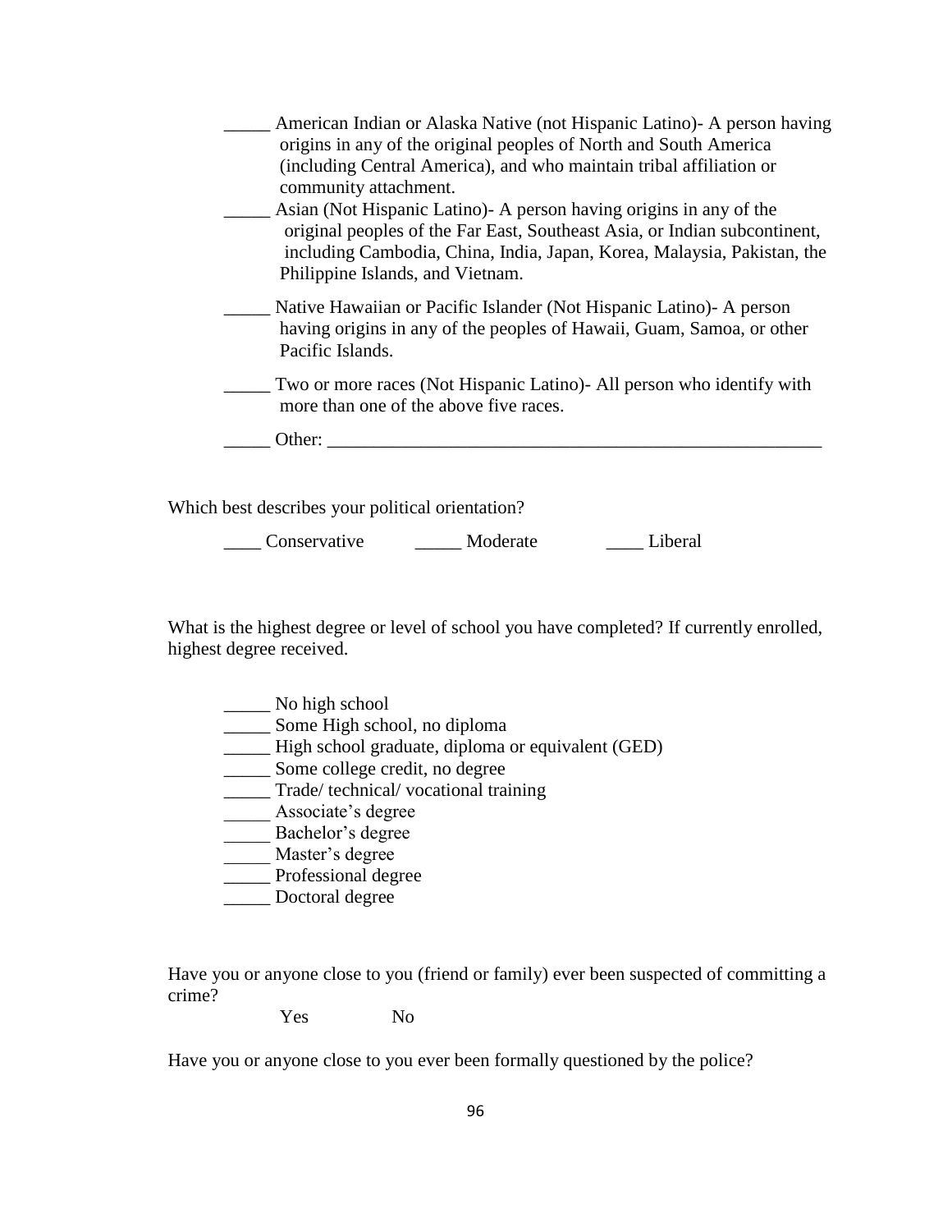_____ American Indian or Alaska Native (not Hispanic Latino)- A person having origins in any of the original peoples of North and South America (including Central America), and who maintain tribal affiliation or community attachment.

_____ Asian (Not Hispanic Latino)- A person having origins in any of the original peoples of the Far East, Southeast Asia, or Indian subcontinent, including Cambodia, China, India, Japan, Korea, Malaysia, Pakistan, the Philippine Islands, and Vietnam.

_____ Native Hawaiian or Pacific Islander (Not Hispanic Latino)- A person having origins in any of the peoples of Hawaii, Guam, Samoa, or other Pacific Islands.

_____ Two or more races (Not Hispanic Latino)- All person who identify with more than one of the above five races.

_____ Other: _______________________________________________________

Which best describes your political orientation?

____ Conservative _____ Moderate ____ Liberal

What is the highest degree or level of school you have completed? If currently enrolled, highest degree received.

_____ No high school
_____ Some High school, no diploma
_____ High school graduate, diploma or equivalent (GED)
_____ Some college credit, no degree
_____ Trade/ technical/ vocational training
_____ Associate's degree
_____ Bachelor's degree
_____ Master's degree
_____ Professional degree
_____ Doctoral degree

Have you or anyone close to you (friend or family) ever been suspected of committing a crime?

Yes No

Have you or anyone close to you ever been formally questioned by the police?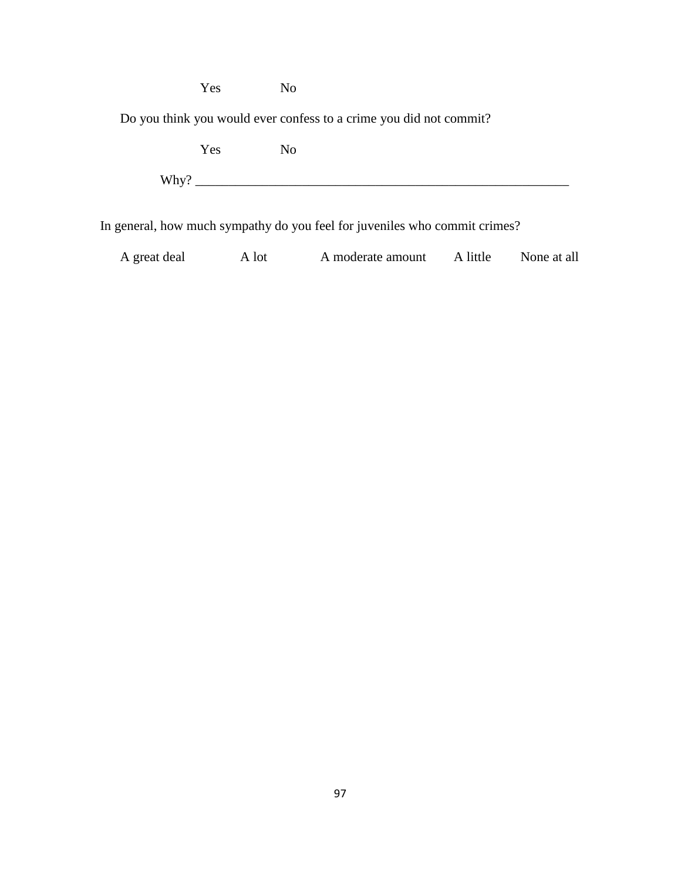Yes No

Do you think you would ever confess to a crime you did not commit?

Yes No

Why? ___________________________________________________________

In general, how much sympathy do you feel for juveniles who commit crimes?

A great deal A lot A moderate amount A little None at all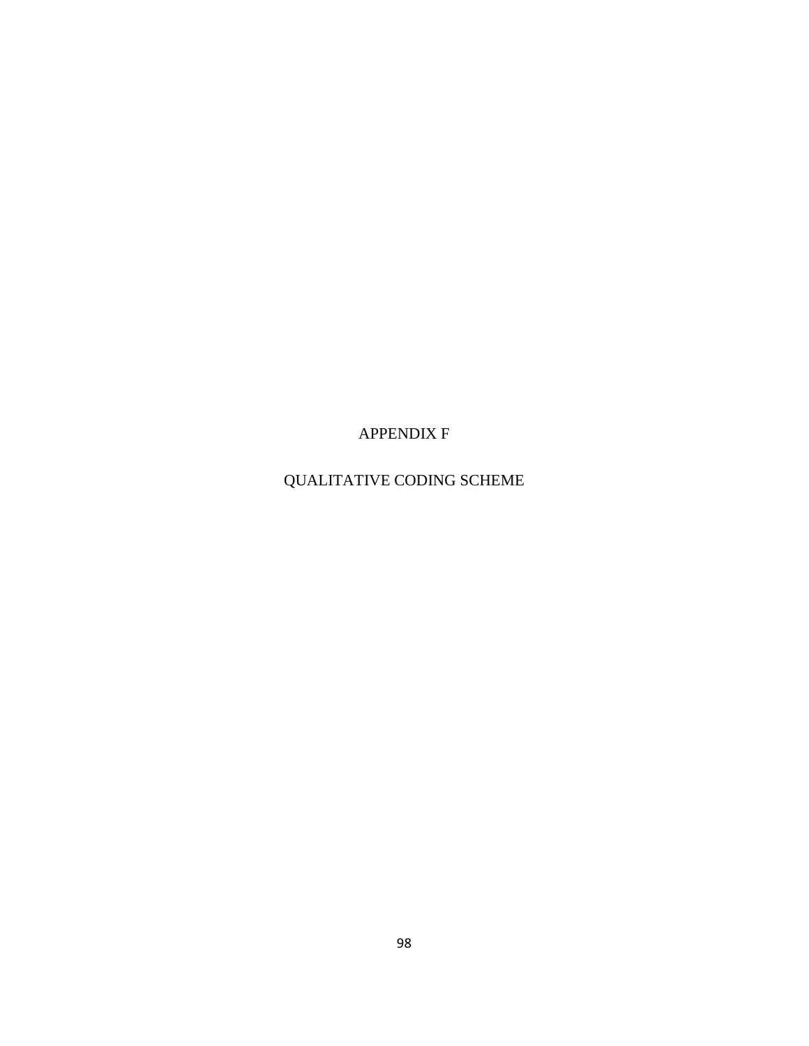# APPENDIX F

# QUALITATIVE CODING SCHEME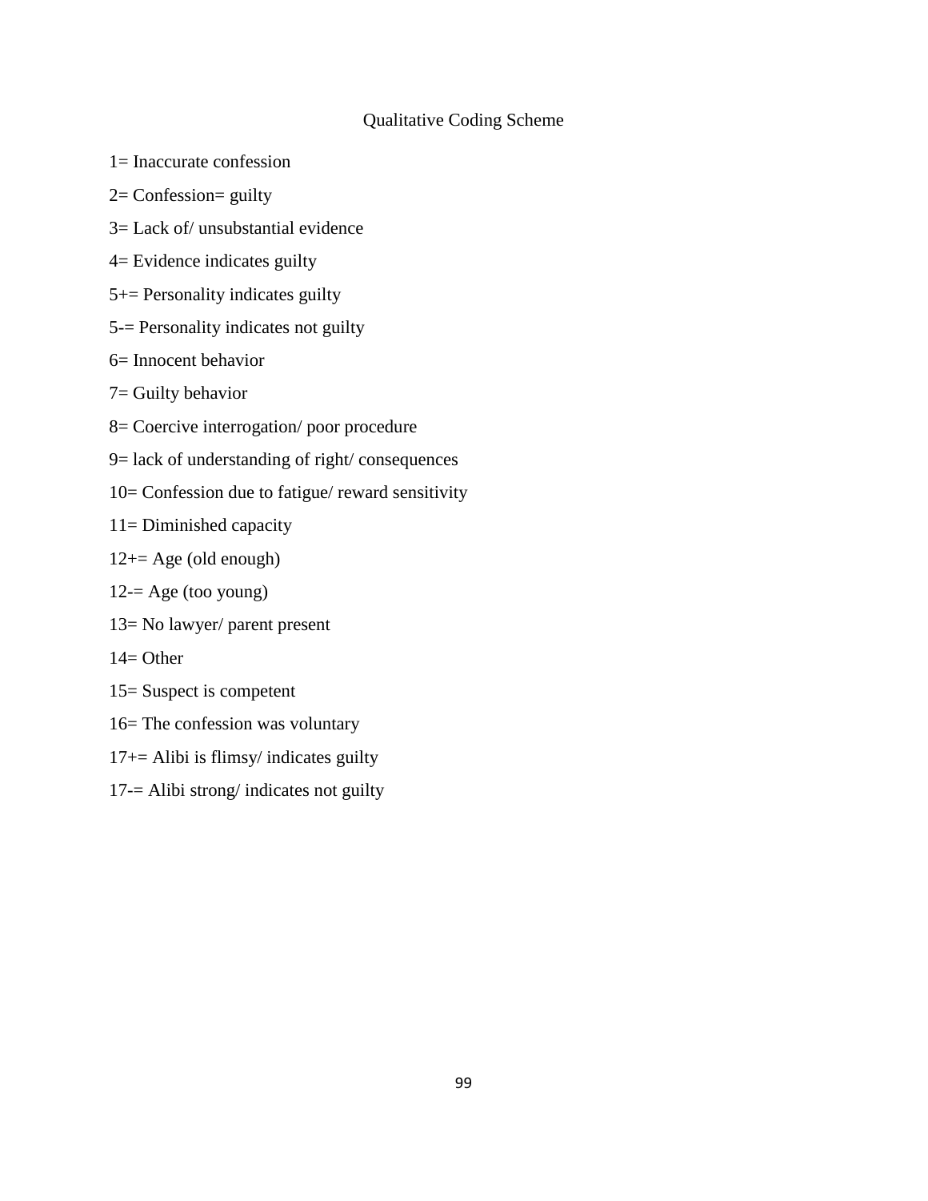# Qualitative Coding Scheme

1= Inaccurate confession

2= Confession= guilty

3= Lack of/ unsubstantial evidence

4= Evidence indicates guilty

5+= Personality indicates guilty

5-= Personality indicates not guilty

6= Innocent behavior

7= Guilty behavior

8= Coercive interrogation/ poor procedure

9= lack of understanding of right/ consequences

10= Confession due to fatigue/ reward sensitivity

11= Diminished capacity

12+= Age (old enough)

12-= Age (too young)

13= No lawyer/ parent present

14= Other

15= Suspect is competent

16= The confession was voluntary

17+= Alibi is flimsy/ indicates guilty

17-= Alibi strong/ indicates not guilty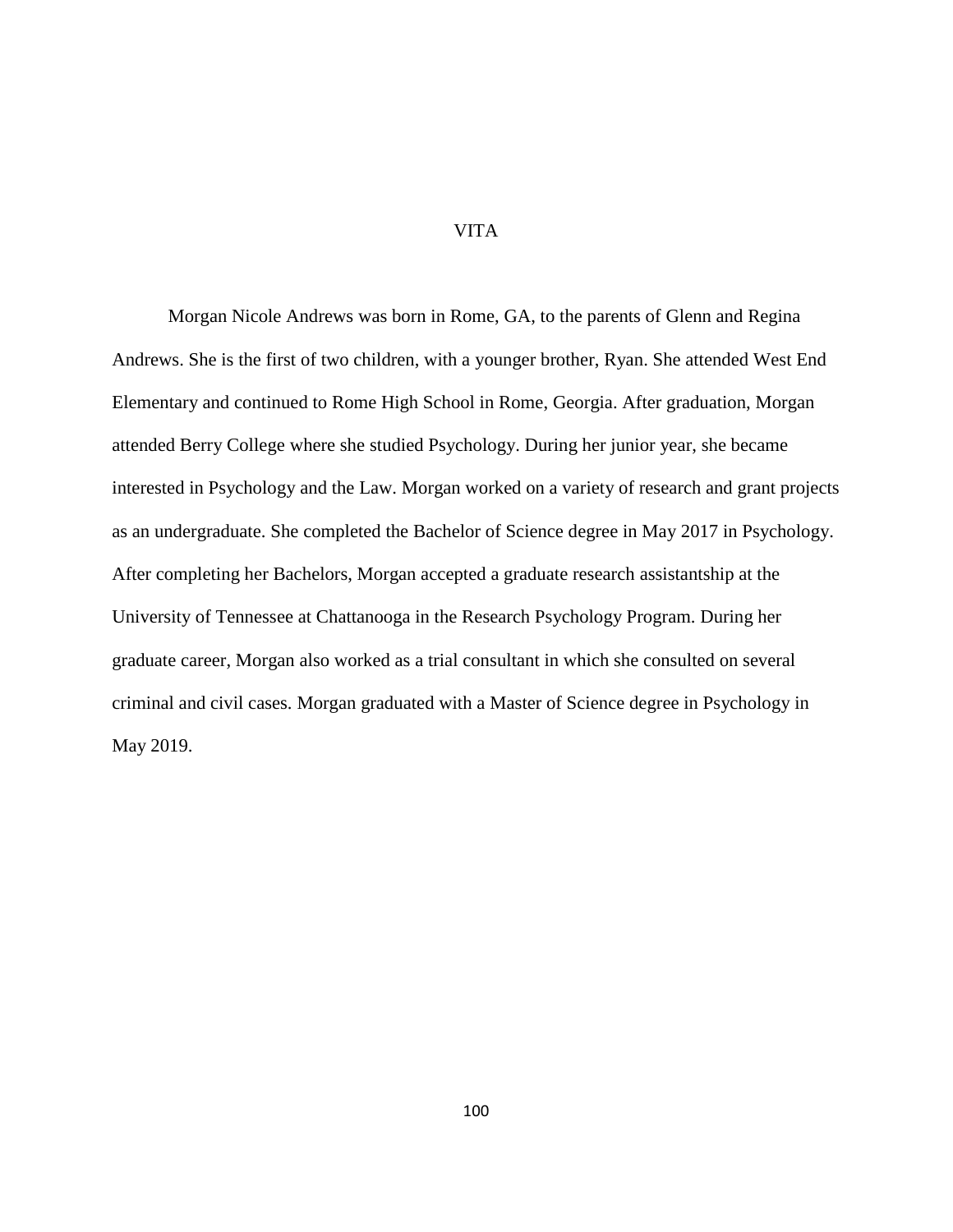# VITA

Morgan Nicole Andrews was born in Rome, GA, to the parents of Glenn and Regina Andrews. She is the first of two children, with a younger brother, Ryan. She attended West End Elementary and continued to Rome High School in Rome, Georgia. After graduation, Morgan attended Berry College where she studied Psychology. During her junior year, she became interested in Psychology and the Law. Morgan worked on a variety of research and grant projects as an undergraduate. She completed the Bachelor of Science degree in May 2017 in Psychology. After completing her Bachelors, Morgan accepted a graduate research assistantship at the University of Tennessee at Chattanooga in the Research Psychology Program. During her graduate career, Morgan also worked as a trial consultant in which she consulted on several criminal and civil cases. Morgan graduated with a Master of Science degree in Psychology in May 2019.